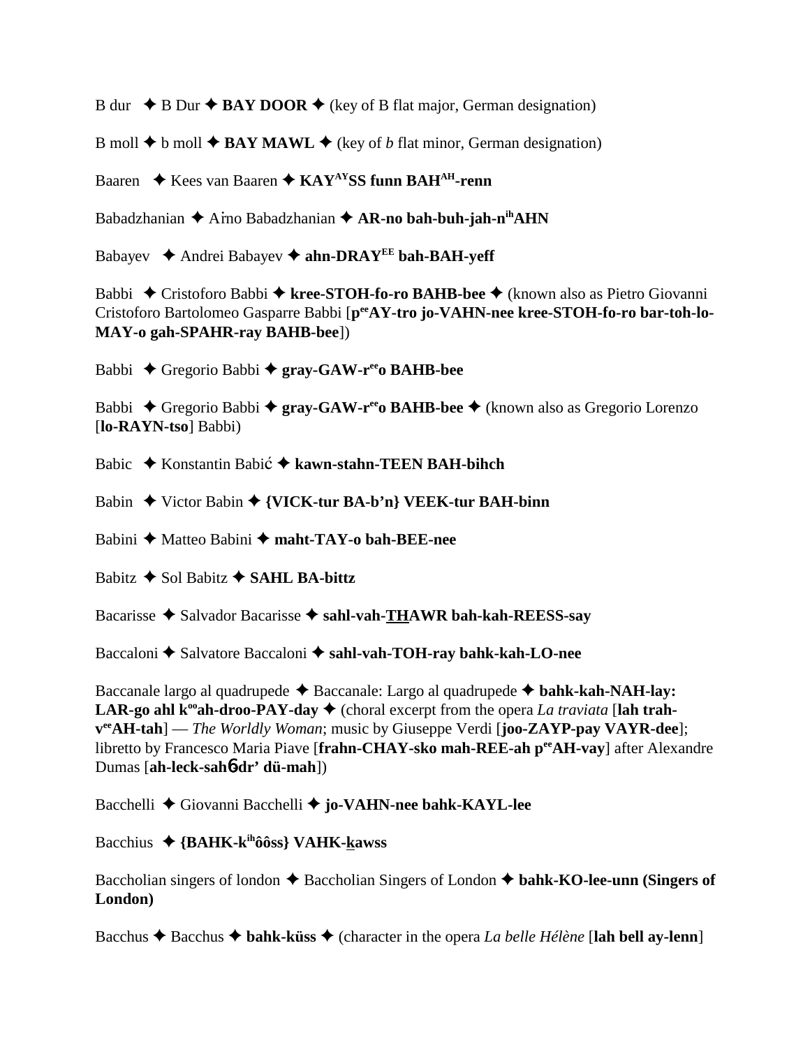B dur ✦ B Dur ✦ **BAY DOOR** ✦ (key of B flat major, German designation)

B moll ✦ b moll ✦ **BAY MAWL** ✦ (key of *b* flat minor, German designation)

Baaren ✦ Kees van Baaren ✦ **KAY[AY]SS funn BAH[AH]-renn**

Babadzhanian ✦ Aṙno Babadzhanian ✦ **AR-no bah-buh-jah-n[ih]AHN**

Babayev ✦ Andrei Babayev ✦ **ahn-DRAY[EE] bah-BAH-yeff**

Babbi ✦ Cristoforo Babbi ✦ **kree-STOH-fo-ro BAHB-bee** ✦ (known also as Pietro Giovanni Cristoforo Bartolomeo Gasparre Babbi [**p[ee]AY-tro jo-VAHN-nee kree-STOH-fo-ro bar-toh-lo-MAY-o gah-SPAHR-ray BAHB-bee**])

Babbi ✦ Gregorio Babbi ✦ **gray-GAW-r[ee]o BAHB-bee**

Babbi ✦ Gregorio Babbi ✦ **gray-GAW-r[ee]o BAHB-bee** ✦ (known also as Gregorio Lorenzo [**lo-RAYN-tso**] Babbi)

Babic ✦ Konstantin Babić ✦ **kawn-stahn-TEEN BAH-bihch**

Babin ✦ Victor Babin ✦ **{VICK-tur BA-b'n} VEEK-tur BAH-binn**

Babini ✦ Matteo Babini ✦ **maht-TAY-o bah-BEE-nee**

Babitz ✦ Sol Babitz ✦ **SAHL BA-bittz**

Bacarisse ✦ Salvador Bacarisse ✦ **sahl-vah-THAWR bah-kah-REESS-say**

Baccaloni ✦ Salvatore Baccaloni ✦ **sahl-vah-TOH-ray bahk-kah-LO-nee**

Baccanale largo al quadrupede ✦ Baccanale: Largo al quadrupede ✦ **bahk-kah-NAH-lay: LAR-go ahl k[oo]ah-droo-PAY-day** ✦ (choral excerpt from the opera *La traviata* [**lah trah-v[ee]AH-tah**] — *The Worldly Woman*; music by Giuseppe Verdi [**joo-ZAYP-pay VAYR-dee**]; libretto by Francesco Maria Piave [**frahn-CHAY-sko mah-REE-ah p[ee]AH-vay**] after Alexandre Dumas [**ah-leck-sahɓdr' dü-mah**])

Bacchelli ✦ Giovanni Bacchelli ✦ **jo-VAHN-nee bahk-KAYL-lee**

Bacchius ✦ **{BAHK-k[ih]ôôss} VAHK-kawss**

Baccholian singers of london ✦ Baccholian Singers of London ✦ **bahk-KO-lee-unn (Singers of London)**

Bacchus ✦ Bacchus ✦ **bahk-küss** ✦ (character in the opera *La belle Hélène* [**lah bell ay-lenn**]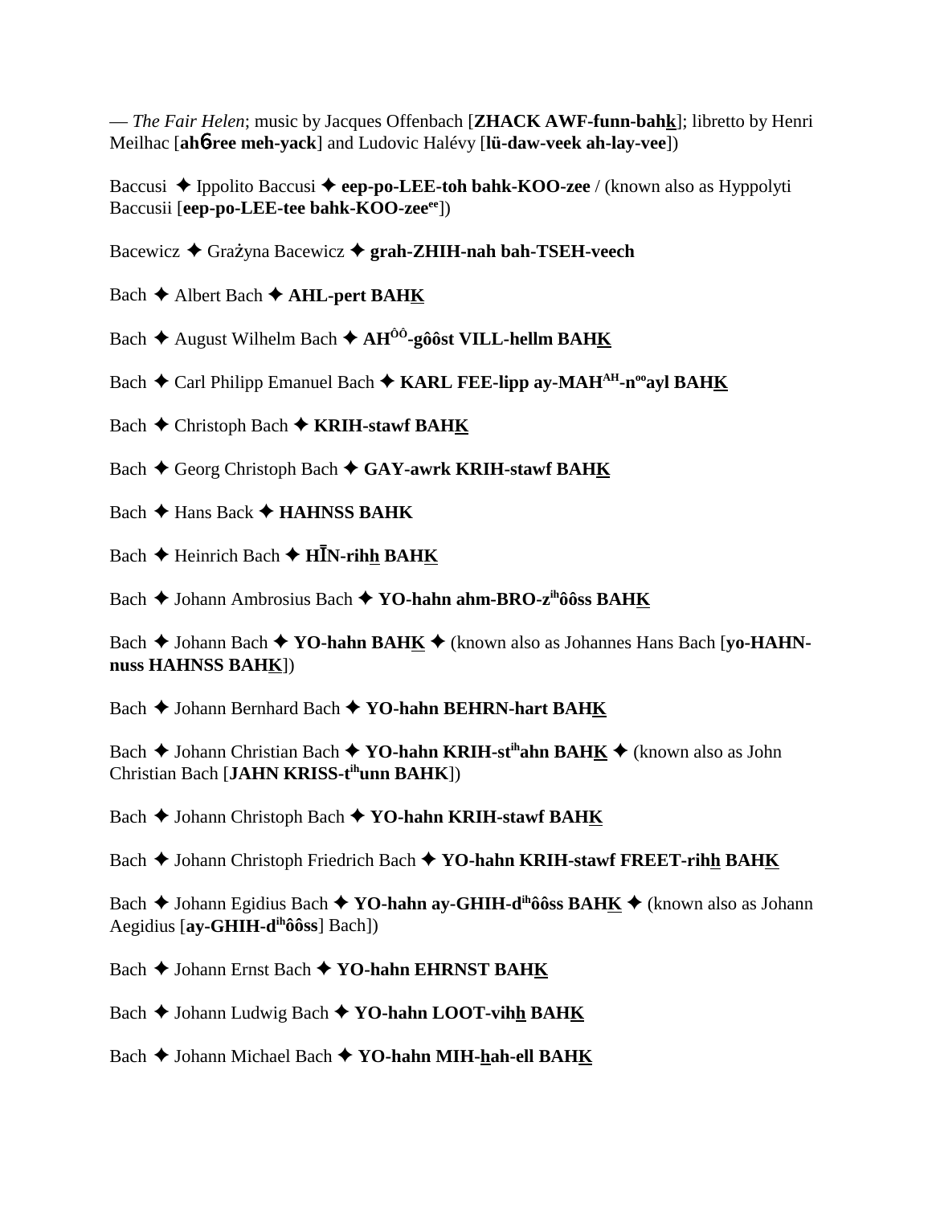— *The Fair Helen*; music by Jacques Offenbach [**ZHACK AWF-funn-bahk**]; libretto by Henri Meilhac [**ah6ree meh-yack**] and Ludovic Halévy [**lü-daw-veek ah-lay-vee**])

Baccusi ✦ Ippolito Baccusi ✦ **eep-po-LEE-toh bahk-KOO-zee** / (known also as Hyppolyti Baccusii [**eep-po-LEE-tee bahk-KOO-zee**[ee]])

Bacewicz ✦ Grażyna Bacewicz ✦ **grah-ZHIH-nah bah-TSEH-veech**

Bach ✦ Albert Bach ✦ **AHL-pert BAHK**

Bach ✦ August Wilhelm Bach ✦ **AH**[ôô]**-gôôst VILL-hellm BAHK**

Bach ✦ Carl Philipp Emanuel Bach ✦ **KARL FEE-lipp ay-MAH**[AH]**-n**[oo]**ayl BAHK**

Bach ✦ Christoph Bach ✦ **KRIH-stawf BAHK**

Bach ✦ Georg Christoph Bach ✦ **GAY-awrk KRIH-stawf BAHK**

Bach ✦ Hans Back ✦ **HAHNSS BAHK**

Bach ✦ Heinrich Bach ✦ **HĪN-rihh BAHK**

Bach ✦ Johann Ambrosius Bach ✦ **YO-hahn ahm-BRO-z**[ih]**ôôss BAHK**

Bach ✦ Johann Bach ✦ **YO-hahn BAHK** ✦ (known also as Johannes Hans Bach [**yo-HAHN-nuss HAHNSS BAHK**])

Bach ✦ Johann Bernhard Bach ✦ **YO-hahn BEHRN-hart BAHK**

Bach ✦ Johann Christian Bach ✦ **YO-hahn KRIH-st**[ih]**ahn BAHK** ✦ (known also as John Christian Bach [**JAHN KRISS-t**[ih]**unn BAHK**])

Bach ✦ Johann Christoph Bach ✦ **YO-hahn KRIH-stawf BAHK**

Bach ✦ Johann Christoph Friedrich Bach ✦ **YO-hahn KRIH-stawf FREET-rihh BAHK**

Bach ✦ Johann Egidius Bach ✦ **YO-hahn ay-GHIH-d**[ih]**ôôss BAHK** ✦ (known also as Johann Aegidius [**ay-GHIH-d**[ih]**ôôss**] Bach])

Bach ✦ Johann Ernst Bach ✦ **YO-hahn EHRNST BAHK**

Bach ✦ Johann Ludwig Bach ✦ **YO-hahn LOOT-vihh BAHK**

Bach ✦ Johann Michael Bach ✦ **YO-hahn MIH-hah-ell BAHK**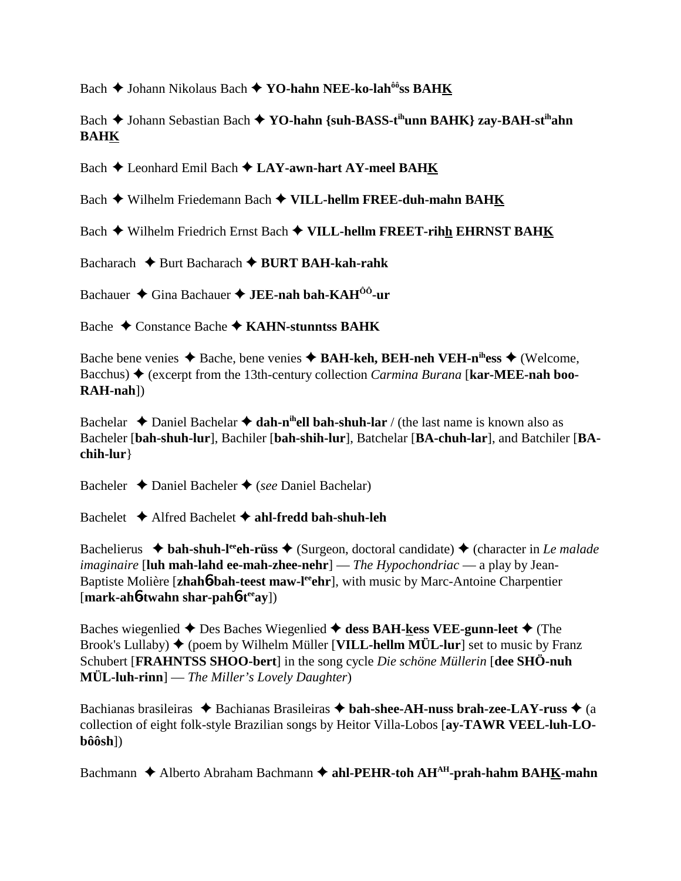Bach ✦ Johann Nikolaus Bach ✦ **YO-hahn NEE-ko-lah[ôô]ss BAHK̲**

Bach ✦ Johann Sebastian Bach ✦ **YO-hahn {suh-BASS-t[ih]unn BAHK} zay-BAH-st[ih]ahn BAHK̲**

Bach ✦ Leonhard Emil Bach ✦ **LAY-awn-hart AY-meel BAHK̲**

Bach ✦ Wilhelm Friedemann Bach ✦ **VILL-hellm FREE-duh-mahn BAHK̲**

Bach ✦ Wilhelm Friedrich Ernst Bach ✦ **VILL-hellm FREET-rihh̲ EHRNST BAHK̲**

Bacharach ✦ Burt Bacharach ✦ **BURT BAH-kah-rahk**

Bachauer ✦ Gina Bachauer ✦ **JEE-nah bah-KAH[ÔÔ]-ur**

Bache ✦ Constance Bache ✦ **KAHN-stunntss BAHK**

Bache bene venies ✦ Bache, bene venies ✦ **BAH-keh, BEH-neh VEH-n[ih]ess** ✦ (Welcome, Bacchus) ✦ (excerpt from the 13th-century collection *Carmina Burana* [**kar-MEE-nah boo-RAH-nah**])

Bachelar ✦ Daniel Bachelar ✦ **dah-n[ih]ell bah-shuh-lar** / (the last name is known also as Bacheler [**bah-shuh-lur**], Bachiler [**bah-shih-lur**], Batchelar [**BA-chuh-lar**], and Batchiler [**BA-chih-lur**}

Bacheler ✦ Daniel Bacheler ✦ (*see* Daniel Bachelar)

Bachelet ✦ Alfred Bachelet ✦ **ahl-fredd bah-shuh-leh**

Bachelierus ✦ **bah-shuh-l[ee]eh-rüss** ✦ (Surgeon, doctoral candidate) ✦ (character in *Le malade imaginaire* [**luh mah-lahd ee-mah-zhee-nehr**] — *The Hypochondriac* — a play by Jean-Baptiste Molière [**zhah6-bah-teest maw-l[ee]ehr**], with music by Marc-Antoine Charpentier [**mark-ah6-twahn shar-pah6-t[ee]ay**])

Baches wiegenlied ✦ Des Baches Wiegenlied ✦ **dess BAH-k̲ess VEE-gunn-leet** ✦ (The Brook's Lullaby) ✦ (poem by Wilhelm Müller [**VILL-hellm MÜL-lur**] set to music by Franz Schubert [**FRAHNTSS SHOO-bert**] in the song cycle *Die schöne Müllerin* [**dee SHÖ-nuh MÜL-luh-rinn**] — *The Miller's Lovely Daughter*)

Bachianas brasileiras ✦ Bachianas Brasileiras ✦ **bah-shee-AH-nuss brah-zee-LAY-russ** ✦ (a collection of eight folk-style Brazilian songs by Heitor Villa-Lobos [**ay-TAWR VEEL-luh-LO-bôôsh**])

Bachmann ✦ Alberto Abraham Bachmann ✦ **ahl-PEHR-toh AH[AH]-prah-hahm BAHK̲-mahn**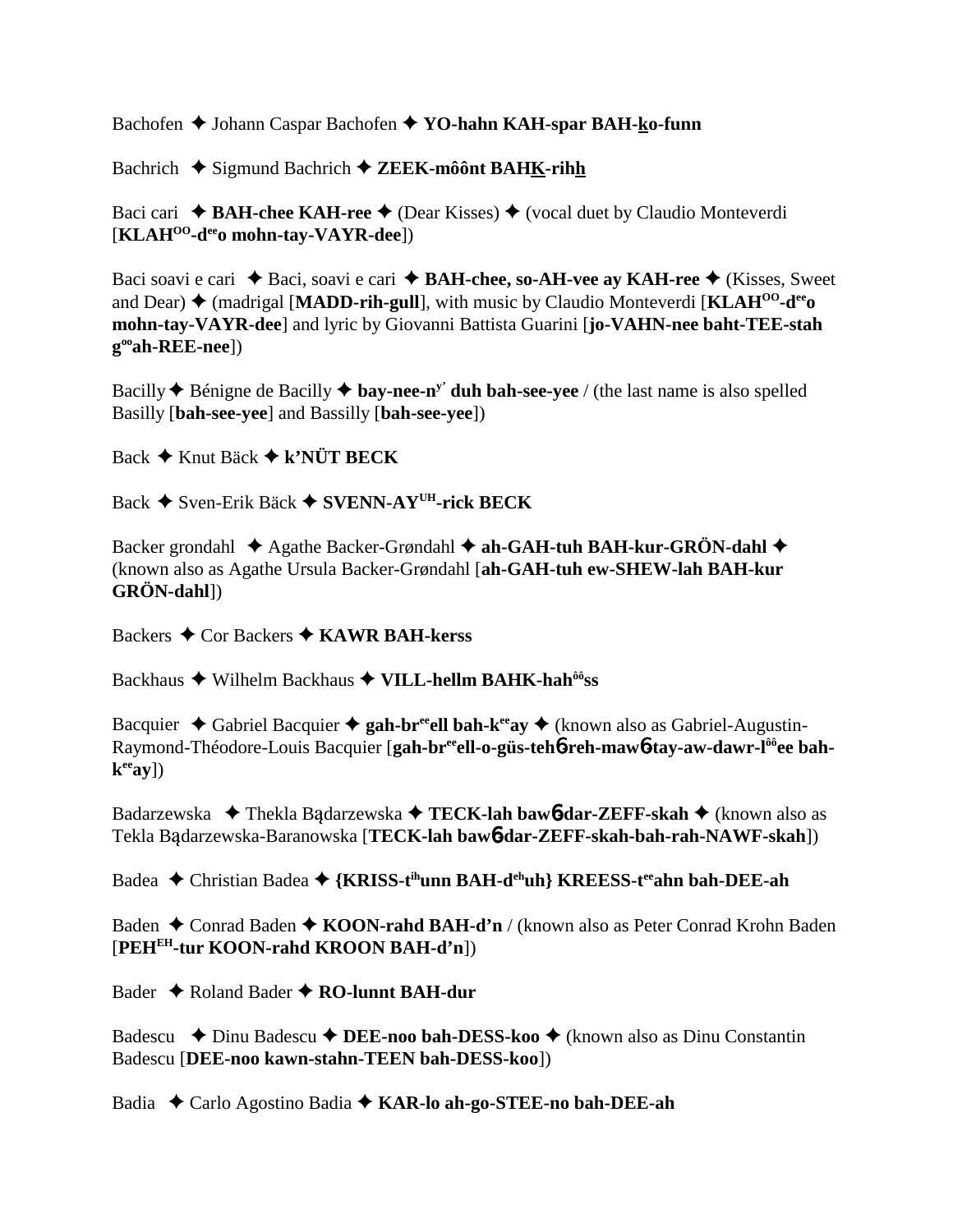Bachofen ✦ Johann Caspar Bachofen ✦ **YO-hahn KAH-spar BAH-k̲o-funn**

Bachrich ✦ Sigmund Bachrich ✦ **ZEEK-môônt BAHK̲-rihh̲**

Baci cari ✦ **BAH-chee KAH-ree** ✦ (Dear Kisses) ✦ (vocal duet by Claudio Monteverdi [**KLAH^OO-d^ee o mohn-tay-VAYR-dee**])

Baci soavi e cari ✦ Baci, soavi e cari ✦ **BAH-chee, so-AH-vee ay KAH-ree** ✦ (Kisses, Sweet and Dear) ✦ (madrigal [**MADD-rih-gull**], with music by Claudio Monteverdi [**KLAH^OO-d^ee o mohn-tay-VAYR-dee**] and lyric by Giovanni Battista Guarini [**jo-VAHN-nee baht-TEE-stah g^oo ah-REE-nee**])

Bacilly ✦ Bénigne de Bacilly ✦ **bay-nee-n^y' duh bah-see-yee** / (the last name is also spelled Basilly [**bah-see-yee**] and Bassilly [**bah-see-yee**])

Back ✦ Knut Bäck ✦ **k'NÜT BECK**

Back ✦ Sven-Erik Bäck ✦ **SVENN-AY^UH-rick BECK**

Backer grondahl ✦ Agathe Backer-Grøndahl ✦ **ah-GAH-tuh BAH-kur-GRÖN-dahl** ✦ (known also as Agathe Ursula Backer-Grøndahl [**ah-GAH-tuh ew-SHEW-lah BAH-kur GRÖN-dahl**])

Backers ✦ Cor Backers ✦ **KAWR BAH-kerss**

Backhaus ✦ Wilhelm Backhaus ✦ **VILL-hellm BAHK-hah^ôô ss**

Bacquier ✦ Gabriel Bacquier ✦ **gah-br^ee ell bah-k^ee ay** ✦ (known also as Gabriel-Augustin-Raymond-Théodore-Louis Bacquier [**gah-br^ee ell-o-güs-tehɓ-reh-mawɓ-tay-aw-dawr-l^ôô ee bah-k^ee ay**])

Badarzewska ✦ Thekla Bądarzewska ✦ **TECK-lah bawɓ-dar-ZEFF-skah** ✦ (known also as Tekla Bądarzewska-Baranowska [**TECK-lah bawɓ-dar-ZEFF-skah-bah-rah-NAWF-skah**])

Badea ✦ Christian Badea ✦ **{KRISS-t^ih unn BAH-d^eh uh} KREESS-t^ee ahn bah-DEE-ah**

Baden ✦ Conrad Baden ✦ **KOON-rahd BAH-d'n** / (known also as Peter Conrad Krohn Baden [**PEH^EH-tur KOON-rahd KROON BAH-d'n**])

Bader ✦ Roland Bader ✦ **RO-lunnt BAH-dur**

Badescu ✦ Dinu Badescu ✦ **DEE-noo bah-DESS-koo** ✦ (known also as Dinu Constantin Badescu [**DEE-noo kawn-stahn-TEEN bah-DESS-koo**])

Badia ✦ Carlo Agostino Badia ✦ **KAR-lo ah-go-STEE-no bah-DEE-ah**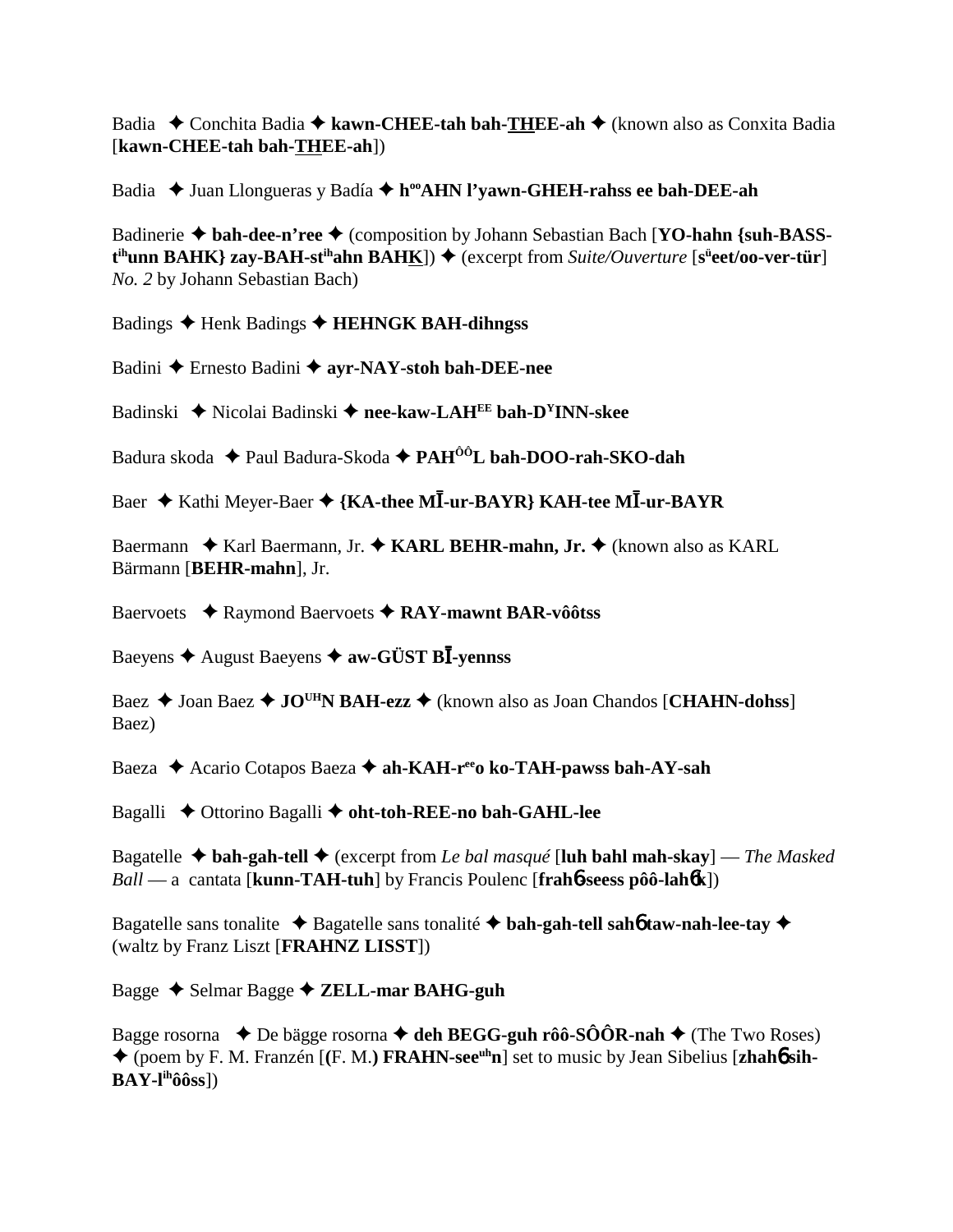Badia ✦ Conchita Badia ✦ **kawn-CHEE-tah bah-THEE-ah** ✦ (known also as Conxita Badia [**kawn-CHEE-tah bah-THEE-ah**])

Badia ✦ Juan Llongueras y Badía ✦ **h$^{oo}$AHN l'yawn-GHEH-rahss ee bah-DEE-ah**

Badinerie ✦ **bah-dee-n'ree** ✦ (composition by Johann Sebastian Bach [**YO-hahn {suh-BASS-t$^{ih}$unn BAHK} zay-BAH-st$^{ih}$ahn BAHK**]) ✦ (excerpt from *Suite/Ouverture* [**s$^{ü}$eet/oo-ver-tür**] *No. 2* by Johann Sebastian Bach)

Badings ✦ Henk Badings ✦ **HEHNGK BAH-dihngss**

Badini ✦ Ernesto Badini ✦ **ayr-NAY-stoh bah-DEE-nee**

Badinski ✦ Nicolai Badinski ✦ **nee-kaw-LAH$^{EE}$ bah-D$^{Y}$INN-skee**

Badura skoda ✦ Paul Badura-Skoda ✦ **PAH$^{ÔÔ}$L bah-DOO-rah-SKO-dah**

Baer ✦ Kathi Meyer-Baer ✦ **{KA-thee MĪ-ur-BAYR} KAH-tee MĪ-ur-BAYR**

Baermann ✦ Karl Baermann, Jr. ✦ **KARL BEHR-mahn, Jr.** ✦ (known also as KARL Bärmann [**BEHR-mahn**], Jr.

Baervoets ✦ Raymond Baervoets ✦ **RAY-mawnt BAR-vôôtss**

Baeyens ✦ August Baeyens ✦ **aw-GÜST BĪ-yennss**

Baez ✦ Joan Baez ✦ **JO$^{UH}$N BAH-ezz** ✦ (known also as Joan Chandos [**CHAHN-dohss**] Baez)

Baeza ✦ Acario Cotapos Baeza ✦ **ah-KAH-r$^{ee}$o ko-TAH-pawss bah-AY-sah**

Bagalli ✦ Ottorino Bagalli ✦ **oht-toh-REE-no bah-GAHL-lee**

Bagatelle ✦ **bah-gah-tell** ✦ (excerpt from *Le bal masqué* [**luh bahl mah-skay**] — *The Masked Ball* — a cantata [**kunn-TAH-tuh**] by Francis Poulenc [**frahɓ-seess pôô-lahɓk**])

Bagatelle sans tonalite ✦ Bagatelle sans tonalité ✦ **bah-gah-tell sahɓ taw-nah-lee-tay** ✦ (waltz by Franz Liszt [**FRAHNZ LISST**])

Bagge ✦ Selmar Bagge ✦ **ZELL-mar BAHG-guh**

Bagge rosorna ✦ De bägge rosorna ✦ **deh BEGG-guh rôô-SÔÔR-nah** ✦ (The Two Roses) ✦ (poem by F. M. Franzén [**(F. M.) FRAHN-see$^{uh}$n**] set to music by Jean Sibelius [**zhahɓ sih-BAY-l$^{ih}$ôôss**])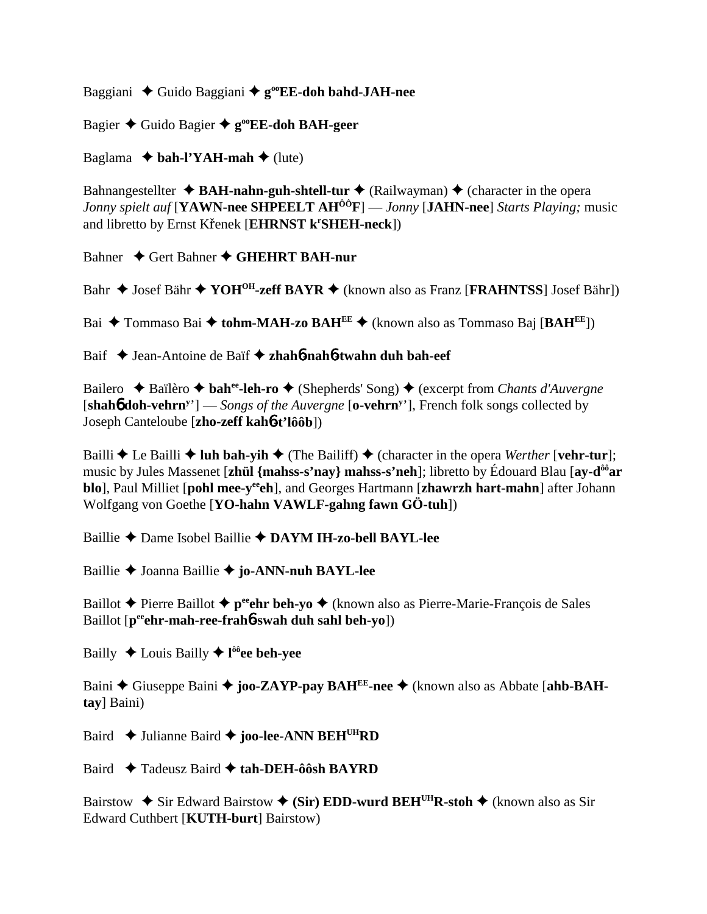Baggiani ✦ Guido Baggiani ✦ **g[oo]EE-doh bahd-JAH-nee**

Bagier ✦ Guido Bagier ✦ **g[oo]EE-doh BAH-geer**

Baglama ✦ **bah-l'YAH-mah** ✦ (lute)

Bahnangestellter ✦ **BAH-nahn-guh-shtell-tur** ✦ (Railwayman) ✦ (character in the opera *Jonny spielt auf* [**YAWN-nee SHPEELT AH[ÔÔ]F**] — *Jonny* [**JAHN-nee**] *Starts Playing;* music and libretto by Ernst Křenek [**EHRNST k[r]SHEH-neck**])

Bahner ✦ Gert Bahner ✦ **GHEHRT BAH-nur**

Bahr ✦ Josef Bähr ✦ **YOH[OH]-zeff BAYR** ✦ (known also as Franz [**FRAHNTSS**] Josef Bähr])

Bai ✦ Tommaso Bai ✦ **tohm-MAH-zo BAH[EE]** ✦ (known also as Tommaso Baj [**BAH[EE]**])

Baif ✦ Jean-Antoine de Baïf ✦ **zhahɓ-nahɓ-twahn duh bah-eef**

Bailero ✦ Baïlèro ✦ **bah[ee]-leh-ro** ✦ (Shepherds' Song) ✦ (excerpt from *Chants d'Auvergne* [**shahɓ doh-vehrn[y]'**] — *Songs of the Auvergne* [**o-vehrn[y]'**], French folk songs collected by Joseph Canteloube [**zho-zeff kahɓ-t'lôôb**])

Bailli ✦ Le Bailli ✦ **luh bah-yih** ✦ (The Bailiff) ✦ (character in the opera *Werther* [**vehr-tur**]; music by Jules Massenet [**zhül {mahss-s'nay} mahss-s'neh**]; libretto by Édouard Blau [**ay-d[ôô]ar blo**], Paul Milliet [**pohl mee-y[ee]eh**], and Georges Hartmann [**zhawrzh hart-mahn**] after Johann Wolfgang von Goethe [**YO-hahn VAWLF-gahng fawn GÖ-tuh**])

Baillie ✦ Dame Isobel Baillie ✦ **DAYM IH-zo-bell BAYL-lee**

Baillie ✦ Joanna Baillie ✦ **jo-ANN-nuh BAYL-lee**

Baillot ✦ Pierre Baillot ✦ **p[ee]ehr beh-yo** ✦ (known also as Pierre-Marie-François de Sales Baillot [**p[ee]ehr-mah-ree-frahɓ-swah duh sahl beh-yo**])

Bailly ✦ Louis Bailly ✦ **l[ôô]ee beh-yee**

Baini ✦ Giuseppe Baini ✦ **joo-ZAYP-pay BAH[EE]-nee** ✦ (known also as Abbate [**ahb-BAH-tay**] Baini)

Baird ✦ Julianne Baird ✦ **joo-lee-ANN BEH[UH]RD**

Baird ✦ Tadeusz Baird ✦ **tah-DEH-ôôsh BAYRD**

Bairstow ✦ Sir Edward Bairstow ✦ **(Sir) EDD-wurd BEH[UH]R-stoh** ✦ (known also as Sir Edward Cuthbert [**KUTH-burt**] Bairstow)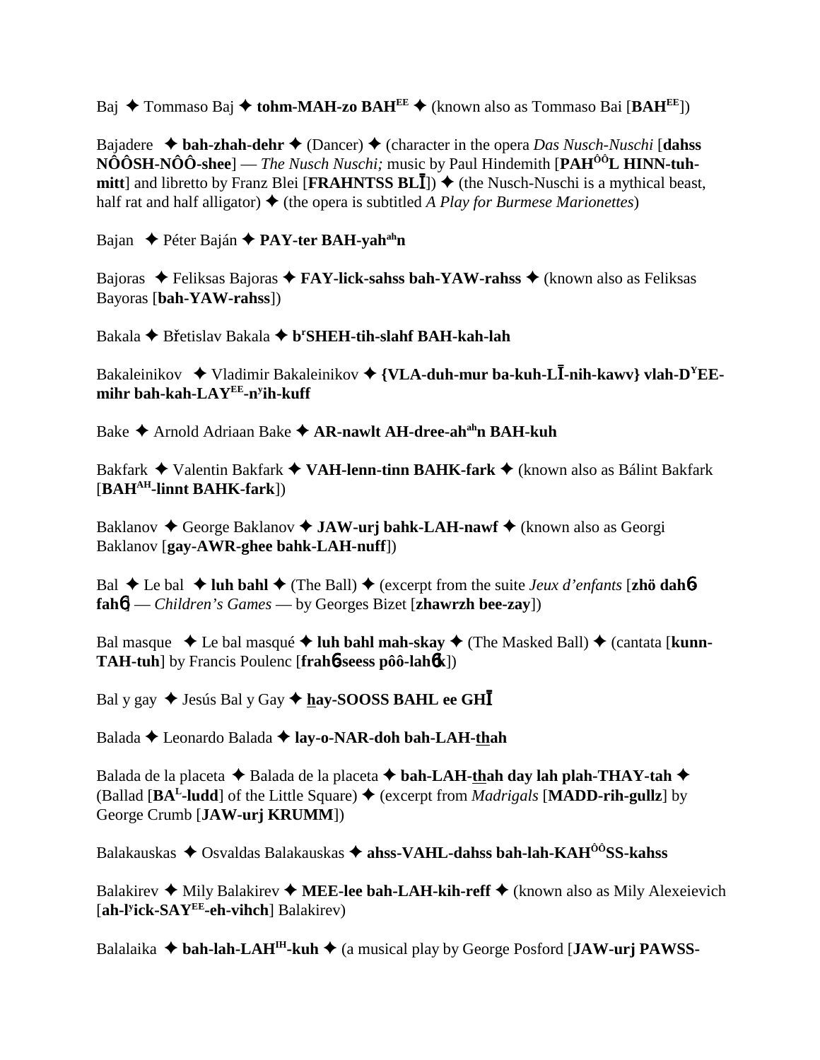Baj ✦ Tommaso Baj ✦ **tohm-MAH-zo BAH^EE^** ✦ (known also as Tommaso Bai [**BAH^EE^**])

Bajadere ✦ **bah-zhah-dehr** ✦ (Dancer) ✦ (character in the opera *Das Nusch-Nuschi* [**dahss NÔÔSH-NÔÔ-shee**] — *The Nusch Nuschi;* music by Paul Hindemith [**PAH^ÔÔ^L HINN-tuh-mitt**] and libretto by Franz Blei [**FRAHNTSS BLĪ**]) ✦ (the Nusch-Nuschi is a mythical beast, half rat and half alligator) ✦ (the opera is subtitled *A Play for Burmese Marionettes*)

Bajan ✦ Péter Baján ✦ **PAY-ter BAH-yah^ah^n**

Bajoras ✦ Feliksas Bajoras ✦ **FAY-lick-sahss bah-YAW-rahss** ✦ (known also as Feliksas Bayoras [**bah-YAW-rahss**])

Bakala ✦ Břetislav Bakala ✦ **b^r^SHEH-tih-slahf BAH-kah-lah**

Bakaleinikov ✦ Vladimir Bakaleinikov ✦ **{VLA-duh-mur ba-kuh-LĪ-nih-kawv} vlah-D^Y^EE-mihr bah-kah-LAY^EE^-n^y^ih-kuff**

Bake ✦ Arnold Adriaan Bake ✦ **AR-nawlt AH-dree-ah^ah^n BAH-kuh**

Bakfark ✦ Valentin Bakfark ✦ **VAH-lenn-tinn BAHK-fark** ✦ (known also as Bálint Bakfark [**BAH^AH^-linnt BAHK-fark**])

Baklanov ✦ George Baklanov ✦ **JAW-urj bahk-LAH-nawf** ✦ (known also as Georgi Baklanov [**gay-AWR-ghee bahk-LAH-nuff**])

Bal ✦ Le bal ✦ **luh bahl** ✦ (The Ball) ✦ (excerpt from the suite *Jeux d'enfants* [**zhö dahɲ fahɲ**] — *Children's Games* — by Georges Bizet [**zhawrzh bee-zay**])

Bal masque ✦ Le bal masqué ✦ **luh bahl mah-skay** ✦ (The Masked Ball) ✦ (cantata [**kunn-TAH-tuh**] by Francis Poulenc [**frahɲ-seess pôô-lahɲk**])

Bal y gay ✦ Jesús Bal y Gay ✦ **hay-SOOSS BAHL ee GHĪ**

Balada ✦ Leonardo Balada ✦ **lay-o-NAR-doh bah-LAH-thah**

Balada de la placeta ✦ Balada de la placeta ✦ **bah-LAH-thah day lah plah-THAY-tah** ✦ (Ballad [**BA^L^-ludd**] of the Little Square) ✦ (excerpt from *Madrigals* [**MADD-rih-gullz**] by George Crumb [**JAW-urj KRUMM**])

Balakauskas ✦ Osvaldas Balakauskas ✦ **ahss-VAHL-dahss bah-lah-KAH^ÔÔ^SS-kahss**

Balakirev ✦ Mily Balakirev ✦ **MEE-lee bah-LAH-kih-reff** ✦ (known also as Mily Alexeievich [**ah-l^y^ick-SAY^EE^-eh-vihch**] Balakirev)

Balalaika ✦ **bah-lah-LAH^IH^-kuh** ✦ (a musical play by George Posford [**JAW-urj PAWSS-**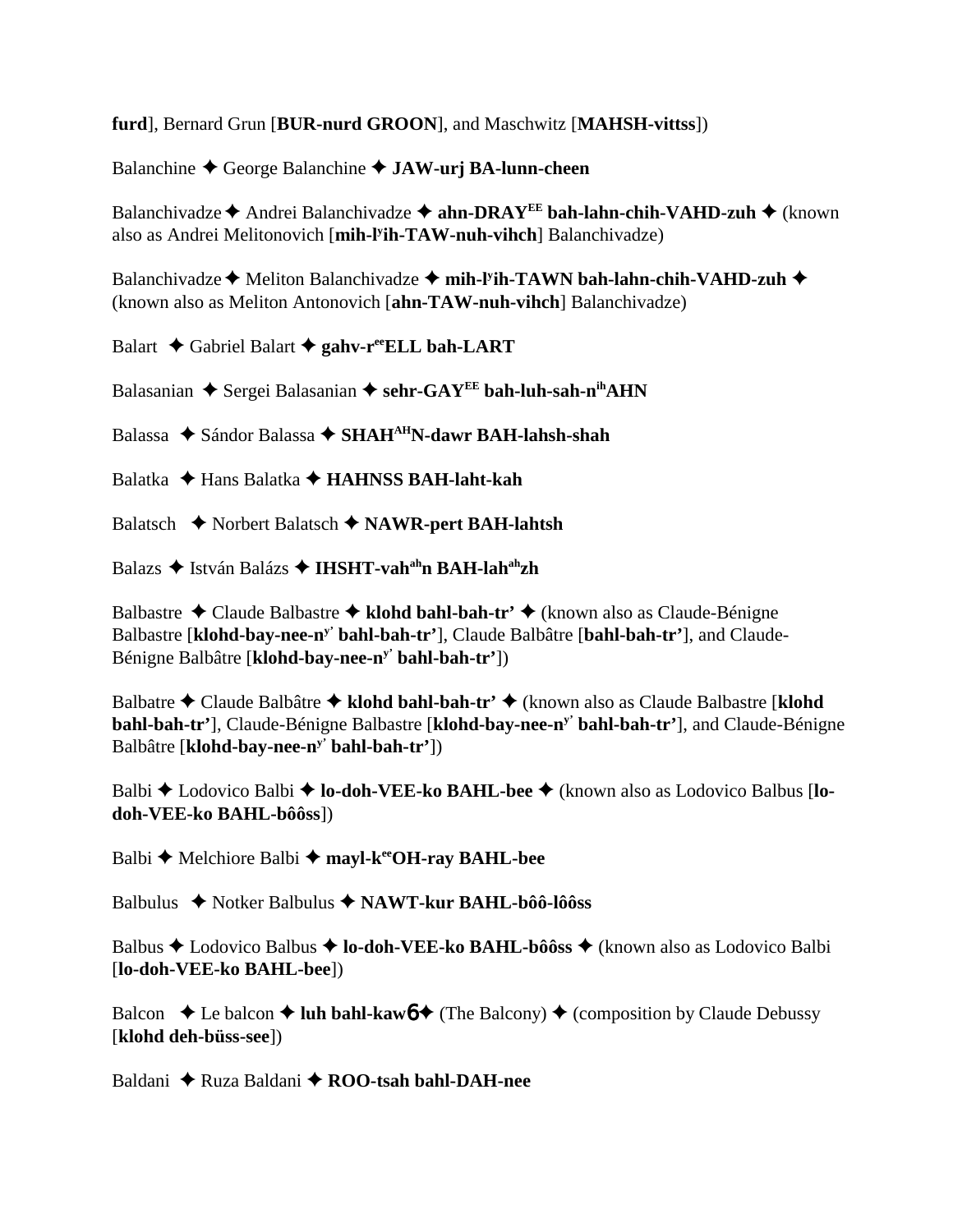**furd**], Bernard Grun [**BUR-nurd GROON**], and Maschwitz [**MAHSH-vittss**])

Balanchine ✦ George Balanchine ✦ **JAW-urj BA-lunn-cheen**

Balanchivadze ✦ Andrei Balanchivadze ✦ **ahn-DRAY$^{EE}$ bah-lahn-chih-VAHD-zuh** ✦ (known also as Andrei Melitonovich [**mih-l$^{y}$ih-TAW-nuh-vihch**] Balanchivadze)

Balanchivadze ✦ Meliton Balanchivadze ✦ **mih-l$^{y}$ih-TAWN bah-lahn-chih-VAHD-zuh** ✦ (known also as Meliton Antonovich [**ahn-TAW-nuh-vihch**] Balanchivadze)

Balart ✦ Gabriel Balart ✦ **gahv-r$^{ee}$ELL bah-LART**

Balasanian ✦ Sergei Balasanian ✦ **sehr-GAY$^{EE}$ bah-luh-sah-n$^{ih}$AHN**

Balassa ✦ Sándor Balassa ✦ **SHAH$^{AH}$N-dawr BAH-lahsh-shah**

Balatka ✦ Hans Balatka ✦ **HAHNSS BAH-laht-kah**

Balatsch ✦ Norbert Balatsch ✦ **NAWR-pert BAH-lahtsh**

Balazs ✦ István Balázs ✦ **IHSHT-vah$^{ah}$n BAH-lah$^{ah}$zh**

Balbastre ✦ Claude Balbastre ✦ **klohd bahl-bah-tr'** ✦ (known also as Claude-Bénigne Balbastre [**klohd-bay-nee-n$^{y'}$ bahl-bah-tr'**], Claude Balbâtre [**bahl-bah-tr'**], and Claude-Bénigne Balbâtre [**klohd-bay-nee-n$^{y'}$ bahl-bah-tr'**])

Balbatre ✦ Claude Balbâtre ✦ **klohd bahl-bah-tr'** ✦ (known also as Claude Balbastre [**klohd bahl-bah-tr'**], Claude-Bénigne Balbastre [**klohd-bay-nee-n$^{y'}$ bahl-bah-tr'**], and Claude-Bénigne Balbâtre [**klohd-bay-nee-n$^{y'}$ bahl-bah-tr'**])

Balbi ✦ Lodovico Balbi ✦ **lo-doh-VEE-ko BAHL-bee** ✦ (known also as Lodovico Balbus [**lo-doh-VEE-ko BAHL-bôôss**])

Balbi ✦ Melchiore Balbi ✦ **mayl-k$^{ee}$OH-ray BAHL-bee**

Balbulus ✦ Notker Balbulus ✦ **NAWT-kur BAHL-bôô-lôôss**

Balbus ✦ Lodovico Balbus ✦ **lo-doh-VEE-ko BAHL-bôôss** ✦ (known also as Lodovico Balbi [**lo-doh-VEE-ko BAHL-bee**])

Balcon ✦ Le balcon ✦ **luh bahl-kawɓ** ✦ (The Balcony) ✦ (composition by Claude Debussy [**klohd deh-büss-see**])

Baldani ✦ Ruza Baldani ✦ **ROO-tsah bahl-DAH-nee**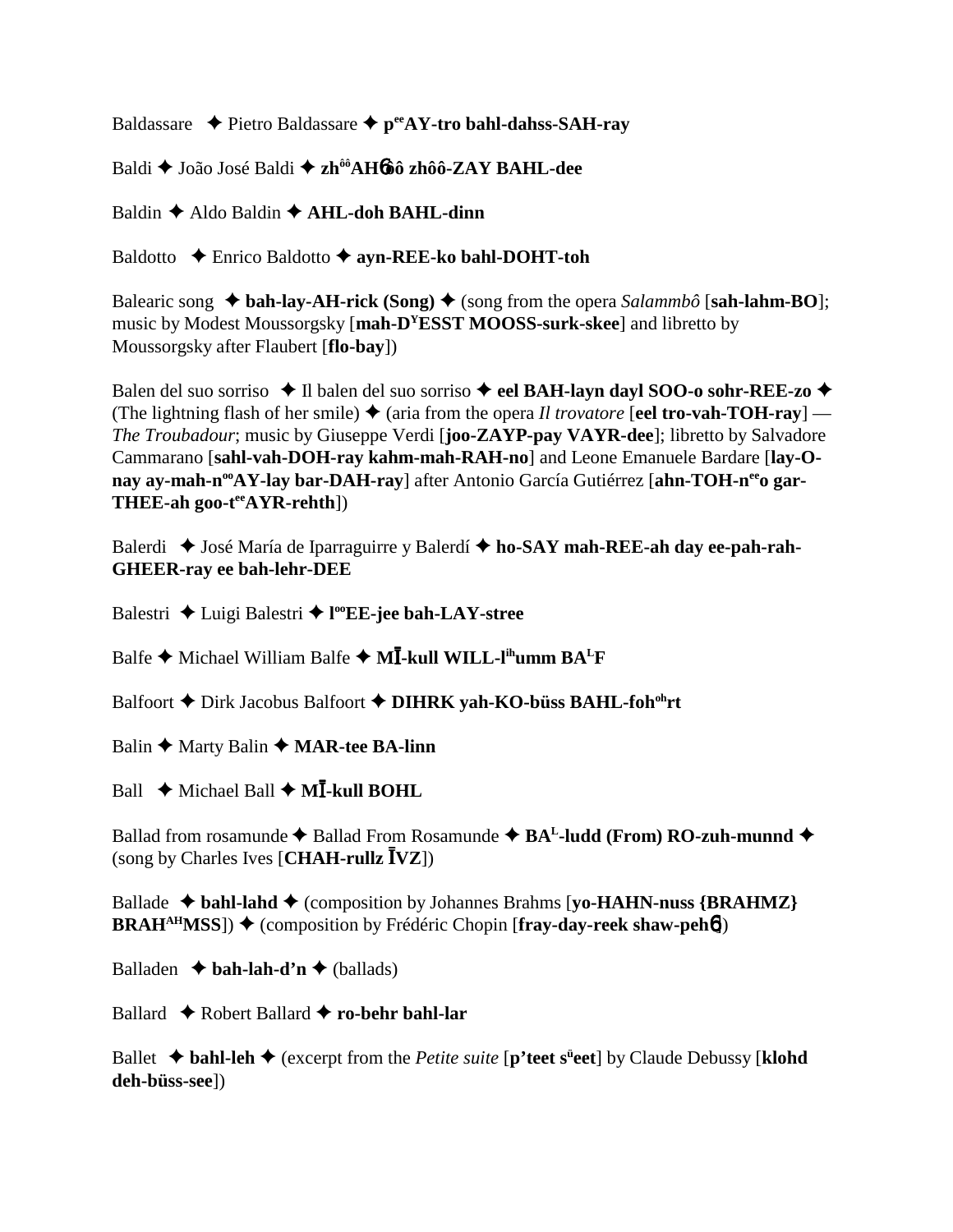Baldassare ✦ Pietro Baldassare ✦ **p^ee^AY-tro bahl-dahss-SAH-ray**

Baldi ✦ João José Baldi ✦ **zh^ôô^AH6ôô zhôô-ZAY BAHL-dee**

Baldin ✦ Aldo Baldin ✦ **AHL-doh BAHL-dinn**

Baldotto ✦ Enrico Baldotto ✦ **ayn-REE-ko bahl-DOHT-toh**

Balearic song ✦ **bah-lay-AH-rick (Song)** ✦ (song from the opera *Salammbô* [**sah-lahm-BO**]; music by Modest Moussorgsky [**mah-D^Y^ESST MOOSS-surk-skee**] and libretto by Moussorgsky after Flaubert [**flo-bay**])

Balen del suo sorriso ✦ Il balen del suo sorriso ✦ **eel BAH-layn dayl SOO-o sohr-REE-zo** ✦ (The lightning flash of her smile) ✦ (aria from the opera *Il trovatore* [**eel tro-vah-TOH-ray**] — *The Troubadour*; music by Giuseppe Verdi [**joo-ZAYP-pay VAYR-dee**]; libretto by Salvadore Cammarano [**sahl-vah-DOH-ray kahm-mah-RAH-no**] and Leone Emanuele Bardare [**lay-O-nay ay-mah-n^oo^AY-lay bar-DAH-ray**] after Antonio García Gutiérrez [**ahn-TOH-n^ee^o gar-THEE-ah goo-t^ee^AYR-rehth**])

Balerdi ✦ José María de Iparraguirre y Balerdí ✦ **ho-SAY mah-REE-ah day ee-pah-rah-GHEER-ray ee bah-lehr-DEE**

Balestri ✦ Luigi Balestri ✦ **l^oo^EE-jee bah-LAY-stree**

Balfe ✦ Michael William Balfe ✦ **MĪ-kull WILL-l^ih^umm BA^L^F**

Balfoort ✦ Dirk Jacobus Balfoort ✦ **DIHRK yah-KO-büss BAHL-foh^oh^rt**

Balin ✦ Marty Balin ✦ **MAR-tee BA-linn**

Ball ✦ Michael Ball ✦ **MĪ-kull BOHL**

Ballad from rosamunde ✦ Ballad From Rosamunde ✦ **BA^L^-ludd (From) RO-zuh-munnd** ✦ (song by Charles Ives [**CHAH-rullz ĪVZ**])

Ballade ✦ **bahl-lahd** ✦ (composition by Johannes Brahms [**yo-HAHN-nuss {BRAHMZ} BRAH^AH^MSS**]) ✦ (composition by Frédéric Chopin [**fray-day-reek shaw-peh6**])

Balladen ✦ **bah-lah-d'n** ✦ (ballads)

Ballard ✦ Robert Ballard ✦ **ro-behr bahl-lar**

Ballet ✦ **bahl-leh** ✦ (excerpt from the *Petite suite* [**p'teet s^ü^eet**] by Claude Debussy [**klohd deh-büss-see**])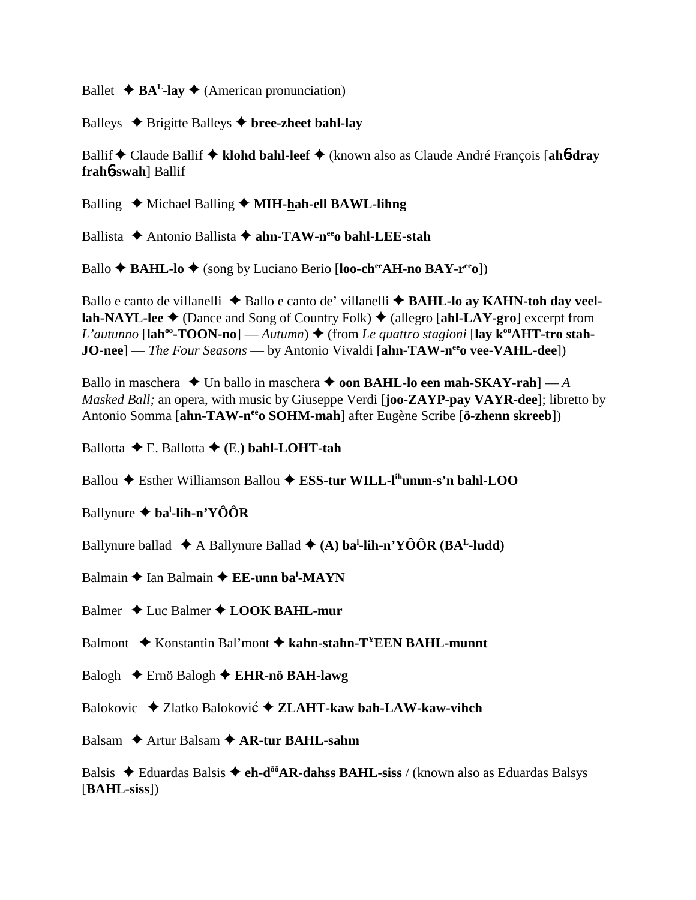Ballet ✦ **BA^L-lay** ✦ (American pronunciation)

Balleys ✦ Brigitte Balleys ✦ **bree-zheet bahl-lay**

Ballif ✦ Claude Ballif ✦ **klohd bahl-leef** ✦ (known also as Claude André François [**ah6-dray frah6-swah**] Ballif

Balling ✦ Michael Balling ✦ **MIH-hah-ell BAWL-lihng**

Ballista ✦ Antonio Ballista ✦ **ahn-TAW-n^ee^o bahl-LEE-stah**

Ballo ✦ **BAHL-lo** ✦ (song by Luciano Berio [**loo-ch^ee^AH-no BAY-r^ee^o**])

Ballo e canto de villanelli ✦ Ballo e canto de' villanelli ✦ **BAHL-lo ay KAHN-toh day veel-lah-NAYL-lee** ✦ (Dance and Song of Country Folk) ✦ (allegro [**ahl-LAY-gro**] excerpt from *L'autunno* [**lah^oo^-TOON-no**] — *Autumn*) ✦ (from *Le quattro stagioni* [**lay k^oo^AHT-tro stah-JO-nee**] — *The Four Seasons* — by Antonio Vivaldi [**ahn-TAW-n^ee^o vee-VAHL-dee**])

Ballo in maschera ✦ Un ballo in maschera ✦ **oon BAHL-lo een mah-SKAY-rah**] — *A Masked Ball;* an opera, with music by Giuseppe Verdi [**joo-ZAYP-pay VAYR-dee**]; libretto by Antonio Somma [**ahn-TAW-n^ee^o SOHM-mah**] after Eugène Scribe [**ö-zhenn skreeb**])

Ballotta ✦ E. Ballotta ✦ **(**E.**) bahl-LOHT-tah**

Ballou ✦ Esther Williamson Ballou ✦ **ESS-tur WILL-l^ih^umm-s'n bahl-LOO**

Ballynure ✦ **ba^l-lih-n'YÔÔR**

Ballynure ballad ✦ A Ballynure Ballad ✦ **(A) ba^l-lih-n'YÔÔR (BA^L-ludd)**

Balmain ✦ Ian Balmain ✦ **EE-unn ba^l-MAYN**

Balmer ✦ Luc Balmer ✦ **LOOK BAHL-mur**

Balmont ✦ Konstantin Bal'mont ✦ **kahn-stahn-T^Y^EEN BAHL-munnt**

Balogh ✦ Ernö Balogh ✦ **EHR-nö BAH-lawg**

Balokovic ✦ Zlatko Baloković ✦ **ZLAHT-kaw bah-LAW-kaw-vihch**

Balsam ✦ Artur Balsam ✦ **AR-tur BAHL-sahm**

Balsis ✦ Eduardas Balsis ✦ **eh-d^ôô^AR-dahss BAHL-siss** / (known also as Eduardas Balsys [**BAHL-siss**])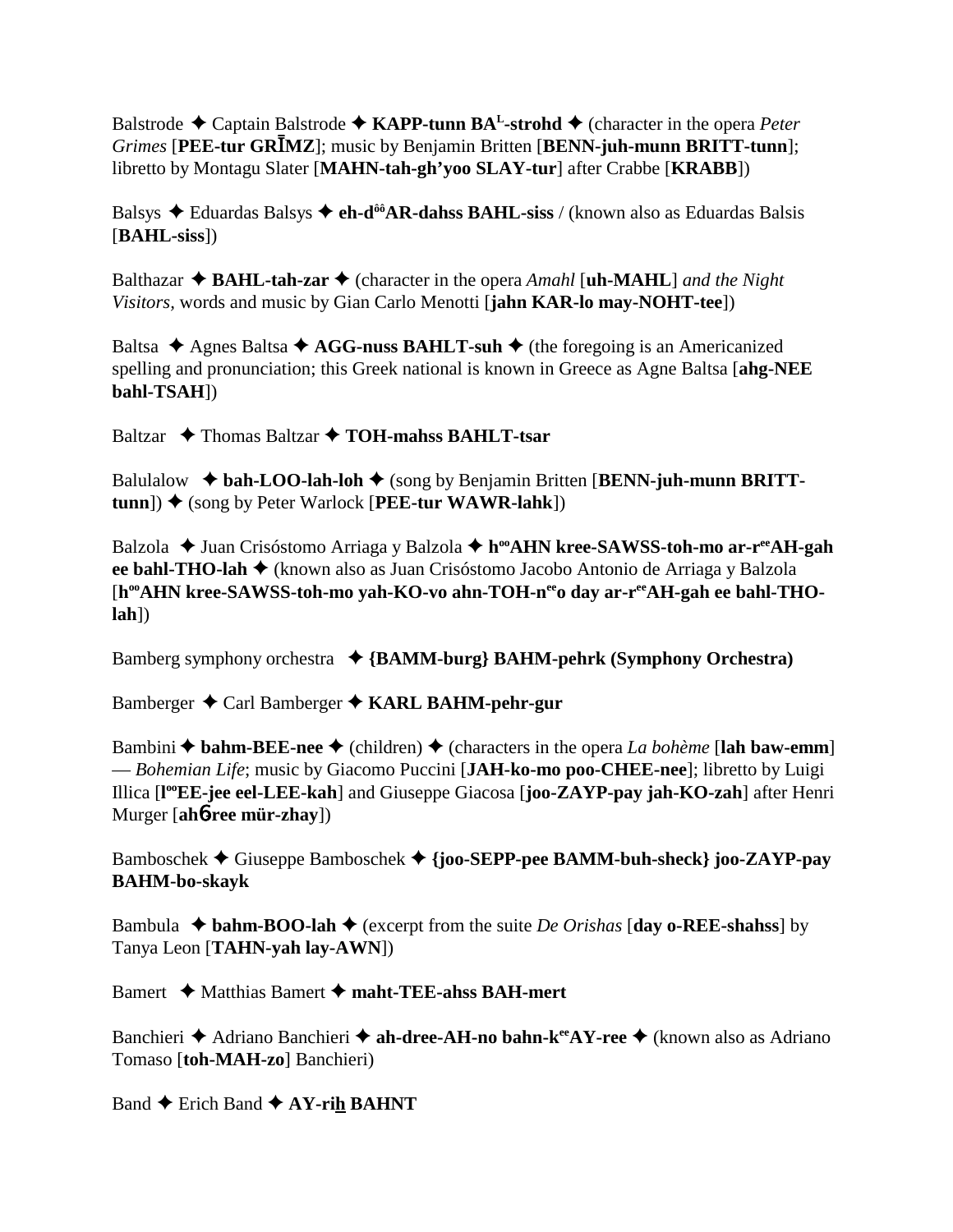Balstrode ✦ Captain Balstrode ✦ **KAPP-tunn BA^L-strohd** ✦ (character in the opera *Peter Grimes* [**PEE-tur GRĪMZ**]; music by Benjamin Britten [**BENN-juh-munn BRITT-tunn**]; libretto by Montagu Slater [**MAHN-tah-gh'yoo SLAY-tur**] after Crabbe [**KRABB**])

Balsys ✦ Eduardas Balsys ✦ **eh-d^ôô AR-dahss BAHL-siss** / (known also as Eduardas Balsis [**BAHL-siss**])

Balthazar ✦ **BAHL-tah-zar** ✦ (character in the opera *Amahl* [**uh-MAHL**] *and the Night Visitors,* words and music by Gian Carlo Menotti [**jahn KAR-lo may-NOHT-tee**])

Baltsa ✦ Agnes Baltsa ✦ **AGG-nuss BAHLT-suh** ✦ (the foregoing is an Americanized spelling and pronunciation; this Greek national is known in Greece as Agne Baltsa [**ahg-NEE bahl-TSAH**])

Baltzar ✦ Thomas Baltzar ✦ **TOH-mahss BAHLT-tsar**

Balulalow ✦ **bah-LOO-lah-loh** ✦ (song by Benjamin Britten [**BENN-juh-munn BRITT-tunn**]) ✦ (song by Peter Warlock [**PEE-tur WAWR-lahk**])

Balzola ✦ Juan Crisóstomo Arriaga y Balzola ✦ **h^oo AHN kree-SAWSS-toh-mo ar-r^ee AH-gah ee bahl-THO-lah** ✦ (known also as Juan Crisóstomo Jacobo Antonio de Arriaga y Balzola [**h^oo AHN kree-SAWSS-toh-mo yah-KO-vo ahn-TOH-n^ee o day ar-r^ee AH-gah ee bahl-THO-lah**])

Bamberg symphony orchestra ✦ **{BAMM-burg} BAHM-pehrk (Symphony Orchestra)**

Bamberger ✦ Carl Bamberger ✦ **KARL BAHM-pehr-gur**

Bambini ✦ **bahm-BEE-nee** ✦ (children) ✦ (characters in the opera *La bohème* [**lah baw-emm**] — *Bohemian Life*; music by Giacomo Puccini [**JAH-ko-mo poo-CHEE-nee**]; libretto by Luigi Illica [**l^oo EE-jee eel-LEE-kah**] and Giuseppe Giacosa [**joo-ZAYP-pay jah-KO-zah**] after Henri Murger [**ahɓ-ree mür-zhay**])

Bamboschek ✦ Giuseppe Bamboschek ✦ **{joo-SEPP-pee BAMM-buh-sheck} joo-ZAYP-pay BAHM-bo-skayk**

Bambula ✦ **bahm-BOO-lah** ✦ (excerpt from the suite *De Orishas* [**day o-REE-shahss**] by Tanya Leon [**TAHN-yah lay-AWN**])

Bamert ✦ Matthias Bamert ✦ **maht-TEE-ahss BAH-mert**

Banchieri ✦ Adriano Banchieri ✦ **ah-dree-AH-no bahn-k^ee AY-ree** ✦ (known also as Adriano Tomaso [**toh-MAH-zo**] Banchieri)

Band ✦ Erich Band ✦ **AY-rih̲ BAHNT**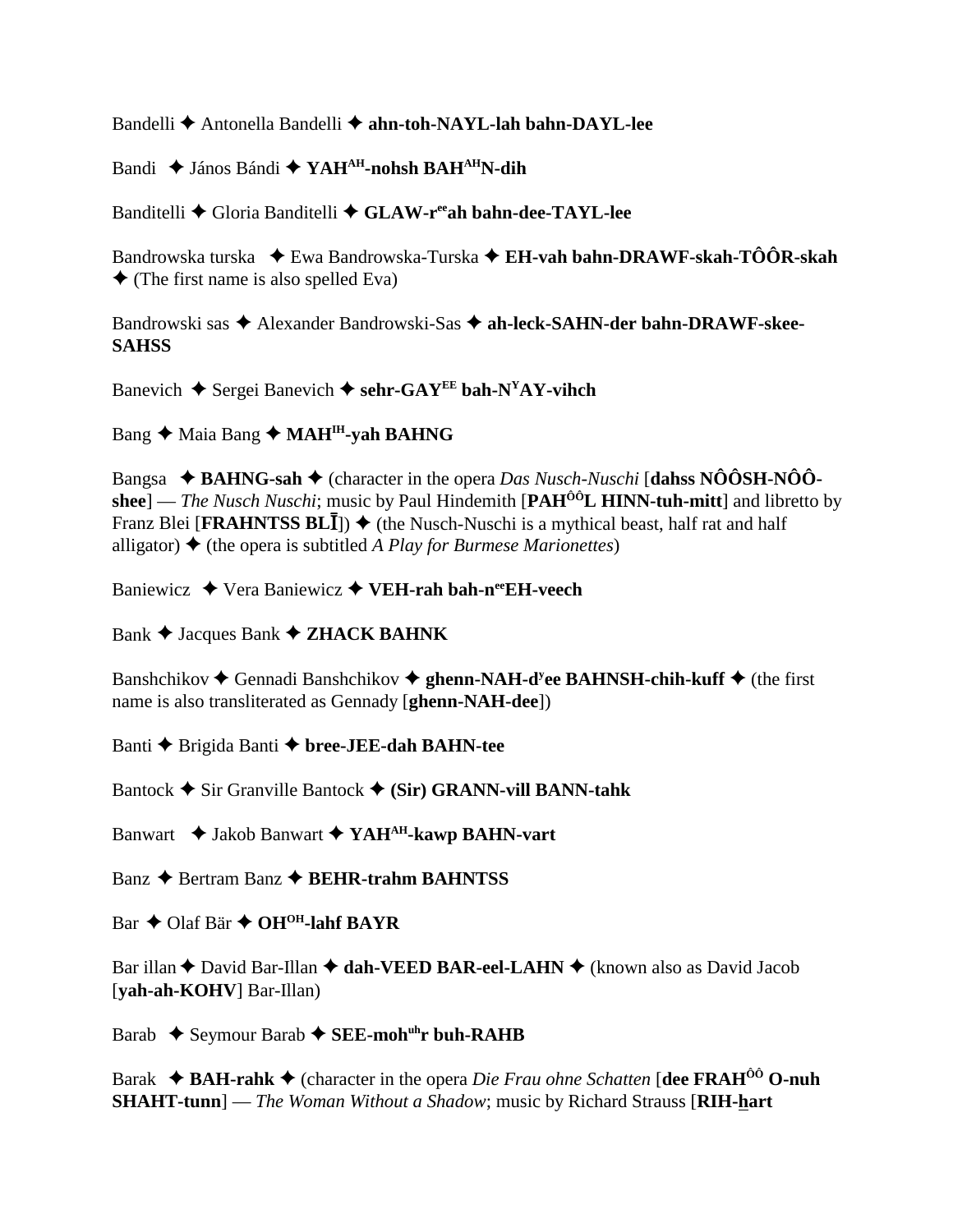Bandelli ✦ Antonella Bandelli ✦ **ahn-toh-NAYL-lah bahn-DAYL-lee**

Bandi ✦ János Bándi ✦ **YAH[AH]-nohsh BAH[AH]N-dih**

Banditelli ✦ Gloria Banditelli ✦ **GLAW-r[ee]ah bahn-dee-TAYL-lee**

Bandrowska turska ✦ Ewa Bandrowska-Turska ✦ **EH-vah bahn-DRAWF-skah-TÔÔR-skah** ✦ (The first name is also spelled Eva)

Bandrowski sas ✦ Alexander Bandrowski-Sas ✦ **ah-leck-SAHN-der bahn-DRAWF-skee-SAHSS**

Banevich ✦ Sergei Banevich ✦ **sehr-GAY[EE] bah-N[Y]AY-vihch**

Bang ✦ Maia Bang ✦ **MAH[IH]-yah BAHNG**

Bangsa ✦ **BAHNG-sah** ✦ (character in the opera *Das Nusch-Nuschi* [**dahss NÔÔSH-NÔÔ-shee**] — *The Nusch Nuschi*; music by Paul Hindemith [**PAH[ÔÔ]L HINN-tuh-mitt**] and libretto by Franz Blei [**FRAHNTSS BLĪ**]) ✦ (the Nusch-Nuschi is a mythical beast, half rat and half alligator) ✦ (the opera is subtitled *A Play for Burmese Marionettes*)

Baniewicz ✦ Vera Baniewicz ✦ **VEH-rah bah-n[ee]EH-veech**

Bank ✦ Jacques Bank ✦ **ZHACK BAHNK**

Banshchikov ✦ Gennadi Banshchikov ✦ **ghenn-NAH-d[y]ee BAHNSH-chih-kuff** ✦ (the first name is also transliterated as Gennady [**ghenn-NAH-dee**])

Banti ✦ Brigida Banti ✦ **bree-JEE-dah BAHN-tee**

Bantock ✦ Sir Granville Bantock ✦ **(Sir) GRANN-vill BANN-tahk**

Banwart ✦ Jakob Banwart ✦ **YAH[AH]-kawp BAHN-vart**

Banz ✦ Bertram Banz ✦ **BEHR-trahm BAHNTSS**

Bar ✦ Olaf Bär ✦ **OH[OH]-lahf BAYR**

Bar illan ✦ David Bar-Illan ✦ **dah-VEED BAR-eel-LAHN** ✦ (known also as David Jacob [**yah-ah-KOHV**] Bar-Illan)

Barab ✦ Seymour Barab ✦ **SEE-moh[uh]r buh-RAHB**

Barak ✦ **BAH-rahk** ✦ (character in the opera *Die Frau ohne Schatten* [**dee FRAH[ÔÔ] O-nuh SHAHT-tunn**] — *The Woman Without a Shadow*; music by Richard Strauss [**RIH-hart**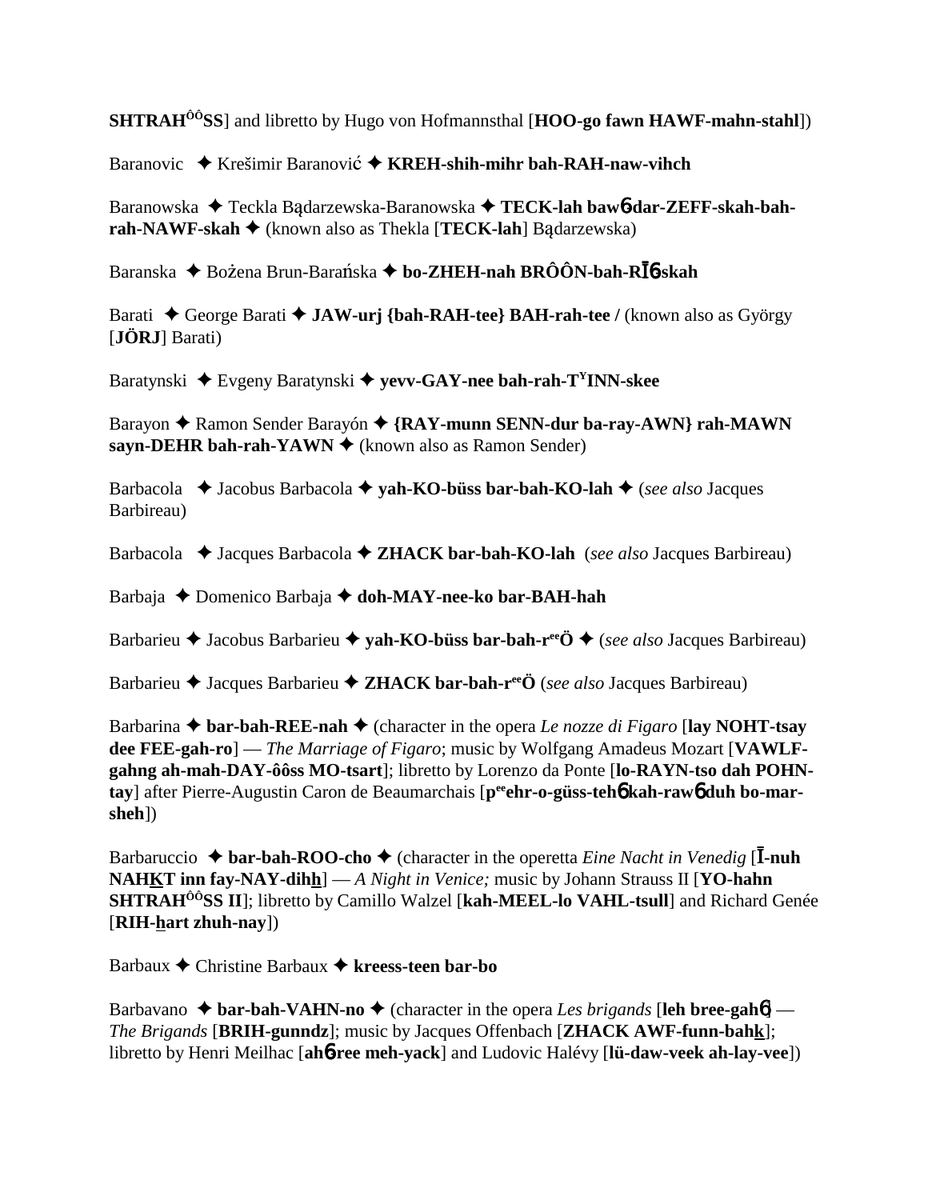**SHTRAH**^ôô^**SS**] and libretto by Hugo von Hofmannsthal [**HOO-go fawn HAWF-mahn-stahl**])

Baranovic ✦ Krešimir Baranović ✦ **KREH-shih-mihr bah-RAH-naw-vihch**

Baranowska ✦ Teckla Bądarzewska-Baranowska ✦ **TECK-lah bawɓ-dar-ZEFF-skah-bah-rah-NAWF-skah** ✦ (known also as Thekla [**TECK-lah**] Bądarzewska)

Baranska ✦ Bożena Brun-Barańska ✦ **bo-ZHEH-nah BRÔÔN-bah-RĪɓ-skah**

Barati ✦ George Barati ✦ **JAW-urj {bah-RAH-tee} BAH-rah-tee /** (known also as György [**JÖRJ**] Barati)

Baratynski ✦ Evgeny Baratynski ✦ **yevv-GAY-nee bah-rah-T**^Y^**INN-skee**

Barayon ✦ Ramon Sender Barayón ✦ **{RAY-munn SENN-dur ba-ray-AWN} rah-MAWN sayn-DEHR bah-rah-YAWN** ✦ (known also as Ramon Sender)

Barbacola ✦ Jacobus Barbacola ✦ **yah-KO-büss bar-bah-KO-lah** ✦ (*see also* Jacques Barbireau)

Barbacola ✦ Jacques Barbacola ✦ **ZHACK bar-bah-KO-lah** (*see also* Jacques Barbireau)

Barbaja ✦ Domenico Barbaja ✦ **doh-MAY-nee-ko bar-BAH-hah**

Barbarieu ✦ Jacobus Barbarieu ✦ **yah-KO-büss bar-bah-r**^ee^**Ö** ✦ (*see also* Jacques Barbireau)

Barbarieu ✦ Jacques Barbarieu ✦ **ZHACK bar-bah-r**^ee^**Ö** (*see also* Jacques Barbireau)

Barbarina ✦ **bar-bah-REE-nah** ✦ (character in the opera *Le nozze di Figaro* [**lay NOHT-tsay dee FEE-gah-ro**] — *The Marriage of Figaro*; music by Wolfgang Amadeus Mozart [**VAWLF-gahng ah-mah-DAY-ôôss MO-tsart**]; libretto by Lorenzo da Ponte [**lo-RAYN-tso dah POHN-tay**] after Pierre-Augustin Caron de Beaumarchais [**p**^ee^**ehr-o-güss-tehɓ kah-rawɓ duh bo-mar-sheh**])

Barbaruccio ✦ **bar-bah-ROO-cho** ✦ (character in the operetta *Eine Nacht in Venedig* [**Ī-nuh NAHKT inn fay-NAY-dihh**] — *A Night in Venice;* music by Johann Strauss II [**YO-hahn SHTRAH**^ôô^**SS II**]; libretto by Camillo Walzel [**kah-MEEL-lo VAHL-tsull**] and Richard Genée [**RIH-hart zhuh-nay**])

Barbaux ✦ Christine Barbaux ✦ **kreess-teen bar-bo**

Barbavano ✦ **bar-bah-VAHN-no** ✦ (character in the opera *Les brigands* [**leh bree-gahɓ**] — *The Brigands* [**BRIH-gunndz**]; music by Jacques Offenbach [**ZHACK AWF-funn-bahk**]; libretto by Henri Meilhac [**ahɓ-ree meh-yack**] and Ludovic Halévy [**lü-daw-veek ah-lay-vee**])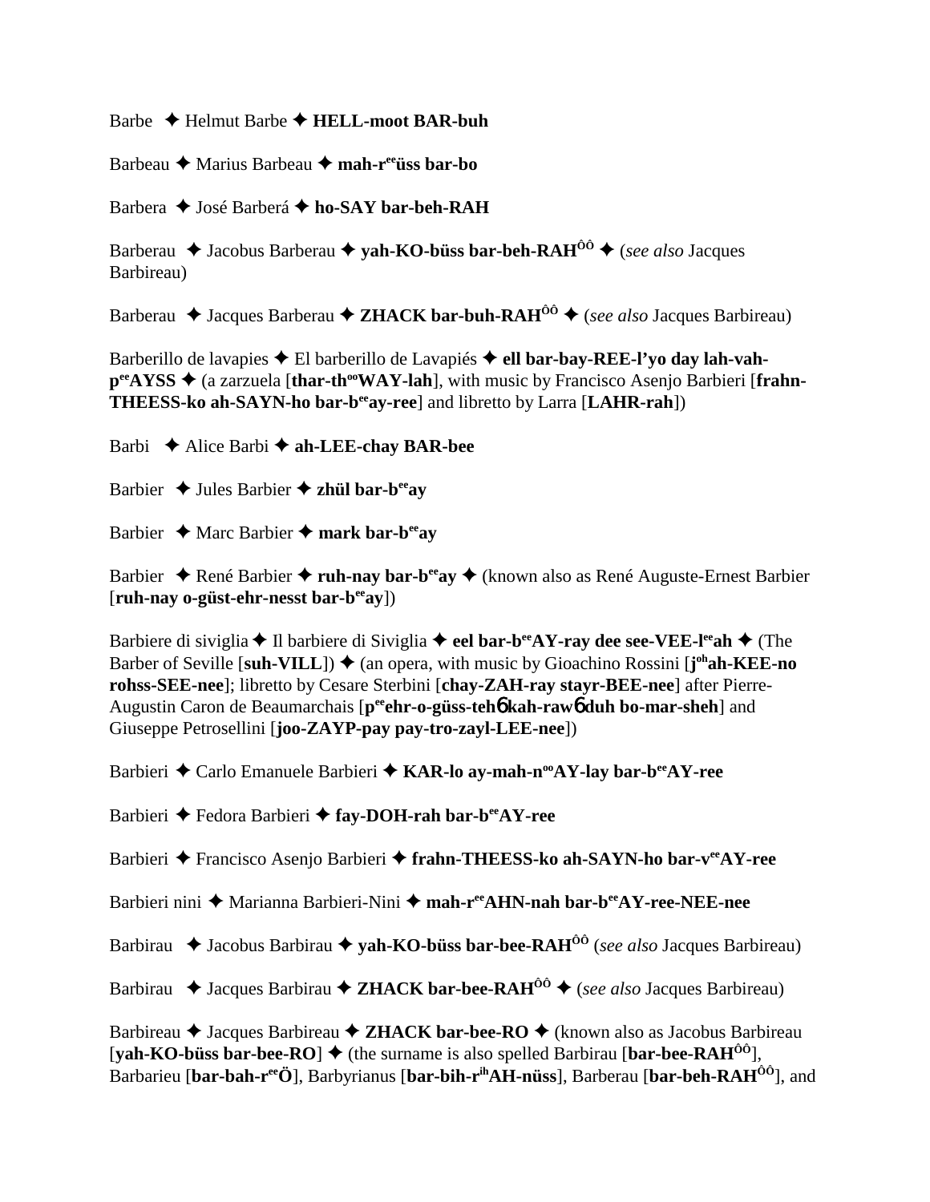Barbe ✦ Helmut Barbe ✦ **HELL-moot BAR-buh**

Barbeau ✦ Marius Barbeau ✦ **mah-r[ee]üss bar-bo**

Barbera ✦ José Barberá ✦ **ho-SAY bar-beh-RAH**

Barberau ✦ Jacobus Barberau ✦ **yah-KO-büss bar-beh-RAH[ôô]** ✦ (*see also* Jacques Barbireau)

Barberau ✦ Jacques Barberau ✦ **ZHACK bar-buh-RAH[ôô]** ✦ (*see also* Jacques Barbireau)

Barberillo de lavapies ✦ El barberillo de Lavapiés ✦ **ell bar-bay-REE-l'yo day lah-vah-p[ee]AYSS** ✦ (a zarzuela [**thar-th[oo]WAY-lah**], with music by Francisco Asenjo Barbieri [**frahn-THEESS-ko ah-SAYN-ho bar-b[ee]ay-ree**] and libretto by Larra [**LAHR-rah**])

Barbi ✦ Alice Barbi ✦ **ah-LEE-chay BAR-bee**

Barbier ✦ Jules Barbier ✦ **zhül bar-b[ee]ay**

Barbier ✦ Marc Barbier ✦ **mark bar-b[ee]ay**

Barbier ✦ René Barbier ✦ **ruh-nay bar-b[ee]ay** ✦ (known also as René Auguste-Ernest Barbier [**ruh-nay o-güst-ehr-nesst bar-b[ee]ay**])

Barbiere di siviglia ✦ Il barbiere di Siviglia ✦ **eel bar-b[ee]AY-ray dee see-VEE-l[ee]ah** ✦ (The Barber of Seville [**suh-VILL**]) ✦ (an opera, with music by Gioachino Rossini [**j[oh]ah-KEE-no rohss-SEE-nee**]; libretto by Cesare Sterbini [**chay-ZAH-ray stayr-BEE-nee**] after Pierre-Augustin Caron de Beaumarchais [**p[ee]ehr-o-güss-tehɓ kah-rawɓ duh bo-mar-sheh**] and Giuseppe Petrosellini [**joo-ZAYP-pay pay-tro-zayl-LEE-nee**])

Barbieri ✦ Carlo Emanuele Barbieri ✦ **KAR-lo ay-mah-n[oo]AY-lay bar-b[ee]AY-ree**

Barbieri ✦ Fedora Barbieri ✦ **fay-DOH-rah bar-b[ee]AY-ree**

Barbieri ✦ Francisco Asenjo Barbieri ✦ **frahn-THEESS-ko ah-SAYN-ho bar-v[ee]AY-ree**

Barbieri nini ✦ Marianna Barbieri-Nini ✦ **mah-r[ee]AHN-nah bar-b[ee]AY-ree-NEE-nee**

Barbirau ✦ Jacobus Barbirau ✦ **yah-KO-büss bar-bee-RAH[ôô]** (*see also* Jacques Barbireau)

Barbirau ✦ Jacques Barbirau ✦ **ZHACK bar-bee-RAH[ôô]** ✦ (*see also* Jacques Barbireau)

Barbireau ✦ Jacques Barbireau ✦ **ZHACK bar-bee-RO** ✦ (known also as Jacobus Barbireau [**yah-KO-büss bar-bee-RO**] ✦ (the surname is also spelled Barbirau [**bar-bee-RAH[ôô]**], Barbarieu [**bar-bah-r[ee]Ö**], Barbyrianus [**bar-bih-r[ih]AH-nüss**], Barberau [**bar-beh-RAH[ôô]**], and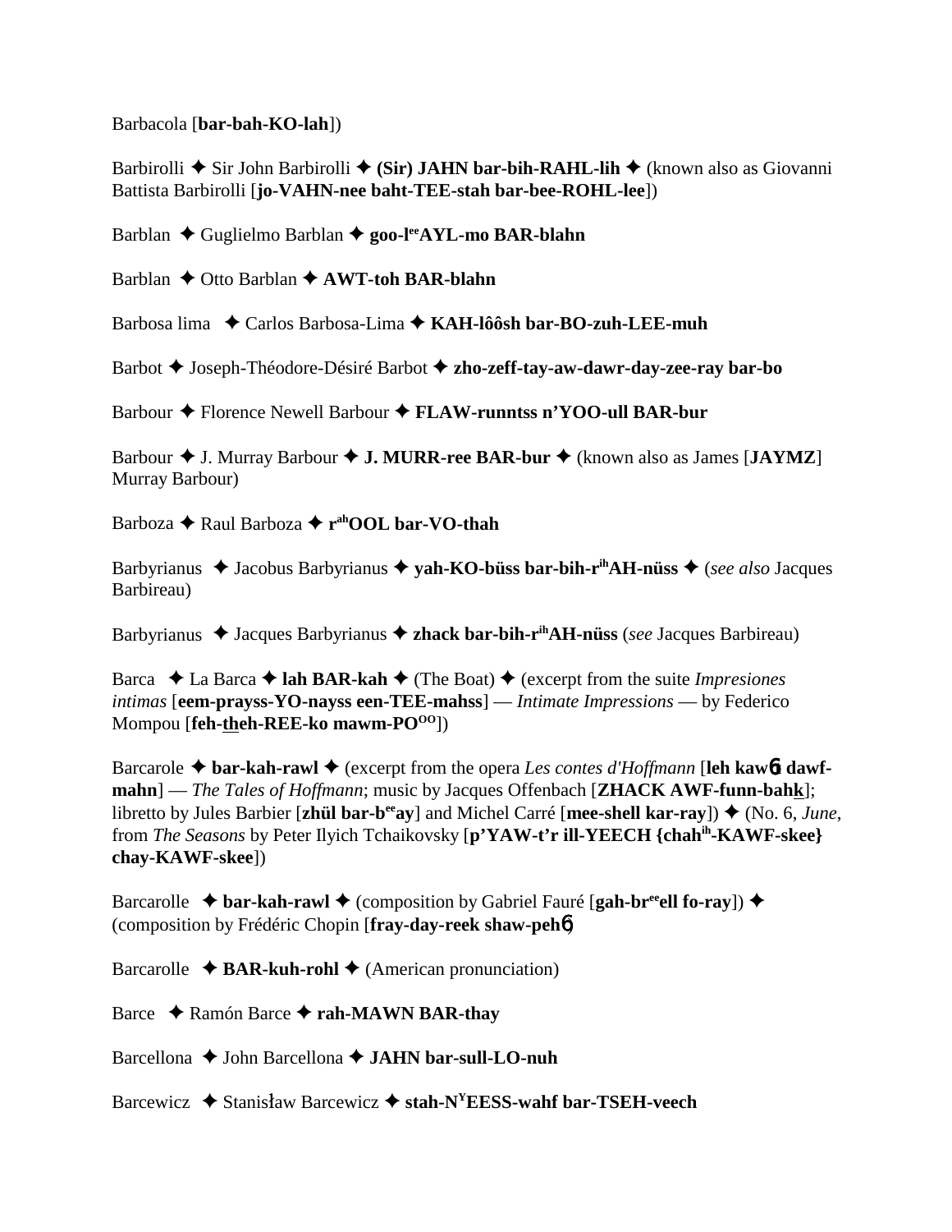Barbacola [**bar-bah-KO-lah**])

Barbirolli ✦ Sir John Barbirolli ✦ **(Sir) JAHN bar-bih-RAHL-lih** ✦ (known also as Giovanni Battista Barbirolli [**jo-VAHN-nee baht-TEE-stah bar-bee-ROHL-lee**])

Barblan ✦ Guglielmo Barblan ✦ **goo-l^ee^AYL-mo BAR-blahn**

Barblan ✦ Otto Barblan ✦ **AWT-toh BAR-blahn**

Barbosa lima ✦ Carlos Barbosa-Lima ✦ **KAH-lôôsh bar-BO-zuh-LEE-muh**

Barbot ✦ Joseph-Théodore-Désiré Barbot ✦ **zho-zeff-tay-aw-dawr-day-zee-ray bar-bo**

Barbour ✦ Florence Newell Barbour ✦ **FLAW-runntss n'YOO-ull BAR-bur**

Barbour ✦ J. Murray Barbour ✦ **J. MURR-ree BAR-bur** ✦ (known also as James [**JAYMZ**] Murray Barbour)

Barboza ✦ Raul Barboza ✦ **r^ah^OOL bar-VO-thah**

Barbyrianus ✦ Jacobus Barbyrianus ✦ **yah-KO-büss bar-bih-r^ih^AH-nüss** ✦ (*see also* Jacques Barbireau)

Barbyrianus ✦ Jacques Barbyrianus ✦ **zhack bar-bih-r^ih^AH-nüss** (*see* Jacques Barbireau)

Barca ✦ La Barca ✦ **lah BAR-kah** ✦ (The Boat) ✦ (excerpt from the suite *Impresiones intimas* [**eem-prayss-YO-nayss een-TEE-mahss**] — *Intimate Impressions* — by Federico Mompou [**feh-theh-REE-ko mawm-PO^OO^**])

Barcarole ✦ **bar-kah-rawl** ✦ (excerpt from the opera *Les contes d'Hoffmann* [**leh kawɴt dawf-mahn**] — *The Tales of Hoffmann*; music by Jacques Offenbach [**ZHACK AWF-funn-bahk**]; libretto by Jules Barbier [**zhül bar-b^ee^ay**] and Michel Carré [**mee-shell kar-ray**]) ✦ (No. 6, *June*, from *The Seasons* by Peter Ilyich Tchaikovsky [**p'YAW-t'r ill-YEECH {chah^ih^-KAWF-skee} chay-KAWF-skee**])

Barcarolle ✦ **bar-kah-rawl** ✦ (composition by Gabriel Fauré [**gah-br^ee^ell fo-ray**]) ✦ (composition by Frédéric Chopin [**fray-day-reek shaw-pehɴ**])

Barcarolle ✦ **BAR-kuh-rohl** ✦ (American pronunciation)

Barce ✦ Ramón Barce ✦ **rah-MAWN BAR-thay**

Barcellona ✦ John Barcellona ✦ **JAHN bar-sull-LO-nuh**

Barcewicz ✦ Stanisław Barcewicz ✦ **stah-N^Y^EESS-wahf bar-TSEH-veech**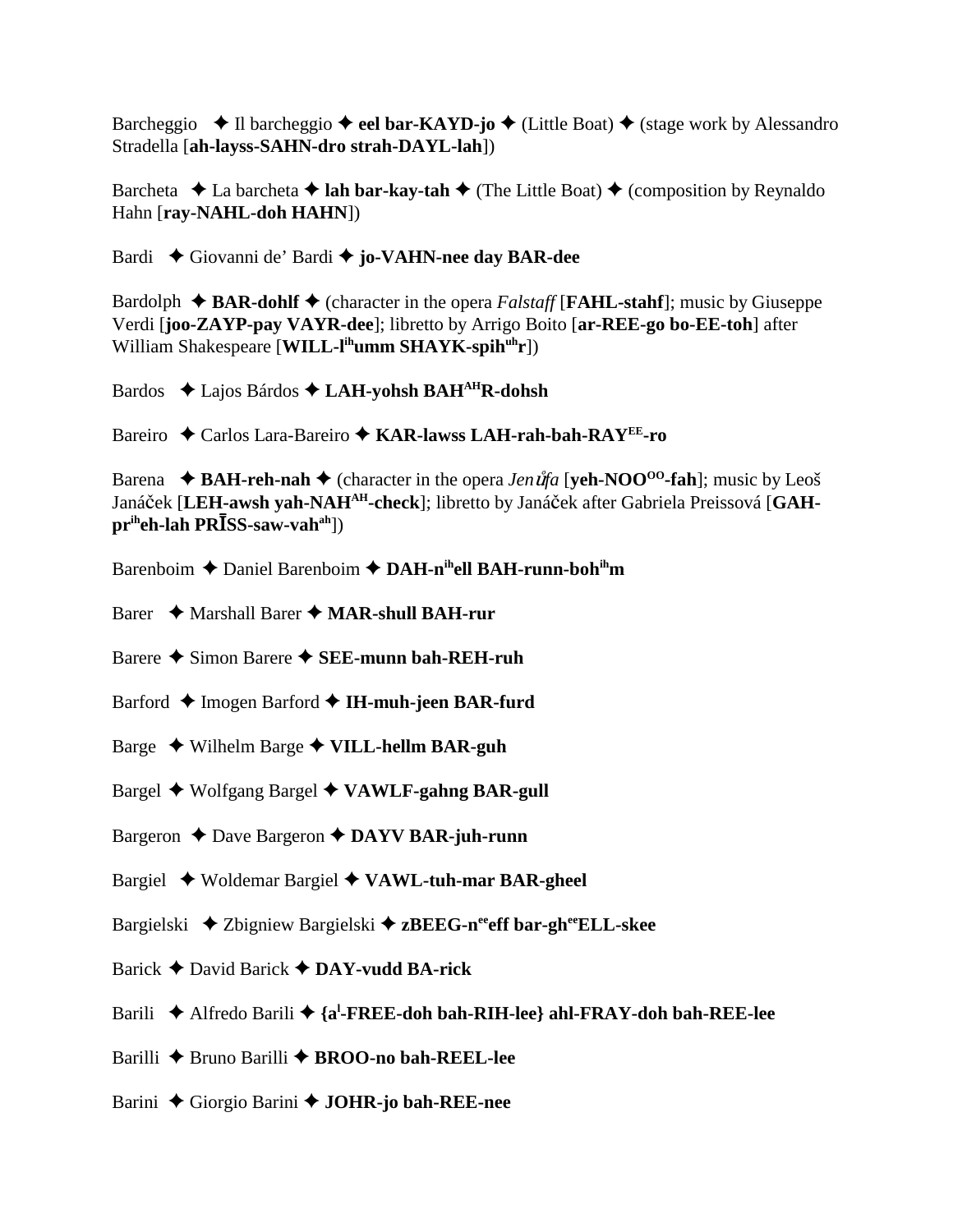Barcheggio ✦ Il barcheggio ✦ **eel bar-KAYD-jo** ✦ (Little Boat) ✦ (stage work by Alessandro Stradella [**ah-layss-SAHN-dro strah-DAYL-lah**])

Barcheta ✦ La barcheta ✦ **lah bar-kay-tah** ✦ (The Little Boat) ✦ (composition by Reynaldo Hahn [**ray-NAHL-doh HAHN**])

Bardi ✦ Giovanni de' Bardi ✦ **jo-VAHN-nee day BAR-dee**

Bardolph ✦ **BAR-dohlf** ✦ (character in the opera *Falstaff* [**FAHL-stahf**]; music by Giuseppe Verdi [**joo-ZAYP-pay VAYR-dee**]; libretto by Arrigo Boito [**ar-REE-go bo-EE-toh**] after William Shakespeare [**WILL-l[ih]umm SHAYK-spih[uh]r**])

Bardos ✦ Lajos Bárdos ✦ **LAH-yohsh BAH[AH]R-dohsh**

Bareiro ✦ Carlos Lara-Bareiro ✦ **KAR-lawss LAH-rah-bah-RAY[EE]-ro**

Barena ✦ **BAH-reh-nah** ✦ (character in the opera *Jenůfa* [**yeh-NOO[OO]-fah**]; music by Leoš Janáček [**LEH-awsh yah-NAH[AH]-check**]; libretto by Janáček after Gabriela Preissová [**GAH-pr[ih]eh-lah PRĪSS-saw-vah[ah]**])

Barenboim ✦ Daniel Barenboim ✦ **DAH-n[ih]ell BAH-runn-boh[ih]m**

Barer ✦ Marshall Barer ✦ **MAR-shull BAH-rur**

Barere ✦ Simon Barere ✦ **SEE-munn bah-REH-ruh**

Barford ✦ Imogen Barford ✦ **IH-muh-jeen BAR-furd**

Barge ✦ Wilhelm Barge ✦ **VILL-hellm BAR-guh**

Bargel ✦ Wolfgang Bargel ✦ **VAWLF-gahng BAR-gull**

Bargeron ✦ Dave Bargeron ✦ **DAYV BAR-juh-runn**

Bargiel ✦ Woldemar Bargiel ✦ **VAWL-tuh-mar BAR-gheel**

Bargielski ✦ Zbigniew Bargielski ✦ **zBEEG-n[ee]eff bar-gh[ee]ELL-skee**

Barick ✦ David Barick ✦ **DAY-vudd BA-rick**

Barili ✦ Alfredo Barili ✦ **{a[l]-FREE-doh bah-RIH-lee} ahl-FRAY-doh bah-REE-lee**

Barilli ✦ Bruno Barilli ✦ **BROO-no bah-REEL-lee**

Barini ✦ Giorgio Barini ✦ **JOHR-jo bah-REE-nee**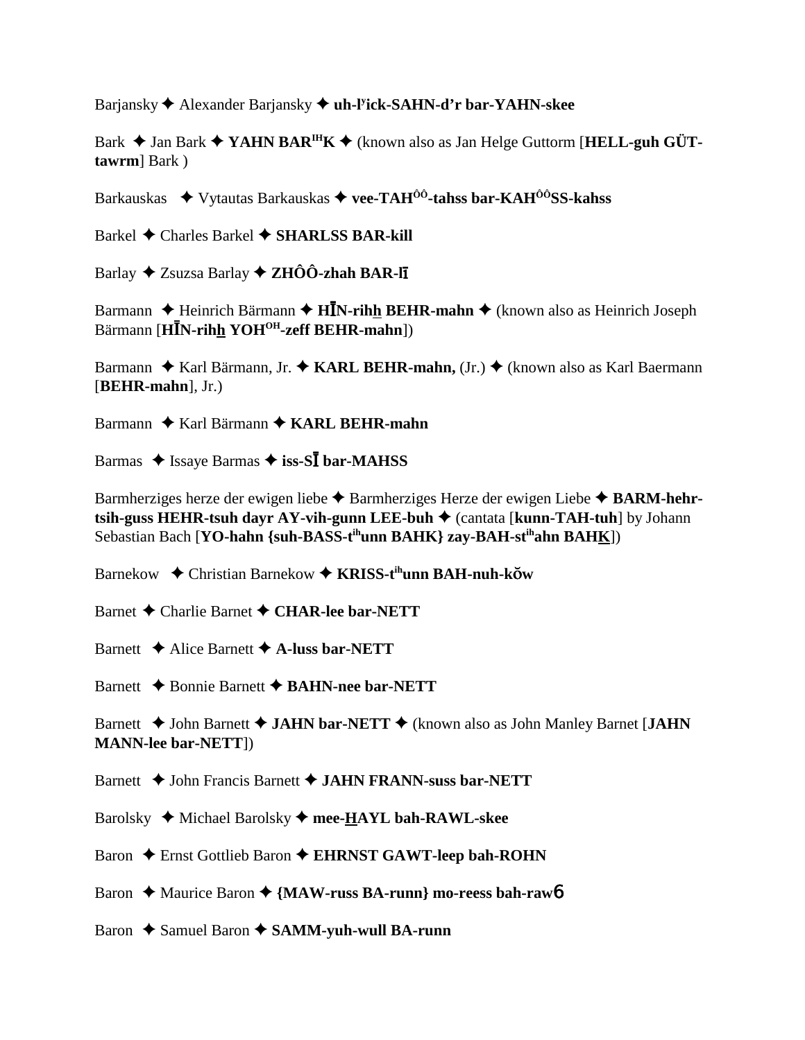Barjansky ✦ Alexander Barjansky ✦ **uh-l[y]ick-SAHN-d'r bar-YAHN-skee**

Bark ✦ Jan Bark ✦ **YAHN BAR[IH]K** ✦ (known also as Jan Helge Guttorm [**HELL-guh GÜT-tawrm**] Bark )

Barkauskas ✦ Vytautas Barkauskas ✦ **vee-TAH[ÔÔ]-tahss bar-KAH[ÔÔ]SS-kahss**

Barkel ✦ Charles Barkel ✦ **SHARLSS BAR-kill**

Barlay ✦ Zsuzsa Barlay ✦ **ZHÔÔ-zhah BAR-lī**

Barmann ✦ Heinrich Bärmann ✦ **HĪN-rihh BEHR-mahn** ✦ (known also as Heinrich Joseph Bärmann [**HĪN-rihh YOH[OH]-zeff BEHR-mahn**])

Barmann ✦ Karl Bärmann, Jr. ✦ **KARL BEHR-mahn,** (Jr.) ✦ (known also as Karl Baermann [**BEHR-mahn**], Jr.)

Barmann ✦ Karl Bärmann ✦ **KARL BEHR-mahn**

Barmas ✦ Issaye Barmas ✦ **iss-SĪ bar-MAHSS**

Barmherziges herze der ewigen liebe ✦ Barmherziges Herze der ewigen Liebe ✦ **BARM-hehr-tsih-guss HEHR-tsuh dayr AY-vih-gunn LEE-buh** ✦ (cantata [**kunn-TAH-tuh**] by Johann Sebastian Bach [**YO-hahn {suh-BASS-t[ih]unn BAHK} zay-BAH-st[ih]ahn BAHK**])

Barnekow ✦ Christian Barnekow ✦ **KRISS-t[ih]unn BAH-nuh-kŏw**

Barnet ✦ Charlie Barnet ✦ **CHAR-lee bar-NETT**

Barnett ✦ Alice Barnett ✦ **A-luss bar-NETT**

Barnett ✦ Bonnie Barnett ✦ **BAHN-nee bar-NETT**

Barnett ✦ John Barnett ✦ **JAHN bar-NETT** ✦ (known also as John Manley Barnet [**JAHN MANN-lee bar-NETT**])

Barnett ✦ John Francis Barnett ✦ **JAHN FRANN-suss bar-NETT**

Barolsky ✦ Michael Barolsky ✦ **mee-HAYL bah-RAWL-skee**

Baron ✦ Ernst Gottlieb Baron ✦ **EHRNST GAWT-leep bah-ROHN**

Baron ✦ Maurice Baron ✦ **{MAW-russ BA-runn} mo-reess bah-rawɓ**

Baron ✦ Samuel Baron ✦ **SAMM-yuh-wull BA-runn**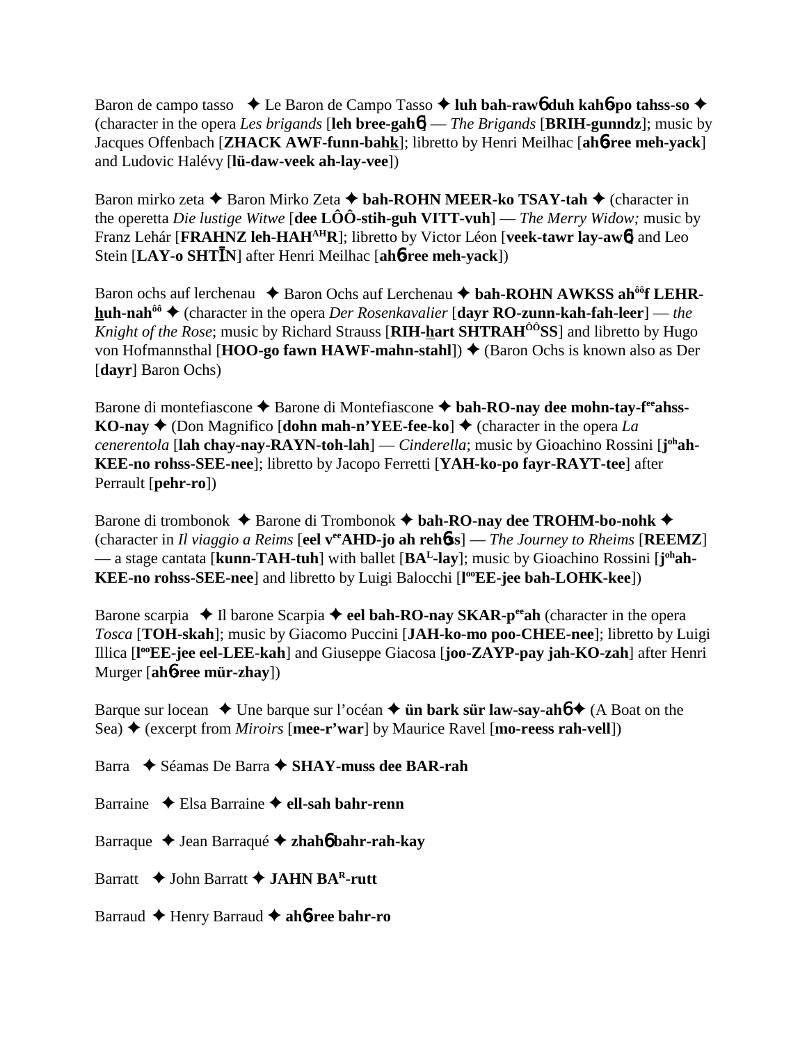Baron de campo tasso ✦ Le Baron de Campo Tasso ✦ **luh bah-rawɓ duh kahɓ-po tahss-so** ✦ (character in the opera *Les brigands* [**leh bree-gahɓ**] — *The Brigands* [**BRIH-gunndz**]; music by Jacques Offenbach [**ZHACK AWF-funn-bahk**]; libretto by Henri Meilhac [**ahɓ-ree meh-yack**] and Ludovic Halévy [**lü-daw-veek ah-lay-vee**])

Baron mirko zeta ✦ Baron Mirko Zeta ✦ **bah-ROHN MEER-ko TSAY-tah** ✦ (character in the operetta *Die lustige Witwe* [**dee LÔÔ-stih-guh VITT-vuh**] — *The Merry Widow;* music by Franz Lehár [**FRAHNZ leh-HAH^AH^R**]; libretto by Victor Léon [**veek-tawr lay-awɓ**] and Leo Stein [**LAY-o SHTĪN**] after Henri Meilhac [**ahɓ-ree meh-yack**])

Baron ochs auf lerchenau ✦ Baron Ochs auf Lerchenau ✦ **bah-ROHN AWKSS ah^ôô^f LEHR-huh-nah^ôô^** ✦ (character in the opera *Der Rosenkavalier* [**dayr RO-zunn-kah-fah-leer**] — *the Knight of the Rose*; music by Richard Strauss [**RIH-hart SHTRAH^ÔÔ^SS**] and libretto by Hugo von Hofmannsthal [**HOO-go fawn HAWF-mahn-stahl**]) ✦ (Baron Ochs is known also as Der [**dayr**] Baron Ochs)

Barone di montefiascone ✦ Barone di Montefiascone ✦ **bah-RO-nay dee mohn-tay-f^ee^ahss-KO-nay** ✦ (Don Magnifico [**dohn mah-n'YEE-fee-ko**] ✦ (character in the opera *La cenerentola* [**lah chay-nay-RAYN-toh-lah**] — *Cinderella*; music by Gioachino Rossini [**j^oh^ah-KEE-no rohss-SEE-nee**]; libretto by Jacopo Ferretti [**YAH-ko-po fayr-RAYT-tee**] after Perrault [**pehr-ro**])

Barone di trombonok ✦ Barone di Trombonok ✦ **bah-RO-nay dee TROHM-bo-nohk** ✦ (character in *Il viaggio a Reims* [**eel v^ee^AHD-jo ah rehɓss**] — *The Journey to Rheims* [**REEMZ**] — a stage cantata [**kunn-TAH-tuh**] with ballet [**BA^L^-lay**]; music by Gioachino Rossini [**j^oh^ah-KEE-no rohss-SEE-nee**] and libretto by Luigi Balocchi [**l^oo^EE-jee bah-LOHK-kee**])

Barone scarpia ✦ Il barone Scarpia ✦ **eel bah-RO-nay SKAR-p^ee^ah** (character in the opera *Tosca* [**TOH-skah**]; music by Giacomo Puccini [**JAH-ko-mo poo-CHEE-nee**]; libretto by Luigi Illica [**l^oo^EE-jee eel-LEE-kah**] and Giuseppe Giacosa [**joo-ZAYP-pay jah-KO-zah**] after Henri Murger [**ahɓ-ree mür-zhay**])

Barque sur locean ✦ Une barque sur l'océan ✦ **ün bark sür law-say-ahɓ** ✦ (A Boat on the Sea) ✦ (excerpt from *Miroirs* [**mee-r'war**] by Maurice Ravel [**mo-reess rah-vell**])

Barra ✦ Séamas De Barra ✦ **SHAY-muss dee BAR-rah**

Barraine ✦ Elsa Barraine ✦ **ell-sah bahr-renn**

Barraque ✦ Jean Barraqué ✦ **zhahɓ bahr-rah-kay**

Barratt ✦ John Barratt ✦ **JAHN BA^R^-rutt**

Barraud ✦ Henry Barraud ✦ **ahɓ-ree bahr-ro**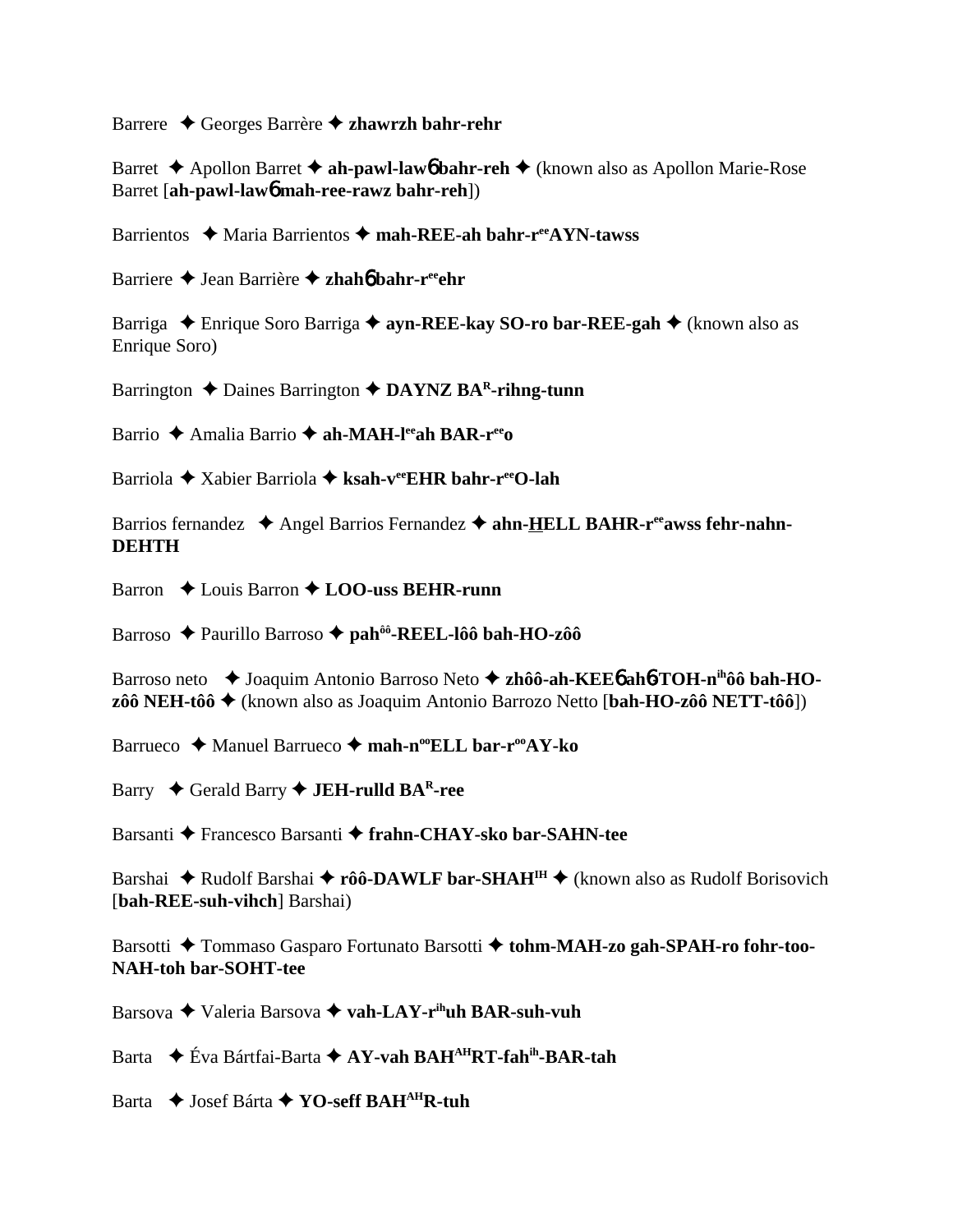Barrere ✦ Georges Barrère ✦ **zhawrzh bahr-rehr**

Barret ✦ Apollon Barret ✦ **ah-pawl-lawɓ bahr-reh** ✦ (known also as Apollon Marie-Rose Barret [**ah-pawl-lawɓ mah-ree-rawz bahr-reh**])

Barrientos ✦ Maria Barrientos ✦ **mah-REE-ah bahr-r^ee^AYN-tawss**

Barriere ✦ Jean Barrière ✦ **zhahɓ bahr-r^ee^ehr**

Barriga ✦ Enrique Soro Barriga ✦ **ayn-REE-kay SO-ro bar-REE-gah** ✦ (known also as Enrique Soro)

Barrington ✦ Daines Barrington ✦ **DAYNZ BA^R^-rihng-tunn**

Barrio ✦ Amalia Barrio ✦ **ah-MAH-l^ee^ah BAR-r^ee^o**

Barriola ✦ Xabier Barriola ✦ **ksah-v^ee^EHR bahr-r^ee^O-lah**

Barrios fernandez ✦ Angel Barrios Fernandez ✦ **ahn-HELL BAHR-r^ee^awss fehr-nahn-DEHTH**

Barron ✦ Louis Barron ✦ **LOO-uss BEHR-runn**

Barroso ✦ Paurillo Barroso ✦ **pah^ôô^-REEL-lôô bah-HO-zôô**

Barroso neto ✦ Joaquim Antonio Barroso Neto ✦ **zhôô-ah-KEEɓ ahɓ-TOH-n^ih^ôô bah-HO-zôô NEH-tôô** ✦ (known also as Joaquim Antonio Barrozo Netto [**bah-HO-zôô NETT-tôô**])

Barrueco ✦ Manuel Barrueco ✦ **mah-n^oo^ELL bar-r^oo^AY-ko**

Barry ✦ Gerald Barry ✦ **JEH-rulld BA^R^-ree**

Barsanti ✦ Francesco Barsanti ✦ **frahn-CHAY-sko bar-SAHN-tee**

Barshai ✦ Rudolf Barshai ✦ **rôô-DAWLF bar-SHAH^IH^** ✦ (known also as Rudolf Borisovich [**bah-REE-suh-vihch**] Barshai)

Barsotti ✦ Tommaso Gasparo Fortunato Barsotti ✦ **tohm-MAH-zo gah-SPAH-ro fohr-too-NAH-toh bar-SOHT-tee**

Barsova ✦ Valeria Barsova ✦ **vah-LAY-r^ih^uh BAR-suh-vuh**

Barta ✦ Éva Bártfai-Barta ✦ **AY-vah BAH^AH^RT-fah^ih^-BAR-tah**

Barta ✦ Josef Bárta ✦ **YO-seff BAH^AH^R-tuh**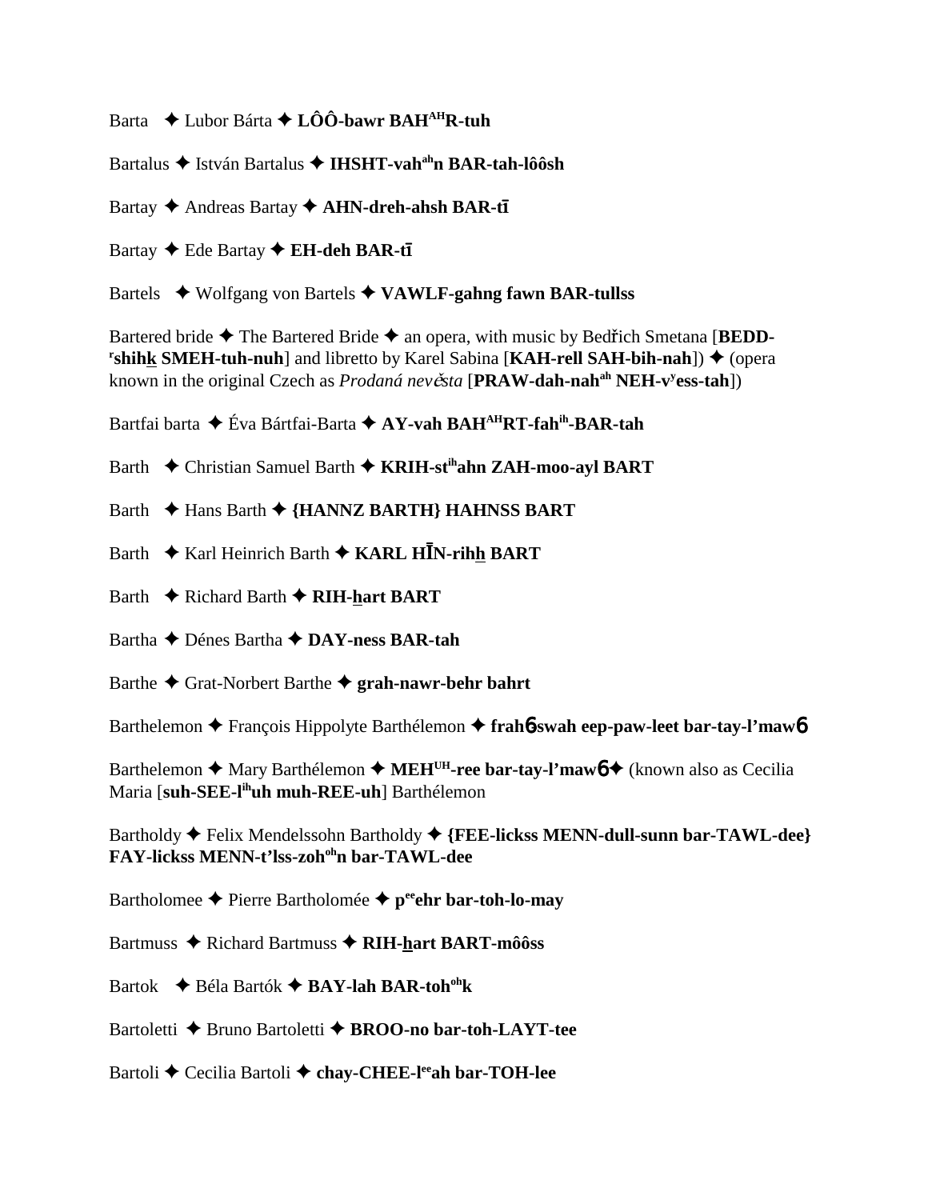Barta ✦ Lubor Bárta ✦ **LÔÔ-bawr BAH[AH]R-tuh**

Bartalus ✦ István Bartalus ✦ **IHSHT-vah[ah]n BAR-tah-lôôsh**

Bartay ✦ Andreas Bartay ✦ **AHN-dreh-ahsh BAR-tī**

Bartay ✦ Ede Bartay ✦ **EH-deh BAR-tī**

Bartels ✦ Wolfgang von Bartels ✦ **VAWLF-gahng fawn BAR-tullss**

Bartered bride ✦ The Bartered Bride ✦ an opera, with music by Bedřich Smetana [**BEDD-[r]shihk SMEH-tuh-nuh**] and libretto by Karel Sabina [**KAH-rell SAH-bih-nah**]) ✦ (opera known in the original Czech as *Prodaná nevěsta* [**PRAW-dah-nah[ah] NEH-v[y]ess-tah**])

Bartfai barta ✦ Éva Bártfai-Barta ✦ **AY-vah BAH[AH]RT-fah[ih]-BAR-tah**

Barth ✦ Christian Samuel Barth ✦ **KRIH-st[ih]ahn ZAH-moo-ayl BART**

Barth ✦ Hans Barth ✦ **{HANNZ BARTH} HAHNSS BART**

Barth ✦ Karl Heinrich Barth ✦ **KARL HĪN-rihh BART**

Barth ✦ Richard Barth ✦ **RIH-hart BART**

Bartha ✦ Dénes Bartha ✦ **DAY-ness BAR-tah**

Barthe ✦ Grat-Norbert Barthe ✦ **grah-nawr-behr bahrt**

Barthelemon ✦ François Hippolyte Barthélemon ✦ **frahɓswah eep-paw-leet bar-tay-l'mawɓ**

Barthelemon ✦ Mary Barthélemon ✦ **MEH[UH]-ree bar-tay-l'mawɓ**✦ (known also as Cecilia Maria [**suh-SEE-l[ih]uh muh-REE-uh**] Barthélemon

Bartholdy ✦ Felix Mendelssohn Bartholdy ✦ **{FEE-lickss MENN-dull-sunn bar-TAWL-dee} FAY-lickss MENN-t'lss-zoh[oh]n bar-TAWL-dee**

Bartholomee ✦ Pierre Bartholomée ✦ **p[ee]ehr bar-toh-lo-may**

Bartmuss ✦ Richard Bartmuss ✦ **RIH-hart BART-môôss**

Bartok ✦ Béla Bartók ✦ **BAY-lah BAR-toh[oh]k**

Bartoletti ✦ Bruno Bartoletti ✦ **BROO-no bar-toh-LAYT-tee**

Bartoli ✦ Cecilia Bartoli ✦ **chay-CHEE-l[ee]ah bar-TOH-lee**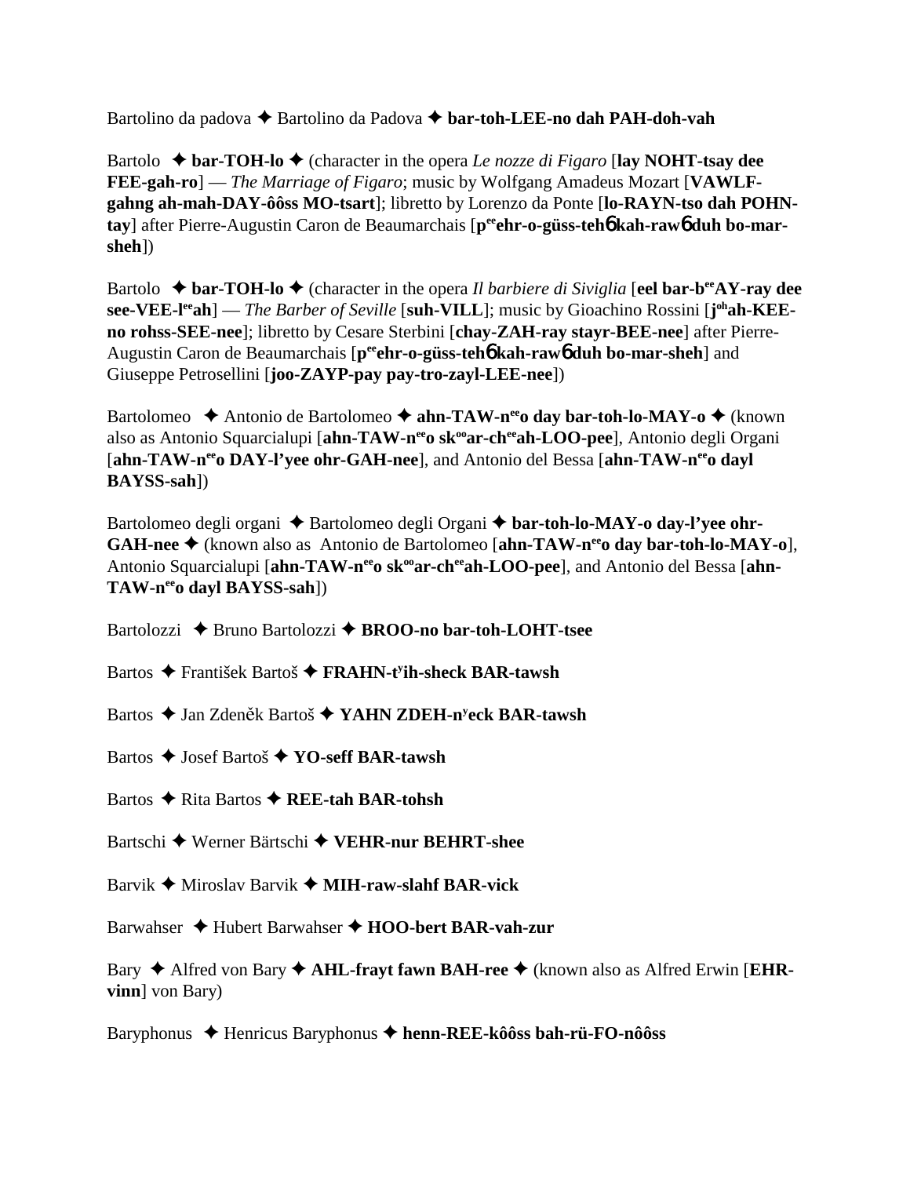Bartolino da padova ✦ Bartolino da Padova ✦ **bar-toh-LEE-no dah PAH-doh-vah**

Bartolo ✦ **bar-TOH-lo** ✦ (character in the opera *Le nozze di Figaro* [**lay NOHT-tsay dee FEE-gah-ro**] — *The Marriage of Figaro*; music by Wolfgang Amadeus Mozart [**VAWLF-gahng ah-mah-DAY-ôôss MO-tsart**]; libretto by Lorenzo da Ponte [**lo-RAYN-tso dah POHN-tay**] after Pierre-Augustin Caron de Beaumarchais [**p<sup>ee</sup>ehr-o-güss-tehɓ kah-rawɓ duh bo-mar-sheh**])

Bartolo ✦ **bar-TOH-lo** ✦ (character in the opera *Il barbiere di Siviglia* [**eel bar-b<sup>ee</sup>AY-ray dee see-VEE-l<sup>ee</sup>ah**] — *The Barber of Seville* [**suh-VILL**]; music by Gioachino Rossini [**j<sup>oh</sup>ah-KEE-no rohss-SEE-nee**]; libretto by Cesare Sterbini [**chay-ZAH-ray stayr-BEE-nee**] after Pierre-Augustin Caron de Beaumarchais [**p<sup>ee</sup>ehr-o-güss-tehɓ kah-rawɓ duh bo-mar-sheh**] and Giuseppe Petrosellini [**joo-ZAYP-pay pay-tro-zayl-LEE-nee**])

Bartolomeo ✦ Antonio de Bartolomeo ✦ **ahn-TAW-n<sup>ee</sup>o day bar-toh-lo-MAY-o** ✦ (known also as Antonio Squarcialupi [**ahn-TAW-n<sup>ee</sup>o sk<sup>oo</sup>ar-ch<sup>ee</sup>ah-LOO-pee**], Antonio degli Organi [**ahn-TAW-n<sup>ee</sup>o DAY-l'yee ohr-GAH-nee**], and Antonio del Bessa [**ahn-TAW-n<sup>ee</sup>o dayl BAYSS-sah**])

Bartolomeo degli organi ✦ Bartolomeo degli Organi ✦ **bar-toh-lo-MAY-o day-l'yee ohr-GAH-nee** ✦ (known also as Antonio de Bartolomeo [**ahn-TAW-n<sup>ee</sup>o day bar-toh-lo-MAY-o**], Antonio Squarcialupi [**ahn-TAW-n<sup>ee</sup>o sk<sup>oo</sup>ar-ch<sup>ee</sup>ah-LOO-pee**], and Antonio del Bessa [**ahn-TAW-n<sup>ee</sup>o dayl BAYSS-sah**])

Bartolozzi ✦ Bruno Bartolozzi ✦ **BROO-no bar-toh-LOHT-tsee**

Bartos ✦ František Bartoš ✦ **FRAHN-t<sup>y</sup>ih-sheck BAR-tawsh**

Bartos ✦ Jan Zdeněk Bartoš ✦ **YAHN ZDEH-n<sup>y</sup>eck BAR-tawsh**

Bartos ✦ Josef Bartoš ✦ **YO-seff BAR-tawsh**

Bartos ✦ Rita Bartos ✦ **REE-tah BAR-tohsh**

Bartschi ✦ Werner Bärtschi ✦ **VEHR-nur BEHRT-shee**

Barvik ✦ Miroslav Barvik ✦ **MIH-raw-slahf BAR-vick**

Barwahser ✦ Hubert Barwahser ✦ **HOO-bert BAR-vah-zur**

Bary ✦ Alfred von Bary ✦ **AHL-frayt fawn BAH-ree** ✦ (known also as Alfred Erwin [**EHR-vinn**] von Bary)

Baryphonus ✦ Henricus Baryphonus ✦ **henn-REE-kôôss bah-rü-FO-nôôss**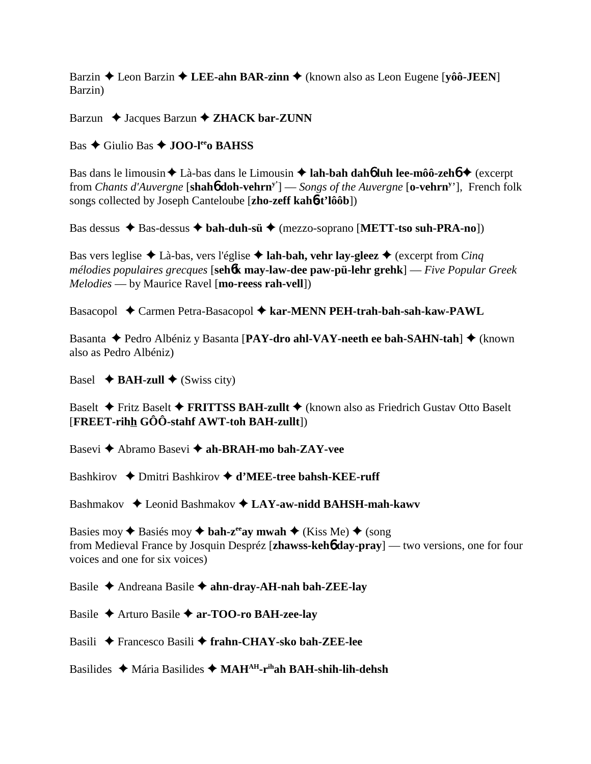Barzin ✦ Leon Barzin ✦ **LEE-ahn BAR-zinn** ✦ (known also as Leon Eugene [**yôô-JEEN**] Barzin)

Barzun ✦ Jacques Barzun ✦ **ZHACK bar-ZUNN**

Bas ✦ Giulio Bas ✦ **JOO-l**[ee]**o BAHSS**

Bas dans le limousin ✦ Là-bas dans le Limousin ✦ **lah-bah dahɓ luh lee-môô-zehɓ** ✦ (excerpt from *Chants d'Auvergne* [**shahɓ doh-vehrn**[y']] — *Songs of the Auvergne* [**o-vehrn**[y']], French folk songs collected by Joseph Canteloube [**zho-zeff kahɓ-t'lôôb**])

Bas dessus ✦ Bas-dessus ✦ **bah-duh-sü** ✦ (mezzo-soprano [**METT-tso suh-PRA-no**])

Bas vers leglise ✦ Là-bas, vers l'église ✦ **lah-bah, vehr lay-gleez** ✦ (excerpt from *Cinq mélodies populaires grecques* [**sehɓk may-law-dee paw-pü-lehr grehk**] — *Five Popular Greek Melodies* — by Maurice Ravel [**mo-reess rah-vell**])

Basacopol ✦ Carmen Petra-Basacopol ✦ **kar-MENN PEH-trah-bah-sah-kaw-PAWL**

Basanta ✦ Pedro Albéniz y Basanta [**PAY-dro ahl-VAY-neeth ee bah-SAHN-tah**] ✦ (known also as Pedro Albéniz)

Basel ✦ **BAH-zull** ✦ (Swiss city)

Baselt ✦ Fritz Baselt ✦ **FRITTSS BAH-zullt** ✦ (known also as Friedrich Gustav Otto Baselt [**FREET-rihh GÔÔ-stahf AWT-toh BAH-zullt**])

Basevi ✦ Abramo Basevi ✦ **ah-BRAH-mo bah-ZAY-vee**

Bashkirov ✦ Dmitri Bashkirov ✦ **d'MEE-tree bahsh-KEE-ruff**

Bashmakov ✦ Leonid Bashmakov ✦ **LAY-aw-nidd BAHSH-mah-kawv**

Basies moy ✦ Basiés moy ✦ **bah-z**[ee]**ay mwah** ✦ (Kiss Me) ✦ (song from Medieval France by Josquin Despréz [**zhawss-kehɓ day-pray**] — two versions, one for four voices and one for six voices)

Basile ✦ Andreana Basile ✦ **ahn-dray-AH-nah bah-ZEE-lay**

Basile ✦ Arturo Basile ✦ **ar-TOO-ro BAH-zee-lay**

Basili ✦ Francesco Basili ✦ **frahn-CHAY-sko bah-ZEE-lee**

Basilides ✦ Mária Basilides ✦ **MAH**[AH]**-r**[ih]**ah BAH-shih-lih-dehsh**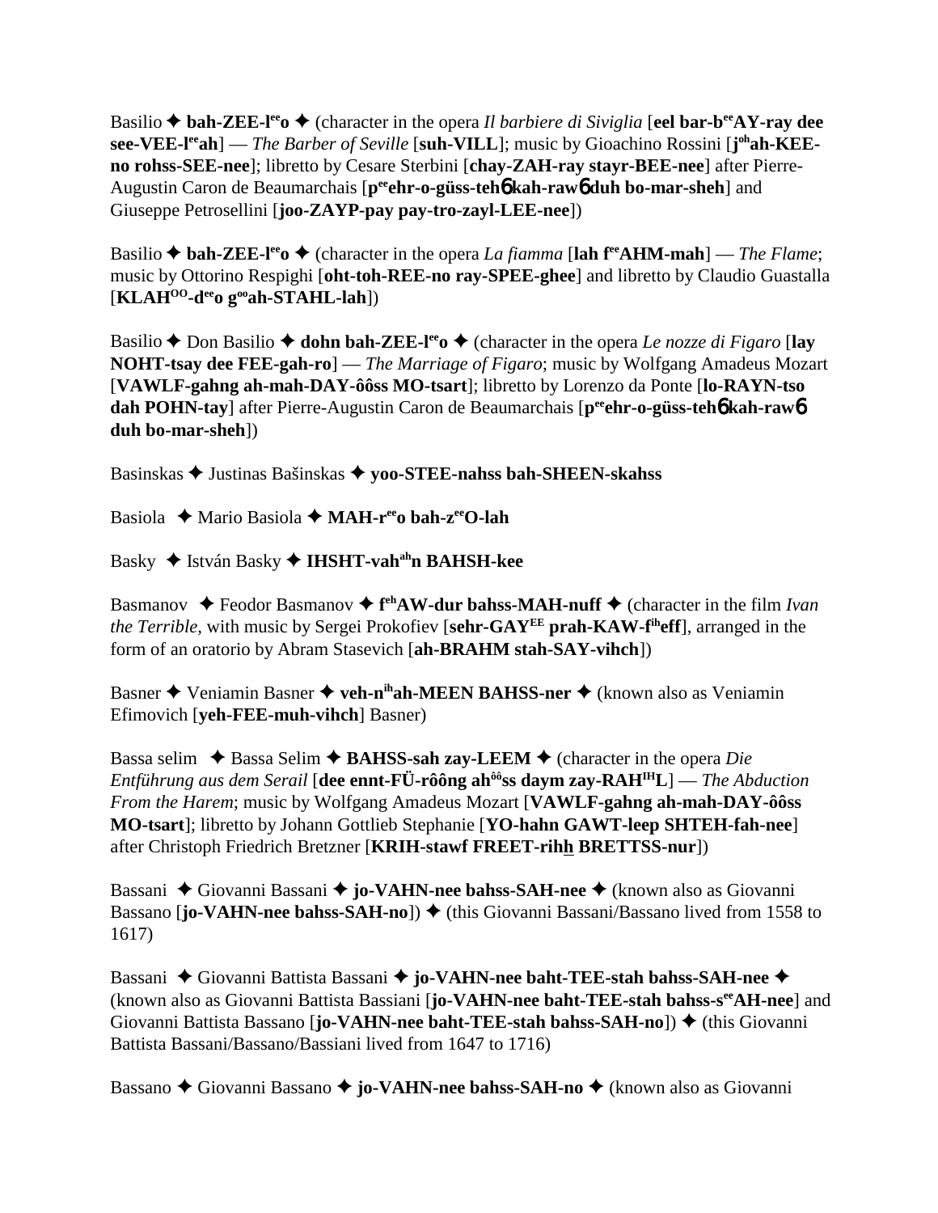Basilio ✦ **bah-ZEE-l**ee**o** ✦ (character in the opera *Il barbiere di Siviglia* [**eel bar-b**ee**AY-ray dee see-VEE-l**ee**ah**] — *The Barber of Seville* [**suh-VILL**]; music by Gioachino Rossini [**j**oh**ah-KEE-no rohss-SEE-nee**]; libretto by Cesare Sterbini [**chay-ZAH-ray stayr-BEE-nee**] after Pierre-Augustin Caron de Beaumarchais [**p**ee**ehr-o-güss-teh**ɓ **kah-raw**ɓ **duh bo-mar-sheh**] and Giuseppe Petrosellini [**joo-ZAYP-pay pay-tro-zayl-LEE-nee**])

Basilio ✦ **bah-ZEE-l**ee**o** ✦ (character in the opera *La fiamma* [**lah f**ee**AHM-mah**] — *The Flame*; music by Ottorino Respighi [**oht-toh-REE-no ray-SPEE-ghee**] and libretto by Claudio Guastalla [**KLAH**OO**-d**ee**o g**oo**ah-STAHL-lah**])

Basilio ✦ Don Basilio ✦ **dohn bah-ZEE-l**ee**o** ✦ (character in the opera *Le nozze di Figaro* [**lay NOHT-tsay dee FEE-gah-ro**] — *The Marriage of Figaro*; music by Wolfgang Amadeus Mozart [**VAWLF-gahng ah-mah-DAY-ôôss MO-tsart**]; libretto by Lorenzo da Ponte [**lo-RAYN-tso dah POHN-tay**] after Pierre-Augustin Caron de Beaumarchais [**p**ee**ehr-o-güss-teh**ɓ **kah-raw**ɓ **duh bo-mar-sheh**])

Basinskas ✦ Justinas Bašinskas ✦ **yoo-STEE-nahss bah-SHEEN-skahss**

Basiola ✦ Mario Basiola ✦ **MAH-r**ee**o bah-z**ee**O-lah**

Basky ✦ István Basky ✦ **IHSHT-vah**ah**n BAHSH-kee**

Basmanov ✦ Feodor Basmanov ✦ **f**eh**AW-dur bahss-MAH-nuff** ✦ (character in the film *Ivan the Terrible*, with music by Sergei Prokofiev [**sehr-GAY**EE **prah-KAW-f**ih**eff**], arranged in the form of an oratorio by Abram Stasevich [**ah-BRAHM stah-SAY-vihch**])

Basner ✦ Veniamin Basner ✦ **veh-n**ih**ah-MEEN BAHSS-ner** ✦ (known also as Veniamin Efimovich [**yeh-FEE-muh-vihch**] Basner)

Bassa selim ✦ Bassa Selim ✦ **BAHSS-sah zay-LEEM** ✦ (character in the opera *Die Entführung aus dem Serail* [**dee ennt-FÜ-rôông ah**ôô**ss daym zay-RAH**IH**L**] — *The Abduction From the Harem*; music by Wolfgang Amadeus Mozart [**VAWLF-gahng ah-mah-DAY-ôôss MO-tsart**]; libretto by Johann Gottlieb Stephanie [**YO-hahn GAWT-leep SHTEH-fah-nee**] after Christoph Friedrich Bretzner [**KRIH-stawf FREET-rihh BRETTSS-nur**])

Bassani ✦ Giovanni Bassani ✦ **jo-VAHN-nee bahss-SAH-nee** ✦ (known also as Giovanni Bassano [**jo-VAHN-nee bahss-SAH-no**]) ✦ (this Giovanni Bassani/Bassano lived from 1558 to 1617)

Bassani ✦ Giovanni Battista Bassani ✦ **jo-VAHN-nee baht-TEE-stah bahss-SAH-nee** ✦ (known also as Giovanni Battista Bassiani [**jo-VAHN-nee baht-TEE-stah bahss-s**ee**AH-nee**] and Giovanni Battista Bassano [**jo-VAHN-nee baht-TEE-stah bahss-SAH-no**]) ✦ (this Giovanni Battista Bassani/Bassano/Bassiani lived from 1647 to 1716)

Bassano ✦ Giovanni Bassano ✦ **jo-VAHN-nee bahss-SAH-no** ✦ (known also as Giovanni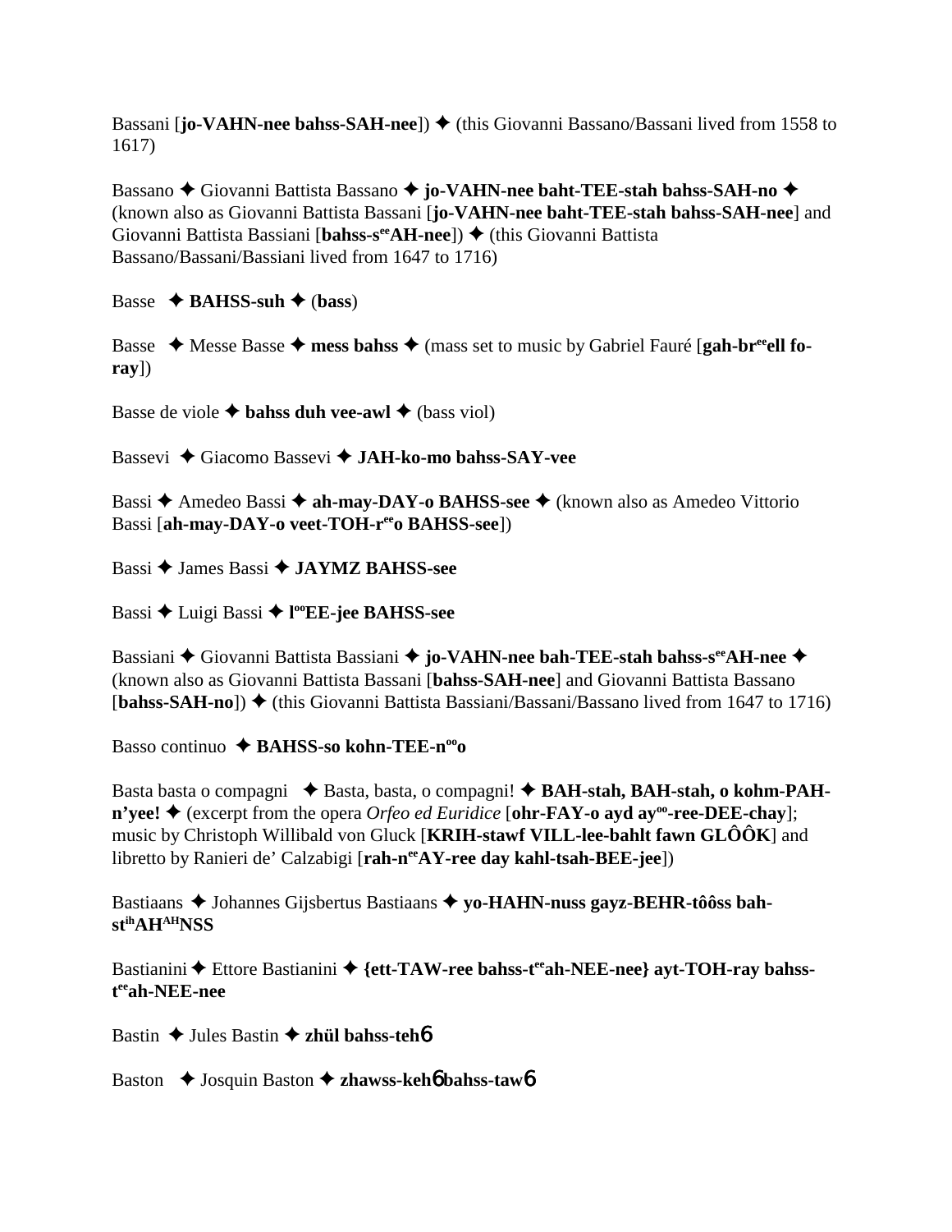Bassani [**jo-VAHN-nee bahss-SAH-nee**]) ✦ (this Giovanni Bassano/Bassani lived from 1558 to 1617)

Bassano ✦ Giovanni Battista Bassano ✦ **jo-VAHN-nee baht-TEE-stah bahss-SAH-no** ✦ (known also as Giovanni Battista Bassani [**jo-VAHN-nee baht-TEE-stah bahss-SAH-nee**] and Giovanni Battista Bassiani [**bahss-s[ee]AH-nee**]) ✦ (this Giovanni Battista Bassano/Bassani/Bassiani lived from 1647 to 1716)

Basse ✦ **BAHSS-suh** ✦ (**bass**)

Basse ✦ Messe Basse ✦ **mess bahss** ✦ (mass set to music by Gabriel Fauré [**gah-br[ee]ell fo-ray**])

Basse de viole ✦ **bahss duh vee-awl** ✦ (bass viol)

Bassevi ✦ Giacomo Bassevi ✦ **JAH-ko-mo bahss-SAY-vee**

Bassi ✦ Amedeo Bassi ✦ **ah-may-DAY-o BAHSS-see** ✦ (known also as Amedeo Vittorio Bassi [**ah-may-DAY-o veet-TOH-r[ee]o BAHSS-see**])

Bassi ✦ James Bassi ✦ **JAYMZ BAHSS-see**

Bassi ✦ Luigi Bassi ✦ **l[oo]EE-jee BAHSS-see**

Bassiani ✦ Giovanni Battista Bassiani ✦ **jo-VAHN-nee bah-TEE-stah bahss-s[ee]AH-nee** ✦ (known also as Giovanni Battista Bassani [**bahss-SAH-nee**] and Giovanni Battista Bassano [**bahss-SAH-no**]) ✦ (this Giovanni Battista Bassiani/Bassani/Bassano lived from 1647 to 1716)

Basso continuo ✦ **BAHSS-so kohn-TEE-n[oo]o**

Basta basta o compagni ✦ Basta, basta, o compagni! ✦ **BAH-stah, BAH-stah, o kohm-PAH-n'yee!** ✦ (excerpt from the opera *Orfeo ed Euridice* [**ohr-FAY-o ayd ay[oo]-ree-DEE-chay**]; music by Christoph Willibald von Gluck [**KRIH-stawf VILL-lee-bahlt fawn GLÔÔK**] and libretto by Ranieri de' Calzabigi [**rah-n[ee]AY-ree day kahl-tsah-BEE-jee**])

Bastiaans ✦ Johannes Gijsbertus Bastiaans ✦ **yo-HAHN-nuss gayz-BEHR-tôôss bah-st[ih]AH[AH]NSS**

Bastianini ✦ Ettore Bastianini ✦ **{ett-TAW-ree bahss-t[ee]ah-NEE-nee} ayt-TOH-ray bahss-t[ee]ah-NEE-nee**

Bastin ✦ Jules Bastin ✦ **zhül bahss-teh6**

Baston ✦ Josquin Baston ✦ **zhawss-keh6 bahss-taw6**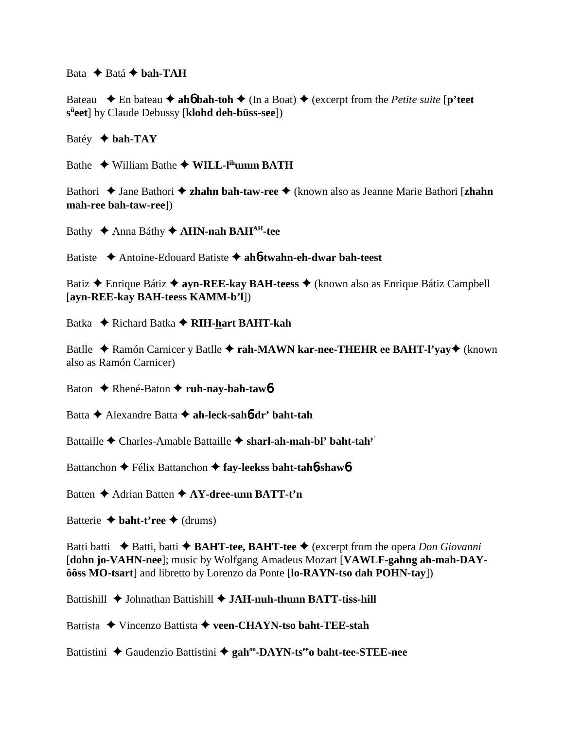Bata ✦ Batá ✦ **bah-TAH**

Bateau ✦ En bateau ✦ **ah6 bah-toh** ✦ (In a Boat) ✦ (excerpt from the *Petite suite* [**p'teet s[ü]eet**] by Claude Debussy [**klohd deh-büss-see**])

Batéy ✦ **bah-TAY**

Bathe ✦ William Bathe ✦ **WILL-l[ih]umm BATH**

Bathori ✦ Jane Bathori ✦ **zhahn bah-taw-ree** ✦ (known also as Jeanne Marie Bathori [**zhahn mah-ree bah-taw-ree**])

Bathy ✦ Anna Báthy ✦ **AHN-nah BAH[AH]-tee**

Batiste ✦ Antoine-Edouard Batiste ✦ **ah6-twahn-eh-dwar bah-teest**

Batiz ✦ Enrique Bátiz ✦ **ayn-REE-kay BAH-teess** ✦ (known also as Enrique Bátiz Campbell [**ayn-REE-kay BAH-teess KAMM-b'l**])

Batka ✦ Richard Batka ✦ **RIH-hart BAHT-kah**

Batlle ✦ Ramón Carnicer y Batlle ✦ **rah-MAWN kar-nee-THEHR ee BAHT-l'yay** ✦ (known also as Ramón Carnicer)

Baton ✦ Rhené-Baton ✦ **ruh-nay-bah-taw6**

Batta ✦ Alexandre Batta ✦ **ah-leck-sah6-dr' baht-tah**

Battaille ✦ Charles-Amable Battaille ✦ **sharl-ah-mah-bl' baht-tah[y']**

Battanchon ✦ Félix Battanchon ✦ **fay-leekss baht-tah6-shaw6**

Batten ✦ Adrian Batten ✦ **AY-dree-unn BATT-t'n**

Batterie ✦ **baht-t'ree** ✦ (drums)

Batti batti ✦ Batti, batti ✦ **BAHT-tee, BAHT-tee** ✦ (excerpt from the opera *Don Giovanni* [**dohn jo-VAHN-nee**]; music by Wolfgang Amadeus Mozart [**VAWLF-gahng ah-mah-DAY-ôôss MO-tsart**] and libretto by Lorenzo da Ponte [**lo-RAYN-tso dah POHN-tay**])

Battishill ✦ Johnathan Battishill ✦ **JAH-nuh-thunn BATT-tiss-hill**

Battista ✦ Vincenzo Battista ✦ **veen-CHAYN-tso baht-TEE-stah**

Battistini ✦ Gaudenzio Battistini ✦ **gah[oo]-DAYN-ts[ee]o baht-tee-STEE-nee**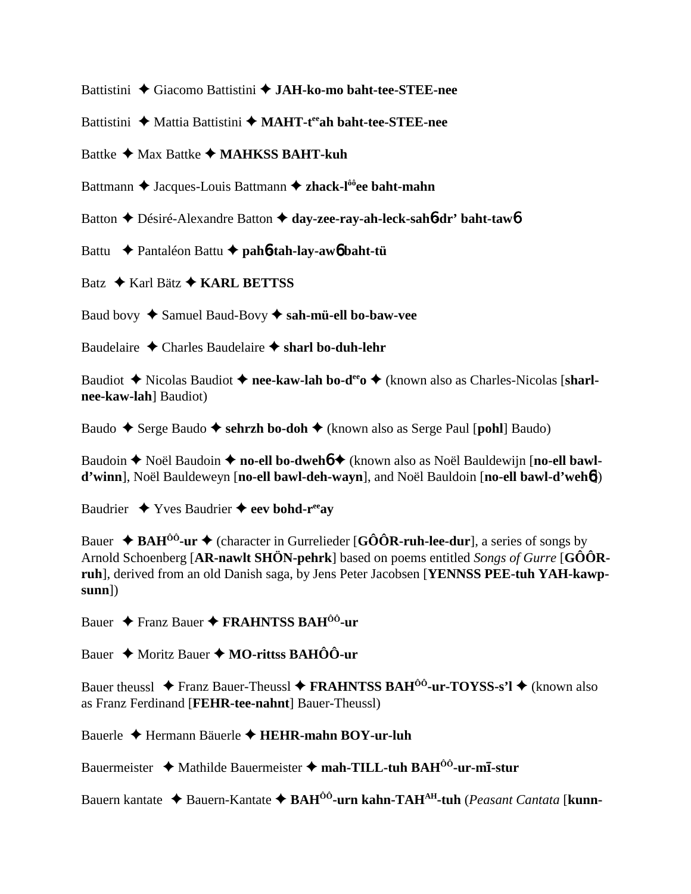Battistini ✦ Giacomo Battistini ✦ **JAH-ko-mo baht-tee-STEE-nee**

Battistini ✦ Mattia Battistini ✦ **MAHT-t^ee^ah baht-tee-STEE-nee**

Battke ✦ Max Battke ✦ **MAHKSS BAHT-kuh**

Battmann ✦ Jacques-Louis Battmann ✦ **zhack-l^ôô^ee baht-mahn**

Batton ✦ Désiré-Alexandre Batton ✦ **day-zee-ray-ah-leck-sahɓ-dr' baht-tawɓ**

Battu ✦ Pantaléon Battu ✦ **pahɓ-tah-lay-awɓ baht-tü**

Batz ✦ Karl Bätz ✦ **KARL BETTSS**

Baud bovy ✦ Samuel Baud-Bovy ✦ **sah-mü-ell bo-baw-vee**

Baudelaire ✦ Charles Baudelaire ✦ **sharl bo-duh-lehr**

Baudiot ✦ Nicolas Baudiot ✦ **nee-kaw-lah bo-d^ee^o** ✦ (known also as Charles-Nicolas [**sharl-nee-kaw-lah**] Baudiot)

Baudo ✦ Serge Baudo ✦ **sehrzh bo-doh** ✦ (known also as Serge Paul [**pohl**] Baudo)

Baudoin ✦ Noël Baudoin ✦ **no-ell bo-dwehɓ** ✦ (known also as Noël Bauldewijn [**no-ell bawl-d'winn**], Noël Bauldeweyn [**no-ell bawl-deh-wayn**], and Noël Bauldoin [**no-ell bawl-d'wehɓ**])

Baudrier ✦ Yves Baudrier ✦ **eev bohd-r^ee^ay**

Bauer ✦ **BAH^ÔÔ^-ur** ✦ (character in Gurrelieder [**GÔÔR-ruh-lee-dur**], a series of songs by Arnold Schoenberg [**AR-nawlt SHÖN-pehrk**] based on poems entitled *Songs of Gurre* [**GÔÔR-ruh**], derived from an old Danish saga, by Jens Peter Jacobsen [**YENNSS PEE-tuh YAH-kawp-sunn**])

Bauer ✦ Franz Bauer ✦ **FRAHNTSS BAH^ÔÔ^-ur**

Bauer ✦ Moritz Bauer ✦ **MO-rittss BAHÔÔ-ur**

Bauer theussl ✦ Franz Bauer-Theussl ✦ **FRAHNTSS BAH^ÔÔ^-ur-TOYSS-s'l** ✦ (known also as Franz Ferdinand [**FEHR-tee-nahnt**] Bauer-Theussl)

Bauerle ✦ Hermann Bäuerle ✦ **HEHR-mahn BOY-ur-luh**

Bauermeister ✦ Mathilde Bauermeister ✦ **mah-TILL-tuh BAH^ÔÔ^-ur-mī-stur**

Bauern kantate ✦ Bauern-Kantate ✦ **BAH^ÔÔ^-urn kahn-TAH^AH^-tuh** (*Peasant Cantata* [**kunn-**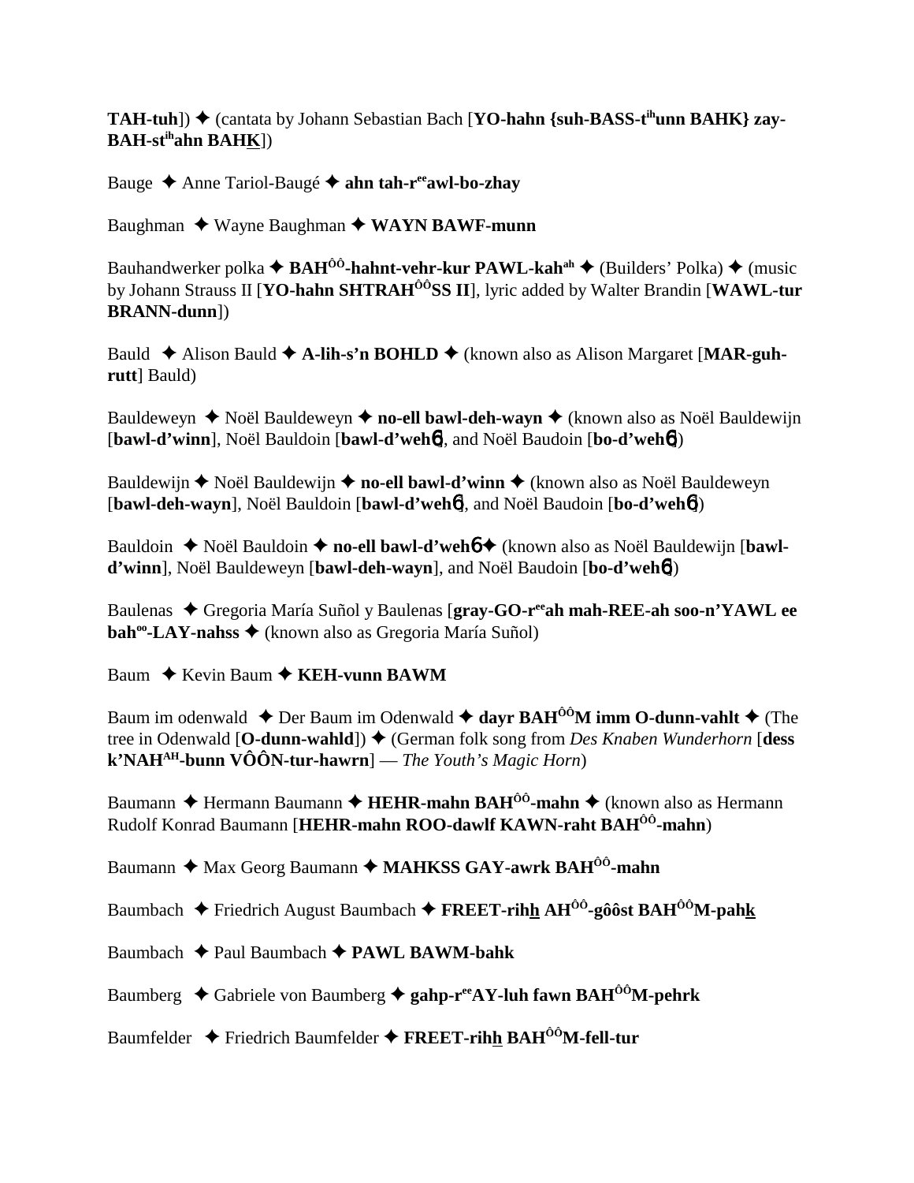**TAH-tuh**]) ✦ (cantata by Johann Sebastian Bach [**YO-hahn {suh-BASS-t**ih**unn BAHK} zay-BAH-st**ih**ahn BAHK**])

Bauge ✦ Anne Tariol-Baugé ✦ **ahn tah-r**ee**awl-bo-zhay**

Baughman ✦ Wayne Baughman ✦ **WAYN BAWF-munn**

Bauhandwerker polka ✦ **BAH**ÔÔ**-hahnt-vehr-kur PAWL-kah**ah ✦ (Builders' Polka) ✦ (music by Johann Strauss II [**YO-hahn SHTRAH**ÔÔ**SS II**], lyric added by Walter Brandin [**WAWL-tur BRANN-dunn**])

Bauld ✦ Alison Bauld ✦ **A-lih-s'n BOHLD** ✦ (known also as Alison Margaret [**MAR-guh-rutt**] Bauld)

Bauldeweyn ✦ Noël Bauldeweyn ✦ **no-ell bawl-deh-wayn** ✦ (known also as Noël Bauldewijn [**bawl-d'winn**], Noël Bauldoin [**bawl-d'weh6**], and Noël Baudoin [**bo-d'weh6**])

Bauldewijn ✦ Noël Bauldewijn ✦ **no-ell bawl-d'winn** ✦ (known also as Noël Bauldeweyn [**bawl-deh-wayn**], Noël Bauldoin [**bawl-d'weh6**], and Noël Baudoin [**bo-d'weh6**])

Bauldoin ✦ Noël Bauldoin ✦ **no-ell bawl-d'weh6** ✦ (known also as Noël Bauldewijn [**bawl-d'winn**], Noël Bauldeweyn [**bawl-deh-wayn**], and Noël Baudoin [**bo-d'weh6**])

Baulenas ✦ Gregoria María Suñol y Baulenas [**gray-GO-r**ee**ah mah-REE-ah soo-n'YAWL ee bah**oo**-LAY-nahss** ✦ (known also as Gregoria María Suñol)

Baum ✦ Kevin Baum ✦ **KEH-vunn BAWM**

Baum im odenwald ✦ Der Baum im Odenwald ✦ **dayr BAH**ÔÔ**M imm O-dunn-vahlt** ✦ (The tree in Odenwald [**O-dunn-wahld**]) ✦ (German folk song from *Des Knaben Wunderhorn* [**dess k'NAH**AH**-bunn VÔÔN-tur-hawrn**] — *The Youth's Magic Horn*)

Baumann ✦ Hermann Baumann ✦ **HEHR-mahn BAH**ÔÔ**-mahn** ✦ (known also as Hermann Rudolf Konrad Baumann [**HEHR-mahn ROO-dawlf KAWN-raht BAH**ÔÔ**-mahn**)

Baumann ✦ Max Georg Baumann ✦ **MAHKSS GAY-awrk BAH**ÔÔ**-mahn**

Baumbach ✦ Friedrich August Baumbach ✦ **FREET-rihh AH**ÔÔ**-gôôst BAH**ÔÔ**M-pahk**

Baumbach ✦ Paul Baumbach ✦ **PAWL BAWM-bahk**

Baumberg ✦ Gabriele von Baumberg ✦ **gahp-r**ee**AY-luh fawn BAH**ÔÔ**M-pehrk**

Baumfelder ✦ Friedrich Baumfelder ✦ **FREET-rihh BAH**ÔÔ**M-fell-tur**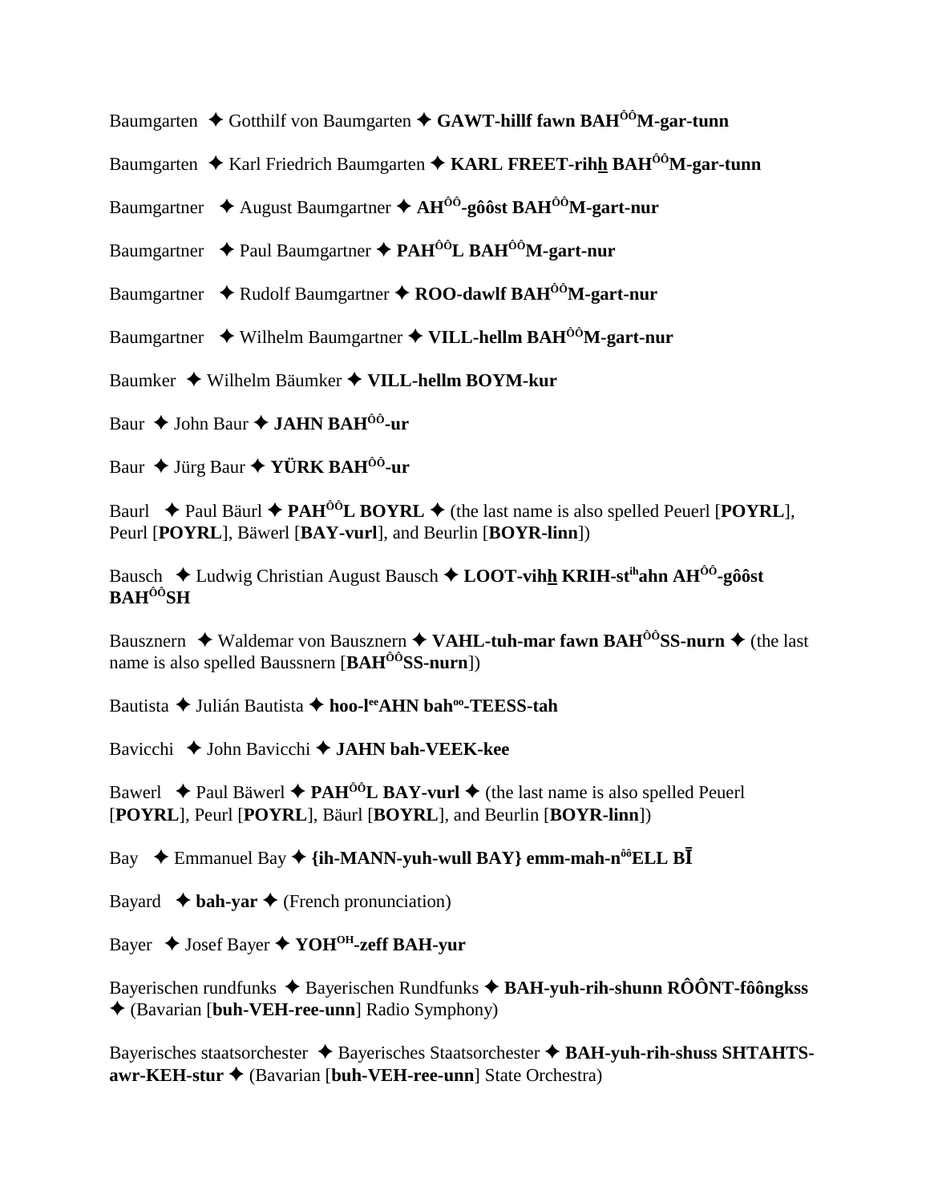Baumgarten ✦ Gotthilf von Baumgarten ✦ **GAWT-hillf fawn BAH[ÔÔ]M-gar-tunn**

Baumgarten ✦ Karl Friedrich Baumgarten ✦ **KARL FREET-rihh BAH[ÔÔ]M-gar-tunn**

Baumgartner ✦ August Baumgartner ✦ **AH[ÔÔ]-gôôst BAH[ÔÔ]M-gart-nur**

Baumgartner ✦ Paul Baumgartner ✦ **PAH[ÔÔ]L BAH[ÔÔ]M-gart-nur**

Baumgartner ✦ Rudolf Baumgartner ✦ **ROO-dawlf BAH[ÔÔ]M-gart-nur**

Baumgartner ✦ Wilhelm Baumgartner ✦ **VILL-hellm BAH[ÔÔ]M-gart-nur**

Baumker ✦ Wilhelm Bäumker ✦ **VILL-hellm BOYM-kur**

Baur ✦ John Baur ✦ **JAHN BAH[ÔÔ]-ur**

Baur ✦ Jürg Baur ✦ **YÜRK BAH[ÔÔ]-ur**

Baurl ✦ Paul Bäurl ✦ **PAH[ÔÔ]L BOYRL** ✦ (the last name is also spelled Peuerl [**POYRL**], Peurl [**POYRL**], Bäwerl [**BAY-vurl**], and Beurlin [**BOYR-linn**])

Bausch ✦ Ludwig Christian August Bausch ✦ **LOOT-vihh KRIH-st[ih]ahn AH[ÔÔ]-gôôst BAH[ÔÔ]SH**

Bausznern ✦ Waldemar von Bausznern ✦ **VAHL-tuh-mar fawn BAH[ÔÔ]SS-nurn** ✦ (the last name is also spelled Baussnern [**BAH[ÔÔ]SS-nurn**])

Bautista ✦ Julián Bautista ✦ **hoo-l[ee]AHN bah[oo]-TEESS-tah**

Bavicchi ✦ John Bavicchi ✦ **JAHN bah-VEEK-kee**

Bawerl ✦ Paul Bäwerl ✦ **PAH[ÔÔ]L BAY-vurl** ✦ (the last name is also spelled Peuerl [**POYRL**], Peurl [**POYRL**], Bäurl [**BOYRL**], and Beurlin [**BOYR-linn**])

Bay ✦ Emmanuel Bay ✦ **{ih-MANN-yuh-wull BAY} emm-mah-n[ôô]ELL BĪ**

Bayard ✦ **bah-yar** ✦ (French pronunciation)

Bayer ✦ Josef Bayer ✦ **YOH[OH]-zeff BAH-yur**

Bayerischen rundfunks ✦ Bayerischen Rundfunks ✦ **BAH-yuh-rih-shunn RÔÔNT-fôôngkss** ✦ (Bavarian [**buh-VEH-ree-unn**] Radio Symphony)

Bayerisches staatsorchester ✦ Bayerisches Staatsorchester ✦ **BAH-yuh-rih-shuss SHTAHTS-awr-KEH-stur** ✦ (Bavarian [**buh-VEH-ree-unn**] State Orchestra)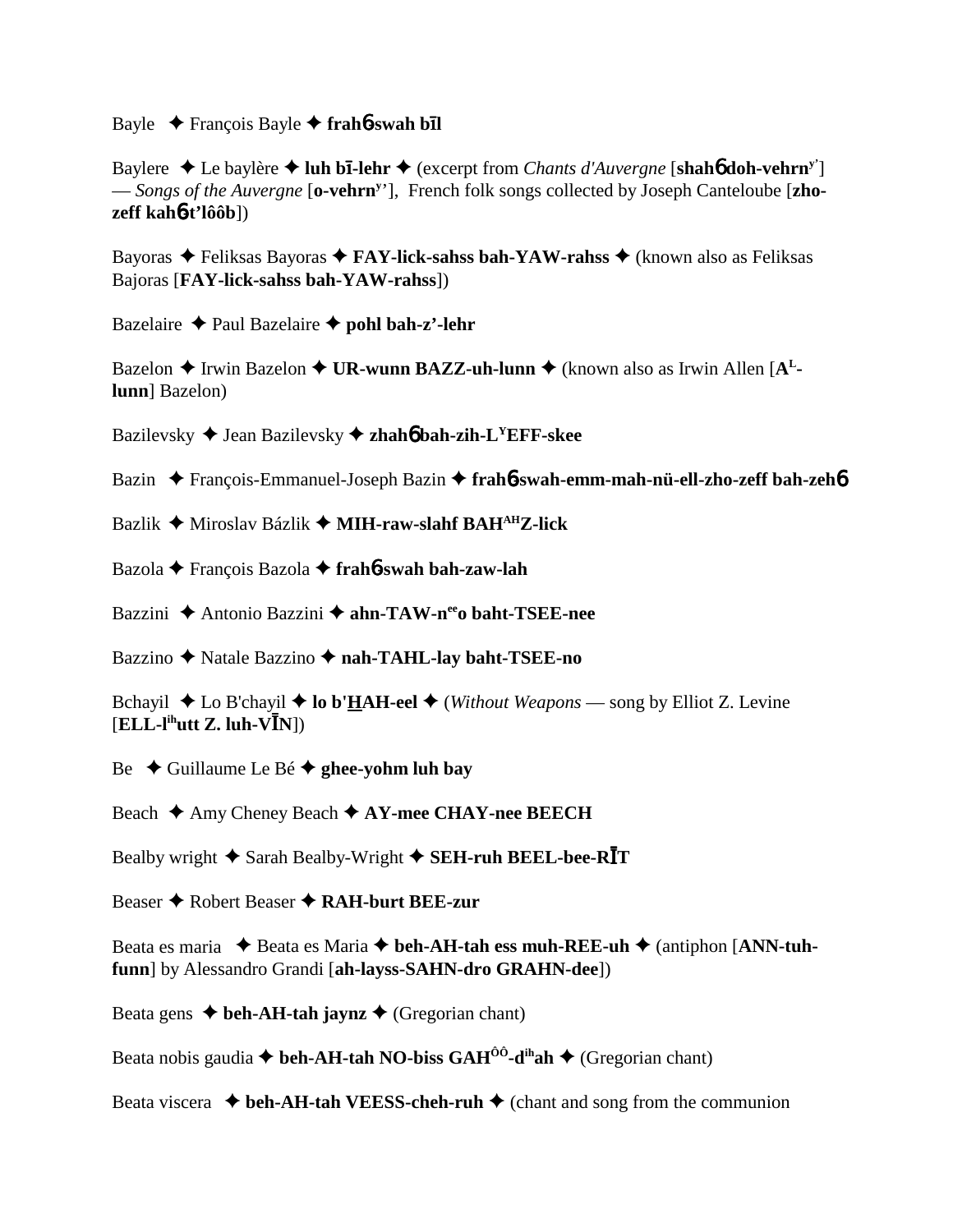Bayle ✦ François Bayle ✦ **frah6-swah bīl**

Baylere ✦ Le baylère ✦ **luh bī-lehr** ✦ (excerpt from *Chants d'Auvergne* [**shah6 doh-vehrn**$^{y'}$] — *Songs of the Auvergne* [**o-vehrn**$^{y'}$], French folk songs collected by Joseph Canteloube [**zho-zeff kah6-t'lôôb**])

Bayoras ✦ Feliksas Bayoras ✦ **FAY-lick-sahss bah-YAW-rahss** ✦ (known also as Feliksas Bajoras [**FAY-lick-sahss bah-YAW-rahss**])

Bazelaire ✦ Paul Bazelaire ✦ **pohl bah-z'-lehr**

Bazelon ✦ Irwin Bazelon ✦ **UR-wunn BAZZ-uh-lunn** ✦ (known also as Irwin Allen [**A**$^{L}$**-lunn**] Bazelon)

Bazilevsky ✦ Jean Bazilevsky ✦ **zhah6 bah-zih-L**$^{Y}$**EFF-skee**

Bazin ✦ François-Emmanuel-Joseph Bazin ✦ **frah6-swah-emm-mah-nü-ell-zho-zeff bah-zeh6**

Bazlik ✦ Miroslav Bázlik ✦ **MIH-raw-slahf BAH**$^{AH}$**Z-lick**

Bazola ✦ François Bazola ✦ **frah6-swah bah-zaw-lah**

Bazzini ✦ Antonio Bazzini ✦ **ahn-TAW-n**$^{ee}$**o baht-TSEE-nee**

Bazzino ✦ Natale Bazzino ✦ **nah-TAHL-lay baht-TSEE-no**

Bchayil ✦ Lo B'chayil ✦ **lo b'HAH-eel** ✦ (*Without Weapons* — song by Elliot Z. Levine [**ELL-l**$^{ih}$**utt Z. luh-VĪN**])

Be ✦ Guillaume Le Bé ✦ **ghee-yohm luh bay**

Beach ✦ Amy Cheney Beach ✦ **AY-mee CHAY-nee BEECH**

Bealby wright ✦ Sarah Bealby-Wright ✦ **SEH-ruh BEEL-bee-RĪT**

Beaser ✦ Robert Beaser ✦ **RAH-burt BEE-zur**

Beata es maria ✦ Beata es Maria ✦ **beh-AH-tah ess muh-REE-uh** ✦ (antiphon [**ANN-tuh-funn**] by Alessandro Grandi [**ah-layss-SAHN-dro GRAHN-dee**])

Beata gens ✦ **beh-AH-tah jaynz** ✦ (Gregorian chant)

Beata nobis gaudia ✦ **beh-AH-tah NO-biss GAH**$^{ÔÔ}$**-d**$^{ih}$**ah** ✦ (Gregorian chant)

Beata viscera ✦ **beh-AH-tah VEESS-cheh-ruh** ✦ (chant and song from the communion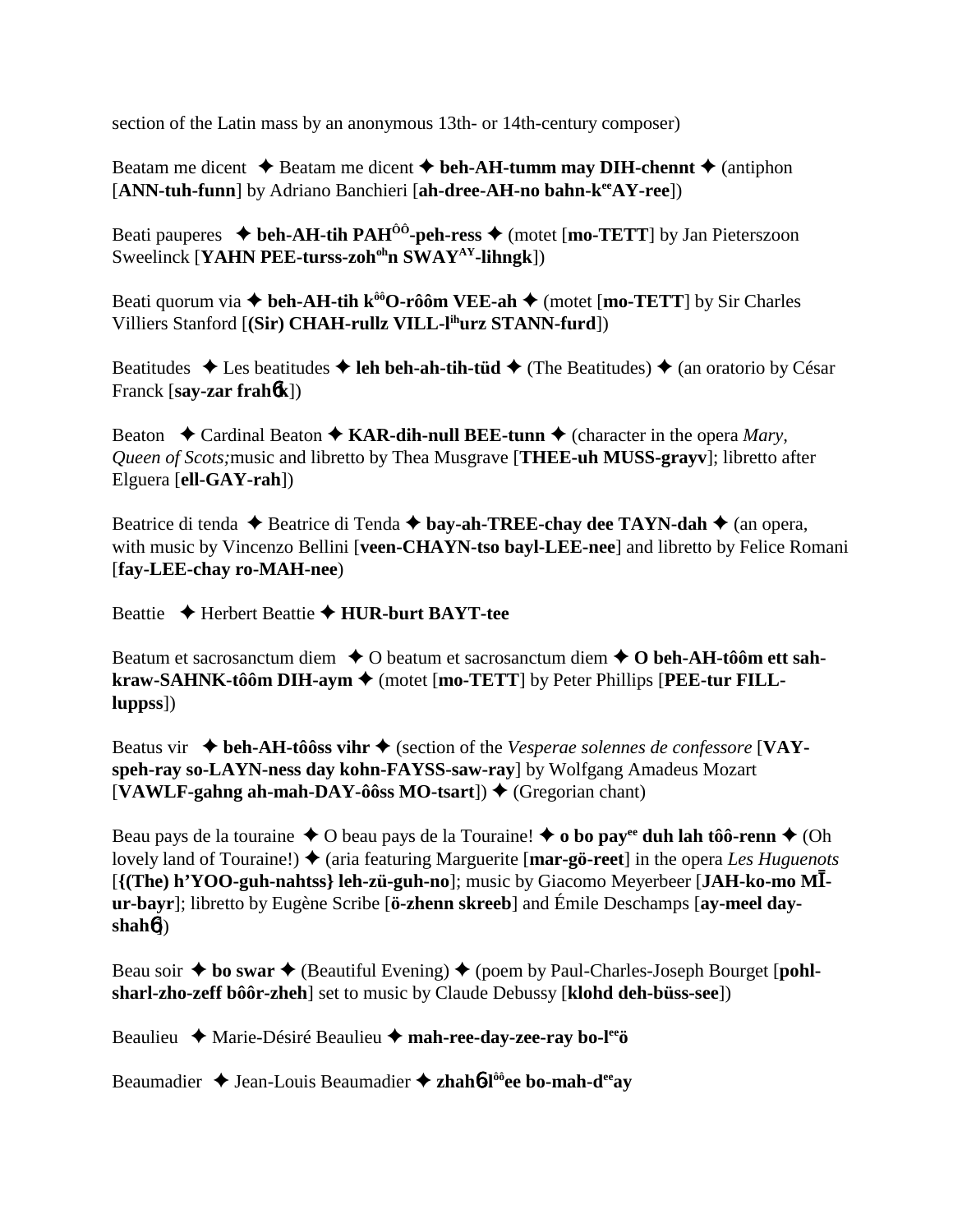section of the Latin mass by an anonymous 13th- or 14th-century composer)

Beatam me dicent ✦ Beatam me dicent ✦ **beh-AH-tumm may DIH-chennt** ✦ (antiphon [**ANN-tuh-funn**] by Adriano Banchieri [**ah-dree-AH-no bahn-k^ee^AY-ree**])

Beati pauperes ✦ **beh-AH-tih PAH^ÔÔ^-peh-ress** ✦ (motet [**mo-TETT**] by Jan Pieterszoon Sweelinck [**YAHN PEE-turss-zoh^oh^n SWAY^AY^-lihngk**])

Beati quorum via ✦ **beh-AH-tih k^ôô^O-rôôm VEE-ah** ✦ (motet [**mo-TETT**] by Sir Charles Villiers Stanford [**(Sir) CHAH-rullz VILL-l^ih^urz STANN-furd**])

Beatitudes ✦ Les beatitudes ✦ **leh beh-ah-tih-tüd** ✦ (The Beatitudes) ✦ (an oratorio by César Franck [**say-zar frah6k**])

Beaton ✦ Cardinal Beaton ✦ **KAR-dih-null BEE-tunn** ✦ (character in the opera *Mary, Queen of Scots;*music and libretto by Thea Musgrave [**THEE-uh MUSS-grayv**]; libretto after Elguera [**ell-GAY-rah**])

Beatrice di tenda ✦ Beatrice di Tenda ✦ **bay-ah-TREE-chay dee TAYN-dah** ✦ (an opera, with music by Vincenzo Bellini [**veen-CHAYN-tso bayl-LEE-nee**] and libretto by Felice Romani [**fay-LEE-chay ro-MAH-nee**)

Beattie ✦ Herbert Beattie ✦ **HUR-burt BAYT-tee**

Beatum et sacrosanctum diem ✦ O beatum et sacrosanctum diem ✦ **O beh-AH-tôôm ett sah-kraw-SAHNK-tôôm DIH-aym** ✦ (motet [**mo-TETT**] by Peter Phillips [**PEE-tur FILL-luppss**])

Beatus vir ✦ **beh-AH-tôôss vihr** ✦ (section of the *Vesperae solennes de confessore* [**VAY-speh-ray so-LAYN-ness day kohn-FAYSS-saw-ray**] by Wolfgang Amadeus Mozart [**VAWLF-gahng ah-mah-DAY-ôôss MO-tsart**]) ✦ (Gregorian chant)

Beau pays de la touraine ✦ O beau pays de la Touraine! ✦ **o bo pay^ee^ duh lah tôô-renn** ✦ (Oh lovely land of Touraine!) ✦ (aria featuring Marguerite [**mar-gö-reet**] in the opera *Les Huguenots* [**{(The) h'YOO-guh-nahtss} leh-zü-guh-no**]; music by Giacomo Meyerbeer [**JAH-ko-mo MĪ-ur-bayr**]; libretto by Eugène Scribe [**ö-zhenn skreeb**] and Émile Deschamps [**ay-meel day-shah6**])

Beau soir ✦ **bo swar** ✦ (Beautiful Evening) ✦ (poem by Paul-Charles-Joseph Bourget [**pohl-sharl-zho-zeff bôôr-zheh**] set to music by Claude Debussy [**klohd deh-büss-see**])

Beaulieu ✦ Marie-Désiré Beaulieu ✦ **mah-ree-day-zee-ray bo-l^ee^ö**

Beaumadier ✦ Jean-Louis Beaumadier ✦ **zhah6-l^ôô^ee bo-mah-d^ee^ay**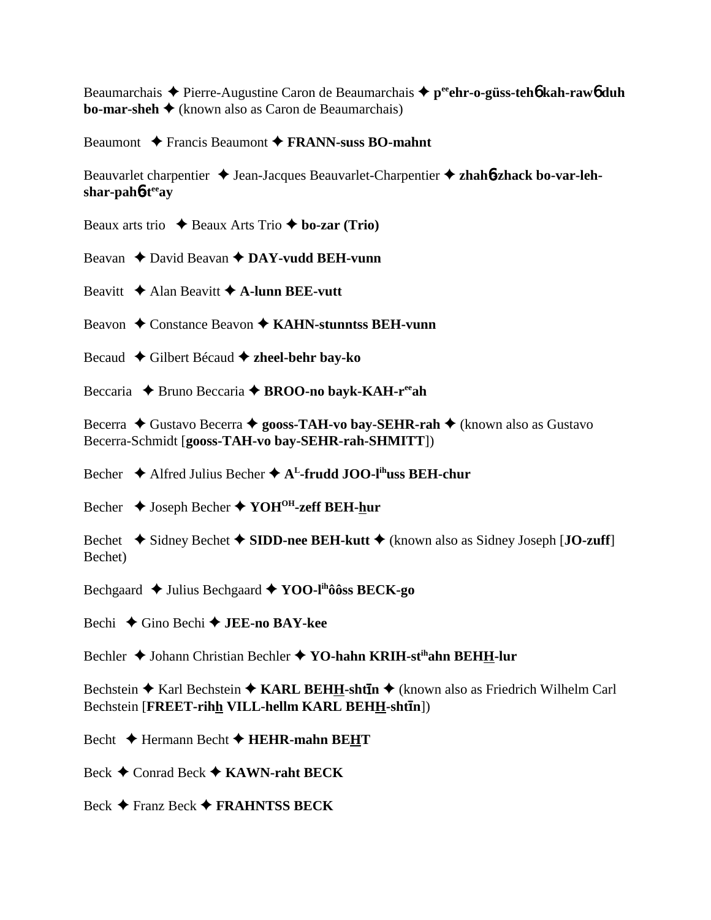Beaumarchais ✦ Pierre-Augustine Caron de Beaumarchais ✦ **p[ee]ehr-o-güss-tehɓ kah-rawɓ duh bo-mar-sheh** ✦ (known also as Caron de Beaumarchais)

Beaumont ✦ Francis Beaumont ✦ **FRANN-suss BO-mahnt**

Beauvarlet charpentier ✦ Jean-Jacques Beauvarlet-Charpentier ✦ **zhahɓ-zhack bo-var-leh-shar-pahɓ-t[ee]ay**

Beaux arts trio ✦ Beaux Arts Trio ✦ **bo-zar (Trio)**

Beavan ✦ David Beavan ✦ **DAY-vudd BEH-vunn**

Beavitt ✦ Alan Beavitt ✦ **A-lunn BEE-vutt**

Beavon ✦ Constance Beavon ✦ **KAHN-stunntss BEH-vunn**

Becaud ✦ Gilbert Bécaud ✦ **zheel-behr bay-ko**

Beccaria ✦ Bruno Beccaria ✦ **BROO-no bayk-KAH-r[ee]ah**

Becerra ✦ Gustavo Becerra ✦ **gooss-TAH-vo bay-SEHR-rah** ✦ (known also as Gustavo Becerra-Schmidt [**gooss-TAH-vo bay-SEHR-rah-SHMITT**])

Becher ✦ Alfred Julius Becher ✦ **A[L]-frudd JOO-l[ih]uss BEH-chur**

Becher ✦ Joseph Becher ✦ **YOH[OH]-zeff BEH-h̲ur**

Bechet ✦ Sidney Bechet ✦ **SIDD-nee BEH-kutt** ✦ (known also as Sidney Joseph [**JO-zuff**] Bechet)

Bechgaard ✦ Julius Bechgaard ✦ **YOO-l[ih]ôôss BECK-go**

Bechi ✦ Gino Bechi ✦ **JEE-no BAY-kee**

Bechler ✦ Johann Christian Bechler ✦ **YO-hahn KRIH-st[ih]ahn BEHH̲-lur**

Bechstein ✦ Karl Bechstein ✦ **KARL BEHH̲-shtīn** ✦ (known also as Friedrich Wilhelm Carl Bechstein [**FREET-rihh̲ VILL-hellm KARL BEHH̲-shtīn**])

Becht ✦ Hermann Becht ✦ **HEHR-mahn BEH̲T**

Beck ✦ Conrad Beck ✦ **KAWN-raht BECK**

Beck ✦ Franz Beck ✦ **FRAHNTSS BECK**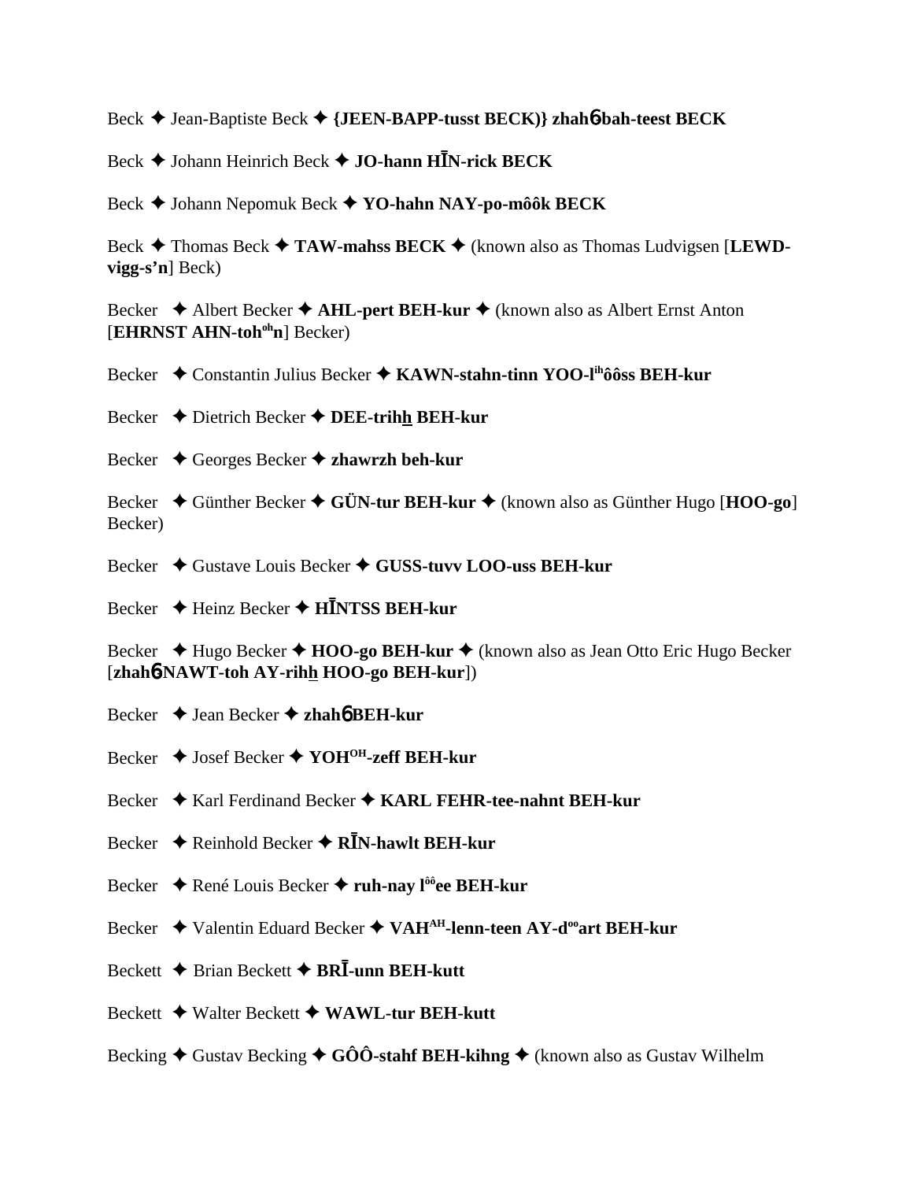Beck ✦ Jean-Baptiste Beck ✦ **{JEEN-BAPP-tusst BECK)} zhahɓ-bah-teest BECK**

Beck ✦ Johann Heinrich Beck ✦ **JO-hann HĪN-rick BECK**

Beck ✦ Johann Nepomuk Beck ✦ **YO-hahn NAY-po-môôk BECK**

Beck ✦ Thomas Beck ✦ **TAW-mahss BECK** ✦ (known also as Thomas Ludvigsen [**LEWD-vigg-s'n**] Beck)

Becker ✦ Albert Becker ✦ **AHL-pert BEH-kur** ✦ (known also as Albert Ernst Anton [**EHRNST AHN-toh^oh^n**] Becker)

Becker ✦ Constantin Julius Becker ✦ **KAWN-stahn-tinn YOO-l^ih^ôôss BEH-kur**

Becker ✦ Dietrich Becker ✦ **DEE-trihh BEH-kur**

Becker ✦ Georges Becker ✦ **zhawrzh beh-kur**

Becker ✦ Günther Becker ✦ **GÜN-tur BEH-kur** ✦ (known also as Günther Hugo [**HOO-go**] Becker)

Becker ✦ Gustave Louis Becker ✦ **GUSS-tuvv LOO-uss BEH-kur**

Becker ✦ Heinz Becker ✦ **HĪNTSS BEH-kur**

Becker ✦ Hugo Becker ✦ **HOO-go BEH-kur** ✦ (known also as Jean Otto Eric Hugo Becker [**zhahɓ NAWT-toh AY-rihh HOO-go BEH-kur**])

Becker ✦ Jean Becker ✦ **zhahɓ BEH-kur**

Becker ✦ Josef Becker ✦ **YOH^OH^-zeff BEH-kur**

Becker ✦ Karl Ferdinand Becker ✦ **KARL FEHR-tee-nahnt BEH-kur**

Becker ✦ Reinhold Becker ✦ **RĪN-hawlt BEH-kur**

Becker ✦ René Louis Becker ✦ **ruh-nay l^ôô^ee BEH-kur**

Becker ✦ Valentin Eduard Becker ✦ **VAH^AH^-lenn-teen AY-d^oo^art BEH-kur**

Beckett ✦ Brian Beckett ✦ **BRĪ-unn BEH-kutt**

Beckett ✦ Walter Beckett ✦ **WAWL-tur BEH-kutt**

Becking ✦ Gustav Becking ✦ **GÔÔ-stahf BEH-kihng** ✦ (known also as Gustav Wilhelm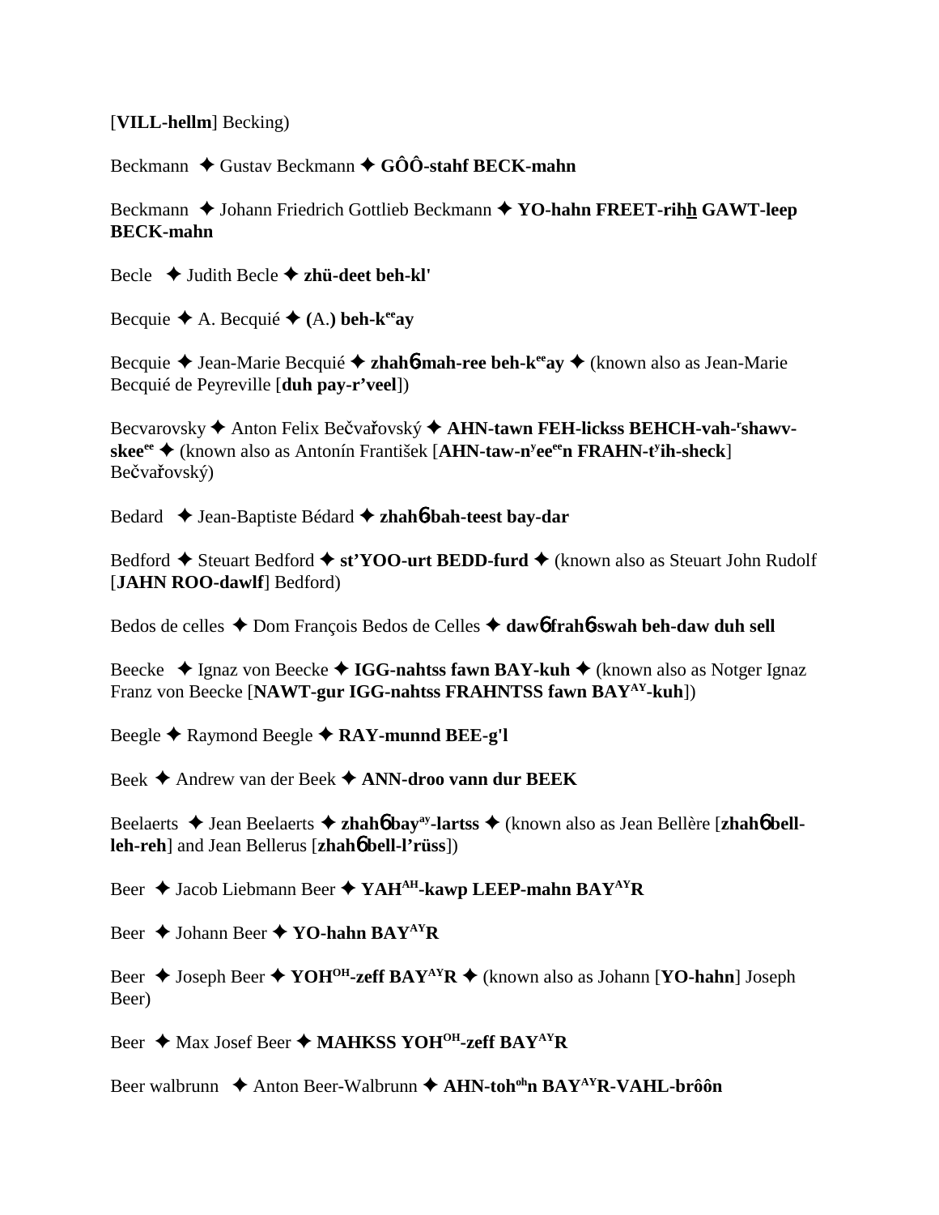[**VILL-hellm**] Becking)

Beckmann ✦ Gustav Beckmann ✦ **GÔÔ-stahf BECK-mahn**

Beckmann ✦ Johann Friedrich Gottlieb Beckmann ✦ **YO-hahn FREET-rihh GAWT-leep BECK-mahn**

Becle ✦ Judith Becle ✦ **zhü-deet beh-kl'**

Becquie ✦ A. Becquié ✦ **(**A.**) beh-k$^{ee}$ay**

Becquie ✦ Jean-Marie Becquié ✦ **zhahɓ-mah-ree beh-k$^{ee}$ay** ✦ (known also as Jean-Marie Becquié de Peyreville [**duh pay-r'veel**])

Becvarovsky ✦ Anton Felix Bečvařovský ✦ **AHN-tawn FEH-lickss BEHCH-vah-$^{r}$shawv-skee$^{ee}$** ✦ (known also as Antonín František [**AHN-taw-n$^{y}$ee$^{ee}$n FRAHN-t$^{y}$ih-sheck**] Bečvařovský)

Bedard ✦ Jean-Baptiste Bédard ✦ **zhahɓ-bah-teest bay-dar**

Bedford ✦ Steuart Bedford ✦ **st'YOO-urt BEDD-furd** ✦ (known also as Steuart John Rudolf [**JAHN ROO-dawlf**] Bedford)

Bedos de celles ✦ Dom François Bedos de Celles ✦ **dawɓ frahɓ-swah beh-daw duh sell**

Beecke ✦ Ignaz von Beecke ✦ **IGG-nahtss fawn BAY-kuh** ✦ (known also as Notger Ignaz Franz von Beecke [**NAWT-gur IGG-nahtss FRAHNTSS fawn BAY$^{AY}$-kuh**])

Beegle ✦ Raymond Beegle ✦ **RAY-munnd BEE-g'l**

Beek ✦ Andrew van der Beek ✦ **ANN-droo vann dur BEEK**

Beelaerts ✦ Jean Beelaerts ✦ **zhahɓ bay$^{ay}$-lartss** ✦ (known also as Jean Bellère [**zhahɓ bell-leh-reh**] and Jean Bellerus [**zhahɓ bell-l'rüss**])

Beer ✦ Jacob Liebmann Beer ✦ **YAH$^{AH}$-kawp LEEP-mahn BAY$^{AY}$R**

Beer ✦ Johann Beer ✦ **YO-hahn BAY$^{AY}$R**

Beer ✦ Joseph Beer ✦ **YOH$^{OH}$-zeff BAY$^{AY}$R** ✦ (known also as Johann [**YO-hahn**] Joseph Beer)

Beer ✦ Max Josef Beer ✦ **MAHKSS YOH$^{OH}$-zeff BAY$^{AY}$R**

Beer walbrunn ✦ Anton Beer-Walbrunn ✦ **AHN-toh$^{oh}$n BAY$^{AY}$R-VAHL-brôôn**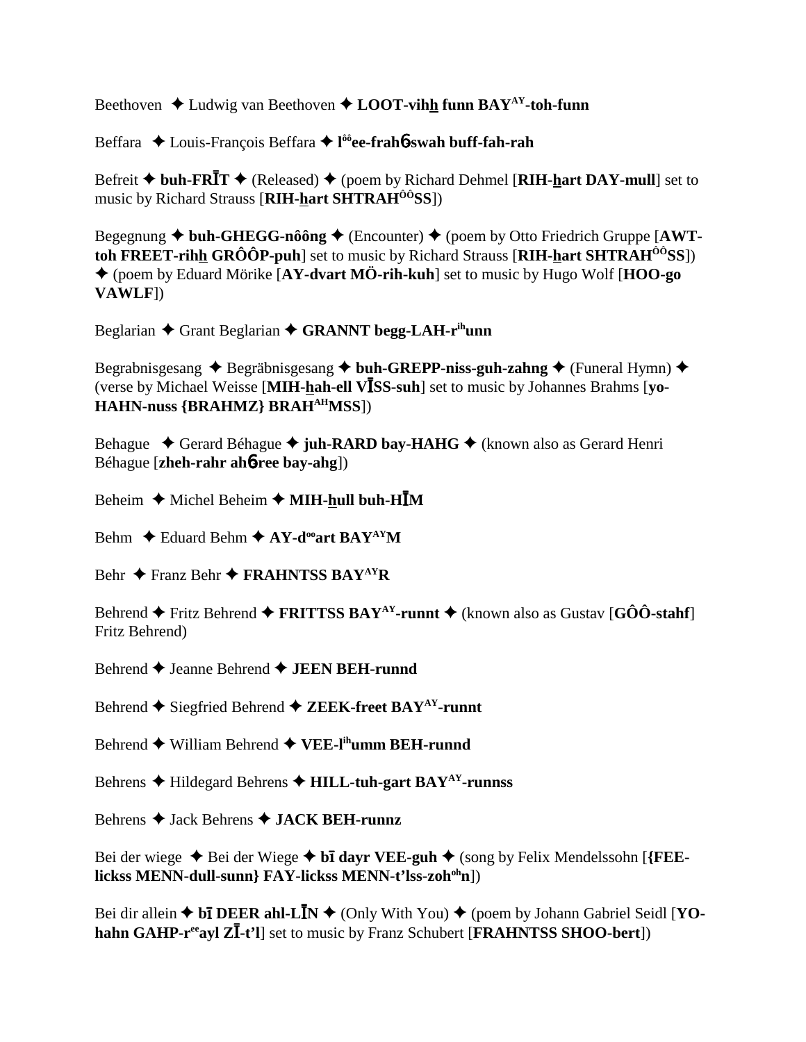Beethoven ✦ Ludwig van Beethoven ✦ **LOOT-vihh funn BAY[AY]-toh-funn**

Beffara ✦ Louis-François Beffara ✦ **l[ôô]ee-frahɓ-swah buff-fah-rah**

Befreit ✦ **buh-FRĪT** ✦ (Released) ✦ (poem by Richard Dehmel [**RIH-hart DAY-mull**] set to music by Richard Strauss [**RIH-hart SHTRAH[ÔÔ]SS**])

Begegnung ✦ **buh-GHEGG-nôông** ✦ (Encounter) ✦ (poem by Otto Friedrich Gruppe [**AWT-toh FREET-rihh GRÔÔP-puh**] set to music by Richard Strauss [**RIH-hart SHTRAH[ÔÔ]SS**]) ✦ (poem by Eduard Mörike [**AY-dvart MÖ-rih-kuh**] set to music by Hugo Wolf [**HOO-go VAWLF**])

Beglarian ✦ Grant Beglarian ✦ **GRANNT begg-LAH-r[ih]unn**

Begrabnisgesang ✦ Begräbnisgesang ✦ **buh-GREPP-niss-guh-zahng** ✦ (Funeral Hymn) ✦ (verse by Michael Weisse [**MIH-hah-ell VĪSS-suh**] set to music by Johannes Brahms [**yo-HAHN-nuss {BRAHMZ} BRAH[AH]MSS**])

Behague ✦ Gerard Béhague ✦ **juh-RARD bay-HAHG** ✦ (known also as Gerard Henri Béhague [**zheh-rahr ahɓ-ree bay-ahg**])

Beheim ✦ Michel Beheim ✦ **MIH-hull buh-HĪM**

Behm ✦ Eduard Behm ✦ **AY-d[oo]art BAY[AY]M**

Behr ✦ Franz Behr ✦ **FRAHNTSS BAY[AY]R**

Behrend ✦ Fritz Behrend ✦ **FRITTSS BAY[AY]-runnt** ✦ (known also as Gustav [**GÔÔ-stahf**] Fritz Behrend)

Behrend ✦ Jeanne Behrend ✦ **JEEN BEH-runnd**

Behrend ✦ Siegfried Behrend ✦ **ZEEK-freet BAY[AY]-runnt**

Behrend ✦ William Behrend ✦ **VEE-l[ih]umm BEH-runnd**

Behrens ✦ Hildegard Behrens ✦ **HILL-tuh-gart BAY[AY]-runnss**

Behrens ✦ Jack Behrens ✦ **JACK BEH-runnz**

Bei der wiege ✦ Bei der Wiege ✦ **bī dayr VEE-guh** ✦ (song by Felix Mendelssohn [**{FEE-lickss MENN-dull-sunn} FAY-lickss MENN-t'lss-zoh[oh]n**])

Bei dir allein ✦ **bī DEER ahl-LĪN** ✦ (Only With You) ✦ (poem by Johann Gabriel Seidl [**YO-hahn GAHP-r[ee]ayl ZĪ-t'l**] set to music by Franz Schubert [**FRAHNTSS SHOO-bert**])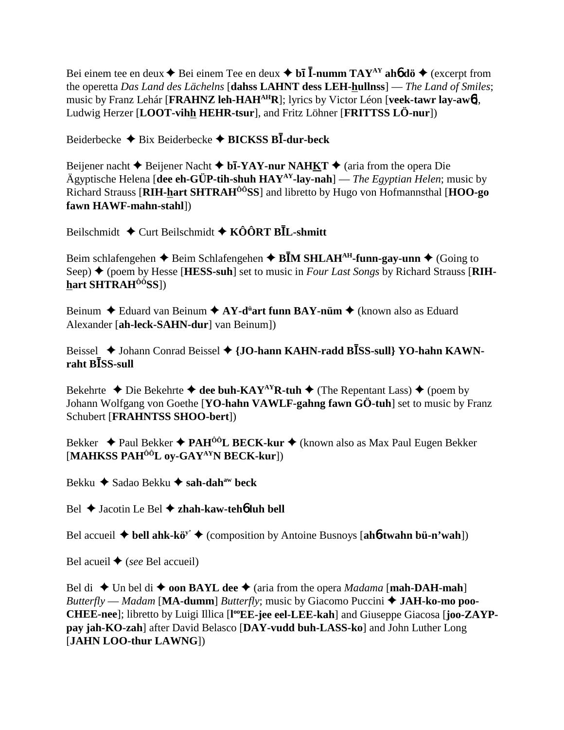Bei einem tee en deux ✦ Bei einem Tee en deux ✦ **bī Ī-numm TAY^AY^ ahϭ dö** ✦ (excerpt from the operetta *Das Land des Lächelns* [**dahss LAHNT dess LEH-hullnss**] — *The Land of Smiles*; music by Franz Lehár [**FRAHNZ leh-HAH^AH^R**]; lyrics by Victor Léon [**veek-tawr lay-awϭ**], Ludwig Herzer [**LOOT-vihh HEHR-tsur**], and Fritz Löhner [**FRITTSS LÖ-nur**])

Beiderbecke ✦ Bix Beiderbecke ✦ **BICKSS BĪ-dur-beck**

Beijener nacht ✦ Beijener Nacht ✦ **bī-YAY-nur NAHKT** ✦ (aria from the opera Die Ägyptische Helena [**dee eh-GÜP-tih-shuh HAY^AY^-lay-nah**] — *The Egyptian Helen*; music by Richard Strauss [**RIH-hart SHTRAH^ÔÔ^SS**] and libretto by Hugo von Hofmannsthal [**HOO-go fawn HAWF-mahn-stahl**])

Beilschmidt ✦ Curt Beilschmidt ✦ **KÔÔRT BĪL-shmitt**

Beim schlafengehen ✦ Beim Schlafengehen ✦ **BĪM SHLAH^AH^-funn-gay-unn** ✦ (Going to Seep) ✦ (poem by Hesse [**HESS-suh**] set to music in *Four Last Songs* by Richard Strauss [**RIH-hart SHTRAH^ÔÔ^SS**])

Beinum ✦ Eduard van Beinum ✦ **AY-d^ü^art funn BAY-nüm** ✦ (known also as Eduard Alexander [**ah-leck-SAHN-dur**] van Beinum])

Beissel ✦ Johann Conrad Beissel ✦ **{JO-hann KAHN-radd BĪSS-sull} YO-hahn KAWN-raht BĪSS-sull**

Bekehrte ✦ Die Bekehrte ✦ **dee buh-KAY^AY^R-tuh** ✦ (The Repentant Lass) ✦ (poem by Johann Wolfgang von Goethe [**YO-hahn VAWLF-gahng fawn GÖ-tuh**] set to music by Franz Schubert [**FRAHNTSS SHOO-bert**])

Bekker ✦ Paul Bekker ✦ **PAH^ÔÔ^L BECK-kur** ✦ (known also as Max Paul Eugen Bekker [**MAHKSS PAH^ÔÔ^L oy-GAY^AY^N BECK-kur**])

Bekku ✦ Sadao Bekku ✦ **sah-dah^aw^ beck**

Bel ✦ Jacotin Le Bel ✦ **zhah-kaw-tehϭ luh bell**

Bel accueil ✦ **bell ahk-kö^y'^** ✦ (composition by Antoine Busnoys [**ahϭ-twahn bü-n'wah**])

Bel acueil ✦ (*see* Bel accueil)

Bel di ✦ Un bel di ✦ **oon BAYL dee** ✦ (aria from the opera *Madama* [**mah-DAH-mah**] *Butterfly* — *Madam* [**MA-dumm**] *Butterfly*; music by Giacomo Puccini ✦ **JAH-ko-mo poo-CHEE-nee**]; libretto by Luigi Illica [**l^oo^EE-jee eel-LEE-kah**] and Giuseppe Giacosa [**joo-ZAYP-pay jah-KO-zah**] after David Belasco [**DAY-vudd buh-LASS-ko**] and John Luther Long [**JAHN LOO-thur LAWNG**])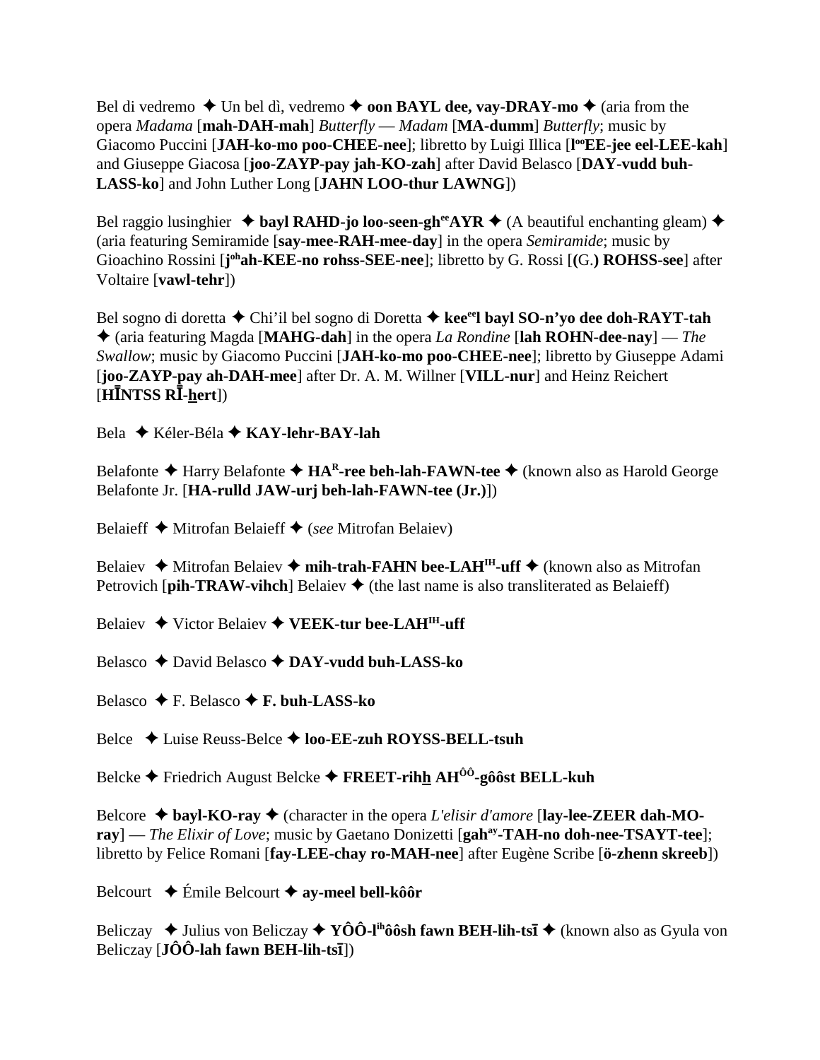Bel di vedremo ✦ Un bel dì, vedremo ✦ **oon BAYL dee, vay-DRAY-mo** ✦ (aria from the opera *Madama* [**mah-DAH-mah**] *Butterfly* — *Madam* [**MA-dumm**] *Butterfly*; music by Giacomo Puccini [**JAH-ko-mo poo-CHEE-nee**]; libretto by Luigi Illica [**l**oo**EE-jee eel-LEE-kah**] and Giuseppe Giacosa [**joo-ZAYP-pay jah-KO-zah**] after David Belasco [**DAY-vudd buh-LASS-ko**] and John Luther Long [**JAHN LOO-thur LAWNG**])

Bel raggio lusinghier ✦ **bayl RAHD-jo loo-seen-gh**ee**AYR** ✦ (A beautiful enchanting gleam) ✦ (aria featuring Semiramide [**say-mee-RAH-mee-day**] in the opera *Semiramide*; music by Gioachino Rossini [**j**oh**ah-KEE-no rohss-SEE-nee**]; libretto by G. Rossi [**(G.) ROHSS-see**] after Voltaire [**vawl-tehr**])

Bel sogno di doretta ✦ Chi'il bel sogno di Doretta ✦ **kee**ee**l bayl SO-n'yo dee doh-RAYT-tah** ✦ (aria featuring Magda [**MAHG-dah**] in the opera *La Rondine* [**lah ROHN-dee-nay**] — *The Swallow*; music by Giacomo Puccini [**JAH-ko-mo poo-CHEE-nee**]; libretto by Giuseppe Adami [**joo-ZAYP-pay ah-DAH-mee**] after Dr. A. M. Willner [**VILL-nur**] and Heinz Reichert [**HĪNTSS RĪ-h̲ert**])

Bela ✦ Kéler-Béla ✦ **KAY-lehr-BAY-lah**

Belafonte ✦ Harry Belafonte ✦ **HA**R**-ree beh-lah-FAWN-tee** ✦ (known also as Harold George Belafonte Jr. [**HA-rulld JAW-urj beh-lah-FAWN-tee (Jr.)**])

Belaieff ✦ Mitrofan Belaieff ✦ (*see* Mitrofan Belaiev)

Belaiev ✦ Mitrofan Belaiev ✦ **mih-trah-FAHN bee-LAH**IH**-uff** ✦ (known also as Mitrofan Petrovich [**pih-TRAW-vihch**] Belaiev ✦ (the last name is also transliterated as Belaieff)

Belaiev ✦ Victor Belaiev ✦ **VEEK-tur bee-LAH**IH**-uff**

Belasco ✦ David Belasco ✦ **DAY-vudd buh-LASS-ko**

Belasco ✦ F. Belasco ✦ **F. buh-LASS-ko**

Belce ✦ Luise Reuss-Belce ✦ **loo-EE-zuh ROYSS-BELL-tsuh**

Belcke ✦ Friedrich August Belcke ✦ **FREET-rih**h̲ **AH**ÔÔ**-gôôst BELL-kuh**

Belcore ✦ **bayl-KO-ray** ✦ (character in the opera *L'elisir d'amore* [**lay-lee-ZEER dah-MO-ray**] — *The Elixir of Love*; music by Gaetano Donizetti [**gah**ay**-TAH-no doh-nee-TSAYT-tee**]; libretto by Felice Romani [**fay-LEE-chay ro-MAH-nee**] after Eugène Scribe [**ö-zhenn skreeb**])

Belcourt ✦ Émile Belcourt ✦ **ay-meel bell-kôôr**

Beliczay ✦ Julius von Beliczay ✦ **YÔÔ-l**ih**ôôsh fawn BEH-lih-tsī** ✦ (known also as Gyula von Beliczay [**JÔÔ-lah fawn BEH-lih-tsī**])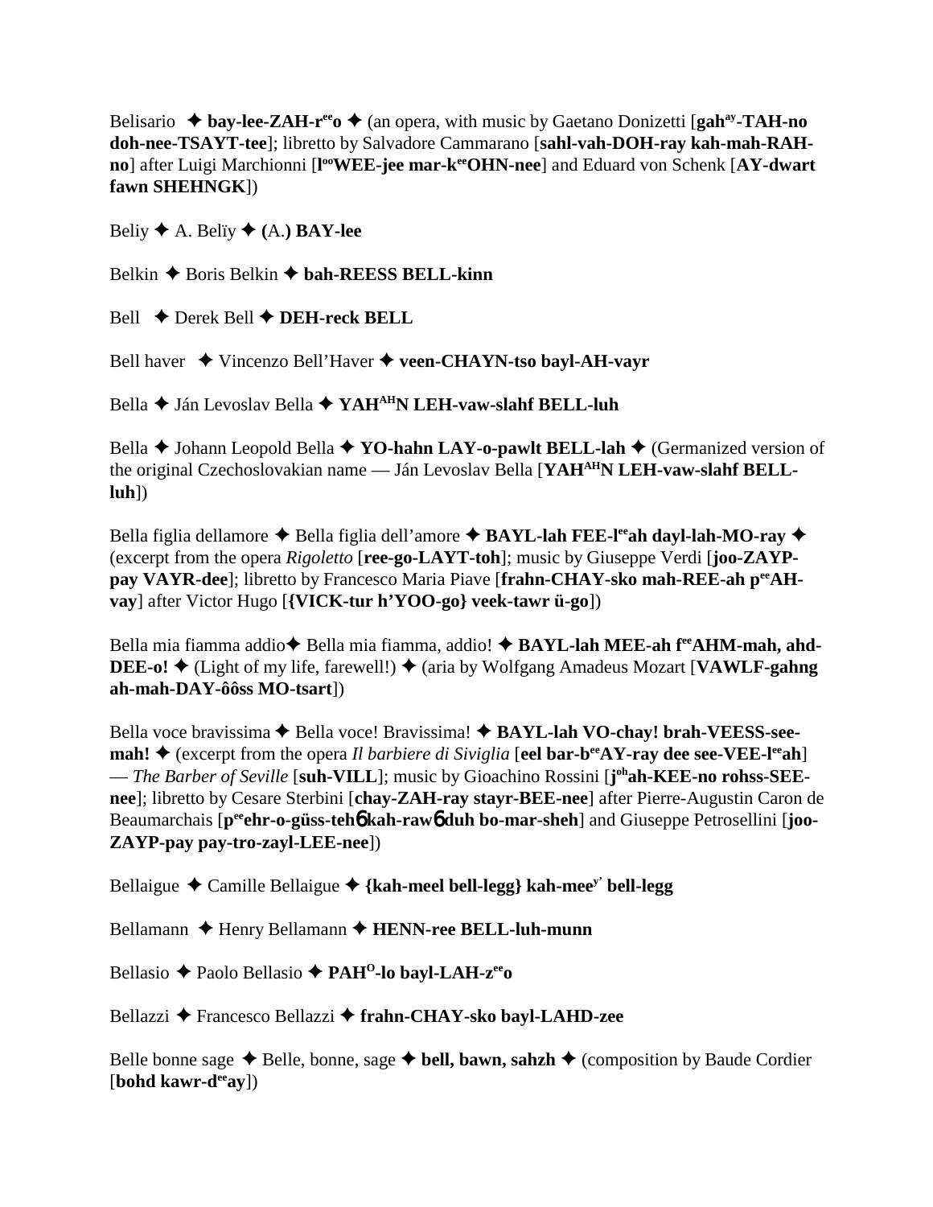Belisario ✦ **bay-lee-ZAH-r**<sup>ee</sup>**o** ✦ (an opera, with music by Gaetano Donizetti [**gah**<sup>ay</sup>**-TAH-no doh-nee-TSAYT-tee**]; libretto by Salvadore Cammarano [**sahl-vah-DOH-ray kah-mah-RAH-no**] after Luigi Marchionni [**l**<sup>oo</sup>**WEE-jee mar-k**<sup>ee</sup>**OHN-nee**] and Eduard von Schenk [**AY-dwart fawn SHEHNGK**])

Beliy ✦ A. Belïy ✦ **(**A.**) BAY-lee**

Belkin ✦ Boris Belkin ✦ **bah-REESS BELL-kinn**

Bell ✦ Derek Bell ✦ **DEH-reck BELL**

Bell haver ✦ Vincenzo Bell'Haver ✦ **veen-CHAYN-tso bayl-AH-vayr**

Bella ✦ Ján Levoslav Bella ✦ **YAH**<sup>AH</sup>**N LEH-vaw-slahf BELL-luh**

Bella ✦ Johann Leopold Bella ✦ **YO-hahn LAY-o-pawlt BELL-lah** ✦ (Germanized version of the original Czechoslovakian name — Ján Levoslav Bella [**YAH**<sup>AH</sup>**N LEH-vaw-slahf BELL-luh**])

Bella figlia dellamore ✦ Bella figlia dell'amore ✦ **BAYL-lah FEE-l**<sup>ee</sup>**ah dayl-lah-MO-ray** ✦ (excerpt from the opera *Rigoletto* [**ree-go-LAYT-toh**]; music by Giuseppe Verdi [**joo-ZAYP-pay VAYR-dee**]; libretto by Francesco Maria Piave [**frahn-CHAY-sko mah-REE-ah p**<sup>ee</sup>**AH-vay**] after Victor Hugo [**{VICK-tur h'YOO-go} veek-tawr ü-go**])

Bella mia fiamma addio✦ Bella mia fiamma, addio! ✦ **BAYL-lah MEE-ah f**<sup>ee</sup>**AHM-mah, ahd-DEE-o!** ✦ (Light of my life, farewell!) ✦ (aria by Wolfgang Amadeus Mozart [**VAWLF-gahng ah-mah-DAY-ôôss MO-tsart**])

Bella voce bravissima ✦ Bella voce! Bravissima! ✦ **BAYL-lah VO-chay! brah-VEESS-see-mah!** ✦ (excerpt from the opera *Il barbiere di Siviglia* [**eel bar-b**<sup>ee</sup>**AY-ray dee see-VEE-l**<sup>ee</sup>**ah**] — *The Barber of Seville* [**suh-VILL**]; music by Gioachino Rossini [**j**<sup>oh</sup>**ah-KEE-no rohss-SEE-nee**]; libretto by Cesare Sterbini [**chay-ZAH-ray stayr-BEE-nee**] after Pierre-Augustin Caron de Beaumarchais [**p**<sup>ee</sup>**ehr-o-güss-tehɓ kah-rawɓ duh bo-mar-sheh**] and Giuseppe Petrosellini [**joo-ZAYP-pay pay-tro-zayl-LEE-nee**])

Bellaigue ✦ Camille Bellaigue ✦ **{kah-meel bell-legg} kah-mee**<sup>y'</sup> **bell-legg**

Bellamann ✦ Henry Bellamann ✦ **HENN-ree BELL-luh-munn**

Bellasio ✦ Paolo Bellasio ✦ **PAH**<sup>O</sup>**-lo bayl-LAH-z**<sup>ee</sup>**o**

Bellazzi ✦ Francesco Bellazzi ✦ **frahn-CHAY-sko bayl-LAHD-zee**

Belle bonne sage ✦ Belle, bonne, sage ✦ **bell, bawn, sahzh** ✦ (composition by Baude Cordier [**bohd kawr-d**<sup>ee</sup>**ay**])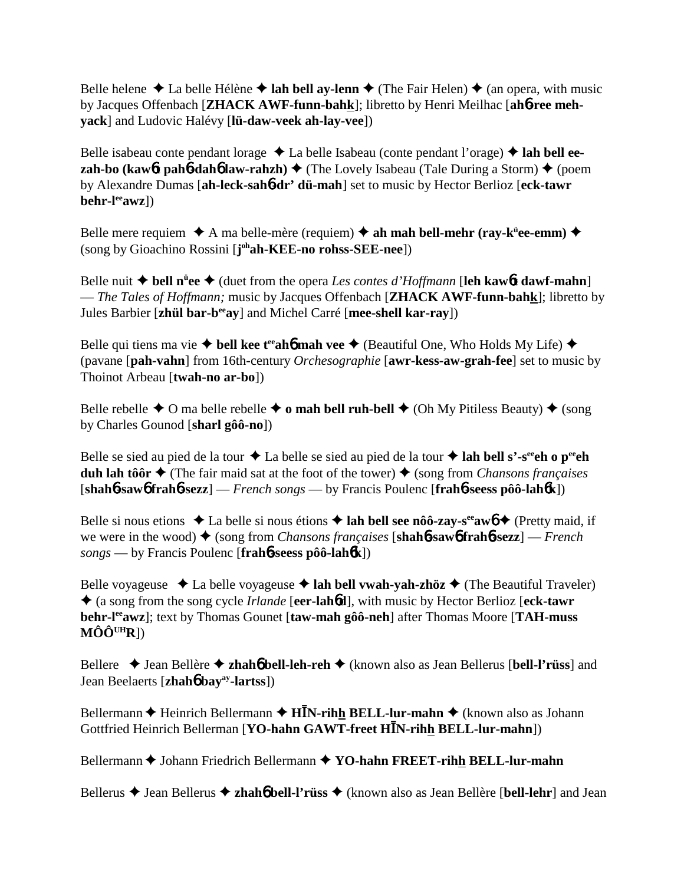Belle helene ✦ La belle Hélène ✦ **lah bell ay-lenn** ✦ (The Fair Helen) ✦ (an opera, with music by Jacques Offenbach [**ZHACK AWF-funn-bahk**]; libretto by Henri Meilhac [**ah� 6-ree meh-yack**] and Ludovic Halévy [**lü-daw-veek ah-lay-vee**])

Belle isabeau conte pendant lorage ✦ La belle Isabeau (conte pendant l'orage) ✦ **lah bell ee-zah-bo (kaw� 6t pah� 6-dah� 6 law-rahzh)** ✦ (The Lovely Isabeau (Tale During a Storm) ✦ (poem by Alexandre Dumas [**ah-leck-sah� 6-dr' dü-mah**] set to music by Hector Berlioz [**eck-tawr behr-l**ee**awz**])

Belle mere requiem ✦ A ma belle-mère (requiem) ✦ **ah mah bell-mehr (ray-k**ü**ee-emm)** ✦ (song by Gioachino Rossini [**j**oh**ah-KEE-no rohss-SEE-nee**])

Belle nuit ✦ **bell n**ü**ee** ✦ (duet from the opera *Les contes d'Hoffmann* [**leh kaw� 6t dawf-mahn**] — *The Tales of Hoffmann;* music by Jacques Offenbach [**ZHACK AWF-funn-bahk**]; libretto by Jules Barbier [**zhül bar-b**ee**ay**] and Michel Carré [**mee-shell kar-ray**])

Belle qui tiens ma vie ✦ **bell kee t**ee**ah� 6 mah vee** ✦ (Beautiful One, Who Holds My Life) ✦ (pavane [**pah-vahn**] from 16th-century *Orchesographie* [**awr-kess-aw-grah-fee**] set to music by Thoinot Arbeau [**twah-no ar-bo**])

Belle rebelle ✦ O ma belle rebelle ✦ **o mah bell ruh-bell** ✦ (Oh My Pitiless Beauty) ✦ (song by Charles Gounod [**sharl gôô-no**])

Belle se sied au pied de la tour ✦ La belle se sied au pied de la tour ✦ **lah bell s'-s**ee**eh o p**ee**eh duh lah tôôr** ✦ (The fair maid sat at the foot of the tower) ✦ (song from *Chansons françaises* [**shah� 6-saw� 6 frah� 6-sezz**] — *French songs* — by Francis Poulenc [**frah� 6-seess pôô-lah� 6k**])

Belle si nous etions ✦ La belle si nous étions ✦ **lah bell see nôô-zay-s**ee**aw� 6** ✦ (Pretty maid, if we were in the wood) ✦ (song from *Chansons françaises* [**shah� 6-saw� 6 frah� 6-sezz**] — *French songs* — by Francis Poulenc [**frah� 6-seess pôô-lah� 6k**])

Belle voyageuse ✦ La belle voyageuse ✦ **lah bell vwah-yah-zhöz** ✦ (The Beautiful Traveler) ✦ (a song from the song cycle *Irlande* [**eer-lah� 6d**], with music by Hector Berlioz [**eck-tawr behr-l**ee**awz**]; text by Thomas Gounet [**taw-mah gôô-neh**] after Thomas Moore [**TAH-muss MÔÔ**UH**R**])

Bellere ✦ Jean Bellère ✦ **zhah� 6 bell-leh-reh** ✦ (known also as Jean Bellerus [**bell-l'rüss**] and Jean Beelaerts [**zhah� 6 bay**ay**-lartss**])

Bellermann ✦ Heinrich Bellermann ✦ **HĪN-rihh BELL-lur-mahn** ✦ (known also as Johann Gottfried Heinrich Bellerman [**YO-hahn GAWT-freet HĪN-rihh BELL-lur-mahn**])

Bellermann ✦ Johann Friedrich Bellermann ✦ **YO-hahn FREET-rihh BELL-lur-mahn**

Bellerus ✦ Jean Bellerus ✦ **zhah� 6 bell-l'rüss** ✦ (known also as Jean Bellère [**bell-lehr**] and Jean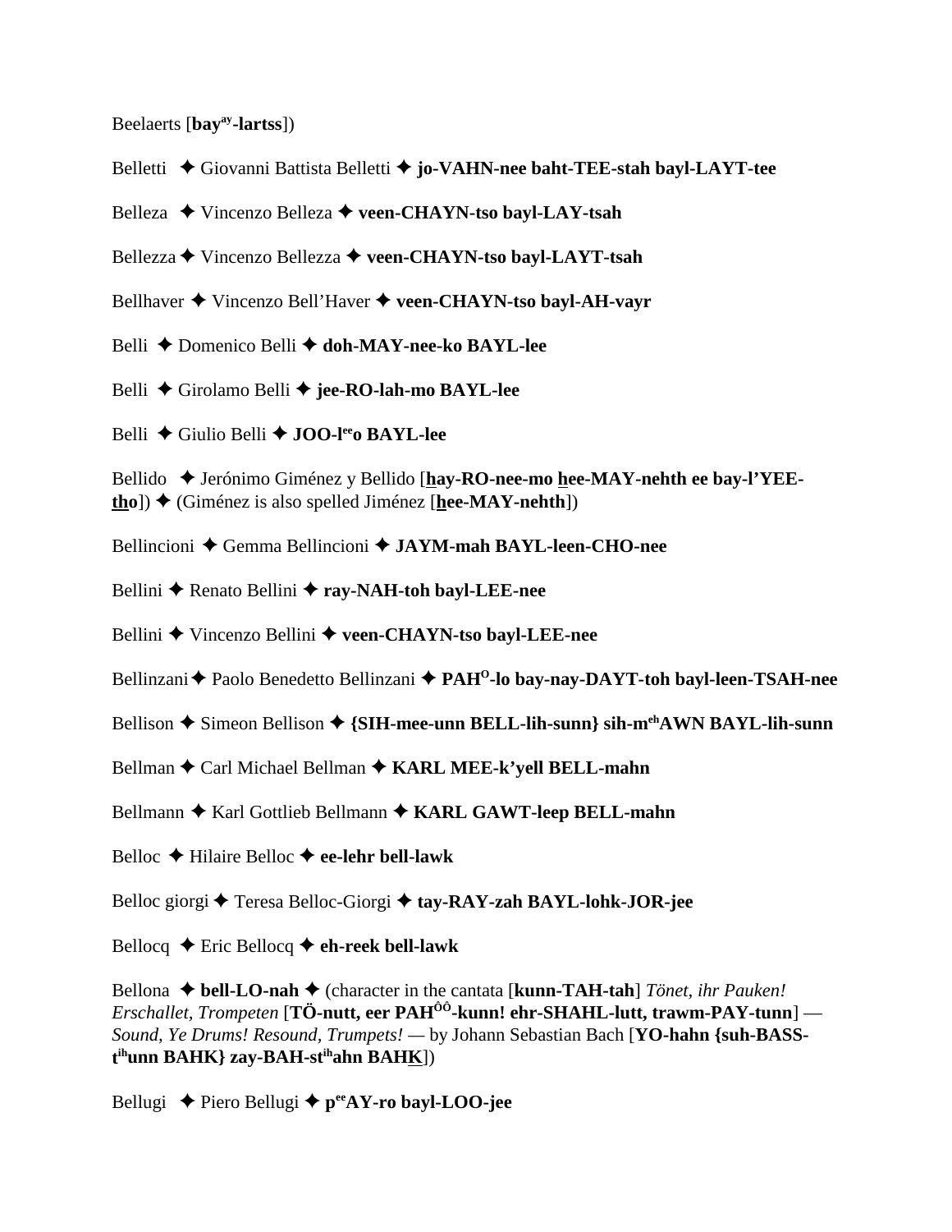Beelaerts [**bay**ay**-lartss**])

Belletti ✦ Giovanni Battista Belletti ✦ **jo-VAHN-nee baht-TEE-stah bayl-LAYT-tee**

Belleza ✦ Vincenzo Belleza ✦ **veen-CHAYN-tso bayl-LAY-tsah**

Bellezza ✦ Vincenzo Bellezza ✦ **veen-CHAYN-tso bayl-LAYT-tsah**

Bellhaver ✦ Vincenzo Bell'Haver ✦ **veen-CHAYN-tso bayl-AH-vayr**

Belli ✦ Domenico Belli ✦ **doh-MAY-nee-ko BAYL-lee**

Belli ✦ Girolamo Belli ✦ **jee-RO-lah-mo BAYL-lee**

Belli ✦ Giulio Belli ✦ **JOO-l**ee**o BAYL-lee**

Bellido ✦ Jerónimo Giménez y Bellido [**hay-RO-nee-mo hee-MAY-nehth ee bay-l'YEE-tho**]) ✦ (Giménez is also spelled Jiménez [**hee-MAY-nehth**])

Bellincioni ✦ Gemma Bellincioni ✦ **JAYM-mah BAYL-leen-CHO-nee**

Bellini ✦ Renato Bellini ✦ **ray-NAH-toh bayl-LEE-nee**

Bellini ✦ Vincenzo Bellini ✦ **veen-CHAYN-tso bayl-LEE-nee**

Bellinzani ✦ Paolo Benedetto Bellinzani ✦ **PAH**O**-lo bay-nay-DAYT-toh bayl-leen-TSAH-nee**

Bellison ✦ Simeon Bellison ✦ **{SIH-mee-unn BELL-lih-sunn} sih-m**eh**AWN BAYL-lih-sunn**

Bellman ✦ Carl Michael Bellman ✦ **KARL MEE-k'yell BELL-mahn**

Bellmann ✦ Karl Gottlieb Bellmann ✦ **KARL GAWT-leep BELL-mahn**

Belloc ✦ Hilaire Belloc ✦ **ee-lehr bell-lawk**

Belloc giorgi ✦ Teresa Belloc-Giorgi ✦ **tay-RAY-zah BAYL-lohk-JOR-jee**

Bellocq ✦ Eric Bellocq ✦ **eh-reek bell-lawk**

Bellona ✦ **bell-LO-nah** ✦ (character in the cantata [**kunn-TAH-tah**] *Tönet, ihr Pauken! Erschallet, Trompeten* [**TÖ-nutt, eer PAH**ÔÔ**-kunn! ehr-SHAHL-lutt, trawm-PAY-tunn**] — *Sound, Ye Drums! Resound, Trumpets!* — by Johann Sebastian Bach [**YO-hahn {suh-BASS-t**ih**unn BAHK} zay-BAH-st**ih**ahn BAHK**])

Bellugi ✦ Piero Bellugi ✦ **p**ee**AY-ro bayl-LOO-jee**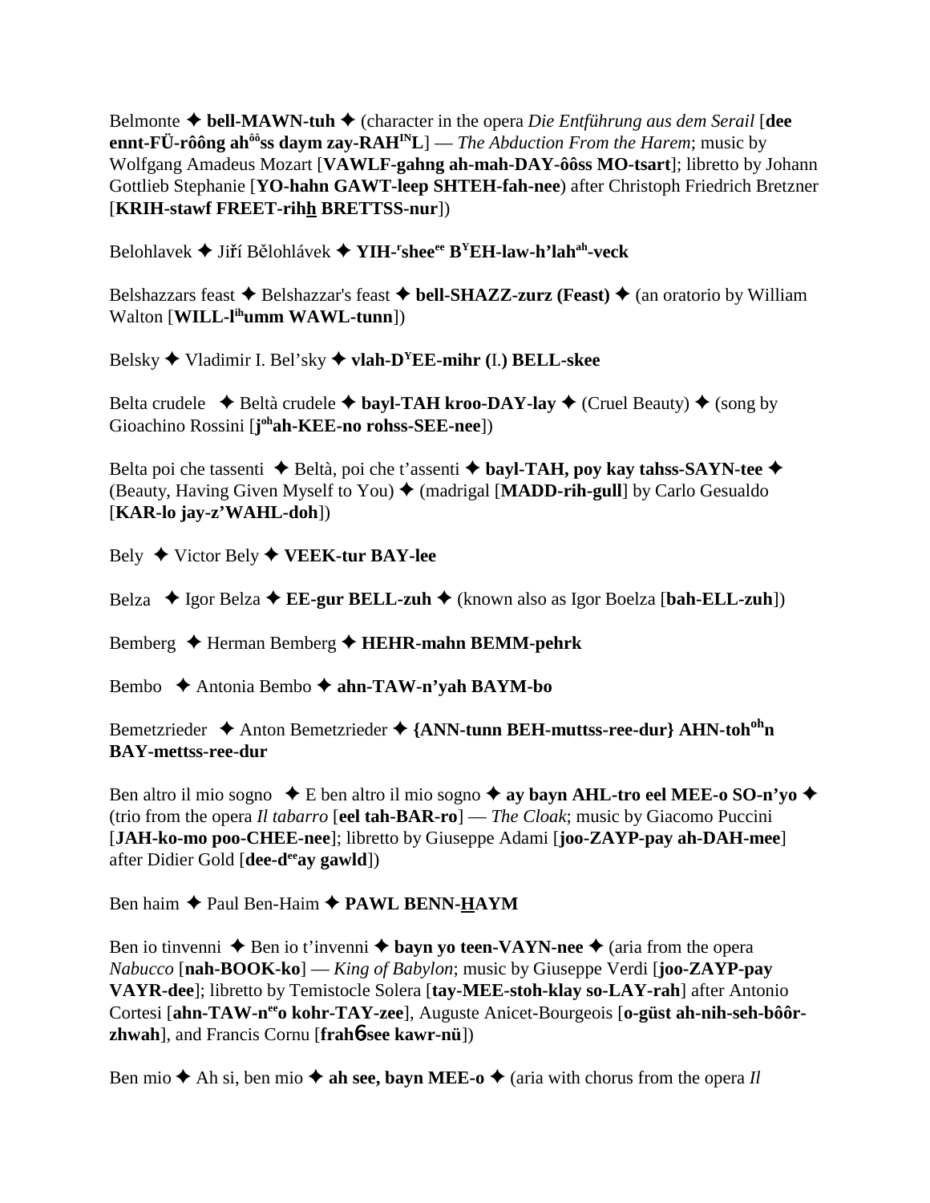Belmonte ✦ **bell-MAWN-tuh** ✦ (character in the opera *Die Entführung aus dem Serail* [**dee ennt-FÜ-rôông ah[ôô]ss daym zay-RAH[IN]L**] — *The Abduction From the Harem*; music by Wolfgang Amadeus Mozart [**VAWLF-gahng ah-mah-DAY-ôôss MO-tsart**]; libretto by Johann Gottlieb Stephanie [**YO-hahn GAWT-leep SHTEH-fah-nee**) after Christoph Friedrich Bretzner [**KRIH-stawf FREET-rihh BRETTSS-nur**])

Belohlavek ✦ Jiří Bělohlávek ✦ **YIH-[r]shee[ee] B[Y]EH-law-h'lah[ah]-veck**

Belshazzars feast ✦ Belshazzar's feast ✦ **bell-SHAZZ-zurz (Feast)** ✦ (an oratorio by William Walton [**WILL-l[ih]umm WAWL-tunn**])

Belsky ✦ Vladimir I. Bel'sky ✦ **vlah-D[Y]EE-mihr (**I.**) BELL-skee**

Belta crudele ✦ Beltà crudele ✦ **bayl-TAH kroo-DAY-lay** ✦ (Cruel Beauty) ✦ (song by Gioachino Rossini [**j[oh]ah-KEE-no rohss-SEE-nee**])

Belta poi che tassenti ✦ Beltà, poi che t'assenti ✦ **bayl-TAH, poy kay tahss-SAYN-tee** ✦ (Beauty, Having Given Myself to You) ✦ (madrigal [**MADD-rih-gull**] by Carlo Gesualdo [**KAR-lo jay-z'WAHL-doh**])

Bely ✦ Victor Bely ✦ **VEEK-tur BAY-lee**

Belza ✦ Igor Belza ✦ **EE-gur BELL-zuh** ✦ (known also as Igor Boelza [**bah-ELL-zuh**])

Bemberg ✦ Herman Bemberg ✦ **HEHR-mahn BEMM-pehrk**

Bembo ✦ Antonia Bembo ✦ **ahn-TAW-n'yah BAYM-bo**

Bemetzrieder ✦ Anton Bemetzrieder ✦ **{ANN-tunn BEH-muttss-ree-dur} AHN-toh[oh]n BAY-mettss-ree-dur**

Ben altro il mio sogno ✦ E ben altro il mio sogno ✦ **ay bayn AHL-tro eel MEE-o SO-n'yo** ✦ (trio from the opera *Il tabarro* [**eel tah-BAR-ro**] — *The Cloak*; music by Giacomo Puccini [**JAH-ko-mo poo-CHEE-nee**]; libretto by Giuseppe Adami [**joo-ZAYP-pay ah-DAH-mee**] after Didier Gold [**dee-d[ee]ay gawld**])

Ben haim ✦ Paul Ben-Haim ✦ **PAWL BENN-HAYM**

Ben io tinvenni ✦ Ben io t'invenni ✦ **bayn yo teen-VAYN-nee** ✦ (aria from the opera *Nabucco* [**nah-BOOK-ko**] — *King of Babylon*; music by Giuseppe Verdi [**joo-ZAYP-pay VAYR-dee**]; libretto by Temistocle Solera [**tay-MEE-stoh-klay so-LAY-rah**] after Antonio Cortesi [**ahn-TAW-n[ee]o kohr-TAY-zee**], Auguste Anicet-Bourgeois [**o-güst ah-nih-seh-bôôr-zhwah**], and Francis Cornu [**frah6see kawr-nü**])

Ben mio ✦ Ah si, ben mio ✦ **ah see, bayn MEE-o** ✦ (aria with chorus from the opera *Il*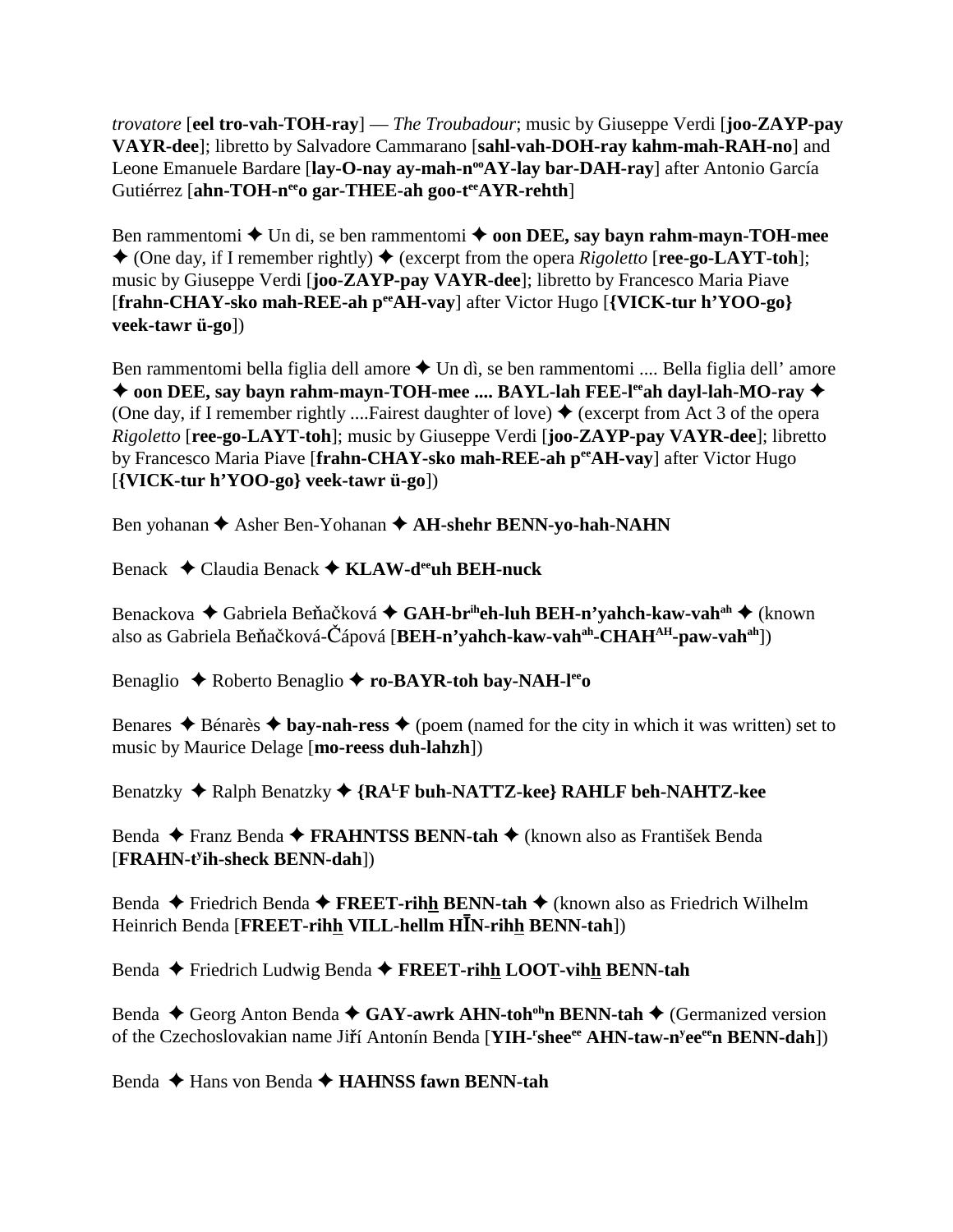*trovatore* [**eel tro-vah-TOH-ray**] — *The Troubadour*; music by Giuseppe Verdi [**joo-ZAYP-pay VAYR-dee**]; libretto by Salvadore Cammarano [**sahl-vah-DOH-ray kahm-mah-RAH-no**] and Leone Emanuele Bardare [**lay-O-nay ay-mah-n<sup>oo</sup>AY-lay bar-DAH-ray**] after Antonio García Gutiérrez [**ahn-TOH-n<sup>ee</sup>o gar-THEE-ah goo-t<sup>ee</sup>AYR-rehth**]

Ben rammentomi ✦ Un di, se ben rammentomi ✦ **oon DEE, say bayn rahm-mayn-TOH-mee** ✦ (One day, if I remember rightly) ✦ (excerpt from the opera *Rigoletto* [**ree-go-LAYT-toh**]; music by Giuseppe Verdi [**joo-ZAYP-pay VAYR-dee**]; libretto by Francesco Maria Piave [**frahn-CHAY-sko mah-REE-ah p<sup>ee</sup>AH-vay**] after Victor Hugo [**{VICK-tur h'YOO-go} veek-tawr ü-go**])

Ben rammentomi bella figlia dell amore ✦ Un dì, se ben rammentomi .... Bella figlia dell' amore ✦ **oon DEE, say bayn rahm-mayn-TOH-mee .... BAYL-lah FEE-l<sup>ee</sup>ah dayl-lah-MO-ray** ✦ (One day, if I remember rightly ....Fairest daughter of love) ✦ (excerpt from Act 3 of the opera *Rigoletto* [**ree-go-LAYT-toh**]; music by Giuseppe Verdi [**joo-ZAYP-pay VAYR-dee**]; libretto by Francesco Maria Piave [**frahn-CHAY-sko mah-REE-ah p<sup>ee</sup>AH-vay**] after Victor Hugo [**{VICK-tur h'YOO-go} veek-tawr ü-go**])

Ben yohanan ✦ Asher Ben-Yohanan ✦ **AH-shehr BENN-yo-hah-NAHN**

Benack ✦ Claudia Benack ✦ **KLAW-d<sup>ee</sup>uh BEH-nuck**

Benackova ✦ Gabriela Beňačková ✦ **GAH-br<sup>ih</sup>eh-luh BEH-n'yahch-kaw-vah<sup>ah</sup>** ✦ (known also as Gabriela Beňačková-Čápová [**BEH-n'yahch-kaw-vah<sup>ah</sup>-CHAH<sup>AH</sup>-paw-vah<sup>ah</sup>**])

Benaglio ✦ Roberto Benaglio ✦ **ro-BAYR-toh bay-NAH-l<sup>ee</sup>o**

Benares ✦ Bénarès ✦ **bay-nah-ress** ✦ (poem (named for the city in which it was written) set to music by Maurice Delage [**mo-reess duh-lahzh**])

Benatzky ✦ Ralph Benatzky ✦ **{RA<sup>L</sup>F buh-NATTZ-kee} RAHLF beh-NAHTZ-kee**

Benda ✦ Franz Benda ✦ **FRAHNTSS BENN-tah** ✦ (known also as František Benda [**FRAHN-t<sup>y</sup>ih-sheck BENN-dah**])

Benda ✦ Friedrich Benda ✦ **FREET-rihh BENN-tah** ✦ (known also as Friedrich Wilhelm Heinrich Benda [**FREET-rihh VILL-hellm HĪN-rihh BENN-tah**])

Benda ✦ Friedrich Ludwig Benda ✦ **FREET-rihh LOOT-vihh BENN-tah**

Benda ✦ Georg Anton Benda ✦ **GAY-awrk AHN-toh<sup>oh</sup>n BENN-tah** ✦ (Germanized version of the Czechoslovakian name Jiří Antonín Benda [**YIH-<sup>r</sup>shee<sup>ee</sup> AHN-taw-n<sup>y</sup>ee<sup>ee</sup>n BENN-dah**])

Benda ✦ Hans von Benda ✦ **HAHNSS fawn BENN-tah**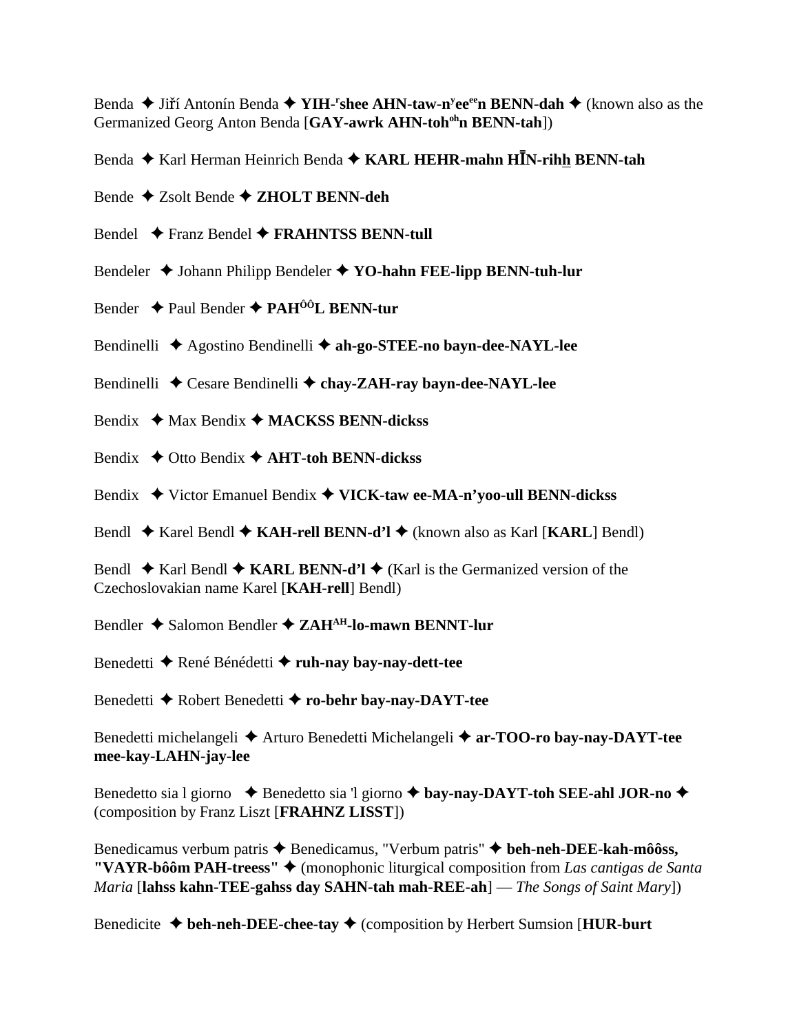Benda ✦ Jiří Antonín Benda ✦ **YIH-ʳshee AHN-taw-nʸeeᵉᵉn BENN-dah** ✦ (known also as the Germanized Georg Anton Benda [**GAY-awrk AHN-tohᵒʰn BENN-tah**])

Benda ✦ Karl Herman Heinrich Benda ✦ **KARL HEHR-mahn HĪN-rihh BENN-tah**

Bende ✦ Zsolt Bende ✦ **ZHOLT BENN-deh**

Bendel ✦ Franz Bendel ✦ **FRAHNTSS BENN-tull**

Bendeler ✦ Johann Philipp Bendeler ✦ **YO-hahn FEE-lipp BENN-tuh-lur**

Bender ✦ Paul Bender ✦ **PAHÔÔL BENN-tur**

Bendinelli ✦ Agostino Bendinelli ✦ **ah-go-STEE-no bayn-dee-NAYL-lee**

Bendinelli ✦ Cesare Bendinelli ✦ **chay-ZAH-ray bayn-dee-NAYL-lee**

Bendix ✦ Max Bendix ✦ **MACKSS BENN-dickss**

Bendix ✦ Otto Bendix ✦ **AHT-toh BENN-dickss**

Bendix ✦ Victor Emanuel Bendix ✦ **VICK-taw ee-MA-n'yoo-ull BENN-dickss**

Bendl ✦ Karel Bendl ✦ **KAH-rell BENN-d'l** ✦ (known also as Karl [**KARL**] Bendl)

Bendl ✦ Karl Bendl ✦ **KARL BENN-d'l** ✦ (Karl is the Germanized version of the Czechoslovakian name Karel [**KAH-rell**] Bendl)

Bendler ✦ Salomon Bendler ✦ **ZAHᴬᴴ-lo-mawn BENNT-lur**

Benedetti ✦ René Bénédetti ✦ **ruh-nay bay-nay-dett-tee**

Benedetti ✦ Robert Benedetti ✦ **ro-behr bay-nay-DAYT-tee**

Benedetti michelangeli ✦ Arturo Benedetti Michelangeli ✦ **ar-TOO-ro bay-nay-DAYT-tee mee-kay-LAHN-jay-lee**

Benedetto sia l giorno ✦ Benedetto sia 'l giorno ✦ **bay-nay-DAYT-toh SEE-ahl JOR-no** ✦ (composition by Franz Liszt [**FRAHNZ LISST**])

Benedicamus verbum patris ✦ Benedicamus, "Verbum patris" ✦ **beh-neh-DEE-kah-môôss, "VAYR-bôôm PAH-treess"** ✦ (monophonic liturgical composition from *Las cantigas de Santa Maria* [**lahss kahn-TEE-gahss day SAHN-tah mah-REE-ah**] — *The Songs of Saint Mary*])

Benedicite ✦ **beh-neh-DEE-chee-tay** ✦ (composition by Herbert Sumsion [**HUR-burt**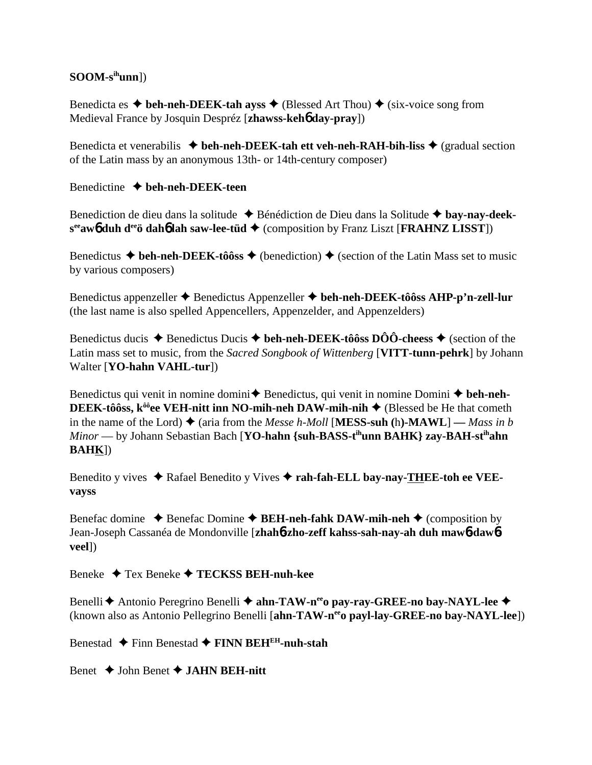**SOOM-s^ih^unn**])

Benedicta es ✦ **beh-neh-DEEK-tah ayss** ✦ (Blessed Art Thou) ✦ (six-voice song from Medieval France by Josquin Despréz [**zhawss-keh**ɓ **day-pray**])

Benedicta et venerabilis ✦ **beh-neh-DEEK-tah ett veh-neh-RAH-bih-liss** ✦ (gradual section of the Latin mass by an anonymous 13th- or 14th-century composer)

Benedictine ✦ **beh-neh-DEEK-teen**

Benediction de dieu dans la solitude ✦ Bénédiction de Dieu dans la Solitude ✦ **bay-nay-deek-s^ee^aw**ɓ **duh d^ee^ö dah**ɓ **lah saw-lee-tüd** ✦ (composition by Franz Liszt [**FRAHNZ LISST**])

Benedictus ✦ **beh-neh-DEEK-tôôss** ✦ (benediction) ✦ (section of the Latin Mass set to music by various composers)

Benedictus appenzeller ✦ Benedictus Appenzeller ✦ **beh-neh-DEEK-tôôss AHP-p'n-zell-lur** (the last name is also spelled Appencellers, Appenzelder, and Appenzelders)

Benedictus ducis ✦ Benedictus Ducis ✦ **beh-neh-DEEK-tôôss DÔÔ-cheess** ✦ (section of the Latin mass set to music, from the *Sacred Songbook of Wittenberg* [**VITT-tunn-pehrk**] by Johann Walter [**YO-hahn VAHL-tur**])

Benedictus qui venit in nomine domini✦ Benedictus, qui venit in nomine Domini ✦ **beh-neh-DEEK-tôôss, k^ôô^ee VEH-nitt inn NO-mih-neh DAW-mih-nih** ✦ (Blessed be He that cometh in the name of the Lord) ✦ (aria from the *Messe h-Moll* [**MESS-suh (**h**)-MAWL**] — *Mass in b Minor* — by Johann Sebastian Bach [**YO-hahn {suh-BASS-t^ih^unn BAHK} zay-BAH-st^ih^ahn BAHK**])

Benedito y vives ✦ Rafael Benedito y Vives ✦ **rah-fah-ELL bay-nay-THEE-toh ee VEE-vayss**

Benefac domine ✦ Benefac Domine ✦ **BEH-neh-fahk DAW-mih-neh** ✦ (composition by Jean-Joseph Cassanéa de Mondonville [**zhah**ɓ **zho-zeff kahss-sah-nay-ah duh maw**ɓ **daw**ɓ **veel**])

Beneke ✦ Tex Beneke ✦ **TECKSS BEH-nuh-kee**

Benelli ✦ Antonio Peregrino Benelli ✦ **ahn-TAW-n^ee^o pay-ray-GREE-no bay-NAYL-lee** ✦ (known also as Antonio Pellegrino Benelli [**ahn-TAW-n^ee^o payl-lay-GREE-no bay-NAYL-lee**])

Benestad ✦ Finn Benestad ✦ **FINN BEH^EH^-nuh-stah**

Benet ✦ John Benet ✦ **JAHN BEH-nitt**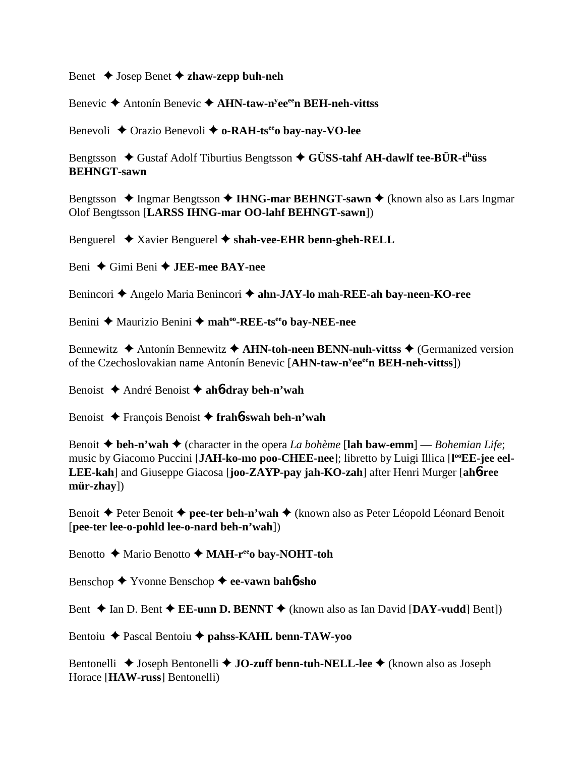Benet ✦ Josep Benet ✦ **zhaw-zepp buh-neh**

Benevic ✦ Antonín Benevic ✦ **AHN-taw-nʸeeᵉᵉn BEH-neh-vittss**

Benevoli ✦ Orazio Benevoli ✦ **o-RAH-tsᵉᵉo bay-nay-VO-lee**

Bengtsson ✦ Gustaf Adolf Tiburtius Bengtsson ✦ **GÜSS-tahf AH-dawlf tee-BÜR-tⁱʰüss BEHNGT-sawn**

Bengtsson ✦ Ingmar Bengtsson ✦ **IHNG-mar BEHNGT-sawn** ✦ (known also as Lars Ingmar Olof Bengtsson [**LARSS IHNG-mar OO-lahf BEHNGT-sawn**])

Benguerel ✦ Xavier Benguerel ✦ **shah-vee-EHR benn-gheh-RELL**

Beni ✦ Gimi Beni ✦ **JEE-mee BAY-nee**

Benincori ✦ Angelo Maria Benincori ✦ **ahn-JAY-lo mah-REE-ah bay-neen-KO-ree**

Benini ✦ Maurizio Benini ✦ **mahᵒᵒ-REE-tsᵉᵉo bay-NEE-nee**

Bennewitz ✦ Antonín Bennewitz ✦ **AHN-toh-neen BENN-nuh-vittss** ✦ (Germanized version of the Czechoslovakian name Antonín Benevic [**AHN-taw-nʸeeᵉᵉn BEH-neh-vittss**])

Benoist ✦ André Benoist ✦ **ahɓ-dray beh-n'wah**

Benoist ✦ François Benoist ✦ **frahɓ-swah beh-n'wah**

Benoit ✦ **beh-n'wah** ✦ (character in the opera *La bohème* [**lah baw-emm**] — *Bohemian Life*; music by Giacomo Puccini [**JAH-ko-mo poo-CHEE-nee**]; libretto by Luigi Illica [**lᵒᵒEE-jee eel-LEE-kah**] and Giuseppe Giacosa [**joo-ZAYP-pay jah-KO-zah**] after Henri Murger [**ahɓ-ree mür-zhay**])

Benoit ✦ Peter Benoit ✦ **pee-ter beh-n'wah** ✦ (known also as Peter Léopold Léonard Benoit [**pee-ter lee-o-pohld lee-o-nard beh-n'wah**])

Benotto ✦ Mario Benotto ✦ **MAH-rᵉᵉo bay-NOHT-toh**

Benschop ✦ Yvonne Benschop ✦ **ee-vawn bahɓ-sho**

Bent ✦ Ian D. Bent ✦ **EE-unn D. BENNT** ✦ (known also as Ian David [**DAY-vudd**] Bent])

Bentoiu ✦ Pascal Bentoiu ✦ **pahss-KAHL benn-TAW-yoo**

Bentonelli ✦ Joseph Bentonelli ✦ **JO-zuff benn-tuh-NELL-lee** ✦ (known also as Joseph Horace [**HAW-russ**] Bentonelli)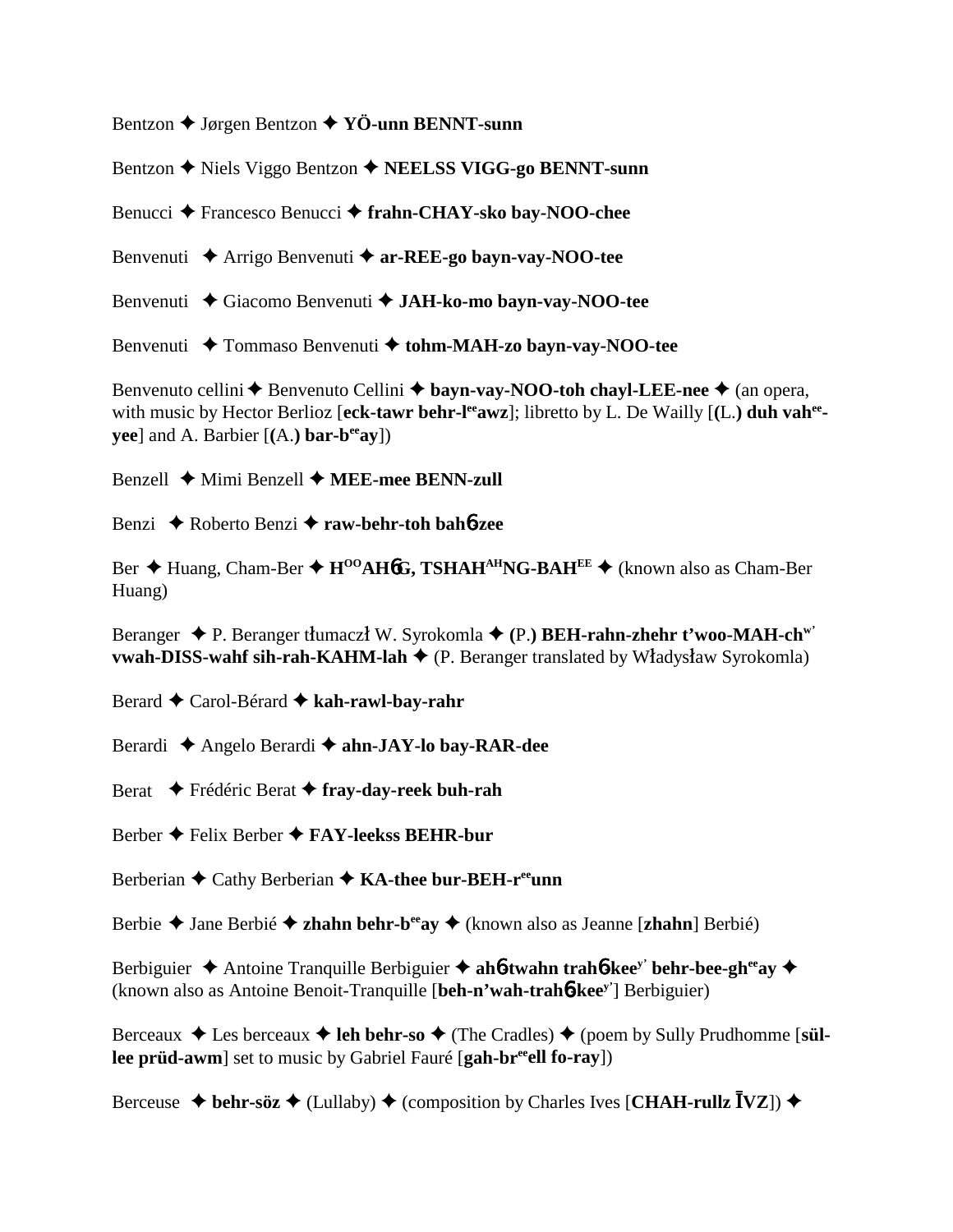Bentzon ✦ Jørgen Bentzon ✦ **YÖ-unn BENNT-sunn**

Bentzon ✦ Niels Viggo Bentzon ✦ **NEELSS VIGG-go BENNT-sunn**

Benucci ✦ Francesco Benucci ✦ **frahn-CHAY-sko bay-NOO-chee**

Benvenuti ✦ Arrigo Benvenuti ✦ **ar-REE-go bayn-vay-NOO-tee**

Benvenuti ✦ Giacomo Benvenuti ✦ **JAH-ko-mo bayn-vay-NOO-tee**

Benvenuti ✦ Tommaso Benvenuti ✦ **tohm-MAH-zo bayn-vay-NOO-tee**

Benvenuto cellini ✦ Benvenuto Cellini ✦ **bayn-vay-NOO-toh chayl-LEE-nee** ✦ (an opera, with music by Hector Berlioz [**eck-tawr behr-l**[ee]**awz**]; libretto by L. De Wailly [**(**L.**) duh vah**[ee]**-yee**] and A. Barbier [**(**A.**) bar-b**[ee]**ay**])

Benzell ✦ Mimi Benzell ✦ **MEE-mee BENN-zull**

Benzi ✦ Roberto Benzi ✦ **raw-behr-toh bah**6**-zee**

Ber ✦ Huang, Cham-Ber ✦ **H**[OO]**AH**6**G, TSHAH**[AH]**NG-BAH**[EE] ✦ (known also as Cham-Ber Huang)

Beranger ✦ P. Beranger tłumaczł W. Syrokomla ✦ **(**P.**) BEH-rahn-zhehr t'woo-MAH-ch**[w'] **vwah-DISS-wahf sih-rah-KAHM-lah** ✦ (P. Beranger translated by Władysław Syrokomla)

Berard ✦ Carol-Bérard ✦ **kah-rawl-bay-rahr**

Berardi ✦ Angelo Berardi ✦ **ahn-JAY-lo bay-RAR-dee**

Berat ✦ Frédéric Berat ✦ **fray-day-reek buh-rah**

Berber ✦ Felix Berber ✦ **FAY-leekss BEHR-bur**

Berberian ✦ Cathy Berberian ✦ **KA-thee bur-BEH-r**[ee]**unn**

Berbie ✦ Jane Berbié ✦ **zhahn behr-b**[ee]**ay** ✦ (known also as Jeanne [**zhahn**] Berbié)

Berbiguier ✦ Antoine Tranquille Berbiguier ✦ **ah**6**-twahn trah**6**-kee**[y'] **behr-bee-gh**[ee]**ay** ✦ (known also as Antoine Benoit-Tranquille [**beh-n'wah-trah**6**-kee**[y']] Berbiguier)

Berceaux ✦ Les berceaux ✦ **leh behr-so** ✦ (The Cradles) ✦ (poem by Sully Prudhomme [**sül-lee prüd-awm**] set to music by Gabriel Fauré [**gah-br**[ee]**ell fo-ray**])

Berceuse ✦ **behr-söz** ✦ (Lullaby) ✦ (composition by Charles Ives [**CHAH-rullz ĪVZ**]) ✦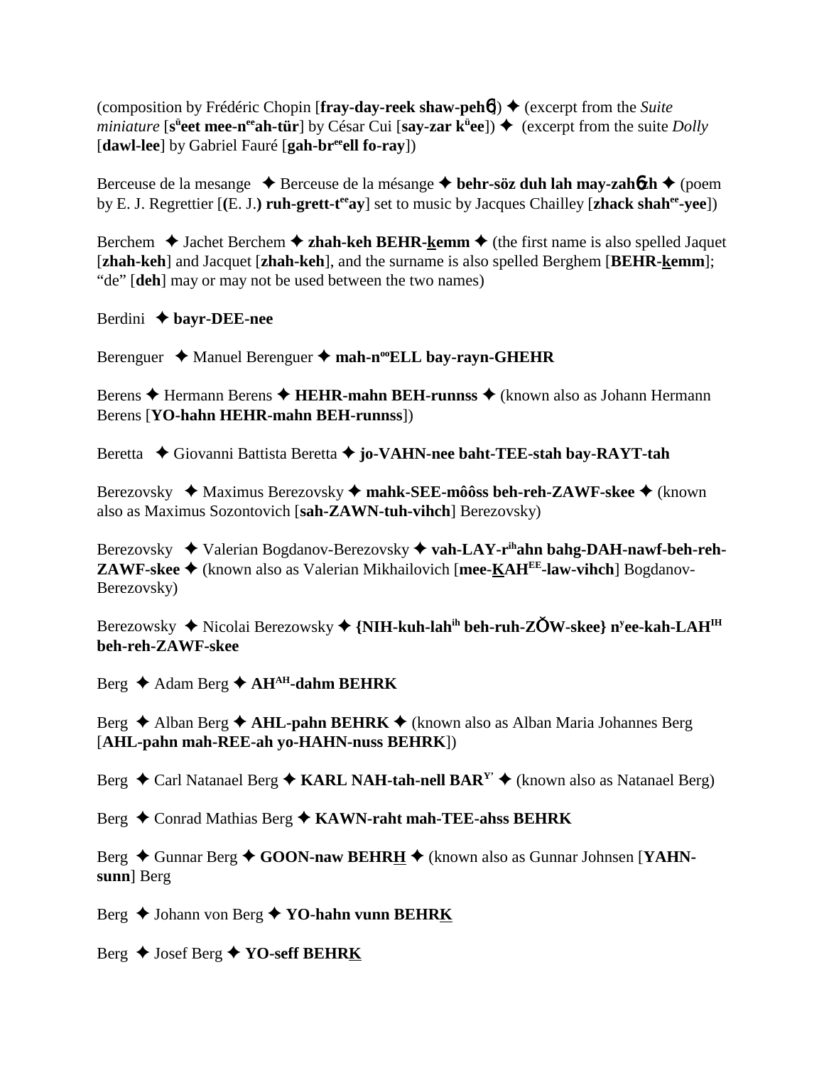(composition by Frédéric Chopin [**fray-day-reek shaw-peh**6]) ✦ (excerpt from the *Suite miniature* [**s**ᵘ**eet mee-n**ᵉᵉ**ah-tür**] by César Cui [**say-zar k**ᵘ**ee**]) ✦ (excerpt from the suite *Dolly* [**dawl-lee**] by Gabriel Fauré [**gah-br**ᵉᵉ**ell fo-ray**])

Berceuse de la mesange ✦ Berceuse de la mésange ✦ **behr-söz duh lah may-zah**6**zh** ✦ (poem by E. J. Regrettier [(E. J.) **ruh-grett-t**ᵉᵉ**ay**] set to music by Jacques Chailley [**zhack shah**ᵉᵉ**-yee**])

Berchem ✦ Jachet Berchem ✦ **zhah-keh BEHR-kemm** ✦ (the first name is also spelled Jaquet [**zhah-keh**] and Jacquet [**zhah-keh**], and the surname is also spelled Berghem [**BEHR-kemm**]; "de" [**deh**] may or may not be used between the two names)

Berdini ✦ **bayr-DEE-nee**

Berenguer ✦ Manuel Berenguer ✦ **mah-n**ᵒᵒ**ELL bay-rayn-GHEHR**

Berens ✦ Hermann Berens ✦ **HEHR-mahn BEH-runnss** ✦ (known also as Johann Hermann Berens [**YO-hahn HEHR-mahn BEH-runnss**])

Beretta ✦ Giovanni Battista Beretta ✦ **jo-VAHN-nee baht-TEE-stah bay-RAYT-tah**

Berezovsky ✦ Maximus Berezovsky ✦ **mahk-SEE-môôss beh-reh-ZAWF-skee** ✦ (known also as Maximus Sozontovich [**sah-ZAWN-tuh-vihch**] Berezovsky)

Berezovsky ✦ Valerian Bogdanov-Berezovsky ✦ **vah-LAY-r**ⁱʰ**ahn bahg-DAH-nawf-beh-reh-ZAWF-skee** ✦ (known also as Valerian Mikhailovich [**mee-KAH**ᴱᴱ**-law-vihch**] Bogdanov-Berezovsky)

Berezowsky ✦ Nicolai Berezowsky ✦ {**NIH-kuh-lah**ⁱʰ **beh-ruh-ZŎW-skee**} **n**ʸ**ee-kah-LAH**ᴵᴴ **beh-reh-ZAWF-skee**

Berg ✦ Adam Berg ✦ **AH**ᴬᴴ**-dahm BEHRK**

Berg ✦ Alban Berg ✦ **AHL-pahn BEHRK** ✦ (known also as Alban Maria Johannes Berg [**AHL-pahn mah-REE-ah yo-HAHN-nuss BEHRK**])

Berg ✦ Carl Natanael Berg ✦ **KARL NAH-tah-nell BAR**ʸ' ✦ (known also as Natanael Berg)

Berg ✦ Conrad Mathias Berg ✦ **KAWN-raht mah-TEE-ahss BEHRK**

Berg ✦ Gunnar Berg ✦ **GOON-naw BEHRH** ✦ (known also as Gunnar Johnsen [**YAHN-sunn**] Berg

Berg ✦ Johann von Berg ✦ **YO-hahn vunn BEHRK**

Berg ✦ Josef Berg ✦ **YO-seff BEHRK**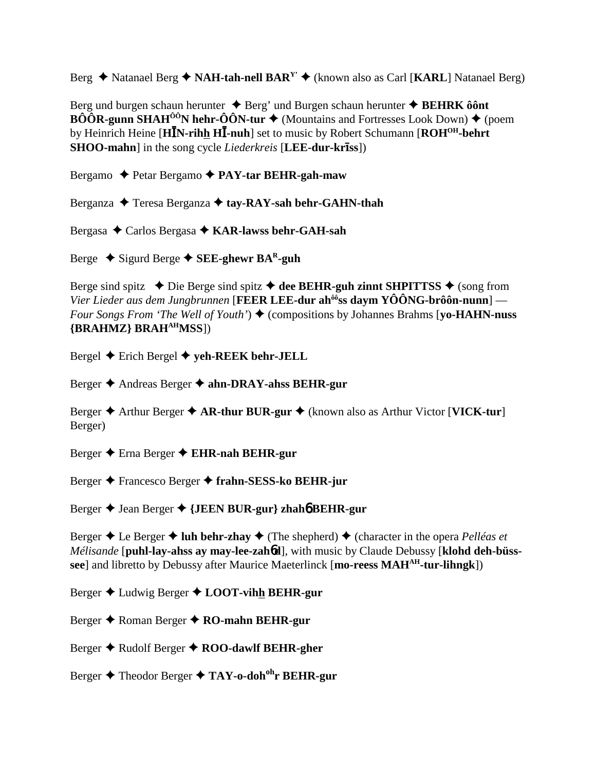Berg ✦ Natanael Berg ✦ **NAH-tah-nell BAR**$^{Y'}$ ✦ (known also as Carl [**KARL**] Natanael Berg)

Berg und burgen schaun herunter ✦ Berg' und Burgen schaun herunter ✦ **BEHRK ôônt BÔÔR-gunn SHAH**$^{ÔÔ}$**N hehr-ÔÔN-tur** ✦ (Mountains and Fortresses Look Down) ✦ (poem by Heinrich Heine [**HĪN-rihh HĪ-nuh**] set to music by Robert Schumann [**ROH**$^{OH}$**-behrt SHOO-mahn**] in the song cycle *Liederkreis* [**LEE-dur-krīss**])

Bergamo ✦ Petar Bergamo ✦ **PAY-tar BEHR-gah-maw**

Berganza ✦ Teresa Berganza ✦ **tay-RAY-sah behr-GAHN-thah**

Bergasa ✦ Carlos Bergasa ✦ **KAR-lawss behr-GAH-sah**

Berge ✦ Sigurd Berge ✦ **SEE-ghewr BA**$^{R}$**-guh**

Berge sind spitz ✦ Die Berge sind spitz ✦ **dee BEHR-guh zinnt SHPITTSS** ✦ (song from *Vier Lieder aus dem Jungbrunnen* [**FEER LEE-dur ah**$^{ôô}$**ss daym YÔÔNG-brôôn-nunn**] — *Four Songs From 'The Well of Youth'*) ✦ (compositions by Johannes Brahms [**yo-HAHN-nuss {BRAHMZ} BRAH**$^{AH}$**MSS**])

Bergel ✦ Erich Bergel ✦ **yeh-REEK behr-JELL**

Berger ✦ Andreas Berger ✦ **ahn-DRAY-ahss BEHR-gur**

Berger ✦ Arthur Berger ✦ **AR-thur BUR-gur** ✦ (known also as Arthur Victor [**VICK-tur**] Berger)

Berger ✦ Erna Berger ✦ **EHR-nah BEHR-gur**

Berger ✦ Francesco Berger ✦ **frahn-SESS-ko BEHR-jur**

Berger ✦ Jean Berger ✦ **{JEEN BUR-gur} zhahɓ BEHR-gur**

Berger ✦ Le Berger ✦ **luh behr-zhay** ✦ (The shepherd) ✦ (character in the opera *Pelléas et Mélisande* [**puhl-lay-ahss ay may-lee-zahɓd**], with music by Claude Debussy [**klohd deh-büss-see**] and libretto by Debussy after Maurice Maeterlinck [**mo-reess MAH**$^{AH}$**-tur-lihngk**])

Berger ✦ Ludwig Berger ✦ **LOOT-vihh BEHR-gur**

Berger ✦ Roman Berger ✦ **RO-mahn BEHR-gur**

Berger ✦ Rudolf Berger ✦ **ROO-dawlf BEHR-gher**

Berger ✦ Theodor Berger ✦ **TAY-o-doh**$^{oh}$**r BEHR-gur**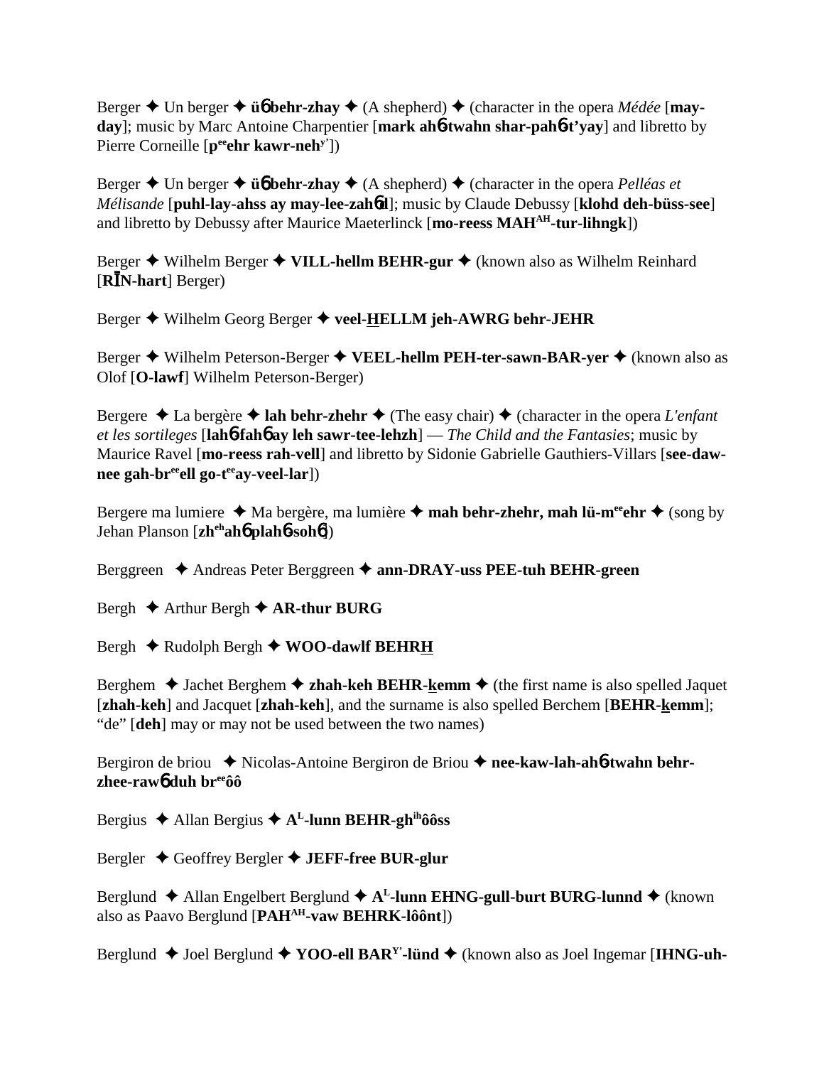Berger ✦ Un berger ✦ **ü**6 **behr-zhay** ✦ (A shepherd) ✦ (character in the opera *Médée* [**may-day**]; music by Marc Antoine Charpentier [**mark ah**6**-twahn shar-pah**6**-t'yay**] and libretto by Pierre Corneille [**p**ee**ehr kawr-neh**y'])

Berger ✦ Un berger ✦ **ü**6 **behr-zhay** ✦ (A shepherd) ✦ (character in the opera *Pelléas et Mélisande* [**puhl-lay-ahss ay may-lee-zah**6**d**]; music by Claude Debussy [**klohd deh-büss-see**] and libretto by Debussy after Maurice Maeterlinck [**mo-reess MAH**AH**-tur-lihngk**])

Berger ✦ Wilhelm Berger ✦ **VILL-hellm BEHR-gur** ✦ (known also as Wilhelm Reinhard [**RĪN-hart**] Berger)

Berger ✦ Wilhelm Georg Berger ✦ **veel-HELLM jeh-AWRG behr-JEHR**

Berger ✦ Wilhelm Peterson-Berger ✦ **VEEL-hellm PEH-ter-sawn-BAR-yer** ✦ (known also as Olof [**O-lawf**] Wilhelm Peterson-Berger)

Bergere ✦ La bergère ✦ **lah behr-zhehr** ✦ (The easy chair) ✦ (character in the opera *L'enfant et les sortileges* [**lah**6**-fah**6 **ay leh sawr-tee-lehzh**] — *The Child and the Fantasies*; music by Maurice Ravel [**mo-reess rah-vell**] and libretto by Sidonie Gabrielle Gauthiers-Villars [**see-daw-nee gah-br**ee**ell go-t**ee**ay-veel-lar**])

Bergere ma lumiere ✦ Ma bergère, ma lumière ✦ **mah behr-zhehr, mah lü-m**ee**ehr** ✦ (song by Jehan Planson [**zh**eh**ah**6 **plah**6**-soh**6])

Berggreen ✦ Andreas Peter Berggreen ✦ **ann-DRAY-uss PEE-tuh BEHR-green**

Bergh ✦ Arthur Bergh ✦ **AR-thur BURG**

Bergh ✦ Rudolph Bergh ✦ **WOO-dawlf BEHRH**

Berghem ✦ Jachet Berghem ✦ **zhah-keh BEHR-kemm** ✦ (the first name is also spelled Jaquet [**zhah-keh**] and Jacquet [**zhah-keh**], and the surname is also spelled Berchem [**BEHR-kemm**]; "de" [**deh**] may or may not be used between the two names)

Bergiron de briou ✦ Nicolas-Antoine Bergiron de Briou ✦ **nee-kaw-lah-ah**6**-twahn behr-zhee-raw**6 **duh br**ee**ôô**

Bergius ✦ Allan Bergius ✦ **A**L**-lunn BEHR-gh**ih**ôôss**

Bergler ✦ Geoffrey Bergler ✦ **JEFF-free BUR-glur**

Berglund ✦ Allan Engelbert Berglund ✦ **A**L**-lunn EHNG-gull-burt BURG-lunnd** ✦ (known also as Paavo Berglund [**PAH**AH**-vaw BEHRK-lôônt**])

Berglund ✦ Joel Berglund ✦ **YOO-ell BAR**Y'**-lünd** ✦ (known also as Joel Ingemar [**IHNG-uh-**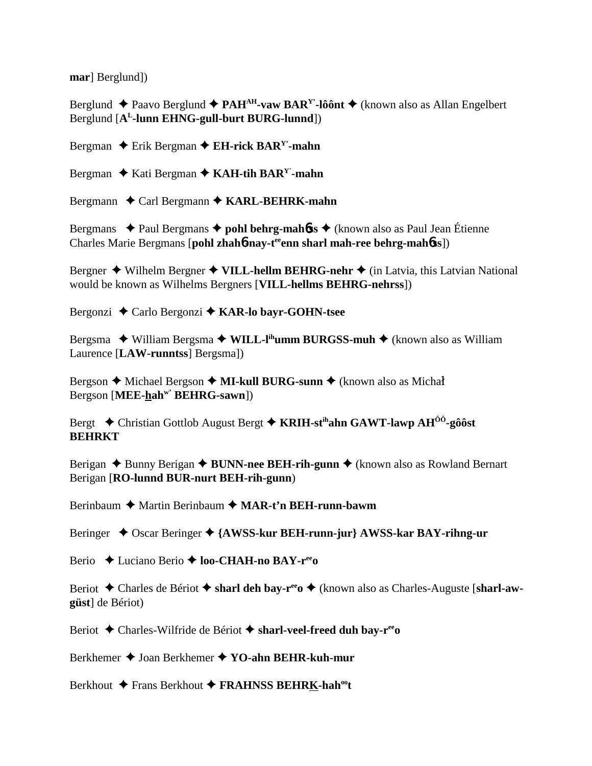**mar**] Berglund])

Berglund ✦ Paavo Berglund ✦ **PAH[AH]-vaw BAR[Y']-lôônt** ✦ (known also as Allan Engelbert Berglund [**A[L]-lunn EHNG-gull-burt BURG-lunnd**])

Bergman ✦ Erik Bergman ✦ **EH-rick BAR[Y']-mahn**

Bergman ✦ Kati Bergman ✦ **KAH-tih BAR[Y']-mahn**

Bergmann ✦ Carl Bergmann ✦ **KARL-BEHRK-mahn**

Bergmans ✦ Paul Bergmans ✦ **pohl behrg-mahɓss** ✦ (known also as Paul Jean Étienne Charles Marie Bergmans [**pohl zhahɓ-nay-t[ee]enn sharl mah-ree behrg-mahɓss**])

Bergner ✦ Wilhelm Bergner ✦ **VILL-hellm BEHRG-nehr** ✦ (in Latvia, this Latvian National would be known as Wilhelms Bergners [**VILL-hellms BEHRG-nehrss**])

Bergonzi ✦ Carlo Bergonzi ✦ **KAR-lo bayr-GOHN-tsee**

Bergsma ✦ William Bergsma ✦ **WILL-l[ih]umm BURGSS-muh** ✦ (known also as William Laurence [**LAW-runntss**] Bergsma])

Bergson ✦ Michael Bergson ✦ **MI-kull BURG-sunn** ✦ (known also as Michał Bergson [**MEE-hah[w'] BEHRG-sawn**])

Bergt ✦ Christian Gottlob August Bergt ✦ **KRIH-st[ih]ahn GAWT-lawp AH[ÔÔ]-gôôst BEHRKT**

Berigan ✦ Bunny Berigan ✦ **BUNN-nee BEH-rih-gunn** ✦ (known also as Rowland Bernart Berigan [**RO-lunnd BUR-nurt BEH-rih-gunn**)

Berinbaum ✦ Martin Berinbaum ✦ **MAR-t'n BEH-runn-bawm**

Beringer ✦ Oscar Beringer ✦ **{AWSS-kur BEH-runn-jur} AWSS-kar BAY-rihng-ur**

Berio ✦ Luciano Berio ✦ **loo-CHAH-no BAY-r[ee]o**

Beriot ✦ Charles de Bériot ✦ **sharl deh bay-r[ee]o** ✦ (known also as Charles-Auguste [**sharl-aw-güst**] de Bériot)

Beriot ✦ Charles-Wilfride de Bériot ✦ **sharl-veel-freed duh bay-r[ee]o**

Berkhemer ✦ Joan Berkhemer ✦ **YO-ahn BEHR-kuh-mur**

Berkhout ✦ Frans Berkhout ✦ **FRAHNSS BEHRK-hah[oo]t**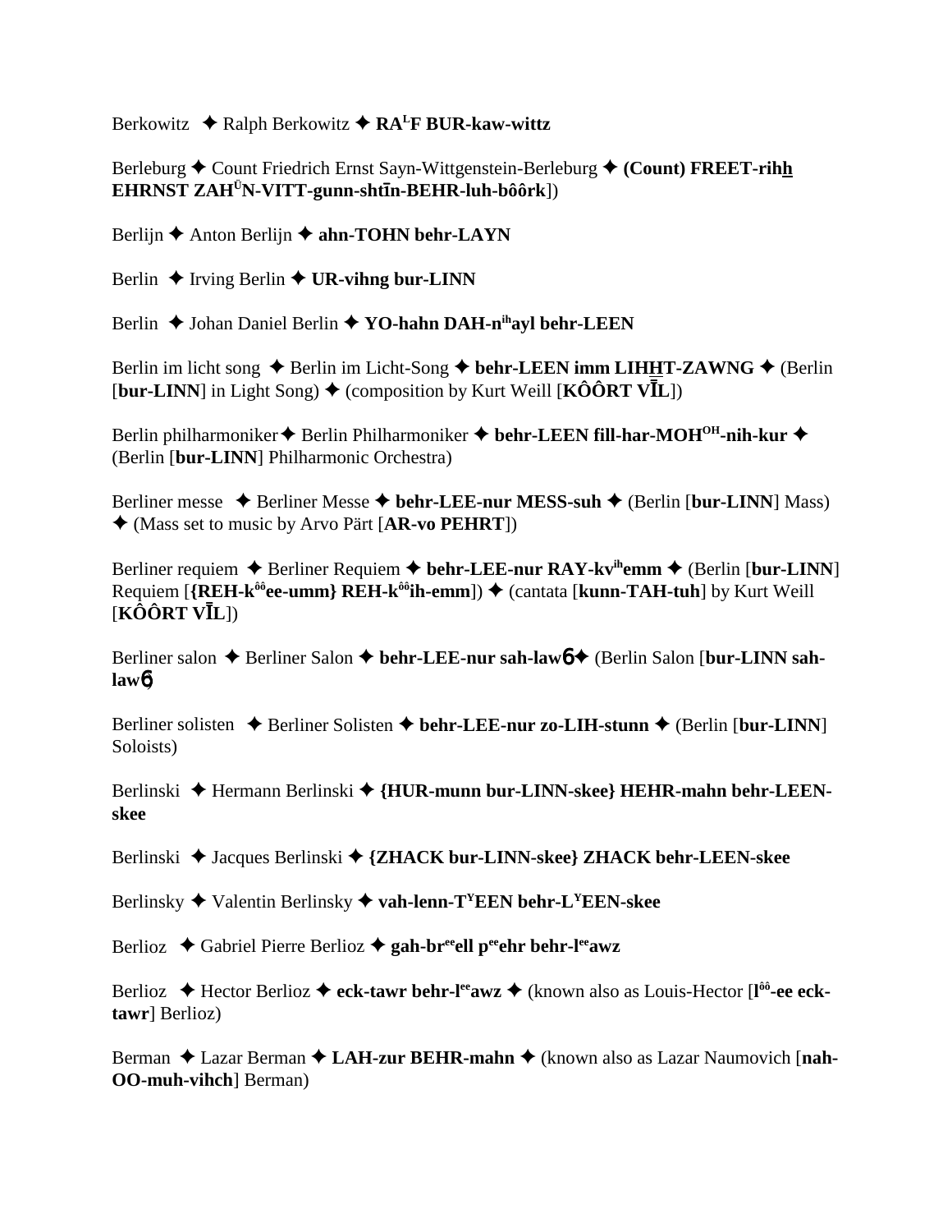Berkowitz ✦ Ralph Berkowitz ✦ **RA[L]F BUR-kaw-wittz**

Berleburg ✦ Count Friedrich Ernst Sayn-Wittgenstein-Berleburg ✦ **(Count) FREET-rihh EHRNST ZAH[Ü]N-VITT-gunn-shtīn-BEHR-luh-bôôrk**])

Berlijn ✦ Anton Berlijn ✦ **ahn-TOHN behr-LAYN**

Berlin ✦ Irving Berlin ✦ **UR-vihng bur-LINN**

Berlin ✦ Johan Daniel Berlin ✦ **YO-hahn DAH-n[ih]ayl behr-LEEN**

Berlin im licht song ✦ Berlin im Licht-Song ✦ **behr-LEEN imm LIHHT-ZAWNG** ✦ (Berlin [**bur-LINN**] in Light Song) ✦ (composition by Kurt Weill [**KÔÔRT VĪL**])

Berlin philharmoniker ✦ Berlin Philharmoniker ✦ **behr-LEEN fill-har-MOH[OH]-nih-kur** ✦ (Berlin [**bur-LINN**] Philharmonic Orchestra)

Berliner messe ✦ Berliner Messe ✦ **behr-LEE-nur MESS-suh** ✦ (Berlin [**bur-LINN**] Mass) ✦ (Mass set to music by Arvo Pärt [**AR-vo PEHRT**])

Berliner requiem ✦ Berliner Requiem ✦ **behr-LEE-nur RAY-kv[ih]emm** ✦ (Berlin [**bur-LINN**] Requiem [**{REH-k[ôô]ee-umm} REH-k[ôô]ih-emm**]) ✦ (cantata [**kunn-TAH-tuh**] by Kurt Weill [**KÔÔRT VĪL**])

Berliner salon ✦ Berliner Salon ✦ **behr-LEE-nur sah-law6** ✦ (Berlin Salon [**bur-LINN sah-law6**

Berliner solisten ✦ Berliner Solisten ✦ **behr-LEE-nur zo-LIH-stunn** ✦ (Berlin [**bur-LINN**] Soloists)

Berlinski ✦ Hermann Berlinski ✦ **{HUR-munn bur-LINN-skee} HEHR-mahn behr-LEEN-skee**

Berlinski ✦ Jacques Berlinski ✦ **{ZHACK bur-LINN-skee} ZHACK behr-LEEN-skee**

Berlinsky ✦ Valentin Berlinsky ✦ **vah-lenn-T[Y]EEN behr-L[Y]EEN-skee**

Berlioz ✦ Gabriel Pierre Berlioz ✦ **gah-br[ee]ell p[ee]ehr behr-l[ee]awz**

Berlioz ✦ Hector Berlioz ✦ **eck-tawr behr-l[ee]awz** ✦ (known also as Louis-Hector [**l[ôô]-ee eck-tawr**] Berlioz)

Berman ✦ Lazar Berman ✦ **LAH-zur BEHR-mahn** ✦ (known also as Lazar Naumovich [**nah-OO-muh-vihch**] Berman)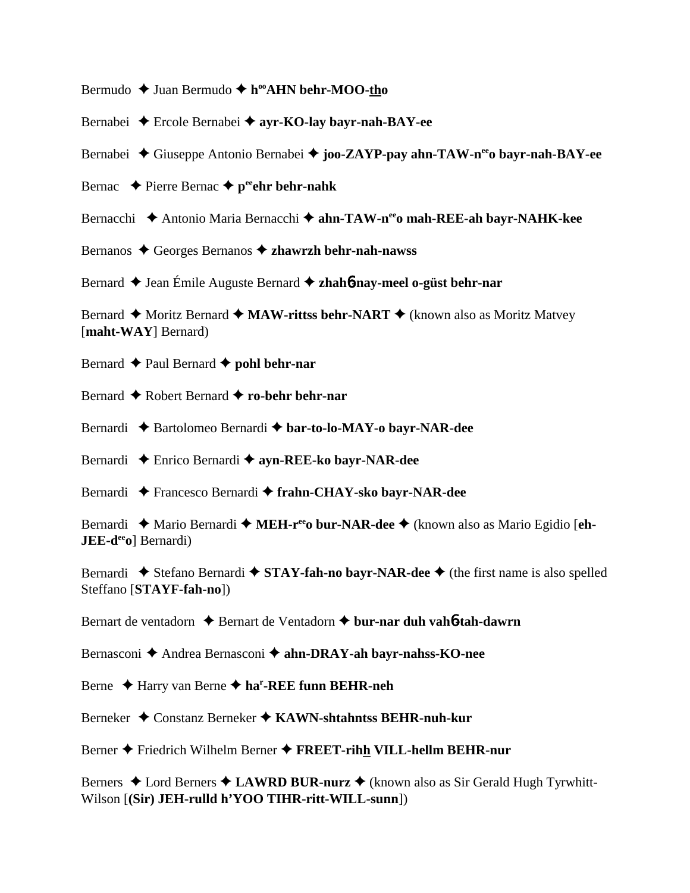Bermudo ✦ Juan Bermudo ✦ **hooAHN behr-MOO-tho**

Bernabei ✦ Ercole Bernabei ✦ **ayr-KO-lay bayr-nah-BAY-ee**

Bernabei ✦ Giuseppe Antonio Bernabei ✦ **joo-ZAYP-pay ahn-TAW-neeo bayr-nah-BAY-ee**

Bernac ✦ Pierre Bernac ✦ **peeehr behr-nahk**

Bernacchi ✦ Antonio Maria Bernacchi ✦ **ahn-TAW-neeo mah-REE-ah bayr-NAHK-kee**

Bernanos ✦ Georges Bernanos ✦ **zhawrzh behr-nah-nawss**

Bernard ✦ Jean Émile Auguste Bernard ✦ **zhahɓ nay-meel o-güst behr-nar**

Bernard ✦ Moritz Bernard ✦ **MAW-rittss behr-NART** ✦ (known also as Moritz Matvey [**maht-WAY**] Bernard)

Bernard ✦ Paul Bernard ✦ **pohl behr-nar**

Bernard ✦ Robert Bernard ✦ **ro-behr behr-nar**

Bernardi ✦ Bartolomeo Bernardi ✦ **bar-to-lo-MAY-o bayr-NAR-dee**

Bernardi ✦ Enrico Bernardi ✦ **ayn-REE-ko bayr-NAR-dee**

Bernardi ✦ Francesco Bernardi ✦ **frahn-CHAY-sko bayr-NAR-dee**

Bernardi ✦ Mario Bernardi ✦ **MEH-reeo bur-NAR-dee** ✦ (known also as Mario Egidio [**eh-JEE-deeo**] Bernardi)

Bernardi ✦ Stefano Bernardi ✦ **STAY-fah-no bayr-NAR-dee** ✦ (the first name is also spelled Steffano [**STAYF-fah-no**])

Bernart de ventadorn ✦ Bernart de Ventadorn ✦ **bur-nar duh vahɓ tah-dawrn**

Bernasconi ✦ Andrea Bernasconi ✦ **ahn-DRAY-ah bayr-nahss-KO-nee**

Berne ✦ Harry van Berne ✦ **har-REE funn BEHR-neh**

Berneker ✦ Constanz Berneker ✦ **KAWN-shtahntss BEHR-nuh-kur**

Berner ✦ Friedrich Wilhelm Berner ✦ **FREET-rihh VILL-hellm BEHR-nur**

Berners ✦ Lord Berners ✦ **LAWRD BUR-nurz** ✦ (known also as Sir Gerald Hugh Tyrwhitt-Wilson [**(Sir) JEH-rulld h'YOO TIHR-ritt-WILL-sunn**])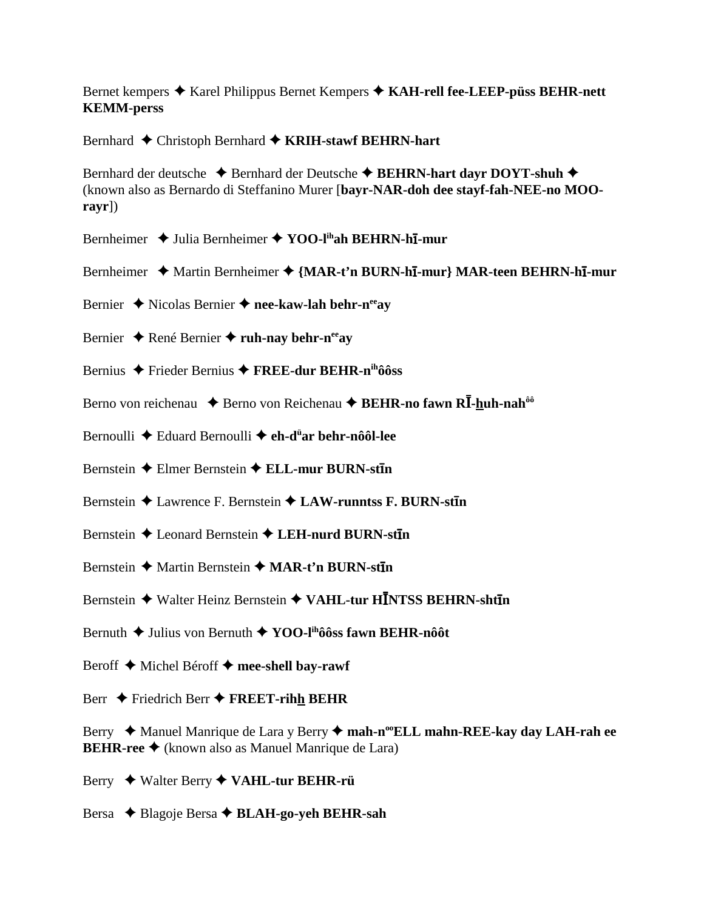Bernet kempers ✦ Karel Philippus Bernet Kempers ✦ **KAH-rell fee-LEEP-püss BEHR-nett KEMM-perss**

Bernhard ✦ Christoph Bernhard ✦ **KRIH-stawf BEHRN-hart**

Bernhard der deutsche ✦ Bernhard der Deutsche ✦ **BEHRN-hart dayr DOYT-shuh** ✦ (known also as Bernardo di Steffanino Murer [**bayr-NAR-doh dee stayf-fah-NEE-no MOO-rayr**])

Bernheimer ✦ Julia Bernheimer ✦ **YOO-l[ih]ah BEHRN-hī-mur**

Bernheimer ✦ Martin Bernheimer ✦ **{MAR-t'n BURN-hī-mur} MAR-teen BEHRN-hī-mur**

Bernier ✦ Nicolas Bernier ✦ **nee-kaw-lah behr-n[ee]ay**

Bernier ✦ René Bernier ✦ **ruh-nay behr-n[ee]ay**

Bernius ✦ Frieder Bernius ✦ **FREE-dur BEHR-n[ih]ôôss**

Berno von reichenau ✦ Berno von Reichenau ✦ **BEHR-no fawn RĪ-huh-nah[ôô]**

Bernoulli ✦ Eduard Bernoulli ✦ **eh-d[ü]ar behr-nôôl-lee**

Bernstein ✦ Elmer Bernstein ✦ **ELL-mur BURN-stīn**

Bernstein ✦ Lawrence F. Bernstein ✦ **LAW-runntss F. BURN-stīn**

Bernstein ✦ Leonard Bernstein ✦ **LEH-nurd BURN-stīn**

Bernstein ✦ Martin Bernstein ✦ **MAR-t'n BURN-stīn**

Bernstein ✦ Walter Heinz Bernstein ✦ **VAHL-tur HĪNTSS BEHRN-shtīn**

Bernuth ✦ Julius von Bernuth ✦ **YOO-l[ih]ôôss fawn BEHR-nôôt**

Beroff ✦ Michel Béroff ✦ **mee-shell bay-rawf**

Berr ✦ Friedrich Berr ✦ **FREET-rihh BEHR**

Berry ✦ Manuel Manrique de Lara y Berry ✦ **mah-n[oo]ELL mahn-REE-kay day LAH-rah ee BEHR-ree** ✦ (known also as Manuel Manrique de Lara)

Berry ✦ Walter Berry ✦ **VAHL-tur BEHR-rü**

Bersa ✦ Blagoje Bersa ✦ **BLAH-go-yeh BEHR-sah**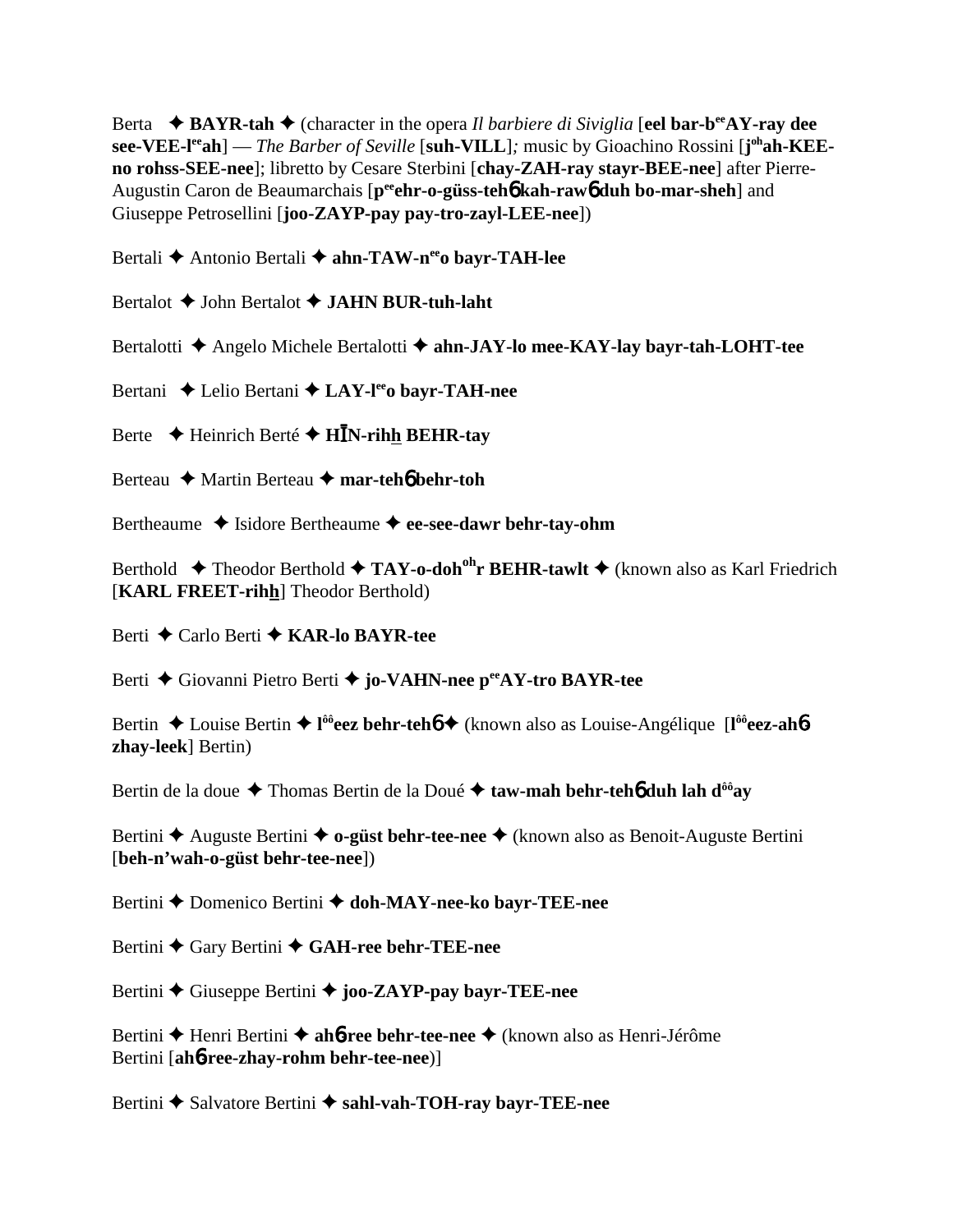Berta ✦ **BAYR-tah** ✦ (character in the opera *Il barbiere di Siviglia* [**eel bar-b**ee**AY-ray dee see-VEE-l**ee**ah**] — *The Barber of Seville* [**suh-VILL**]; music by Gioachino Rossini [**j**oh**ah-KEE-no rohss-SEE-nee**]; libretto by Cesare Sterbini [**chay-ZAH-ray stayr-BEE-nee**] after Pierre-Augustin Caron de Beaumarchais [**p**ee**ehr-o-güss-teh**ɓ **kah-raw**ɓ **duh bo-mar-sheh**] and Giuseppe Petrosellini [**joo-ZAYP-pay pay-tro-zayl-LEE-nee**])

Bertali ✦ Antonio Bertali ✦ **ahn-TAW-n**ee**o bayr-TAH-lee**

Bertalot ✦ John Bertalot ✦ **JAHN BUR-tuh-laht**

Bertalotti ✦ Angelo Michele Bertalotti ✦ **ahn-JAY-lo mee-KAY-lay bayr-tah-LOHT-tee**

Bertani ✦ Lelio Bertani ✦ **LAY-l**ee**o bayr-TAH-nee**

Berte ✦ Heinrich Berté ✦ **HĪN-rihh BEHR-tay**

Berteau ✦ Martin Berteau ✦ **mar-teh**ɓ **behr-toh**

Bertheaume ✦ Isidore Bertheaume ✦ **ee-see-dawr behr-tay-ohm**

Berthold ✦ Theodor Berthold ✦ **TAY-o-doh**oh**r BEHR-tawlt** ✦ (known also as Karl Friedrich [**KARL FREET-rihh**] Theodor Berthold)

Berti ✦ Carlo Berti ✦ **KAR-lo BAYR-tee**

Berti ✦ Giovanni Pietro Berti ✦ **jo-VAHN-nee p**ee**AY-tro BAYR-tee**

Bertin ✦ Louise Bertin ✦ **l**ôô**eez behr-teh**ɓ ✦ (known also as Louise-Angélique [**l**ôô**eez-ah**ɓ **zhay-leek**] Bertin)

Bertin de la doue ✦ Thomas Bertin de la Doué ✦ **taw-mah behr-teh**ɓ **duh lah d**ôô**ay**

Bertini ✦ Auguste Bertini ✦ **o-güst behr-tee-nee** ✦ (known also as Benoit-Auguste Bertini [**beh-n'wah-o-güst behr-tee-nee**])

Bertini ✦ Domenico Bertini ✦ **doh-MAY-nee-ko bayr-TEE-nee**

Bertini ✦ Gary Bertini ✦ **GAH-ree behr-TEE-nee**

Bertini ✦ Giuseppe Bertini ✦ **joo-ZAYP-pay bayr-TEE-nee**

Bertini ✦ Henri Bertini ✦ **ah**ɓ**-ree behr-tee-nee** ✦ (known also as Henri-Jérôme Bertini [**ah**ɓ**-ree-zhay-rohm behr-tee-nee**)]

Bertini ✦ Salvatore Bertini ✦ **sahl-vah-TOH-ray bayr-TEE-nee**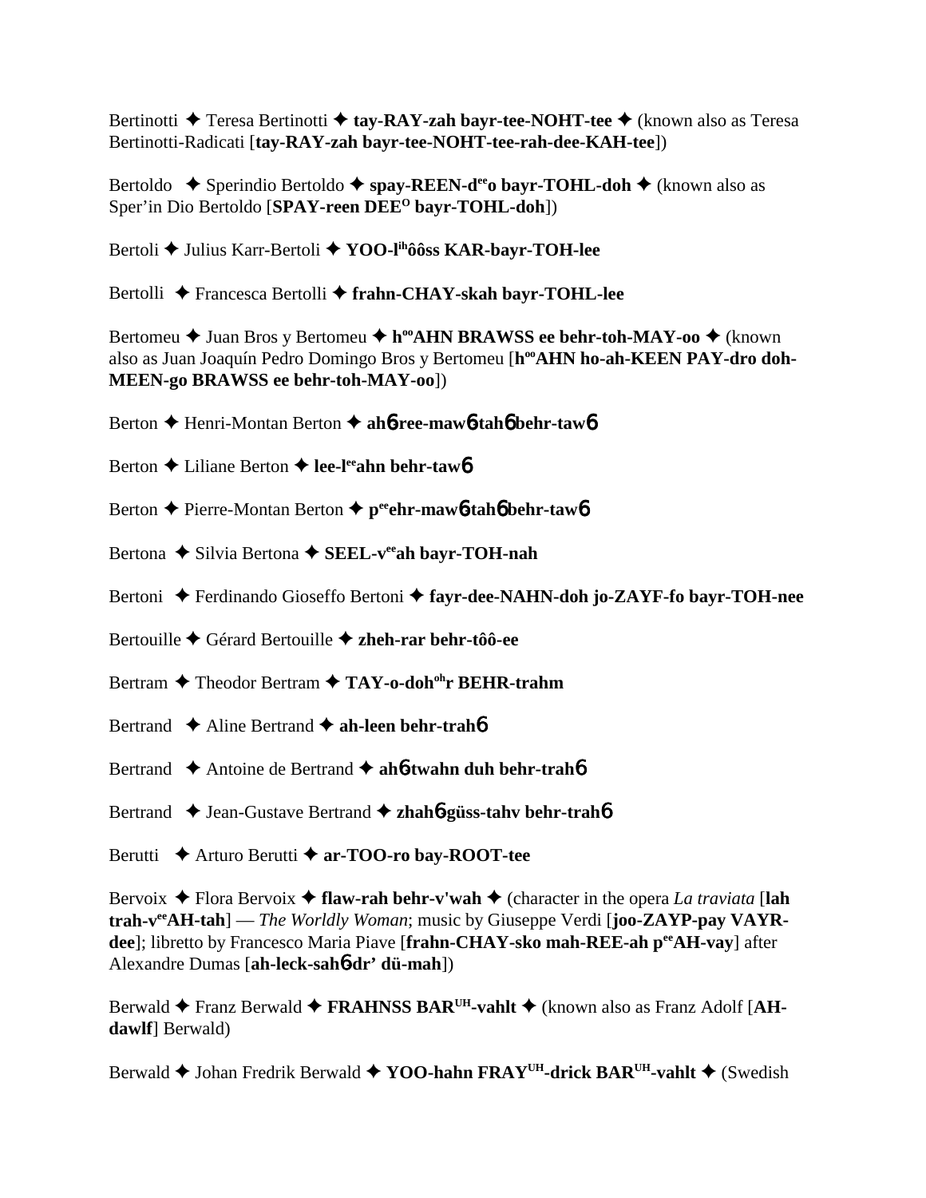Bertinotti ✦ Teresa Bertinotti ✦ **tay-RAY-zah bayr-tee-NOHT-tee** ✦ (known also as Teresa Bertinotti-Radicati [**tay-RAY-zah bayr-tee-NOHT-tee-rah-dee-KAH-tee**])

Bertoldo ✦ Sperindio Bertoldo ✦ **spay-REEN-d[ee]o bayr-TOHL-doh** ✦ (known also as Sper'in Dio Bertoldo [**SPAY-reen DEE[O] bayr-TOHL-doh**])

Bertoli ✦ Julius Karr-Bertoli ✦ **YOO-l[ih]ôôss KAR-bayr-TOH-lee**

Bertolli ✦ Francesca Bertolli ✦ **frahn-CHAY-skah bayr-TOHL-lee**

Bertomeu ✦ Juan Bros y Bertomeu ✦ **h[oo]AHN BRAWSS ee behr-toh-MAY-oo** ✦ (known also as Juan Joaquín Pedro Domingo Bros y Bertomeu [**h[oo]AHN ho-ah-KEEN PAY-dro doh-MEEN-go BRAWSS ee behr-toh-MAY-oo**])

Berton ✦ Henri-Montan Berton ✦ **ah6-ree-maw6-tah6 behr-taw6**

Berton ✦ Liliane Berton ✦ **lee-l[ee]ahn behr-taw6**

Berton ✦ Pierre-Montan Berton ✦ **p[ee]ehr-maw6-tah6 behr-taw6**

Bertona ✦ Silvia Bertona ✦ **SEEL-v[ee]ah bayr-TOH-nah**

Bertoni ✦ Ferdinando Gioseffo Bertoni ✦ **fayr-dee-NAHN-doh jo-ZAYF-fo bayr-TOH-nee**

Bertouille ✦ Gérard Bertouille ✦ **zheh-rar behr-tôô-ee**

Bertram ✦ Theodor Bertram ✦ **TAY-o-doh[oh]r BEHR-trahm**

Bertrand ✦ Aline Bertrand ✦ **ah-leen behr-trah6**

Bertrand ✦ Antoine de Bertrand ✦ **ah6-twahn duh behr-trah6**

Bertrand ✦ Jean-Gustave Bertrand ✦ **zhah6-güss-tahv behr-trah6**

Berutti ✦ Arturo Berutti ✦ **ar-TOO-ro bay-ROOT-tee**

Bervoix ✦ Flora Bervoix ✦ **flaw-rah behr-v'wah** ✦ (character in the opera *La traviata* [**lah trah-v[ee]AH-tah**] — *The Worldly Woman*; music by Giuseppe Verdi [**joo-ZAYP-pay VAYR-dee**]; libretto by Francesco Maria Piave [**frahn-CHAY-sko mah-REE-ah p[ee]AH-vay**] after Alexandre Dumas [**ah-leck-sah6-dr' dü-mah**])

Berwald ✦ Franz Berwald ✦ **FRAHNSS BAR[UH]-vahlt** ✦ (known also as Franz Adolf [**AH-dawlf**] Berwald)

Berwald ✦ Johan Fredrik Berwald ✦ **YOO-hahn FRAY[UH]-drick BAR[UH]-vahlt** ✦ (Swedish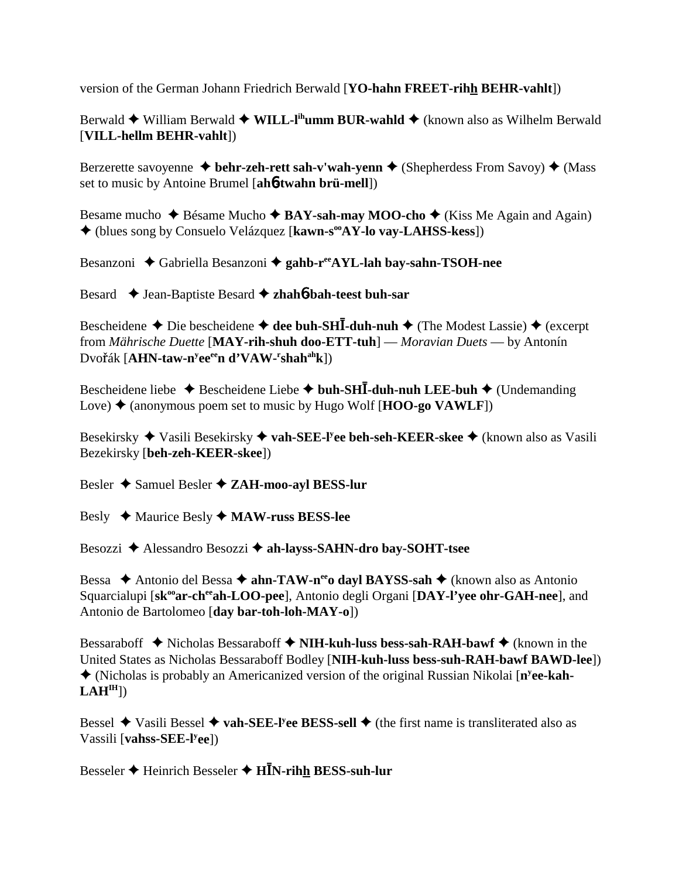version of the German Johann Friedrich Berwald [**YO-hahn FREET-rihh BEHR-vahlt**])

Berwald ✦ William Berwald ✦ **WILL-l^ih^umm BUR-wahld** ✦ (known also as Wilhelm Berwald [**VILL-hellm BEHR-vahlt**])

Berzerette savoyenne ✦ **behr-zeh-rett sah-v'wah-yenn** ✦ (Shepherdess From Savoy) ✦ (Mass set to music by Antoine Brumel [**ahɓ-twahn brü-mell**])

Besame mucho ✦ Bésame Mucho ✦ **BAY-sah-may MOO-cho** ✦ (Kiss Me Again and Again) ✦ (blues song by Consuelo Velázquez [**kawn-s^oo^AY-lo vay-LAHSS-kess**])

Besanzoni ✦ Gabriella Besanzoni ✦ **gahb-r^ee^AYL-lah bay-sahn-TSOH-nee**

Besard ✦ Jean-Baptiste Besard ✦ **zhahɓ-bah-teest buh-sar**

Bescheidene ✦ Die bescheidene ✦ **dee buh-SHĪ-duh-nuh** ✦ (The Modest Lassie) ✦ (excerpt from *Mährische Duette* [**MAY-rih-shuh doo-ETT-tuh**] — *Moravian Duets* — by Antonín Dvořák [**AHN-taw-n^y^ee^ee^n d'VAW-^r^shah^ah^k**])

Bescheidene liebe ✦ Bescheidene Liebe ✦ **buh-SHĪ-duh-nuh LEE-buh** ✦ (Undemanding Love) ✦ (anonymous poem set to music by Hugo Wolf [**HOO-go VAWLF**])

Besekirsky ✦ Vasili Besekirsky ✦ **vah-SEE-l^y^ee beh-seh-KEER-skee** ✦ (known also as Vasili Bezekirsky [**beh-zeh-KEER-skee**])

Besler ✦ Samuel Besler ✦ **ZAH-moo-ayl BESS-lur**

Besly ✦ Maurice Besly ✦ **MAW-russ BESS-lee**

Besozzi ✦ Alessandro Besozzi ✦ **ah-layss-SAHN-dro bay-SOHT-tsee**

Bessa ✦ Antonio del Bessa ✦ **ahn-TAW-n^ee^o dayl BAYSS-sah** ✦ (known also as Antonio Squarcialupi [**sk^oo^ar-ch^ee^ah-LOO-pee**], Antonio degli Organi [**DAY-l'yee ohr-GAH-nee**], and Antonio de Bartolomeo [**day bar-toh-loh-MAY-o**])

Bessaraboff ✦ Nicholas Bessaraboff ✦ **NIH-kuh-luss bess-sah-RAH-bawf** ✦ (known in the United States as Nicholas Bessaraboff Bodley [**NIH-kuh-luss bess-suh-RAH-bawf BAWD-lee**]) ✦ (Nicholas is probably an Americanized version of the original Russian Nikolai [**n^y^ee-kah-LAH^IH^**])

Bessel ✦ Vasili Bessel ✦ **vah-SEE-l^y^ee BESS-sell** ✦ (the first name is transliterated also as Vassili [**vahss-SEE-l^y^ee**])

Besseler ✦ Heinrich Besseler ✦ **HĪN-rihh BESS-suh-lur**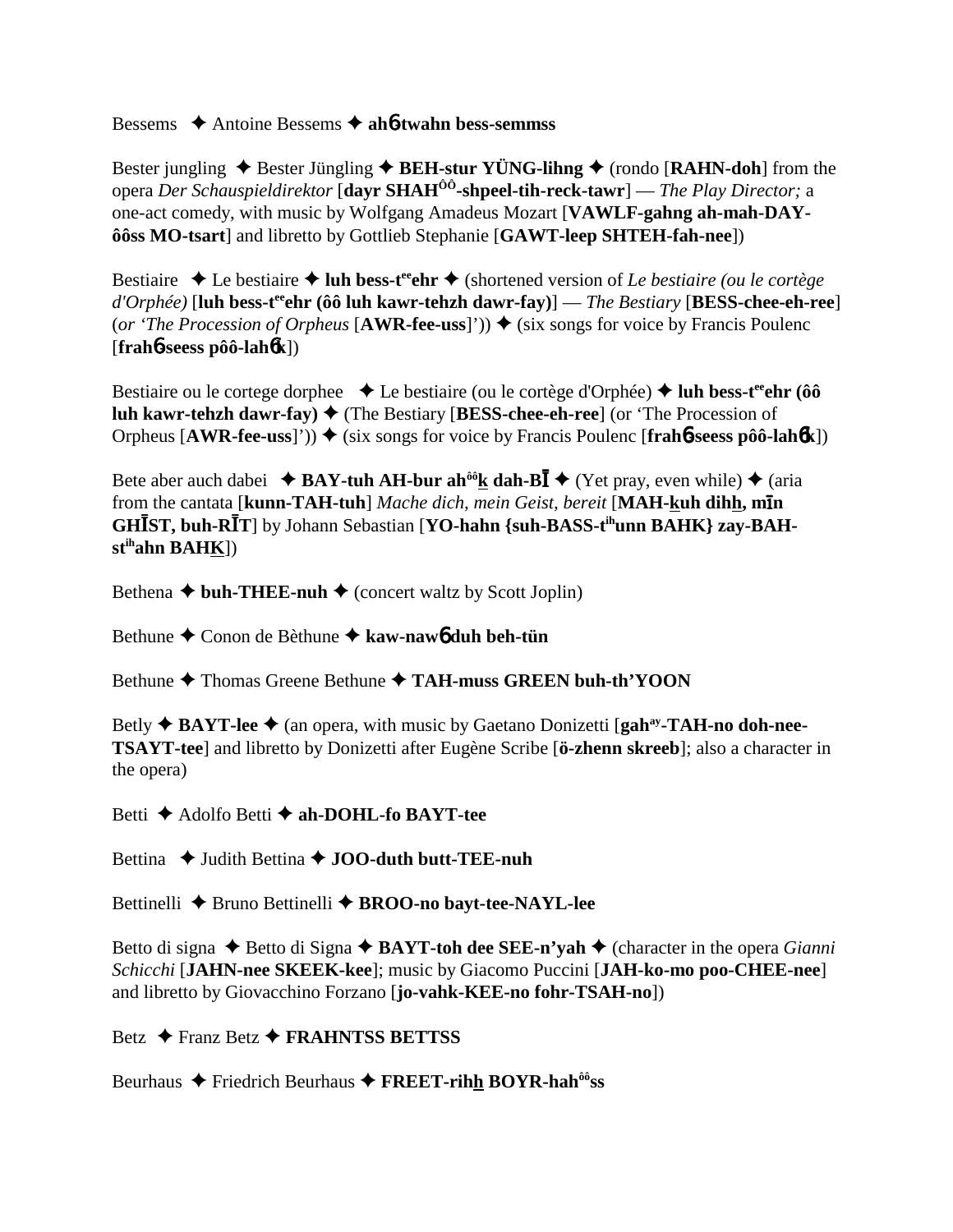Bessems ✦ Antoine Bessems ✦ **ah6-twahn bess-semmss**

Bester jungling ✦ Bester Jüngling ✦ **BEH-stur YÜNG-lihng** ✦ (rondo [**RAHN-doh**] from the opera *Der Schauspieldirektor* [**dayr SHAH^ÔÔ-shpeel-tih-reck-tawr**] — *The Play Director;* a one-act comedy, with music by Wolfgang Amadeus Mozart [**VAWLF-gahng ah-mah-DAY-ôôss MO-tsart**] and libretto by Gottlieb Stephanie [**GAWT-leep SHTEH-fah-nee**])

Bestiaire ✦ Le bestiaire ✦ **luh bess-t^ee^ehr** ✦ (shortened version of *Le bestiaire (ou le cortège d'Orphée)* [**luh bess-t^ee^ehr (ôô luh kawr-tehzh dawr-fay)**] — *The Bestiary* [**BESS-chee-eh-ree**] (*or 'The Procession of Orpheus* [**AWR-fee-uss**]')) ✦ (six songs for voice by Francis Poulenc [**frah6-seess pôô-lah6k**])

Bestiaire ou le cortege dorphee ✦ Le bestiaire (ou le cortège d'Orphée) ✦ **luh bess-t^ee^ehr (ôô luh kawr-tehzh dawr-fay)** ✦ (The Bestiary [**BESS-chee-eh-ree**] (or 'The Procession of Orpheus [**AWR-fee-uss**]')) ✦ (six songs for voice by Francis Poulenc [**frah6-seess pôô-lah6k**])

Bete aber auch dabei ✦ **BAY-tuh AH-bur ah^ôô^k dah-BĪ** ✦ (Yet pray, even while) ✦ (aria from the cantata [**kunn-TAH-tuh**] *Mache dich, mein Geist, bereit* [**MAH-kuh dihh, mīn GHĪST, buh-RĪT**] by Johann Sebastian [**YO-hahn {suh-BASS-t^ih^unn BAHK} zay-BAH-st^ih^ahn BAHK**])

Bethena ✦ **buh-THEE-nuh** ✦ (concert waltz by Scott Joplin)

Bethune ✦ Conon de Bèthune ✦ **kaw-naw6 duh beh-tün**

Bethune ✦ Thomas Greene Bethune ✦ **TAH-muss GREEN buh-th'YOON**

Betly ✦ **BAYT-lee** ✦ (an opera, with music by Gaetano Donizetti [**gah^ay-TAH-no doh-nee-TSAYT-tee**] and libretto by Donizetti after Eugène Scribe [**ö-zhenn skreeb**]; also a character in the opera)

Betti ✦ Adolfo Betti ✦ **ah-DOHL-fo BAYT-tee**

Bettina ✦ Judith Bettina ✦ **JOO-duth butt-TEE-nuh**

Bettinelli ✦ Bruno Bettinelli ✦ **BROO-no bayt-tee-NAYL-lee**

Betto di signa ✦ Betto di Signa ✦ **BAYT-toh dee SEE-n'yah** ✦ (character in the opera *Gianni Schicchi* [**JAHN-nee SKEEK-kee**]; music by Giacomo Puccini [**JAH-ko-mo poo-CHEE-nee**] and libretto by Giovacchino Forzano [**jo-vahk-KEE-no fohr-TSAH-no**])

Betz ✦ Franz Betz ✦ **FRAHNTSS BETTSS**

Beurhaus ✦ Friedrich Beurhaus ✦ **FREET-rihh BOYR-hah^ôô^ss**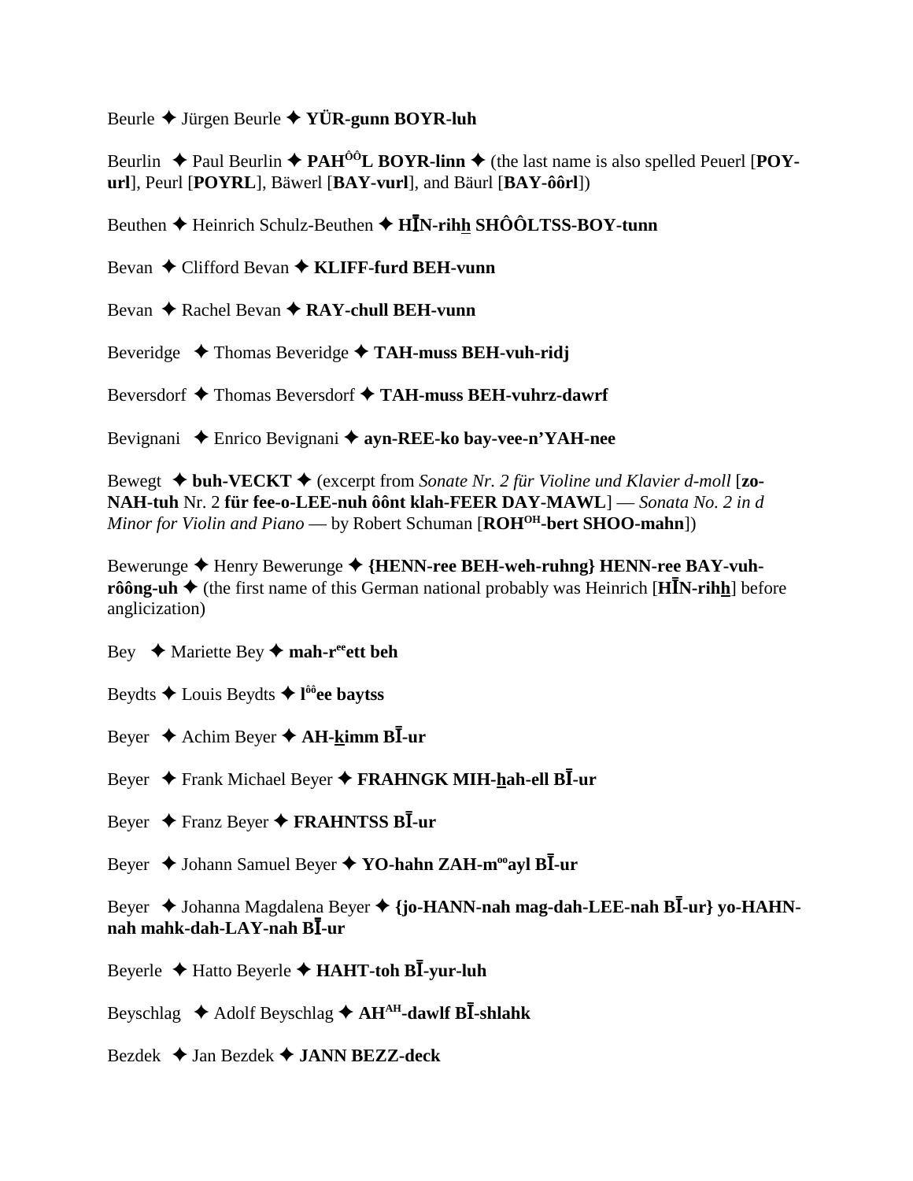Beurle ✦ Jürgen Beurle ✦ **YÜR-gunn BOYR-luh**

Beurlin ✦ Paul Beurlin ✦ **PAH$^{ÔÔ}$L BOYR-linn** ✦ (the last name is also spelled Peuerl [**POY-url**], Peurl [**POYRL**], Bäwerl [**BAY-vurl**], and Bäurl [**BAY-ôôrl**])

Beuthen ✦ Heinrich Schulz-Beuthen ✦ **HĪN-rihh SHÔÔLTSS-BOY-tunn**

Bevan ✦ Clifford Bevan ✦ **KLIFF-furd BEH-vunn**

Bevan ✦ Rachel Bevan ✦ **RAY-chull BEH-vunn**

Beveridge ✦ Thomas Beveridge ✦ **TAH-muss BEH-vuh-ridj**

Beversdorf ✦ Thomas Beversdorf ✦ **TAH-muss BEH-vuhrz-dawrf**

Bevignani ✦ Enrico Bevignani ✦ **ayn-REE-ko bay-vee-n'YAH-nee**

Bewegt ✦ **buh-VECKT** ✦ (excerpt from *Sonate Nr. 2 für Violine und Klavier d-moll* [**zo-NAH-tuh** Nr. 2 **für fee-o-LEE-nuh ôônt klah-FEER DAY-MAWL**] — *Sonata No. 2 in d Minor for Violin and Piano* — by Robert Schuman [**ROH$^{OH}$-bert SHOO-mahn**])

Bewerunge ✦ Henry Bewerunge ✦ **{HENN-ree BEH-weh-ruhng} HENN-ree BAY-vuh-rôông-uh** ✦ (the first name of this German national probably was Heinrich [**HĪN-rihh**] before anglicization)

Bey ✦ Mariette Bey ✦ **mah-r$^{ee}$ett beh**

Beydts ✦ Louis Beydts ✦ **l$^{ôô}$ee baytss**

Beyer ✦ Achim Beyer ✦ **AH-kimm BĪ-ur**

Beyer ✦ Frank Michael Beyer ✦ **FRAHNGK MIH-hah-ell BĪ-ur**

Beyer ✦ Franz Beyer ✦ **FRAHNTSS BĪ-ur**

Beyer ✦ Johann Samuel Beyer ✦ **YO-hahn ZAH-m$^{oo}$ayl BĪ-ur**

Beyer ✦ Johanna Magdalena Beyer ✦ **{jo-HANN-nah mag-dah-LEE-nah BĪ-ur} yo-HAHN-nah mahk-dah-LAY-nah BĪ-ur**

Beyerle ✦ Hatto Beyerle ✦ **HAHT-toh BĪ-yur-luh**

Beyschlag ✦ Adolf Beyschlag ✦ **AH$^{AH}$-dawlf BĪ-shlahk**

Bezdek ✦ Jan Bezdek ✦ **JANN BEZZ-deck**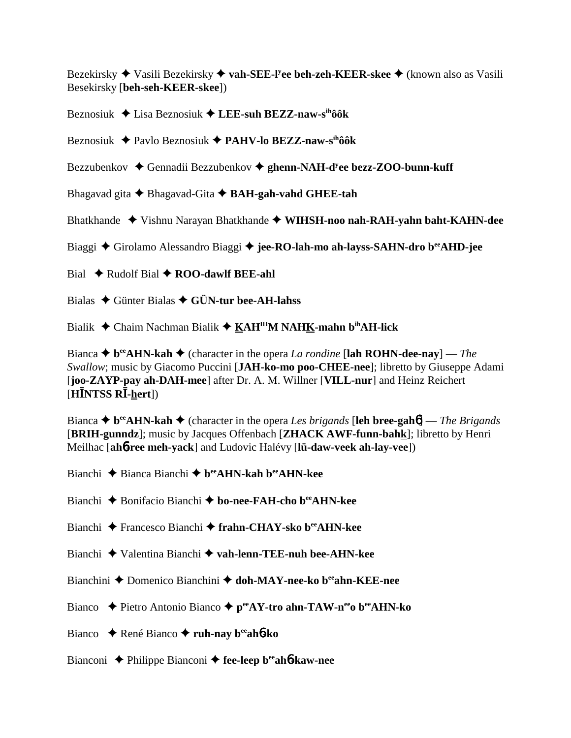Bezekirsky ✦ Vasili Bezekirsky ✦ **vah-SEE-lʸee beh-zeh-KEER-skee** ✦ (known also as Vasili Besekirsky [**beh-seh-KEER-skee**])

Beznosiuk ✦ Lisa Beznosiuk ✦ **LEE-suh BEZZ-naw-sihôôk**

Beznosiuk ✦ Pavlo Beznosiuk ✦ **PAHV-lo BEZZ-naw-sihôôk**

Bezzubenkov ✦ Gennadii Bezzubenkov ✦ **ghenn-NAH-dʸee bezz-ZOO-bunn-kuff**

Bhagavad gita ✦ Bhagavad-Gita ✦ **BAH-gah-vahd GHEE-tah**

Bhatkhande ✦ Vishnu Narayan Bhatkhande ✦ **WIHSH-noo nah-RAH-yahn baht-KAHN-dee**

Biaggi ✦ Girolamo Alessandro Biaggi ✦ **jee-RO-lah-mo ah-layss-SAHN-dro beeAHD-jee**

Bial ✦ Rudolf Bial ✦ **ROO-dawlf BEE-ahl**

Bialas ✦ Günter Bialas ✦ **GÜN-tur bee-AH-lahss**

Bialik ✦ Chaim Nachman Bialik ✦ **KAHIHM NAHK-mahn bihAH-lick**

Bianca ✦ **beeAHN-kah** ✦ (character in the opera *La rondine* [**lah ROHN-dee-nay**] — *The Swallow*; music by Giacomo Puccini [**JAH-ko-mo poo-CHEE-nee**]; libretto by Giuseppe Adami [**joo-ZAYP-pay ah-DAH-mee**] after Dr. A. M. Willner [**VILL-nur**] and Heinz Reichert [**HĪNTSS RĪ-hert**])

Bianca ✦ **beeAHN-kah** ✦ (character in the opera *Les brigands* [**leh bree-gahɓ**] — *The Brigands* [**BRIH-gunndz**]; music by Jacques Offenbach [**ZHACK AWF-funn-bahk**]; libretto by Henri Meilhac [**ahɓ-ree meh-yack**] and Ludovic Halévy [**lü-daw-veek ah-lay-vee**])

Bianchi ✦ Bianca Bianchi ✦ **beeAHN-kah beeAHN-kee**

Bianchi ✦ Bonifacio Bianchi ✦ **bo-nee-FAH-cho beeAHN-kee**

Bianchi ✦ Francesco Bianchi ✦ **frahn-CHAY-sko beeAHN-kee**

Bianchi ✦ Valentina Bianchi ✦ **vah-lenn-TEE-nuh bee-AHN-kee**

Bianchini ✦ Domenico Bianchini ✦ **doh-MAY-nee-ko beeahn-KEE-nee**

Bianco ✦ Pietro Antonio Bianco ✦ **peeAY-tro ahn-TAW-neeo beeAHN-ko**

Bianco ✦ René Bianco ✦ **ruh-nay beeahɓ-ko**

Bianconi ✦ Philippe Bianconi ✦ **fee-leep beeahɓ-kaw-nee**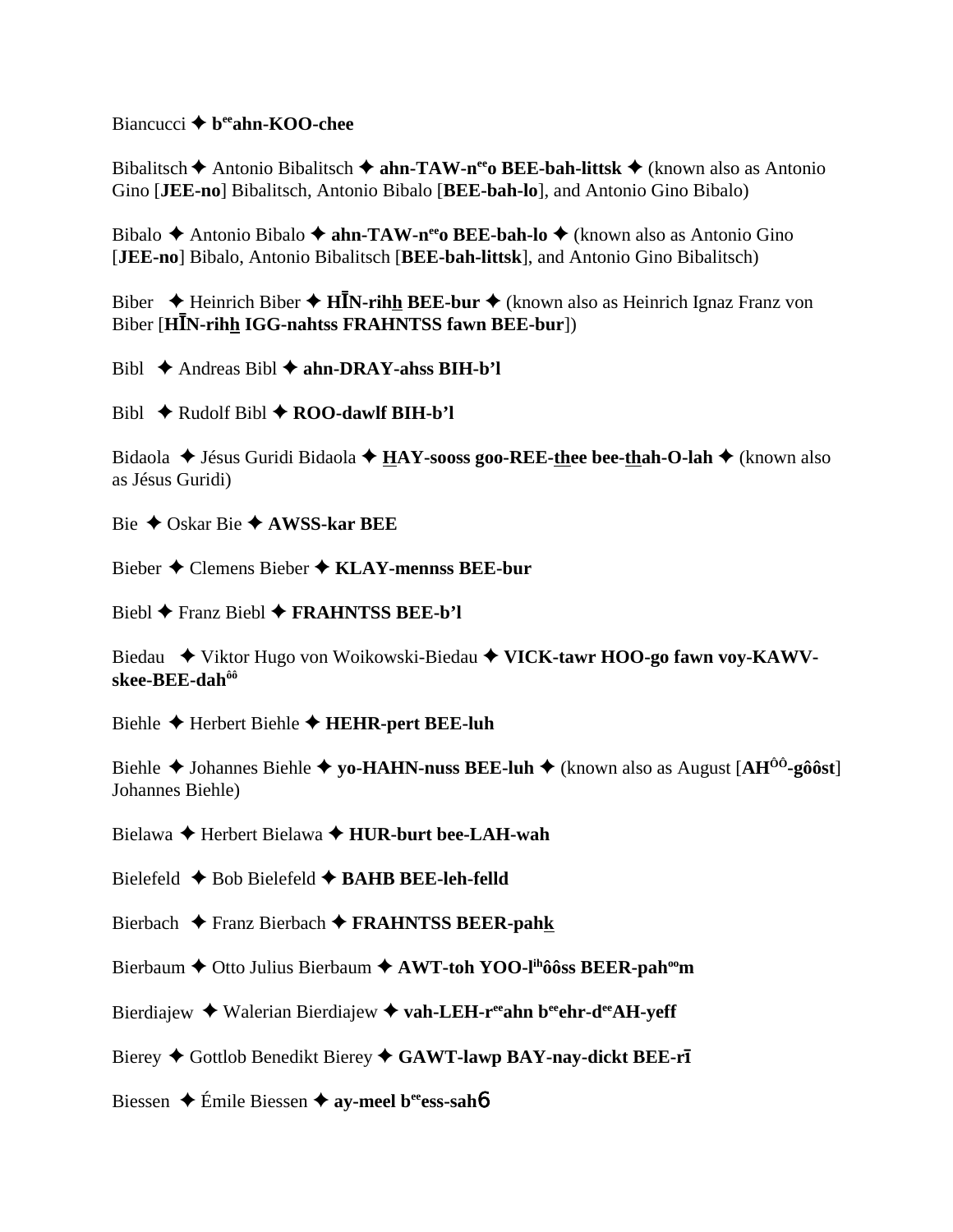Biancucci ✦ **b<sup>ee</sup>ahn-KOO-chee**

Bibalitsch ✦ Antonio Bibalitsch ✦ **ahn-TAW-n<sup>ee</sup>o BEE-bah-littsk** ✦ (known also as Antonio Gino [**JEE-no**] Bibalitsch, Antonio Bibalo [**BEE-bah-lo**], and Antonio Gino Bibalo)

Bibalo ✦ Antonio Bibalo ✦ **ahn-TAW-n<sup>ee</sup>o BEE-bah-lo** ✦ (known also as Antonio Gino [**JEE-no**] Bibalo, Antonio Bibalitsch [**BEE-bah-littsk**], and Antonio Gino Bibalitsch)

Biber ✦ Heinrich Biber ✦ **HĪN-rihh BEE-bur** ✦ (known also as Heinrich Ignaz Franz von Biber [**HĪN-rihh IGG-nahtss FRAHNTSS fawn BEE-bur**])

Bibl ✦ Andreas Bibl ✦ **ahn-DRAY-ahss BIH-b'l**

Bibl ✦ Rudolf Bibl ✦ **ROO-dawlf BIH-b'l**

Bidaola ✦ Jésus Guridi Bidaola ✦ **HAY-sooss goo-REE-thee bee-thah-O-lah** ✦ (known also as Jésus Guridi)

Bie ✦ Oskar Bie ✦ **AWSS-kar BEE**

Bieber ✦ Clemens Bieber ✦ **KLAY-mennss BEE-bur**

Biebl ✦ Franz Biebl ✦ **FRAHNTSS BEE-b'l**

Biedau ✦ Viktor Hugo von Woikowski-Biedau ✦ **VICK-tawr HOO-go fawn voy-KAWV-skee-BEE-dah<sup>ôô</sup>**

Biehle ✦ Herbert Biehle ✦ **HEHR-pert BEE-luh**

Biehle ✦ Johannes Biehle ✦ **yo-HAHN-nuss BEE-luh** ✦ (known also as August [**AH<sup>ÔÔ</sup>-gôôst**] Johannes Biehle)

Bielawa ✦ Herbert Bielawa ✦ **HUR-burt bee-LAH-wah**

Bielefeld ✦ Bob Bielefeld ✦ **BAHB BEE-leh-felld**

Bierbach ✦ Franz Bierbach ✦ **FRAHNTSS BEER-pahk**

Bierbaum ✦ Otto Julius Bierbaum ✦ **AWT-toh YOO-l<sup>ih</sup>ôôss BEER-pah<sup>oo</sup>m**

Bierdiajew ✦ Walerian Bierdiajew ✦ **vah-LEH-r<sup>ee</sup>ahn b<sup>ee</sup>ehr-d<sup>ee</sup>AH-yeff**

Bierey ✦ Gottlob Benedikt Bierey ✦ **GAWT-lawp BAY-nay-dickt BEE-rī**

Biessen ✦ Émile Biessen ✦ **ay-meel b<sup>ee</sup>ess-sahɓ**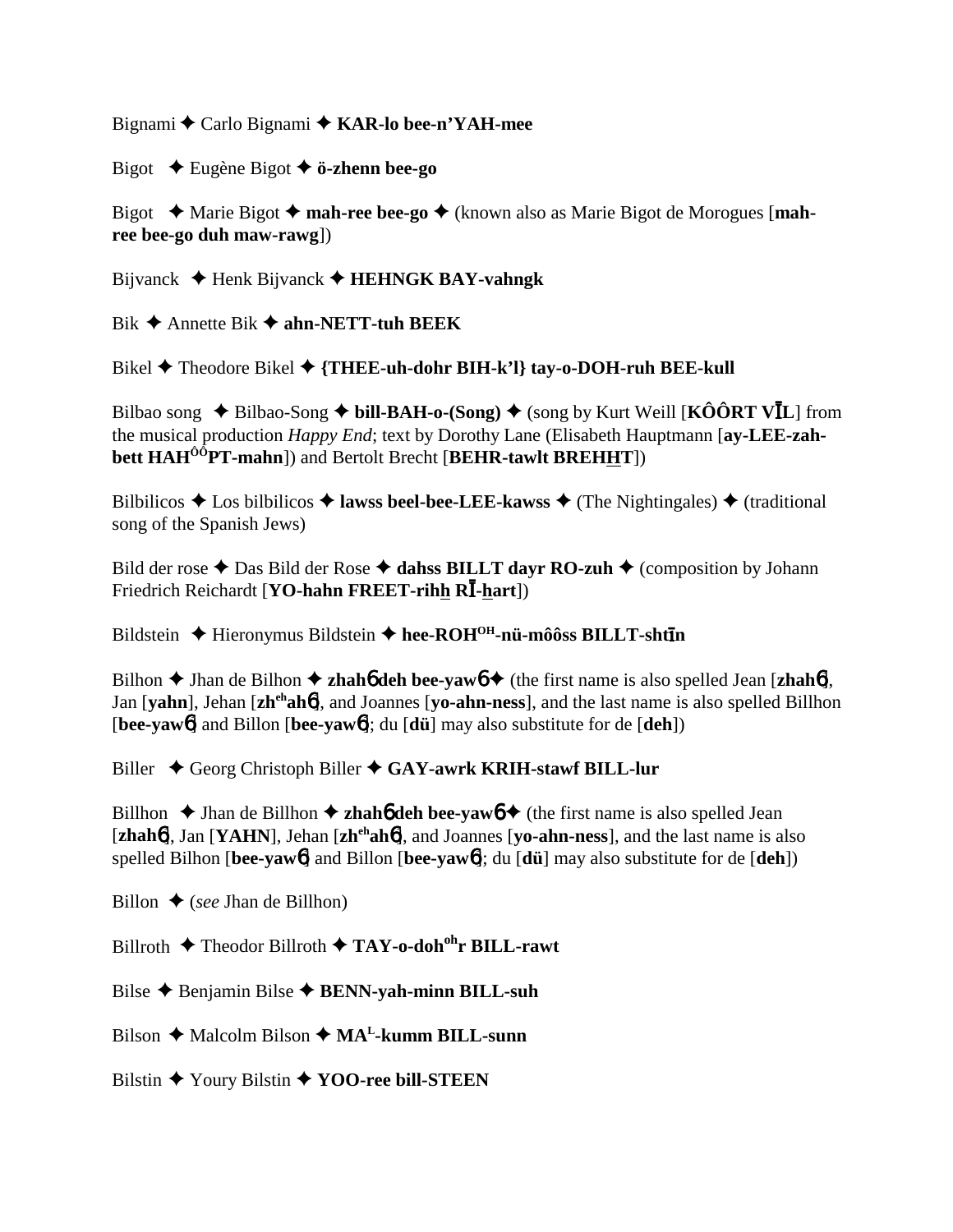Bignami ✦ Carlo Bignami ✦ **KAR-lo bee-n'YAH-mee**

Bigot ✦ Eugène Bigot ✦ **ö-zhenn bee-go**

Bigot ✦ Marie Bigot ✦ **mah-ree bee-go** ✦ (known also as Marie Bigot de Morogues [**mah-ree bee-go duh maw-rawg**])

Bijvanck ✦ Henk Bijvanck ✦ **HEHNGK BAY-vahngk**

Bik ✦ Annette Bik ✦ **ahn-NETT-tuh BEEK**

Bikel ✦ Theodore Bikel ✦ **{THEE-uh-dohr BIH-k'l} tay-o-DOH-ruh BEE-kull**

Bilbao song ✦ Bilbao-Song ✦ **bill-BAH-o-(Song)** ✦ (song by Kurt Weill [**KÔÔRT VĪL**] from the musical production *Happy End*; text by Dorothy Lane (Elisabeth Hauptmann [**ay-LEE-zah-bett HAHÔÔPT-mahn**]) and Bertolt Brecht [**BEHR-tawlt BREHHT**])

Bilbilicos ✦ Los bilbilicos ✦ **lawss beel-bee-LEE-kawss** ✦ (The Nightingales) ✦ (traditional song of the Spanish Jews)

Bild der rose ✦ Das Bild der Rose ✦ **dahss BILLT dayr RO-zuh** ✦ (composition by Johann Friedrich Reichardt [**YO-hahn FREET-rihh RĪ-hart**])

Bildstein ✦ Hieronymus Bildstein ✦ **hee-ROHOH-nü-môôss BILLT-shtīn**

Bilhon ✦ Jhan de Bilhon ✦ **zhahɵ deh bee-yawɵ** ✦ (the first name is also spelled Jean [**zhahɵ**], Jan [**yahn**], Jehan [**zhehahɵ**], and Joannes [**yo-ahn-ness**], and the last name is also spelled Billhon [**bee-yawɵ**] and Billon [**bee-yawɵ**]; du [**dü**] may also substitute for de [**deh**])

Biller ✦ Georg Christoph Biller ✦ **GAY-awrk KRIH-stawf BILL-lur**

Billhon ✦ Jhan de Billhon ✦ **zhahɵ deh bee-yawɵ** ✦ (the first name is also spelled Jean [**zhahɵ**], Jan [**YAHN**], Jehan [**zhehahɵ**], and Joannes [**yo-ahn-ness**], and the last name is also spelled Bilhon [**bee-yawɵ**] and Billon [**bee-yawɵ**]; du [**dü**] may also substitute for de [**deh**])

Billon ✦ (*see* Jhan de Billhon)

Billroth ✦ Theodor Billroth ✦ **TAY-o-dohohr BILL-rawt**

Bilse ✦ Benjamin Bilse ✦ **BENN-yah-minn BILL-suh**

Bilson ✦ Malcolm Bilson ✦ **MAL-kumm BILL-sunn**

Bilstin ✦ Youry Bilstin ✦ **YOO-ree bill-STEEN**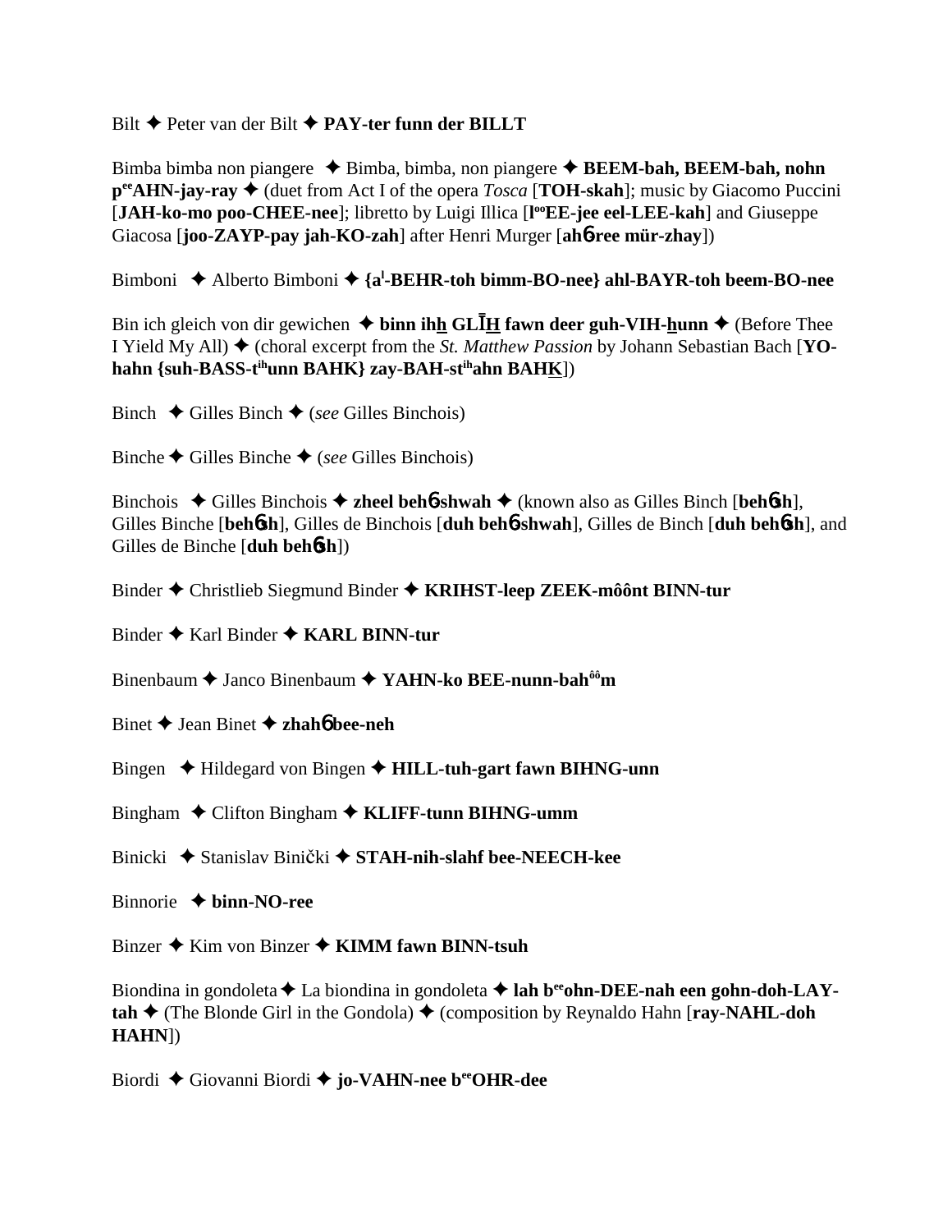Bilt ✦ Peter van der Bilt ✦ **PAY-ter funn der BILLT**

Bimba bimba non piangere ✦ Bimba, bimba, non piangere ✦ **BEEM-bah, BEEM-bah, nohn p[ee]AHN-jay-ray** ✦ (duet from Act I of the opera *Tosca* [**TOH-skah**]; music by Giacomo Puccini [**JAH-ko-mo poo-CHEE-nee**]; libretto by Luigi Illica [**l[oo]EE-jee eel-LEE-kah**] and Giuseppe Giacosa [**joo-ZAYP-pay jah-KO-zah**] after Henri Murger [**ah6-ree mür-zhay**])

Bimboni ✦ Alberto Bimboni ✦ **{a[l]-BEHR-toh bimm-BO-nee} ahl-BAYR-toh beem-BO-nee**

Bin ich gleich von dir gewichen ✦ **binn ihh GLĪH fawn deer guh-VIH-hunn** ✦ (Before Thee I Yield My All) ✦ (choral excerpt from the *St. Matthew Passion* by Johann Sebastian Bach [**YO-hahn {suh-BASS-t[ih]unn BAHK} zay-BAH-st[ih]ahn BAHK**])

Binch ✦ Gilles Binch ✦ (*see* Gilles Binchois)

Binche ✦ Gilles Binche ✦ (*see* Gilles Binchois)

Binchois ✦ Gilles Binchois ✦ **zheel beh6-shwah** ✦ (known also as Gilles Binch [**beh6sh**], Gilles Binche [**beh6sh**], Gilles de Binchois [**duh beh6-shwah**], Gilles de Binch [**duh beh6sh**], and Gilles de Binche [**duh beh6sh**])

Binder ✦ Christlieb Siegmund Binder ✦ **KRIHST-leep ZEEK-môônt BINN-tur**

Binder ✦ Karl Binder ✦ **KARL BINN-tur**

Binenbaum ✦ Janco Binenbaum ✦ **YAHN-ko BEE-nunn-bah[ôô]m**

Binet ✦ Jean Binet ✦ **zhah6 bee-neh**

Bingen ✦ Hildegard von Bingen ✦ **HILL-tuh-gart fawn BIHNG-unn**

Bingham ✦ Clifton Bingham ✦ **KLIFF-tunn BIHNG-umm**

Binicki ✦ Stanislav Binički ✦ **STAH-nih-slahf bee-NEECH-kee**

Binnorie ✦ **binn-NO-ree**

Binzer ✦ Kim von Binzer ✦ **KIMM fawn BINN-tsuh**

Biondina in gondoleta ✦ La biondina in gondoleta ✦ **lah b[ee]ohn-DEE-nah een gohn-doh-LAY-tah** ✦ (The Blonde Girl in the Gondola) ✦ (composition by Reynaldo Hahn [**ray-NAHL-doh HAHN**])

Biordi ✦ Giovanni Biordi ✦ **jo-VAHN-nee b[ee]OHR-dee**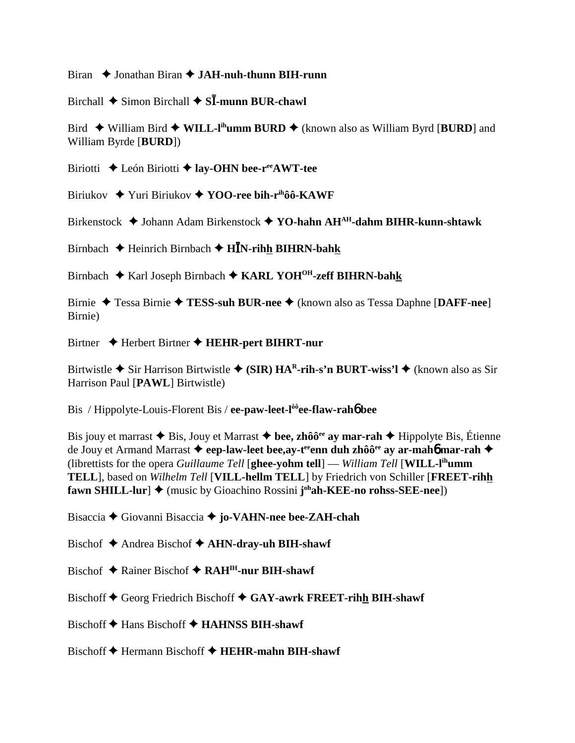Biran ✦ Jonathan Biran ✦ **JAH-nuh-thunn BIH-runn**

Birchall ✦ Simon Birchall ✦ **SĪ-munn BUR-chawl**

Bird ✦ William Bird ✦ **WILL-l^ih^umm BURD** ✦ (known also as William Byrd [**BURD**] and William Byrde [**BURD**])

Biriotti ✦ León Biriotti ✦ **lay-OHN bee-r^ee^AWT-tee**

Biriukov ✦ Yuri Biriukov ✦ **YOO-ree bih-r^ih^ôô-KAWF**

Birkenstock ✦ Johann Adam Birkenstock ✦ **YO-hahn AH^AH^-dahm BIHR-kunn-shtawk**

Birnbach ✦ Heinrich Birnbach ✦ **HĪN-rihh BIHRN-bahk**

Birnbach ✦ Karl Joseph Birnbach ✦ **KARL YOH^OH^-zeff BIHRN-bahk**

Birnie ✦ Tessa Birnie ✦ **TESS-suh BUR-nee** ✦ (known also as Tessa Daphne [**DAFF-nee**] Birnie)

Birtner ✦ Herbert Birtner ✦ **HEHR-pert BIHRT-nur**

Birtwistle ✦ Sir Harrison Birtwistle ✦ **(SIR) HA^R^-rih-s'n BURT-wiss'l** ✦ (known also as Sir Harrison Paul [**PAWL**] Birtwistle)

Bis / Hippolyte-Louis-Florent Bis / **ee-paw-leet-l^ôô^ee-flaw-rah� bee**

Bis jouy et marrast ✦ Bis, Jouy et Marrast ✦ **bee, zhôô^ee^ ay mar-rah** ✦ Hippolyte Bis, Étienne de Jouy et Armand Marrast ✦ **eep-law-leet bee,ay-t^ee^enn duh zhôô^ee^ ay ar-mahɔ mar-rah** ✦ (librettists for the opera *Guillaume Tell* [**ghee-yohm tell**] — *William Tell* [**WILL-l^ih^umm TELL**], based on *Wilhelm Tell* [**VILL-hellm TELL**] by Friedrich von Schiller [**FREET-rihh fawn SHILL-lur**] ✦ (music by Gioachino Rossini **j^oh^ah-KEE-no rohss-SEE-nee**])

Bisaccia ✦ Giovanni Bisaccia ✦ **jo-VAHN-nee bee-ZAH-chah**

Bischof ✦ Andrea Bischof ✦ **AHN-dray-uh BIH-shawf**

Bischof ✦ Rainer Bischof ✦ **RAH^IH^-nur BIH-shawf**

Bischoff ✦ Georg Friedrich Bischoff ✦ **GAY-awrk FREET-rihh BIH-shawf**

Bischoff ✦ Hans Bischoff ✦ **HAHNSS BIH-shawf**

Bischoff ✦ Hermann Bischoff ✦ **HEHR-mahn BIH-shawf**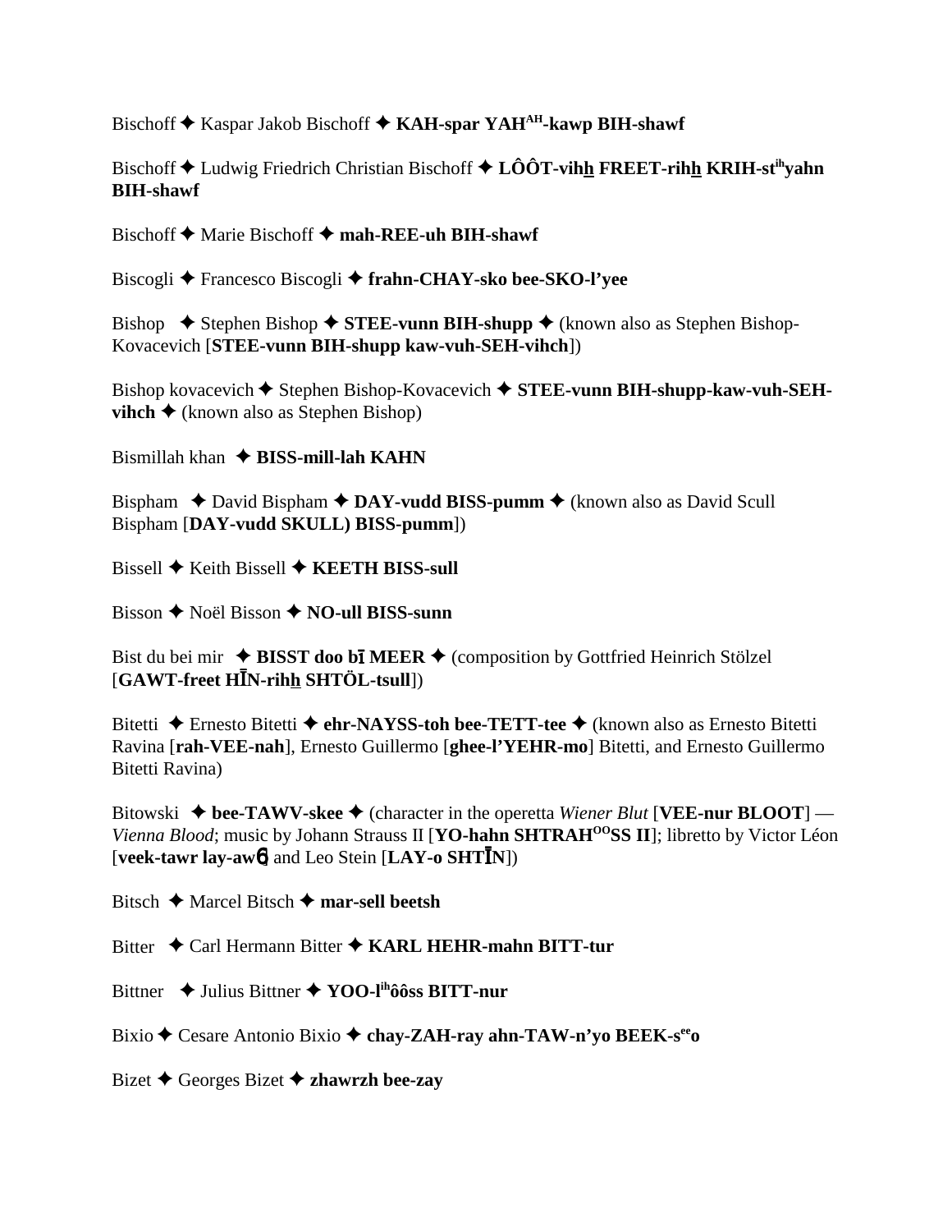Bischoff ✦ Kaspar Jakob Bischoff ✦ **KAH-spar YAH[AH]-kawp BIH-shawf**

Bischoff ✦ Ludwig Friedrich Christian Bischoff ✦ **LÔÔT-vihh FREET-rihh KRIH-st[ih]yahn BIH-shawf**

Bischoff ✦ Marie Bischoff ✦ **mah-REE-uh BIH-shawf**

Biscogli ✦ Francesco Biscogli ✦ **frahn-CHAY-sko bee-SKO-l'yee**

Bishop ✦ Stephen Bishop ✦ **STEE-vunn BIH-shupp** ✦ (known also as Stephen Bishop-Kovacevich [**STEE-vunn BIH-shupp kaw-vuh-SEH-vihch**])

Bishop kovacevich ✦ Stephen Bishop-Kovacevich ✦ **STEE-vunn BIH-shupp-kaw-vuh-SEH-vihch** ✦ (known also as Stephen Bishop)

Bismillah khan ✦ **BISS-mill-lah KAHN**

Bispham ✦ David Bispham ✦ **DAY-vudd BISS-pumm** ✦ (known also as David Scull Bispham [**DAY-vudd SKULL) BISS-pumm**])

Bissell ✦ Keith Bissell ✦ **KEETH BISS-sull**

Bisson ✦ Noël Bisson ✦ **NO-ull BISS-sunn**

Bist du bei mir ✦ **BISST doo bī MEER** ✦ (composition by Gottfried Heinrich Stölzel [**GAWT-freet HĪN-rihh SHTÖL-tsull**])

Bitetti ✦ Ernesto Bitetti ✦ **ehr-NAYSS-toh bee-TETT-tee** ✦ (known also as Ernesto Bitetti Ravina [**rah-VEE-nah**], Ernesto Guillermo [**ghee-l'YEHR-mo**] Bitetti, and Ernesto Guillermo Bitetti Ravina)

Bitowski ✦ **bee-TAWV-skee** ✦ (character in the operetta *Wiener Blut* [**VEE-nur BLOOT**] — *Vienna Blood*; music by Johann Strauss II [**YO-hahn SHTRAH[OO]SS II**]; libretto by Victor Léon [**veek-tawr lay-awñ**] and Leo Stein [**LAY-o SHTĪN**])

Bitsch ✦ Marcel Bitsch ✦ **mar-sell beetsh**

Bitter ✦ Carl Hermann Bitter ✦ **KARL HEHR-mahn BITT-tur**

Bittner ✦ Julius Bittner ✦ **YOO-l[ih]ôôss BITT-nur**

Bixio ✦ Cesare Antonio Bixio ✦ **chay-ZAH-ray ahn-TAW-n'yo BEEK-s[ee]o**

Bizet ✦ Georges Bizet ✦ **zhawrzh bee-zay**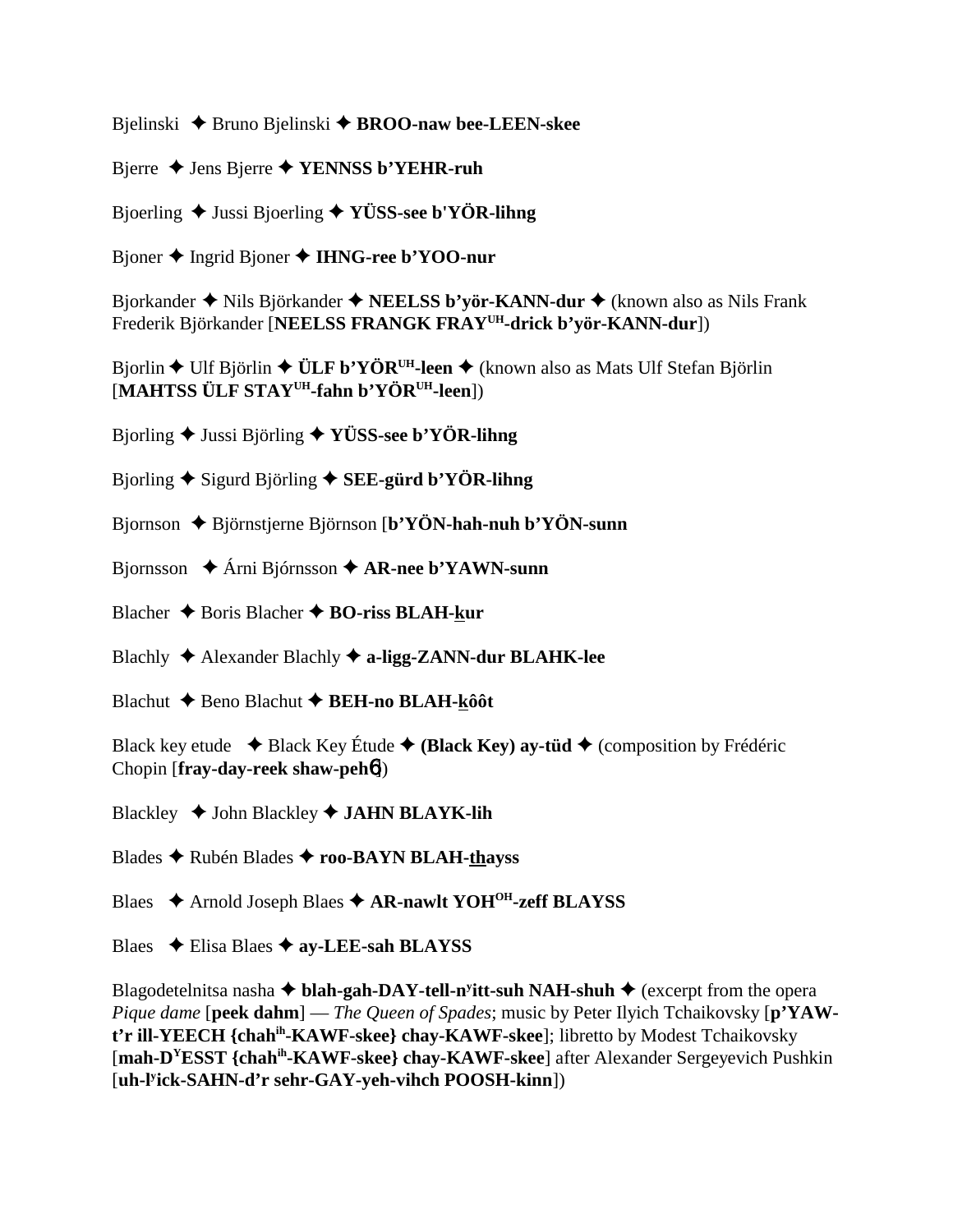Bjelinski ✦ Bruno Bjelinski ✦ **BROO-naw bee-LEEN-skee**

Bjerre ✦ Jens Bjerre ✦ **YENNSS b'YEHR-ruh**

Bjoerling ✦ Jussi Bjoerling ✦ **YÜSS-see b'YÖR-lihng**

Bjoner ✦ Ingrid Bjoner ✦ **IHNG-ree b'YOO-nur**

Bjorkander ✦ Nils Björkander ✦ **NEELSS b'yör-KANN-dur** ✦ (known also as Nils Frank Frederik Björkander [**NEELSS FRANGK FRAY^UH^-drick b'yör-KANN-dur**])

Bjorlin ✦ Ulf Björlin ✦ **ÜLF b'YÖR^UH^-leen** ✦ (known also as Mats Ulf Stefan Björlin [**MAHTSS ÜLF STAY^UH^-fahn b'YÖR^UH^-leen**])

Bjorling ✦ Jussi Björling ✦ **YÜSS-see b'YÖR-lihng**

Bjorling ✦ Sigurd Björling ✦ **SEE-gürd b'YÖR-lihng**

Bjornson ✦ Björnstjerne Björnson [**b'YÖN-hah-nuh b'YÖN-sunn**

Bjornsson ✦ Árni Bjórnsson ✦ **AR-nee b'YAWN-sunn**

Blacher ✦ Boris Blacher ✦ **BO-riss BLAH-kur**

Blachly ✦ Alexander Blachly ✦ **a-ligg-ZANN-dur BLAHK-lee**

Blachut ✦ Beno Blachut ✦ **BEH-no BLAH-kôôt**

Black key etude ✦ Black Key Étude ✦ **(Black Key) ay-tüd** ✦ (composition by Frédéric Chopin [**fray-day-reek shaw-pehɳ**])

Blackley ✦ John Blackley ✦ **JAHN BLAYK-lih**

Blades ✦ Rubén Blades ✦ **roo-BAYN BLAH-thayss**

Blaes ✦ Arnold Joseph Blaes ✦ **AR-nawlt YOH^OH^-zeff BLAYSS**

Blaes ✦ Elisa Blaes ✦ **ay-LEE-sah BLAYSS**

Blagodetelnitsa nasha ✦ **blah-gah-DAY-tell-n^y^itt-suh NAH-shuh** ✦ (excerpt from the opera *Pique dame* [**peek dahm**] — *The Queen of Spades*; music by Peter Ilyich Tchaikovsky [**p'YAW-t'r ill-YEECH {chah^ih^-KAWF-skee} chay-KAWF-skee**]; libretto by Modest Tchaikovsky [**mah-D^Y^ESST {chah^ih^-KAWF-skee} chay-KAWF-skee**] after Alexander Sergeyevich Pushkin [**uh-l^y^ick-SAHN-d'r sehr-GAY-yeh-vihch POOSH-kinn**])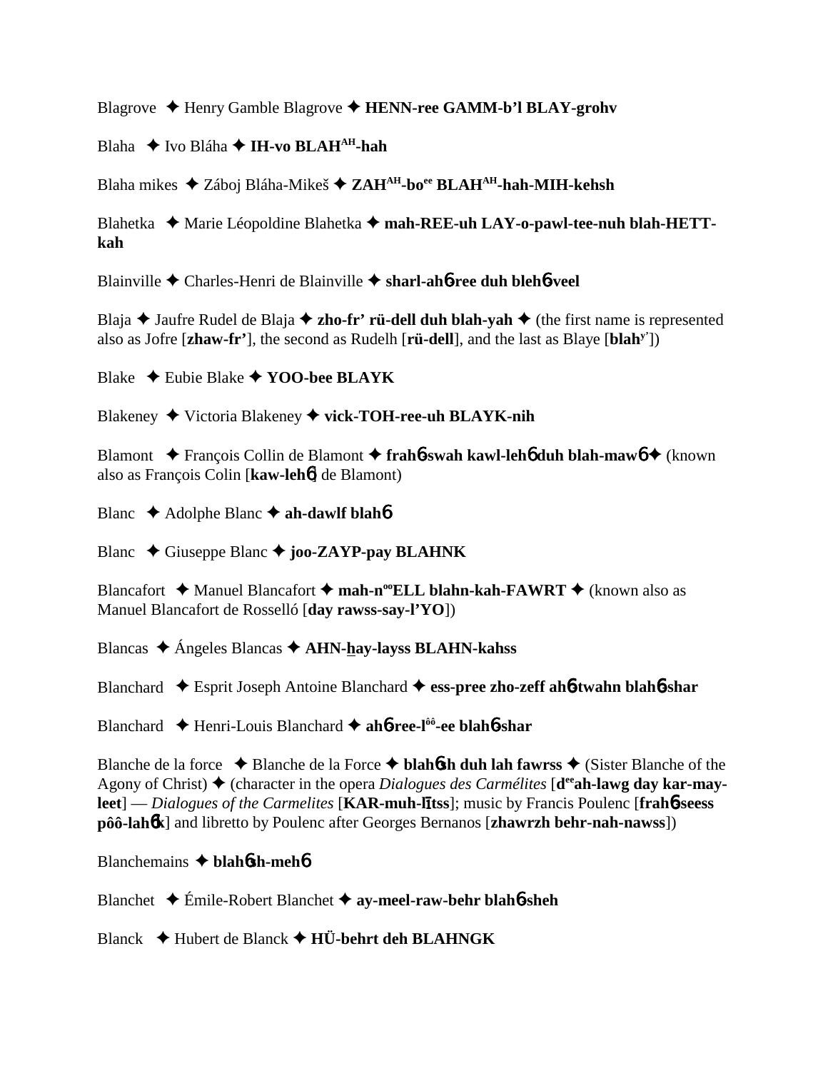Blagrove ✦ Henry Gamble Blagrove ✦ **HENN-ree GAMM-b'l BLAY-grohv**

Blaha ✦ Ivo Bláha ✦ **IH-vo BLAH[AH]-hah**

Blaha mikes ✦ Záboj Bláha-Mikeš ✦ **ZAH[AH]-bo[ee] BLAH[AH]-hah-MIH-kehsh**

Blahetka ✦ Marie Léopoldine Blahetka ✦ **mah-REE-uh LAY-o-pawl-tee-nuh blah-HETT-kah**

Blainville ✦ Charles-Henri de Blainville ✦ **sharl-ah6-ree duh bleh6-veel**

Blaja ✦ Jaufre Rudel de Blaja ✦ **zho-fr' rü-dell duh blah-yah** ✦ (the first name is represented also as Jofre [**zhaw-fr'**], the second as Rudelh [**rü-dell**], and the last as Blaye [**blah[y']**])

Blake ✦ Eubie Blake ✦ **YOO-bee BLAYK**

Blakeney ✦ Victoria Blakeney ✦ **vick-TOH-ree-uh BLAYK-nih**

Blamont ✦ François Collin de Blamont ✦ **frah6-swah kawl-leh6 duh blah-maw6** ✦ (known also as François Colin [**kaw-leh6**] de Blamont)

Blanc ✦ Adolphe Blanc ✦ **ah-dawlf blah6**

Blanc ✦ Giuseppe Blanc ✦ **joo-ZAYP-pay BLAHNK**

Blancafort ✦ Manuel Blancafort ✦ **mah-n[oo]ELL blahn-kah-FAWRT** ✦ (known also as Manuel Blancafort de Rosselló [**day rawss-say-l'YO**])

Blancas ✦ Ángeles Blancas ✦ **AHN-hay-layss BLAHN-kahss**

Blanchard ✦ Esprit Joseph Antoine Blanchard ✦ **ess-pree zho-zeff ah6-twahn blah6-shar**

Blanchard ✦ Henri-Louis Blanchard ✦ **ah6-ree-l[ôô]-ee blah6-shar**

Blanche de la force ✦ Blanche de la Force ✦ **blah6sh duh lah fawrss** ✦ (Sister Blanche of the Agony of Christ) ✦ (character in the opera *Dialogues des Carmélites* [**d[ee]ah-lawg day kar-may-leet**] — *Dialogues of the Carmelites* [**KAR-muh-lītss**]; music by Francis Poulenc [**frah6-seess pôô-lah6k**] and libretto by Poulenc after Georges Bernanos [**zhawrzh behr-nah-nawss**])

Blanchemains ✦ **blah6sh-meh6**

Blanchet ✦ Émile-Robert Blanchet ✦ **ay-meel-raw-behr blah6-sheh**

Blanck ✦ Hubert de Blanck ✦ **HÜ-behrt deh BLAHNGK**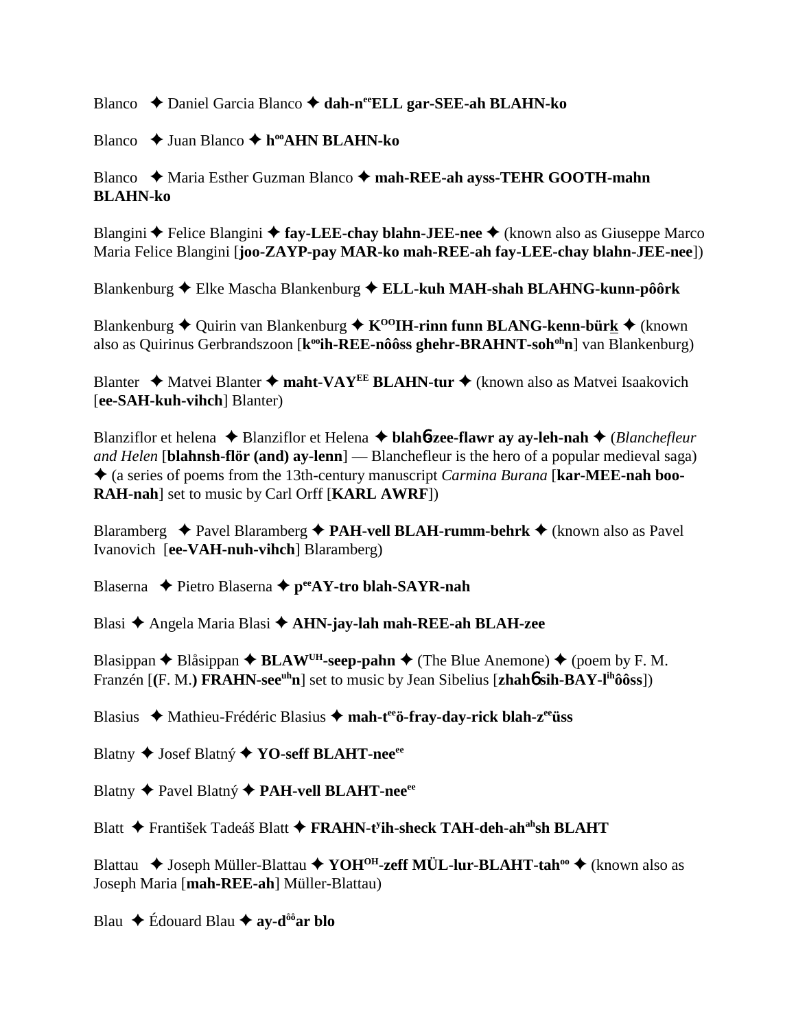Blanco ✦ Daniel Garcia Blanco ✦ **dah-n**ee**ELL gar-SEE-ah BLAHN-ko**

Blanco ✦ Juan Blanco ✦ **h**oo**AHN BLAHN-ko**

Blanco ✦ Maria Esther Guzman Blanco ✦ **mah-REE-ah ayss-TEHR GOOTH-mahn BLAHN-ko**

Blangini ✦ Felice Blangini ✦ **fay-LEE-chay blahn-JEE-nee** ✦ (known also as Giuseppe Marco Maria Felice Blangini [**joo-ZAYP-pay MAR-ko mah-REE-ah fay-LEE-chay blahn-JEE-nee**])

Blankenburg ✦ Elke Mascha Blankenburg ✦ **ELL-kuh MAH-shah BLAHNG-kunn-pôôrk**

Blankenburg ✦ Quirin van Blankenburg ✦ **K**OO**IH-rinn funn BLANG-kenn-bürk** ✦ (known also as Quirinus Gerbrandszoon [**k**oo**ih-REE-nôôss ghehr-BRAHNT-soh**oh**n**] van Blankenburg)

Blanter ✦ Matvei Blanter ✦ **maht-VAY**EE **BLAHN-tur** ✦ (known also as Matvei Isaakovich [**ee-SAH-kuh-vihch**] Blanter)

Blanziflor et helena ✦ Blanziflor et Helena ✦ **blahɓ-zee-flawr ay ay-leh-nah** ✦ (*Blanchefleur and Helen* [**blahnsh-flör (and) ay-lenn**] — Blanchefleur is the hero of a popular medieval saga) ✦ (a series of poems from the 13th-century manuscript *Carmina Burana* [**kar-MEE-nah boo-RAH-nah**] set to music by Carl Orff [**KARL AWRF**])

Blaramberg ✦ Pavel Blaramberg ✦ **PAH-vell BLAH-rumm-behrk** ✦ (known also as Pavel Ivanovich [**ee-VAH-nuh-vihch**] Blaramberg)

Blaserna ✦ Pietro Blaserna ✦ **p**ee**AY-tro blah-SAYR-nah**

Blasi ✦ Angela Maria Blasi ✦ **AHN-jay-lah mah-REE-ah BLAH-zee**

Blasippan ✦ Blåsippan ✦ **BLAW**UH**-seep-pahn** ✦ (The Blue Anemone) ✦ (poem by F. M. Franzén [**(**F. M.**) FRAHN-see**uh**n**] set to music by Jean Sibelius [**zhahɓ sih-BAY-l**ih**ôôss**])

Blasius ✦ Mathieu-Frédéric Blasius ✦ **mah-t**ee**ö-fray-day-rick blah-z**ee**üss**

Blatny ✦ Josef Blatný ✦ **YO-seff BLAHT-nee**ee

Blatny ✦ Pavel Blatný ✦ **PAH-vell BLAHT-nee**ee

Blatt ✦ František Tadeáš Blatt ✦ **FRAHN-t**y**ih-sheck TAH-deh-ah**ah**sh BLAHT**

Blattau ✦ Joseph Müller-Blattau ✦ **YOH**OH**-zeff MÜL-lur-BLAHT-tah**oo ✦ (known also as Joseph Maria [**mah-REE-ah**] Müller-Blattau)

Blau ✦ Édouard Blau ✦ **ay-d**ôô**ar blo**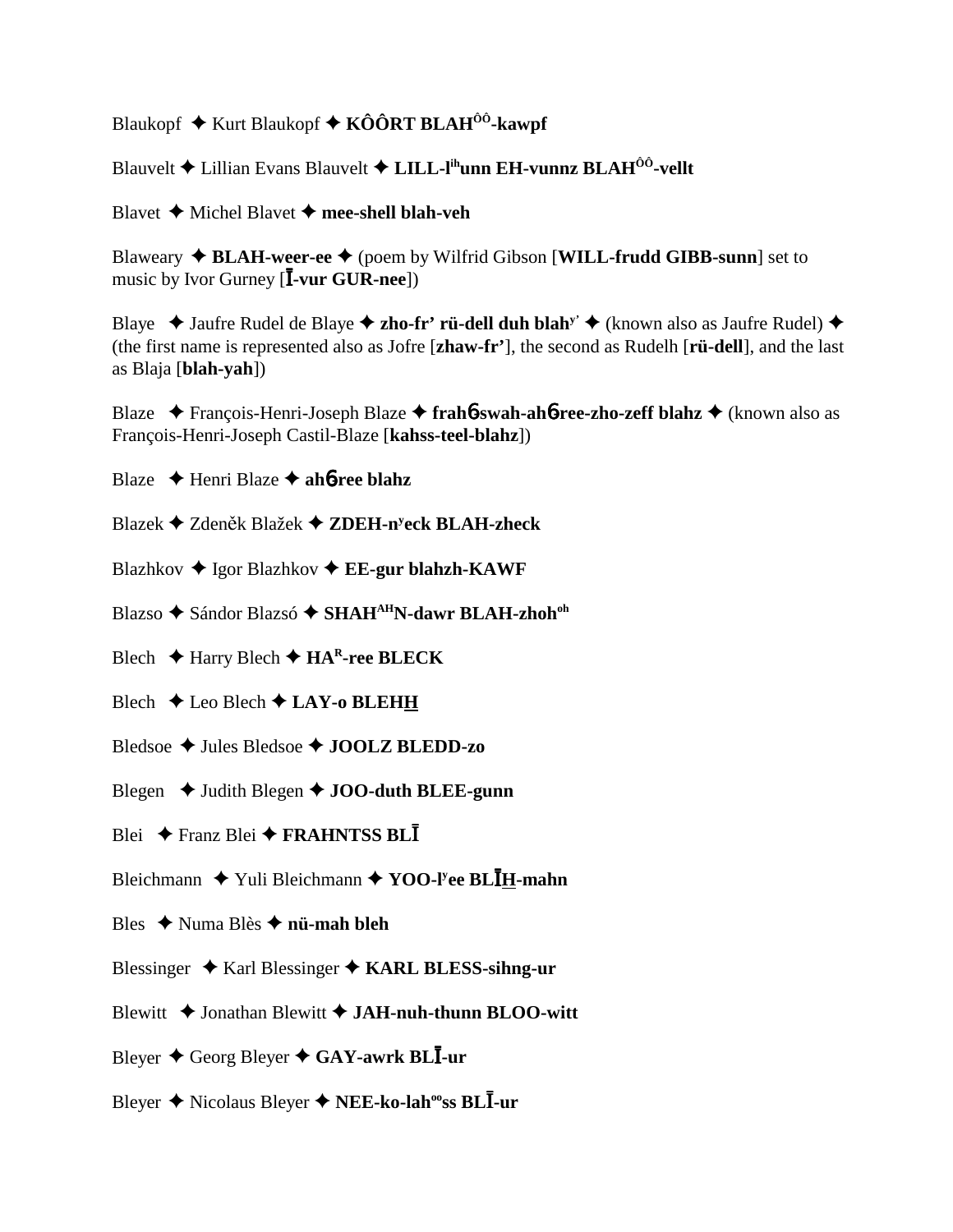Blaukopf ✦ Kurt Blaukopf ✦ **KÔÔRT BLAH$^{ÔÔ}$-kawpf**

Blauvelt ✦ Lillian Evans Blauvelt ✦ **LILL-l$^{ih}$unn EH-vunnz BLAH$^{ÔÔ}$-vellt**

Blavet ✦ Michel Blavet ✦ **mee-shell blah-veh**

Blaweary ✦ **BLAH-weer-ee** ✦ (poem by Wilfrid Gibson [**WILL-frudd GIBB-sunn**] set to music by Ivor Gurney [**Ī-vur GUR-nee**])

Blaye ✦ Jaufre Rudel de Blaye ✦ **zho-fr' rü-dell duh blah$^{y'}$** ✦ (known also as Jaufre Rudel) ✦ (the first name is represented also as Jofre [**zhaw-fr'**], the second as Rudelh [**rü-dell**], and the last as Blaja [**blah-yah**])

Blaze ✦ François-Henri-Joseph Blaze ✦ **frahɵ-swah-ahɵ-ree-zho-zeff blahz** ✦ (known also as François-Henri-Joseph Castil-Blaze [**kahss-teel-blahz**])

Blaze ✦ Henri Blaze ✦ **ahɵ-ree blahz**

Blazek ✦ Zdeněk Blažek ✦ **ZDEH-n$^{y}$eck BLAH-zheck**

Blazhkov ✦ Igor Blazhkov ✦ **EE-gur blahzh-KAWF**

Blazso ✦ Sándor Blazsó ✦ **SHAH$^{AH}$N-dawr BLAH-zhoh$^{oh}$**

Blech ✦ Harry Blech ✦ **HA$^{R}$-ree BLECK**

Blech ✦ Leo Blech ✦ **LAY-o BLEHH**

Bledsoe ✦ Jules Bledsoe ✦ **JOOLZ BLEDD-zo**

Blegen ✦ Judith Blegen ✦ **JOO-duth BLEE-gunn**

Blei ✦ Franz Blei ✦ **FRAHNTSS BLĪ**

Bleichmann ✦ Yuli Bleichmann ✦ **YOO-l$^{y}$ee BLĪH-mahn**

Bles ✦ Numa Blès ✦ **nü-mah bleh**

Blessinger ✦ Karl Blessinger ✦ **KARL BLESS-sihng-ur**

Blewitt ✦ Jonathan Blewitt ✦ **JAH-nuh-thunn BLOO-witt**

Bleyer ✦ Georg Bleyer ✦ **GAY-awrk BLĪ-ur**

Bleyer ✦ Nicolaus Bleyer ✦ **NEE-ko-lah$^{oo}$ss BLĪ-ur**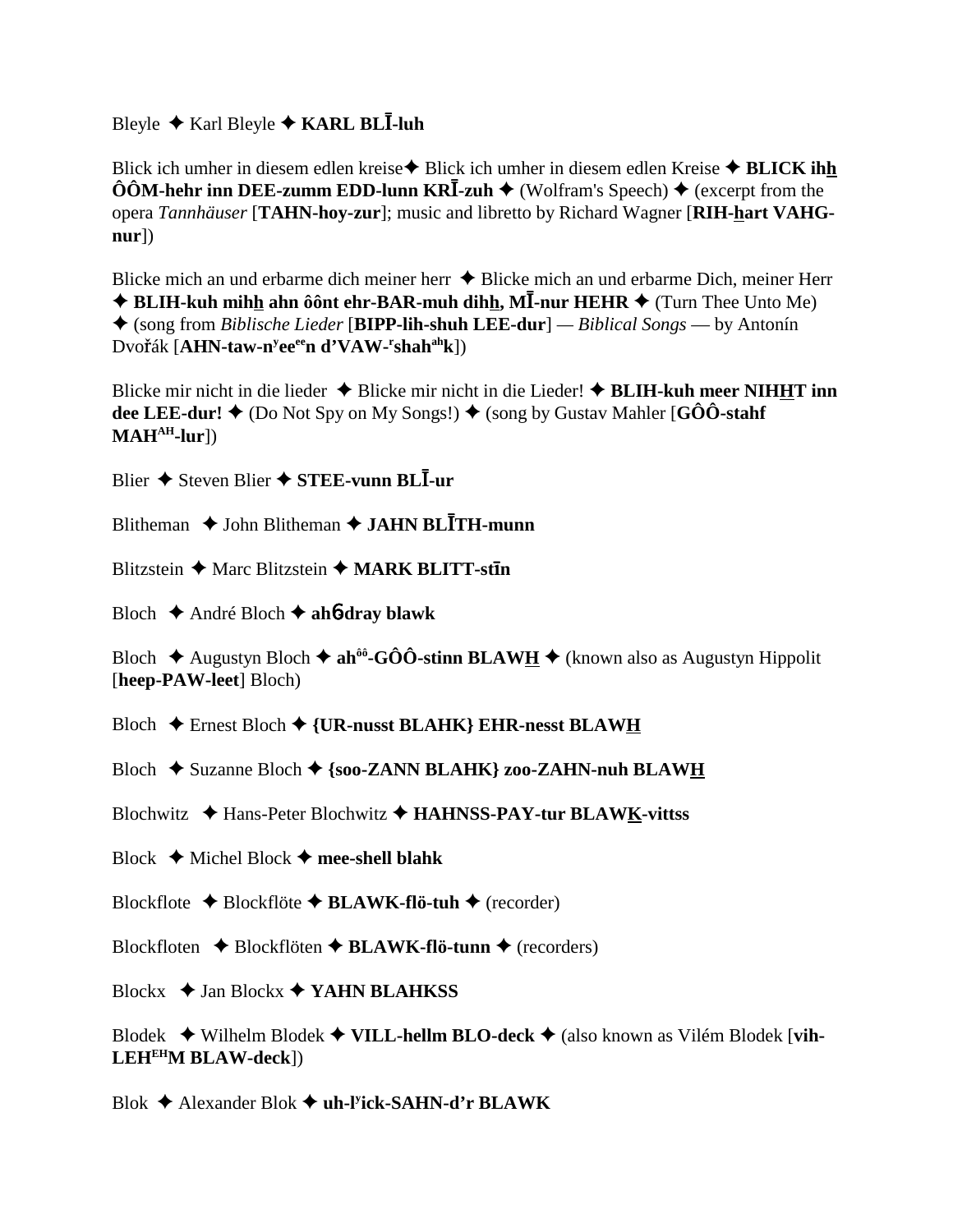Bleyle ✦ Karl Bleyle ✦ **KARL BLĪ-luh**

Blick ich umher in diesem edlen kreise✦ Blick ich umher in diesem edlen Kreise ✦ **BLICK ihh ÔÔM-hehr inn DEE-zumm EDD-lunn KRĪ-zuh** ✦ (Wolfram's Speech) ✦ (excerpt from the opera *Tannhäuser* [**TAHN-hoy-zur**]; music and libretto by Richard Wagner [**RIH-hart VAHG-nur**])

Blicke mich an und erbarme dich meiner herr ✦ Blicke mich an und erbarme Dich, meiner Herr ✦ **BLIH-kuh mihh ahn ôônt ehr-BAR-muh dihh, MĪ-nur HEHR** ✦ (Turn Thee Unto Me) ✦ (song from *Biblische Lieder* [**BIPP-lih-shuh LEE-dur**] — *Biblical Songs* — by Antonín Dvořák [**AHN-taw-nʸeeᵉᵉn d'VAW-ʳshahᵃʰk**])

Blicke mir nicht in die lieder ✦ Blicke mir nicht in die Lieder! ✦ **BLIH-kuh meer NIHHT inn dee LEE-dur!** ✦ (Do Not Spy on My Songs!) ✦ (song by Gustav Mahler [**GÔÔ-stahf MAHᴬᴴ-lur**])

Blier ✦ Steven Blier ✦ **STEE-vunn BLĪ-ur**

Blitheman ✦ John Blitheman ✦ **JAHN BLĪTH-munn**

Blitzstein ✦ Marc Blitzstein ✦ **MARK BLITT-stīn**

Bloch ✦ André Bloch ✦ **ahɓ-dray blawk**

Bloch ✦ Augustyn Bloch ✦ **ahᵒᵒ-GÔÔ-stinn BLAWH** ✦ (known also as Augustyn Hippolit [**heep-PAW-leet**] Bloch)

Bloch ✦ Ernest Bloch ✦ **{UR-nusst BLAHK} EHR-nesst BLAWH**

Bloch ✦ Suzanne Bloch ✦ **{soo-ZANN BLAHK} zoo-ZAHN-nuh BLAWH**

Blochwitz ✦ Hans-Peter Blochwitz ✦ **HAHNSS-PAY-tur BLAWK-vittss**

Block ✦ Michel Block ✦ **mee-shell blahk**

Blockflote ✦ Blockflöte ✦ **BLAWK-flö-tuh** ✦ (recorder)

Blockfloten ✦ Blockflöten ✦ **BLAWK-flö-tunn** ✦ (recorders)

Blockx ✦ Jan Blockx ✦ **YAHN BLAHKSS**

Blodek ✦ Wilhelm Blodek ✦ **VILL-hellm BLO-deck** ✦ (also known as Vilém Blodek [**vih-LEHᴱᴴM BLAW-deck**])

Blok ✦ Alexander Blok ✦ **uh-lʸick-SAHN-d'r BLAWK**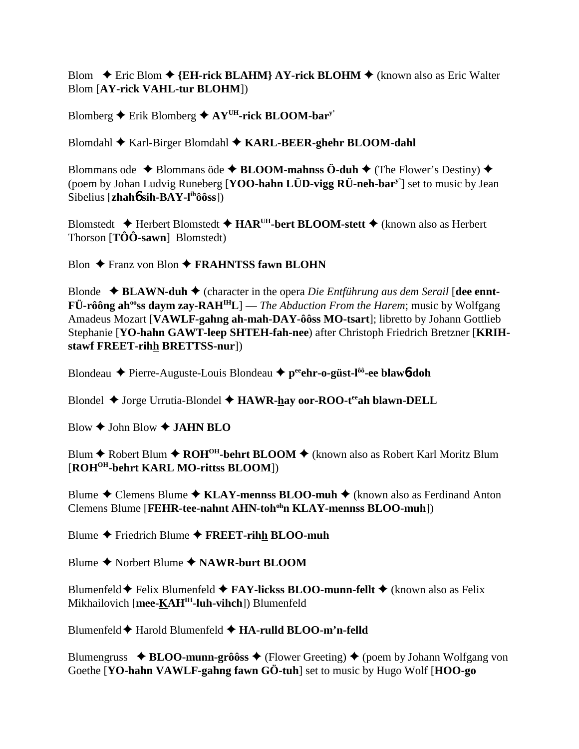Blom ✦ Eric Blom ✦ **{EH-rick BLAHM} AY-rick BLOHM** ✦ (known also as Eric Walter Blom [**AY-rick VAHL-tur BLOHM**])

Blomberg ✦ Erik Blomberg ✦ **AY^UH-rick BLOOM-bar^y'**

Blomdahl ✦ Karl-Birger Blomdahl ✦ **KARL-BEER-ghehr BLOOM-dahl**

Blommans ode ✦ Blommans öde ✦ **BLOOM-mahnss Ö-duh** ✦ (The Flower's Destiny) ✦ (poem by Johan Ludvig Runeberg [**YOO-hahn LÜD-vigg RÜ-neh-bar^y'**] set to music by Jean Sibelius [**zhahɓ sih-BAY-l^ih ôôss**])

Blomstedt ✦ Herbert Blomstedt ✦ **HAR^UH-bert BLOOM-stett** ✦ (known also as Herbert Thorson [**TÔÔ-sawn**] Blomstedt)

Blon ✦ Franz von Blon ✦ **FRAHNTSS fawn BLOHN**

Blonde ✦ **BLAWN-duh** ✦ (character in the opera *Die Entführung aus dem Serail* [**dee ennt-FÜ-rôông ah^oo ss daym zay-RAH^IH L**] — *The Abduction From the Harem*; music by Wolfgang Amadeus Mozart [**VAWLF-gahng ah-mah-DAY-ôôss MO-tsart**]; libretto by Johann Gottlieb Stephanie [**YO-hahn GAWT-leep SHTEH-fah-nee**) after Christoph Friedrich Bretzner [**KRIH-stawf FREET-rihh BRETTSS-nur**])

Blondeau ✦ Pierre-Auguste-Louis Blondeau ✦ **p^ee ehr-o-güst-l^ôô-ee blawɓ-doh**

Blondel ✦ Jorge Urrutia-Blondel ✦ **HAWR-hay oor-ROO-t^ee ah blawn-DELL**

Blow ✦ John Blow ✦ **JAHN BLO**

Blum ✦ Robert Blum ✦ **ROH^OH-behrt BLOOM** ✦ (known also as Robert Karl Moritz Blum [**ROH^OH-behrt KARL MO-rittss BLOOM**])

Blume ✦ Clemens Blume ✦ **KLAY-mennss BLOO-muh** ✦ (known also as Ferdinand Anton Clemens Blume [**FEHR-tee-nahnt AHN-toh^oh n KLAY-mennss BLOO-muh**])

Blume ✦ Friedrich Blume ✦ **FREET-rihh BLOO-muh**

Blume ✦ Norbert Blume ✦ **NAWR-burt BLOOM**

Blumenfeld ✦ Felix Blumenfeld ✦ **FAY-lickss BLOO-munn-fellt** ✦ (known also as Felix Mikhailovich [**mee-KAH^IH-luh-vihch**]) Blumenfeld

Blumenfeld ✦ Harold Blumenfeld ✦ **HA-rulld BLOO-m'n-felld**

Blumengruss ✦ **BLOO-munn-grôôss** ✦ (Flower Greeting) ✦ (poem by Johann Wolfgang von Goethe [**YO-hahn VAWLF-gahng fawn GÖ-tuh**] set to music by Hugo Wolf [**HOO-go**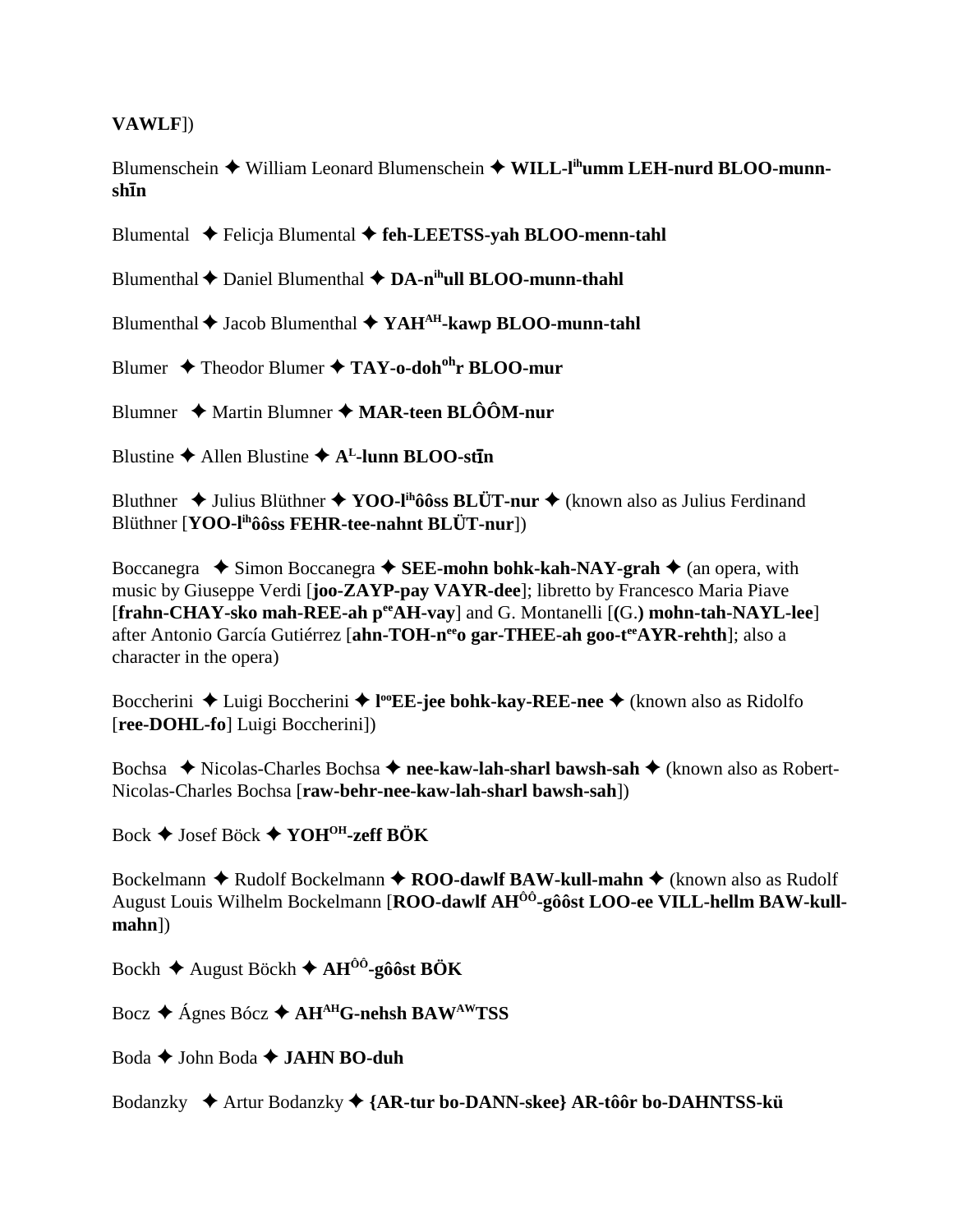**VAWLF**])

Blumenschein ✦ William Leonard Blumenschein ✦ **WILL-lihumm LEH-nurd BLOO-munn-shīn**

Blumental ✦ Felicja Blumental ✦ **feh-LEETSS-yah BLOO-menn-tahl**

Blumenthal ✦ Daniel Blumenthal ✦ **DA-nihull BLOO-munn-thahl**

Blumenthal ✦ Jacob Blumenthal ✦ **YAHAH-kawp BLOO-munn-tahl**

Blumer ✦ Theodor Blumer ✦ **TAY-o-dohohr BLOO-mur**

Blumner ✦ Martin Blumner ✦ **MAR-teen BLÔÔM-nur**

Blustine ✦ Allen Blustine ✦ **AL-lunn BLOO-stīn**

Bluthner ✦ Julius Blüthner ✦ **YOO-lihôôss BLÜT-nur** ✦ (known also as Julius Ferdinand Blüthner [**YOO-lihôôss FEHR-tee-nahnt BLÜT-nur**])

Boccanegra ✦ Simon Boccanegra ✦ **SEE-mohn bohk-kah-NAY-grah** ✦ (an opera, with music by Giuseppe Verdi [**joo-ZAYP-pay VAYR-dee**]; libretto by Francesco Maria Piave [**frahn-CHAY-sko mah-REE-ah peeAH-vay**] and G. Montanelli [(G.) **mohn-tah-NAYL-lee**] after Antonio García Gutiérrez [**ahn-TOH-neeo gar-THEE-ah goo-teeAYR-rehth**]; also a character in the opera)

Boccherini ✦ Luigi Boccherini ✦ **looEE-jee bohk-kay-REE-nee** ✦ (known also as Ridolfo [**ree-DOHL-fo**] Luigi Boccherini])

Bochsa ✦ Nicolas-Charles Bochsa ✦ **nee-kaw-lah-sharl bawsh-sah** ✦ (known also as Robert-Nicolas-Charles Bochsa [**raw-behr-nee-kaw-lah-sharl bawsh-sah**])

Bock ✦ Josef Böck ✦ **YOHOH-zeff BÖK**

Bockelmann ✦ Rudolf Bockelmann ✦ **ROO-dawlf BAW-kull-mahn** ✦ (known also as Rudolf August Louis Wilhelm Bockelmann [**ROO-dawlf AHÔÔ-gôôst LOO-ee VILL-hellm BAW-kull-mahn**])

Bockh ✦ August Böckh ✦ **AHÔÔ-gôôst BÖK**

Bocz ✦ Ágnes Bócz ✦ **AHAHG-nehsh BAWAWTSS**

Boda ✦ John Boda ✦ **JAHN BO-duh**

Bodanzky ✦ Artur Bodanzky ✦ **{AR-tur bo-DANN-skee} AR-tôôr bo-DAHNTSS-kü**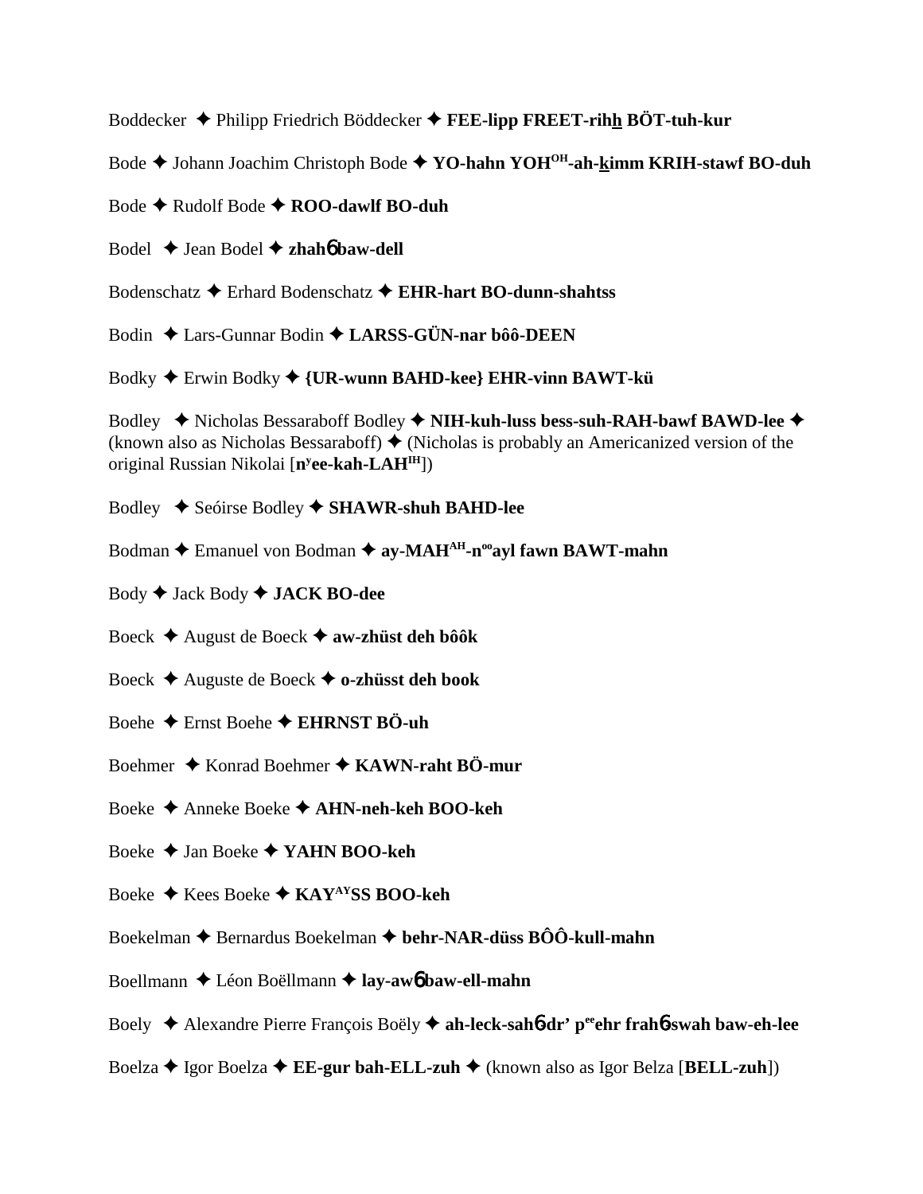Boddecker ✦ Philipp Friedrich Böddecker ✦ **FEE-lipp FREET-rihh BÖT-tuh-kur**

Bode ✦ Johann Joachim Christoph Bode ✦ **YO-hahn YOH[OH]-ah-kimm KRIH-stawf BO-duh**

Bode ✦ Rudolf Bode ✦ **ROO-dawlf BO-duh**

Bodel ✦ Jean Bodel ✦ **zhahɓ baw-dell**

Bodenschatz ✦ Erhard Bodenschatz ✦ **EHR-hart BO-dunn-shahtss**

Bodin ✦ Lars-Gunnar Bodin ✦ **LARSS-GÜN-nar bôô-DEEN**

Bodky ✦ Erwin Bodky ✦ **{UR-wunn BAHD-kee} EHR-vinn BAWT-kü**

Bodley ✦ Nicholas Bessaraboff Bodley ✦ **NIH-kuh-luss bess-suh-RAH-bawf BAWD-lee** ✦ (known also as Nicholas Bessaraboff) ✦ (Nicholas is probably an Americanized version of the original Russian Nikolai [**n[y]ee-kah-LAH[IH]**])

Bodley ✦ Seóirse Bodley ✦ **SHAWR-shuh BAHD-lee**

Bodman ✦ Emanuel von Bodman ✦ **ay-MAH[AH]-n[oo]ayl fawn BAWT-mahn**

Body ✦ Jack Body ✦ **JACK BO-dee**

Boeck ✦ August de Boeck ✦ **aw-zhüst deh bôôk**

Boeck ✦ Auguste de Boeck ✦ **o-zhüsst deh book**

Boehe ✦ Ernst Boehe ✦ **EHRNST BÖ-uh**

Boehmer ✦ Konrad Boehmer ✦ **KAWN-raht BÖ-mur**

Boeke ✦ Anneke Boeke ✦ **AHN-neh-keh BOO-keh**

Boeke ✦ Jan Boeke ✦ **YAHN BOO-keh**

Boeke ✦ Kees Boeke ✦ **KAY[AY]SS BOO-keh**

Boekelman ✦ Bernardus Boekelman ✦ **behr-NAR-düss BÔÔ-kull-mahn**

Boellmann ✦ Léon Boëllmann ✦ **lay-awɓ baw-ell-mahn**

Boely ✦ Alexandre Pierre François Boëly ✦ **ah-leck-sahɓ-dr' p[ee]ehr frahɓ-swah baw-eh-lee**

Boelza ✦ Igor Boelza ✦ **EE-gur bah-ELL-zuh** ✦ (known also as Igor Belza [**BELL-zuh**])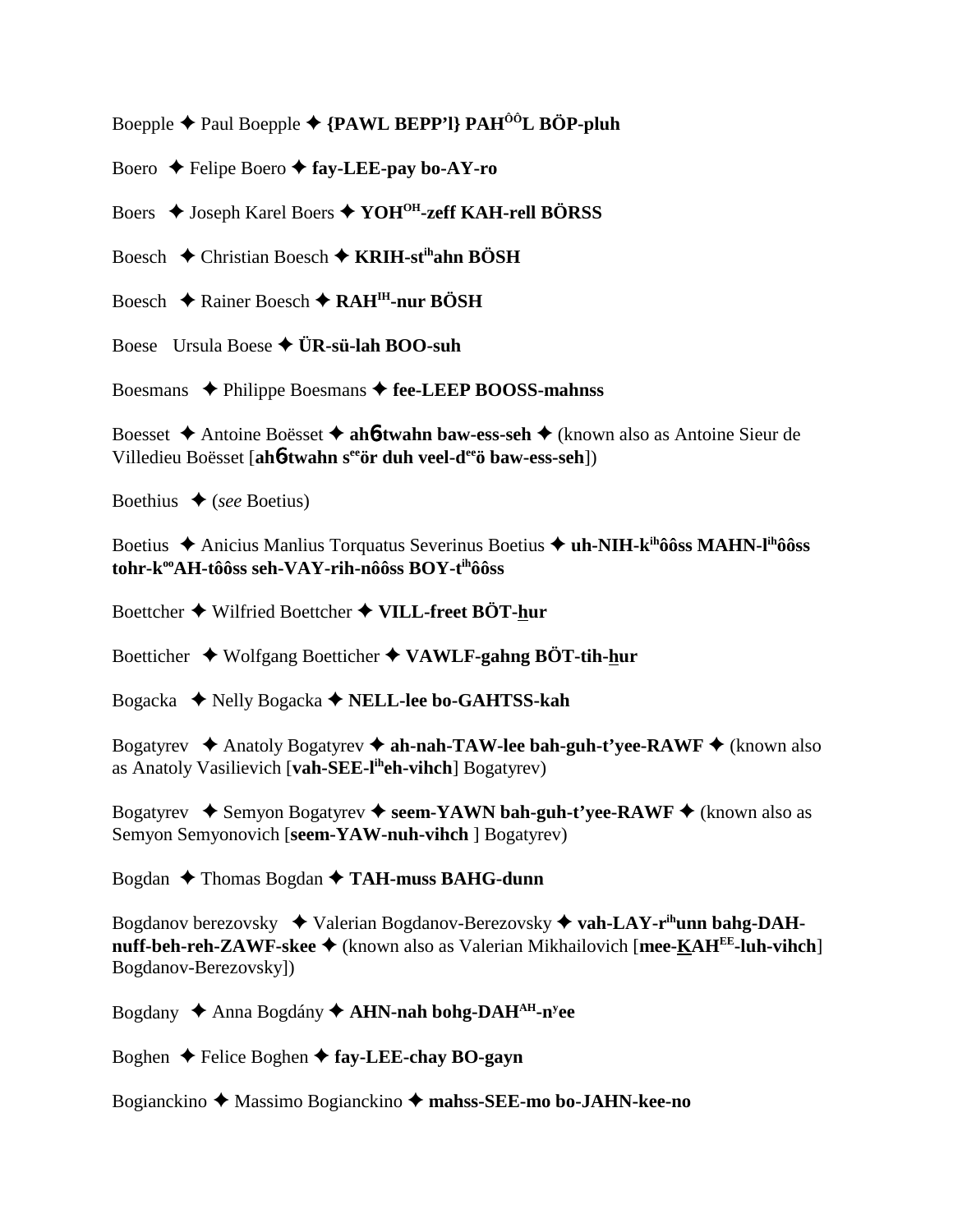Boepple ✦ Paul Boepple ✦ **{PAWL BEPP'l} PAH^ÔÔ^L BÖP-pluh**

Boero ✦ Felipe Boero ✦ **fay-LEE-pay bo-AY-ro**

Boers ✦ Joseph Karel Boers ✦ **YOH^OH^-zeff KAH-rell BÖRSS**

Boesch ✦ Christian Boesch ✦ **KRIH-st^ih^ahn BÖSH**

Boesch ✦ Rainer Boesch ✦ **RAH^IH^-nur BÖSH**

Boese Ursula Boese ✦ **ÜR-sü-lah BOO-suh**

Boesmans ✦ Philippe Boesmans ✦ **fee-LEEP BOOSS-mahnss**

Boesset ✦ Antoine Boësset ✦ **ahɓ-twahn baw-ess-seh** ✦ (known also as Antoine Sieur de Villedieu Boësset [**ahɓ-twahn s^ee^ör duh veel-d^ee^ö baw-ess-seh**])

Boethius ✦ (*see* Boetius)

Boetius ✦ Anicius Manlius Torquatus Severinus Boetius ✦ **uh-NIH-k^ih^ôôss MAHN-l^ih^ôôss tohr-k^oo^AH-tôôss seh-VAY-rih-nôôss BOY-t^ih^ôôss**

Boettcher ✦ Wilfried Boettcher ✦ **VILL-freet BÖT-hur**

Boetticher ✦ Wolfgang Boetticher ✦ **VAWLF-gahng BÖT-tih-hur**

Bogacka ✦ Nelly Bogacka ✦ **NELL-lee bo-GAHTSS-kah**

Bogatyrev ✦ Anatoly Bogatyrev ✦ **ah-nah-TAW-lee bah-guh-t'yee-RAWF** ✦ (known also as Anatoly Vasilievich [**vah-SEE-l^ih^eh-vihch**] Bogatyrev)

Bogatyrev ✦ Semyon Bogatyrev ✦ **seem-YAWN bah-guh-t'yee-RAWF** ✦ (known also as Semyon Semyonovich [**seem-YAW-nuh-vihch** ] Bogatyrev)

Bogdan ✦ Thomas Bogdan ✦ **TAH-muss BAHG-dunn**

Bogdanov berezovsky ✦ Valerian Bogdanov-Berezovsky ✦ **vah-LAY-r^ih^unn bahg-DAH-nuff-beh-reh-ZAWF-skee** ✦ (known also as Valerian Mikhailovich [**mee-KAH^EE^-luh-vihch**] Bogdanov-Berezovsky])

Bogdany ✦ Anna Bogdány ✦ **AHN-nah bohg-DAH^AH^-n^y^ee**

Boghen ✦ Felice Boghen ✦ **fay-LEE-chay BO-gayn**

Bogianckino ✦ Massimo Bogianckino ✦ **mahss-SEE-mo bo-JAHN-kee-no**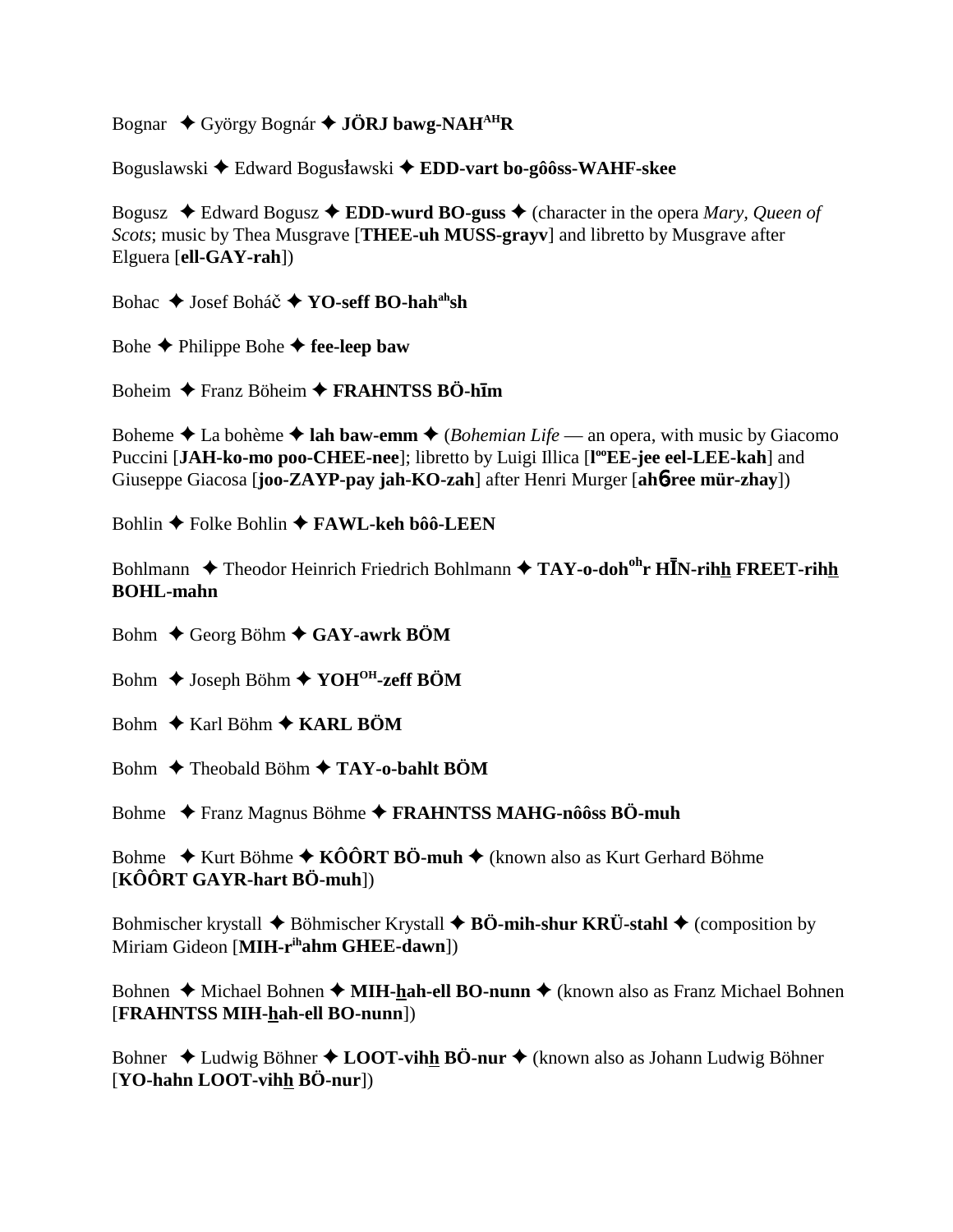Bognar ✦ György Bognár ✦ **JÖRJ bawg-NAH[AH]R**

Boguslawski ✦ Edward Bogusławski ✦ **EDD-vart bo-gôôss-WAHF-skee**

Bogusz ✦ Edward Bogusz ✦ **EDD-wurd BO-guss** ✦ (character in the opera *Mary, Queen of Scots*; music by Thea Musgrave [**THEE-uh MUSS-grayv**] and libretto by Musgrave after Elguera [**ell-GAY-rah**])

Bohac ✦ Josef Boháč ✦ **YO-seff BO-hah[ah]sh**

Bohe ✦ Philippe Bohe ✦ **fee-leep baw**

Boheim ✦ Franz Böheim ✦ **FRAHNTSS BÖ-hīm**

Boheme ✦ La bohème ✦ **lah baw-emm** ✦ (*Bohemian Life* — an opera, with music by Giacomo Puccini [**JAH-ko-mo poo-CHEE-nee**]; libretto by Luigi Illica [**l[oo]EE-jee eel-LEE-kah**] and Giuseppe Giacosa [**joo-ZAYP-pay jah-KO-zah**] after Henri Murger [**ahɓree mür-zhay**])

Bohlin ✦ Folke Bohlin ✦ **FAWL-keh bôô-LEEN**

Bohlmann ✦ Theodor Heinrich Friedrich Bohlmann ✦ **TAY-o-doh[oh]r HĪN-rihh FREET-rihh BOHL-mahn**

Bohm ✦ Georg Böhm ✦ **GAY-awrk BÖM**

Bohm ✦ Joseph Böhm ✦ **YOH[OH]-zeff BÖM**

Bohm ✦ Karl Böhm ✦ **KARL BÖM**

Bohm ✦ Theobald Böhm ✦ **TAY-o-bahlt BÖM**

Bohme ✦ Franz Magnus Böhme ✦ **FRAHNTSS MAHG-nôôss BÖ-muh**

Bohme ✦ Kurt Böhme ✦ **KÔÔRT BÖ-muh** ✦ (known also as Kurt Gerhard Böhme [**KÔÔRT GAYR-hart BÖ-muh**])

Bohmischer krystall ✦ Böhmischer Krystall ✦ **BÖ-mih-shur KRÜ-stahl** ✦ (composition by Miriam Gideon [**MIH-r[ih]ahm GHEE-dawn**])

Bohnen ✦ Michael Bohnen ✦ **MIH-hah-ell BO-nunn** ✦ (known also as Franz Michael Bohnen [**FRAHNTSS MIH-hah-ell BO-nunn**])

Bohner ✦ Ludwig Böhner ✦ **LOOT-vihh BÖ-nur** ✦ (known also as Johann Ludwig Böhner [**YO-hahn LOOT-vihh BÖ-nur**])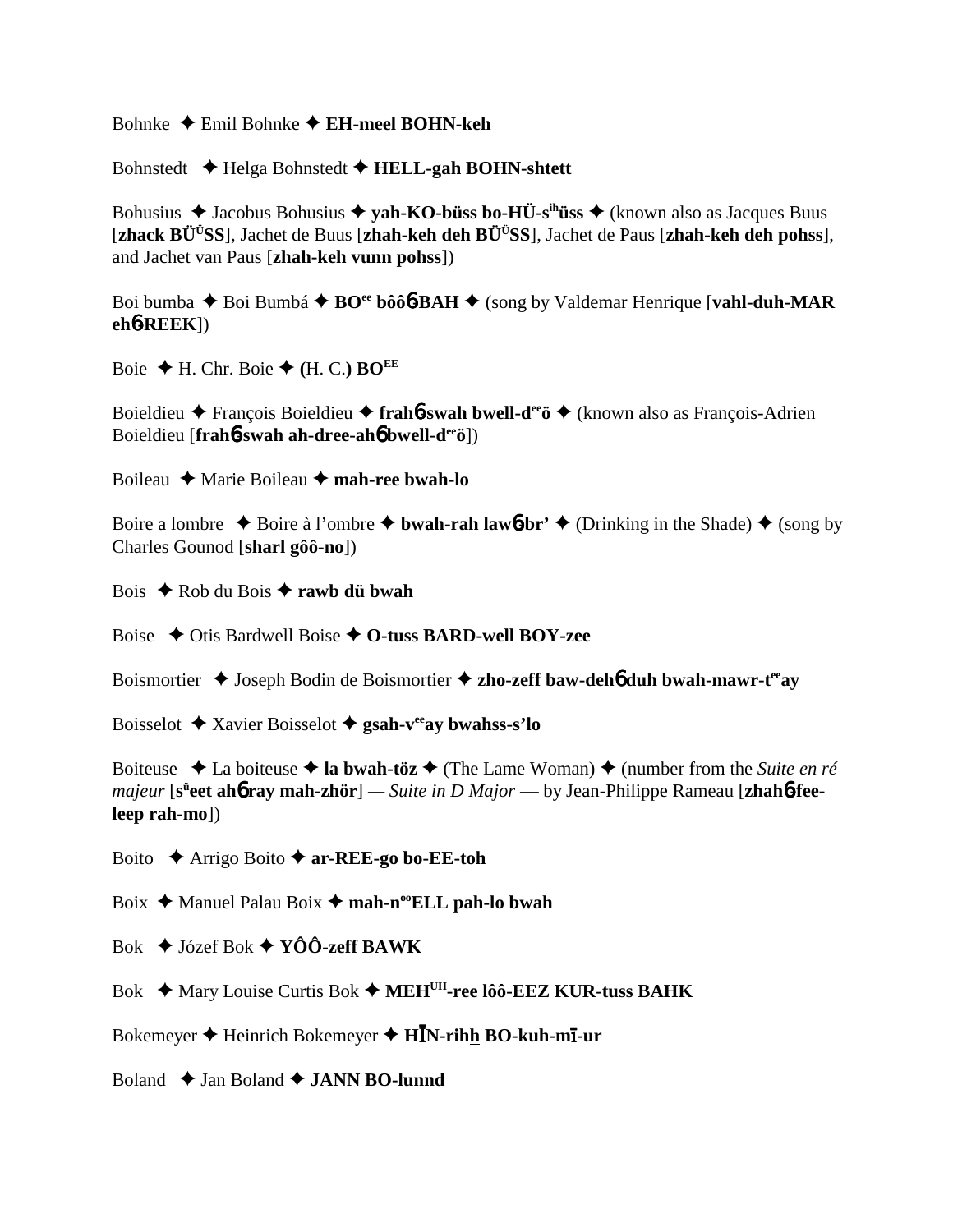Bohnke ✦ Emil Bohnke ✦ **EH-meel BOHN-keh**

Bohnstedt ✦ Helga Bohnstedt ✦ **HELL-gah BOHN-shtett**

Bohusius ✦ Jacobus Bohusius ✦ **yah-KO-büss bo-HÜ-s^ih^üss** ✦ (known also as Jacques Buus [**zhack BÜ^Ü^SS**], Jachet de Buus [**zhah-keh deh BÜ^Ü^SS**], Jachet de Paus [**zhah-keh deh pohss**], and Jachet van Paus [**zhah-keh vunn pohss**])

Boi bumba ✦ Boi Bumbá ✦ **BO^ee^ bôô6-BAH** ✦ (song by Valdemar Henrique [**vahl-duh-MAR eh6-REEK**])

Boie ✦ H. Chr. Boie ✦ **(H. C.) BO^EE^**

Boieldieu ✦ François Boieldieu ✦ **frah6-swah bwell-d^ee^ö** ✦ (known also as François-Adrien Boieldieu [**frah6-swah ah-dree-ah6 bwell-d^ee^ö**])

Boileau ✦ Marie Boileau ✦ **mah-ree bwah-lo**

Boire a lombre ✦ Boire à l'ombre ✦ **bwah-rah law6br'** ✦ (Drinking in the Shade) ✦ (song by Charles Gounod [**sharl gôô-no**])

Bois ✦ Rob du Bois ✦ **rawb dü bwah**

Boise ✦ Otis Bardwell Boise ✦ **O-tuss BARD-well BOY-zee**

Boismortier ✦ Joseph Bodin de Boismortier ✦ **zho-zeff baw-deh6 duh bwah-mawr-t^ee^ay**

Boisselot ✦ Xavier Boisselot ✦ **gsah-v^ee^ay bwahss-s'lo**

Boiteuse ✦ La boiteuse ✦ **la bwah-töz** ✦ (The Lame Woman) ✦ (number from the *Suite en ré majeur* [**s^ü^eet ah6 ray mah-zhör**] — *Suite in D Major* — by Jean-Philippe Rameau [**zhah6-fee-leep rah-mo**])

Boito ✦ Arrigo Boito ✦ **ar-REE-go bo-EE-toh**

Boix ✦ Manuel Palau Boix ✦ **mah-n^oo^ELL pah-lo bwah**

Bok ✦ Józef Bok ✦ **YÔÔ-zeff BAWK**

Bok ✦ Mary Louise Curtis Bok ✦ **MEH^UH^-ree lôô-EEZ KUR-tuss BAHK**

Bokemeyer ✦ Heinrich Bokemeyer ✦ **HĪN-rihh BO-kuh-mī-ur**

Boland ✦ Jan Boland ✦ **JANN BO-lunnd**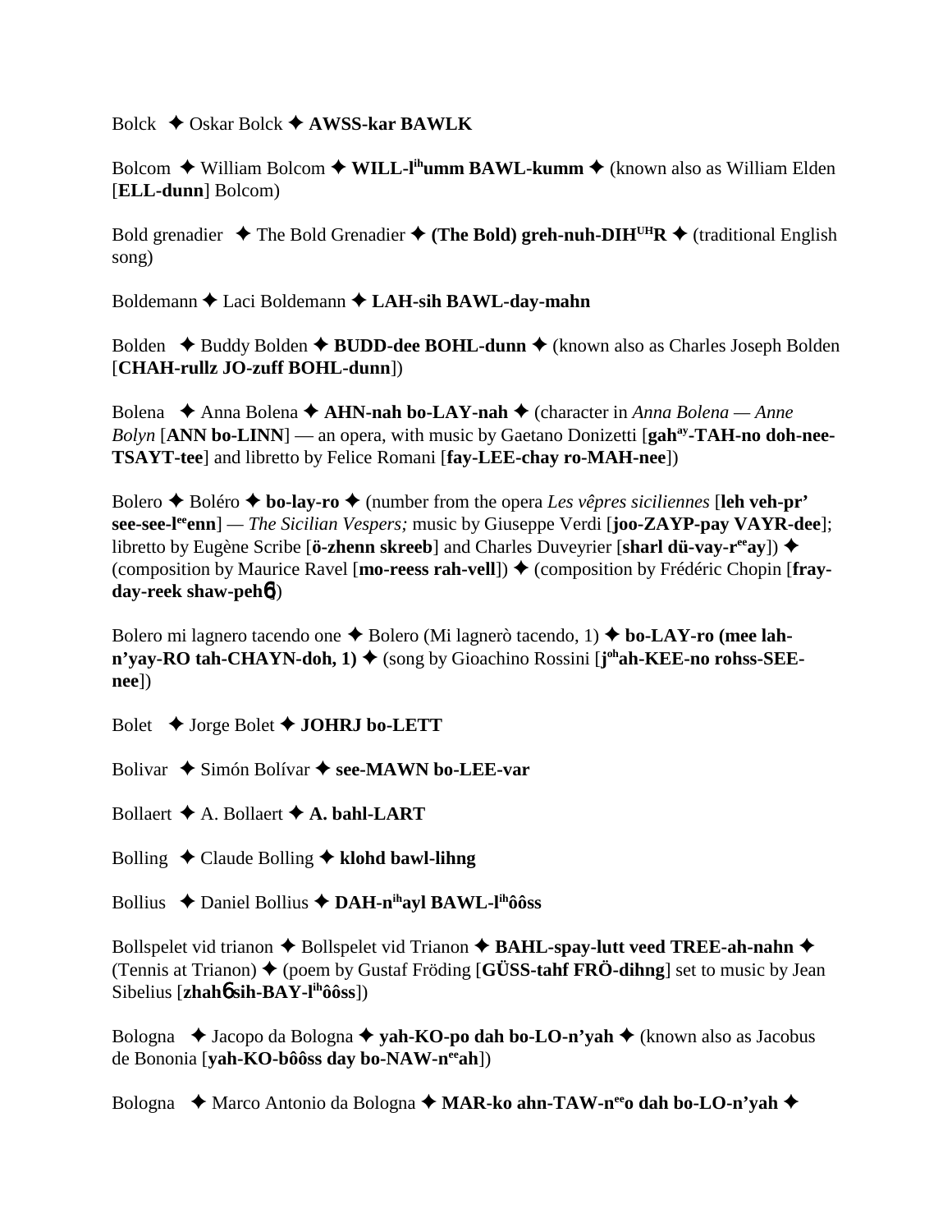Bolck ✦ Oskar Bolck ✦ **AWSS-kar BAWLK**

Bolcom ✦ William Bolcom ✦ **WILL-l[ih]umm BAWL-kumm** ✦ (known also as William Elden [**ELL-dunn**] Bolcom)

Bold grenadier ✦ The Bold Grenadier ✦ **(The Bold) greh-nuh-DIH[UH]R** ✦ (traditional English song)

Boldemann ✦ Laci Boldemann ✦ **LAH-sih BAWL-day-mahn**

Bolden ✦ Buddy Bolden ✦ **BUDD-dee BOHL-dunn** ✦ (known also as Charles Joseph Bolden [**CHAH-rullz JO-zuff BOHL-dunn**])

Bolena ✦ Anna Bolena ✦ **AHN-nah bo-LAY-nah** ✦ (character in *Anna Bolena — Anne Bolyn* [**ANN bo-LINN**] — an opera, with music by Gaetano Donizetti [**gah[ay]-TAH-no doh-nee-TSAYT-tee**] and libretto by Felice Romani [**fay-LEE-chay ro-MAH-nee**])

Bolero ✦ Boléro ✦ **bo-lay-ro** ✦ (number from the opera *Les vêpres siciliennes* [**leh veh-pr' see-see-l[ee]enn**] — *The Sicilian Vespers;* music by Giuseppe Verdi [**joo-ZAYP-pay VAYR-dee**]; libretto by Eugène Scribe [**ö-zhenn skreeb**] and Charles Duveyrier [**sharl dü-vay-r[ee]ay**]) ✦ (composition by Maurice Ravel [**mo-reess rah-vell**]) ✦ (composition by Frédéric Chopin [**fray-day-reek shaw-peh6**])

Bolero mi lagnero tacendo one ✦ Bolero (Mi lagnerò tacendo, 1) ✦ **bo-LAY-ro (mee lah-n'yay-RO tah-CHAYN-doh, 1)** ✦ (song by Gioachino Rossini [**j[oh]ah-KEE-no rohss-SEE-nee**])

Bolet ✦ Jorge Bolet ✦ **JOHRJ bo-LETT**

Bolivar ✦ Simón Bolívar ✦ **see-MAWN bo-LEE-var**

Bollaert ✦ A. Bollaert ✦ **A. bahl-LART**

Bolling ✦ Claude Bolling ✦ **klohd bawl-lihng**

Bollius ✦ Daniel Bollius ✦ **DAH-n[ih]ayl BAWL-l[ih]ôôss**

Bollspelet vid trianon ✦ Bollspelet vid Trianon ✦ **BAHL-spay-lutt veed TREE-ah-nahn** ✦ (Tennis at Trianon) ✦ (poem by Gustaf Fröding [**GÜSS-tahf FRÖ-dihng**] set to music by Jean Sibelius [**zhah6 sih-BAY-l[ih]ôôss**])

Bologna ✦ Jacopo da Bologna ✦ **yah-KO-po dah bo-LO-n'yah** ✦ (known also as Jacobus de Bononia [**yah-KO-bôôss day bo-NAW-n[ee]ah**])

Bologna ✦ Marco Antonio da Bologna ✦ **MAR-ko ahn-TAW-n[ee]o dah bo-LO-n'yah** ✦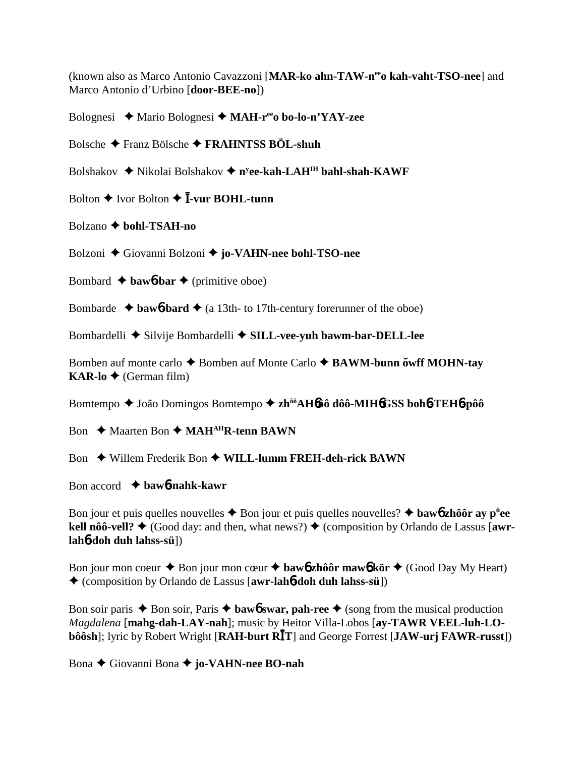(known also as Marco Antonio Cavazzoni [**MAR-ko ahn-TAW-n**ee**o kah-vaht-TSO-nee**] and Marco Antonio d'Urbino [**door-BEE-no**])

Bolognesi ✦ Mario Bolognesi ✦ **MAH-r**ee**o bo-lo-n'YAY-zee**

Bolsche ✦ Franz Bölsche ✦ **FRAHNTSS BÖL-shuh**

Bolshakov ✦ Nikolai Bolshakov ✦ **n**y**ee-kah-LAH**IH **bahl-shah-KAWF**

Bolton ✦ Ivor Bolton ✦ **Ī-vur BOHL-tunn**

Bolzano ✦ **bohl-TSAH-no**

Bolzoni ✦ Giovanni Bolzoni ✦ **jo-VAHN-nee bohl-TSO-nee**

Bombard ✦ **baw**ɓ**-bar** ✦ (primitive oboe)

Bombarde ✦ **baw**ɓ**-bard** ✦ (a 13th- to 17th-century forerunner of the oboe)

Bombardelli ✦ Silvije Bombardelli ✦ **SILL-vee-yuh bawm-bar-DELL-lee**

Bomben auf monte carlo ✦ Bomben auf Monte Carlo ✦ **BAWM-bunn ŏwff MOHN-tay KAR-lo** ✦ (German film)

Bomtempo ✦ João Domingos Bomtempo ✦ **zh**ôô**AH**ɓ**ôô dôô-MIH**ɓ**GSS boh**ɓ**-TEH**ɓ**-pôô**

Bon ✦ Maarten Bon ✦ **MAH**AH**R-tenn BAWN**

Bon ✦ Willem Frederik Bon ✦ **WILL-lumm FREH-deh-rick BAWN**

Bon accord ✦ **baw**ɓ**-nahk-kawr**

Bon jour et puis quelles nouvelles ✦ Bon jour et puis quelles nouvelles? ✦ **baw**ɓ **zhôôr ay p**ü**ee kell nôô-vell?** ✦ (Good day: and then, what news?) ✦ (composition by Orlando de Lassus [**awr-lah**ɓ**-doh duh lahss-sü**])

Bon jour mon coeur ✦ Bon jour mon cœur ✦ **baw**ɓ **zhôôr maw**ɓ **kör** ✦ (Good Day My Heart) ✦ (composition by Orlando de Lassus [**awr-lah**ɓ**-doh duh lahss-sü**])

Bon soir paris ✦ Bon soir, Paris ✦ **baw**ɓ **swar, pah-ree** ✦ (song from the musical production *Magdalena* [**mahg-dah-LAY-nah**]; music by Heitor Villa-Lobos [**ay-TAWR VEEL-luh-LO-bôôsh**]; lyric by Robert Wright [**RAH-burt RĪT**] and George Forrest [**JAW-urj FAWR-russt**])

Bona ✦ Giovanni Bona ✦ **jo-VAHN-nee BO-nah**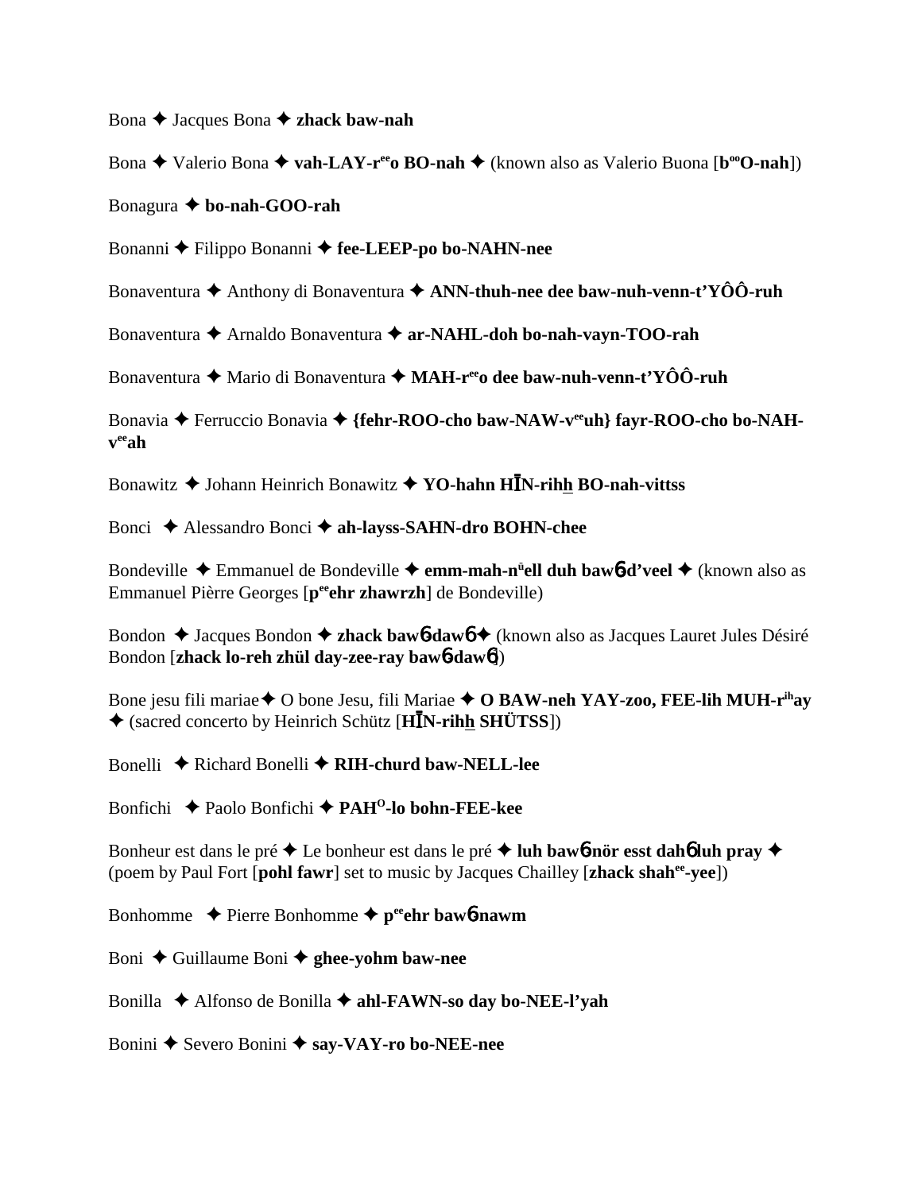Bona ✦ Jacques Bona ✦ **zhack baw-nah**

Bona ✦ Valerio Bona ✦ **vah-LAY-r**[ee]**o BO-nah** ✦ (known also as Valerio Buona [**b**[oo]**O-nah**])

Bonagura ✦ **bo-nah-GOO-rah**

Bonanni ✦ Filippo Bonanni ✦ **fee-LEEP-po bo-NAHN-nee**

Bonaventura ✦ Anthony di Bonaventura ✦ **ANN-thuh-nee dee baw-nuh-venn-t'YÔÔ-ruh**

Bonaventura ✦ Arnaldo Bonaventura ✦ **ar-NAHL-doh bo-nah-vayn-TOO-rah**

Bonaventura ✦ Mario di Bonaventura ✦ **MAH-r**[ee]**o dee baw-nuh-venn-t'YÔÔ-ruh**

Bonavia ✦ Ferruccio Bonavia ✦ **{fehr-ROO-cho baw-NAW-v**[ee]**uh} fayr-ROO-cho bo-NAH-v**[ee]**ah**

Bonawitz ✦ Johann Heinrich Bonawitz ✦ **YO-hahn HĪN-rihh BO-nah-vittss**

Bonci ✦ Alessandro Bonci ✦ **ah-layss-SAHN-dro BOHN-chee**

Bondeville ✦ Emmanuel de Bondeville ✦ **emm-mah-n**[ü]**ell duh bawɓ-d'veel** ✦ (known also as Emmanuel Pièrre Georges [**p**[ee]**ehr zhawrzh**] de Bondeville)

Bondon ✦ Jacques Bondon ✦ **zhack bawɓ-dawɓ** ✦ (known also as Jacques Lauret Jules Désiré Bondon [**zhack lo-reh zhül day-zee-ray bawɓ-dawɓ**])

Bone jesu fili mariae ✦ O bone Jesu, fili Mariae ✦ **O BAW-neh YAY-zoo, FEE-lih MUH-r**[ih]**ay** ✦ (sacred concerto by Heinrich Schütz [**HĪN-rihh SHÜTSS**])

Bonelli ✦ Richard Bonelli ✦ **RIH-churd baw-NELL-lee**

Bonfichi ✦ Paolo Bonfichi ✦ **PAH**[O]**-lo bohn-FEE-kee**

Bonheur est dans le pré ✦ Le bonheur est dans le pré ✦ **luh bawɓ-nör esst dahɓ luh pray** ✦ (poem by Paul Fort [**pohl fawr**] set to music by Jacques Chailley [**zhack shah**[ee]**-yee**])

Bonhomme ✦ Pierre Bonhomme ✦ **p**[ee]**ehr bawɓ-nawm**

Boni ✦ Guillaume Boni ✦ **ghee-yohm baw-nee**

Bonilla ✦ Alfonso de Bonilla ✦ **ahl-FAWN-so day bo-NEE-l'yah**

Bonini ✦ Severo Bonini ✦ **say-VAY-ro bo-NEE-nee**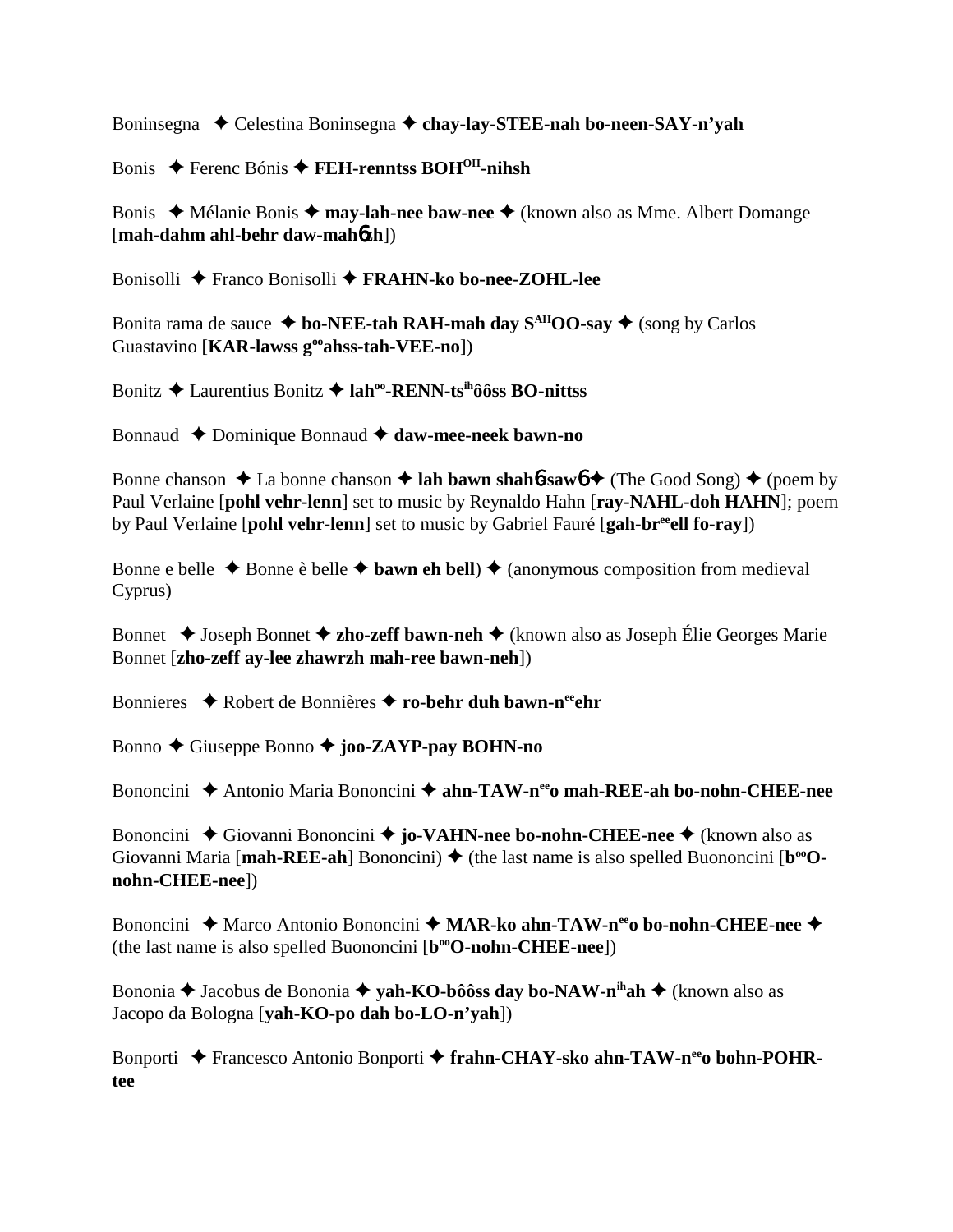Boninsegna ✦ Celestina Boninsegna ✦ **chay-lay-STEE-nah bo-neen-SAY-n'yah**

Bonis ✦ Ferenc Bónis ✦ **FEH-renntss BOH[OH]-nihsh**

Bonis ✦ Mélanie Bonis ✦ **may-lah-nee baw-nee** ✦ (known also as Mme. Albert Domange [**mah-dahm ahl-behr daw-mahɓzh**])

Bonisolli ✦ Franco Bonisolli ✦ **FRAHN-ko bo-nee-ZOHL-lee**

Bonita rama de sauce ✦ **bo-NEE-tah RAH-mah day S[AH]OO-say** ✦ (song by Carlos Guastavino [**KAR-lawss g[oo]ahss-tah-VEE-no**])

Bonitz ✦ Laurentius Bonitz ✦ **lah[oo]-RENN-ts[ih]ôôss BO-nittss**

Bonnaud ✦ Dominique Bonnaud ✦ **daw-mee-neek bawn-no**

Bonne chanson ✦ La bonne chanson ✦ **lah bawn shahɓ-sawɓ** ✦ (The Good Song) ✦ (poem by Paul Verlaine [**pohl vehr-lenn**] set to music by Reynaldo Hahn [**ray-NAHL-doh HAHN**]; poem by Paul Verlaine [**pohl vehr-lenn**] set to music by Gabriel Fauré [**gah-br[ee]ell fo-ray**])

Bonne e belle ✦ Bonne è belle ✦ **bawn eh bell**) ✦ (anonymous composition from medieval Cyprus)

Bonnet ✦ Joseph Bonnet ✦ **zho-zeff bawn-neh** ✦ (known also as Joseph Élie Georges Marie Bonnet [**zho-zeff ay-lee zhawrzh mah-ree bawn-neh**])

Bonnieres ✦ Robert de Bonnières ✦ **ro-behr duh bawn-n[ee]ehr**

Bonno ✦ Giuseppe Bonno ✦ **joo-ZAYP-pay BOHN-no**

Bononcini ✦ Antonio Maria Bononcini ✦ **ahn-TAW-n[ee]o mah-REE-ah bo-nohn-CHEE-nee**

Bononcini ✦ Giovanni Bononcini ✦ **jo-VAHN-nee bo-nohn-CHEE-nee** ✦ (known also as Giovanni Maria [**mah-REE-ah**] Bononcini) ✦ (the last name is also spelled Buononcini [**b[oo]O-nohn-CHEE-nee**])

Bononcini ✦ Marco Antonio Bononcini ✦ **MAR-ko ahn-TAW-n[ee]o bo-nohn-CHEE-nee** ✦ (the last name is also spelled Buononcini [**b[oo]O-nohn-CHEE-nee**])

Bononia ✦ Jacobus de Bononia ✦ **yah-KO-bôôss day bo-NAW-n[ih]ah** ✦ (known also as Jacopo da Bologna [**yah-KO-po dah bo-LO-n'yah**])

Bonporti ✦ Francesco Antonio Bonporti ✦ **frahn-CHAY-sko ahn-TAW-n[ee]o bohn-POHR-tee**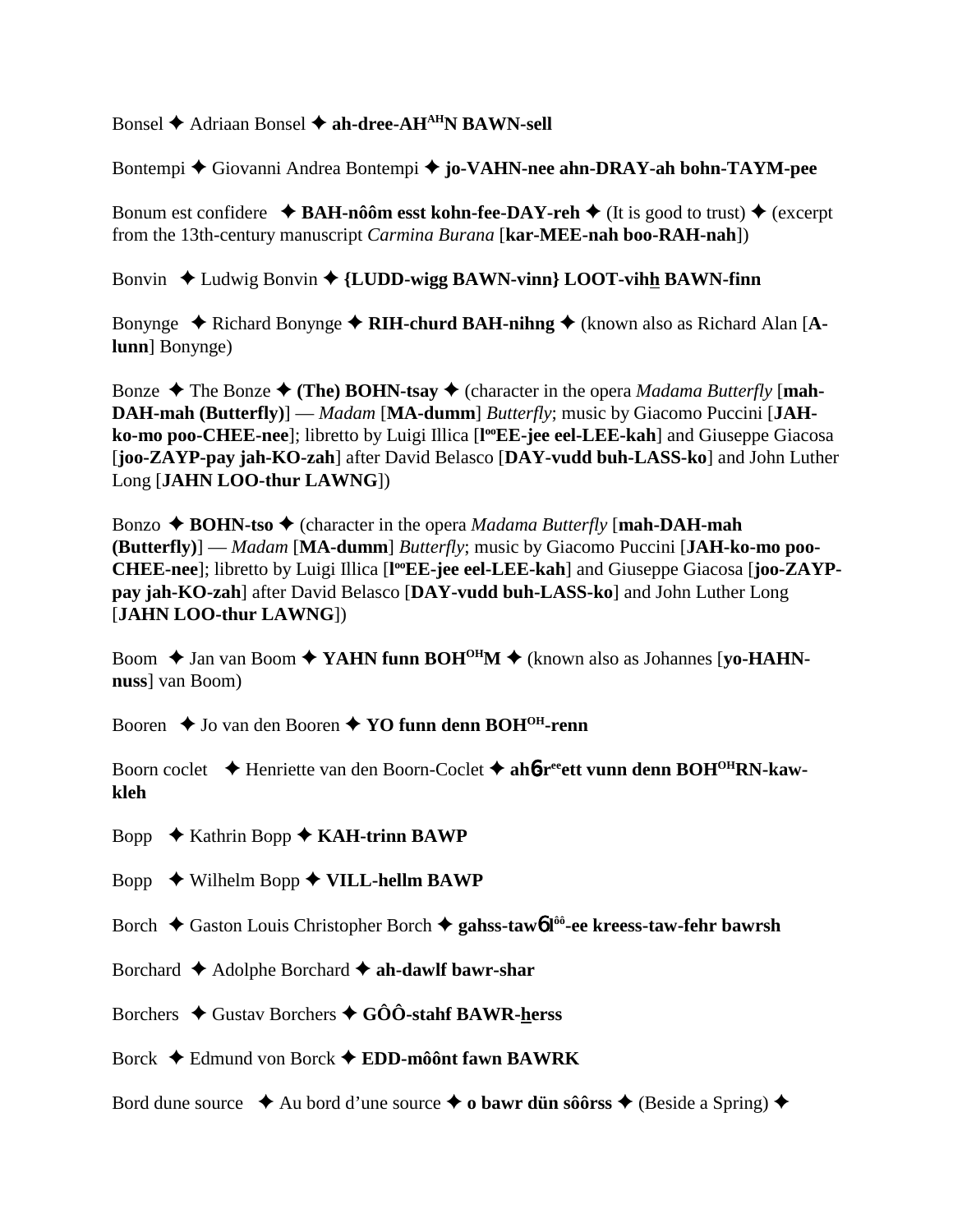Bonsel ✦ Adriaan Bonsel ✦ **ah-dree-AH[AH]N BAWN-sell**

Bontempi ✦ Giovanni Andrea Bontempi ✦ **jo-VAHN-nee ahn-DRAY-ah bohn-TAYM-pee**

Bonum est confidere ✦ **BAH-nôôm esst kohn-fee-DAY-reh** ✦ (It is good to trust) ✦ (excerpt from the 13th-century manuscript *Carmina Burana* [**kar-MEE-nah boo-RAH-nah**])

Bonvin ✦ Ludwig Bonvin ✦ **{LUDD-wigg BAWN-vinn} LOOT-vihh BAWN-finn**

Bonynge ✦ Richard Bonynge ✦ **RIH-churd BAH-nihng** ✦ (known also as Richard Alan [**A-lunn**] Bonynge)

Bonze ✦ The Bonze ✦ **(The) BOHN-tsay** ✦ (character in the opera *Madama Butterfly* [**mah-DAH-mah (Butterfly)**] — *Madam* [**MA-dumm**] *Butterfly*; music by Giacomo Puccini [**JAH-ko-mo poo-CHEE-nee**]; libretto by Luigi Illica [**l[oo]EE-jee eel-LEE-kah**] and Giuseppe Giacosa [**joo-ZAYP-pay jah-KO-zah**] after David Belasco [**DAY-vudd buh-LASS-ko**] and John Luther Long [**JAHN LOO-thur LAWNG**])

Bonzo ✦ **BOHN-tso** ✦ (character in the opera *Madama Butterfly* [**mah-DAH-mah (Butterfly)**] — *Madam* [**MA-dumm**] *Butterfly*; music by Giacomo Puccini [**JAH-ko-mo poo-CHEE-nee**]; libretto by Luigi Illica [**l[oo]EE-jee eel-LEE-kah**] and Giuseppe Giacosa [**joo-ZAYP-pay jah-KO-zah**] after David Belasco [**DAY-vudd buh-LASS-ko**] and John Luther Long [**JAHN LOO-thur LAWNG**])

Boom ✦ Jan van Boom ✦ **YAHN funn BOH[OH]M** ✦ (known also as Johannes [**yo-HAHN-nuss**] van Boom)

Booren ✦ Jo van den Booren ✦ **YO funn denn BOH[OH]-renn**

Boorn coclet ✦ Henriette van den Boorn-Coclet ✦ **ahɓr[ee]ett vunn denn BOH[OH]RN-kaw-kleh**

Bopp ✦ Kathrin Bopp ✦ **KAH-trinn BAWP**

Bopp ✦ Wilhelm Bopp ✦ **VILL-hellm BAWP**

Borch ✦ Gaston Louis Christopher Borch ✦ **gahss-tawɓl[ôô]-ee kreess-taw-fehr bawrsh**

Borchard ✦ Adolphe Borchard ✦ **ah-dawlf bawr-shar**

Borchers ✦ Gustav Borchers ✦ **GÔÔ-stahf BAWR-herss**

Borck ✦ Edmund von Borck ✦ **EDD-môônt fawn BAWRK**

Bord dune source ✦ Au bord d'une source ✦ **o bawr dün sôôrss** ✦ (Beside a Spring) ✦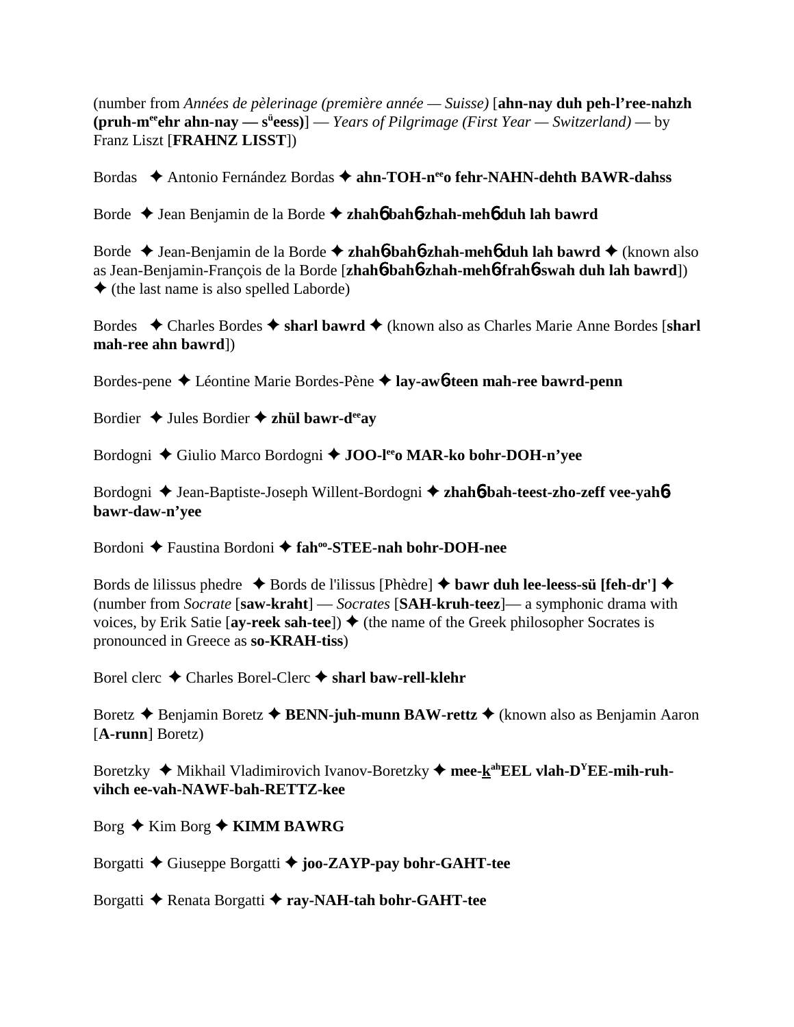(number from *Années de pèlerinage (première année — Suisse)* [**ahn-nay duh peh-l'ree-nahzh (pruh-m**ee**ehr ahn-nay — s**ü**eess)**] — *Years of Pilgrimage (First Year — Switzerland)* — by Franz Liszt [**FRAHNZ LISST**])

Bordas ✦ Antonio Fernández Bordas ✦ **ahn-TOH-n**ee**o fehr-NAHN-dehth BAWR-dahss**

Borde ✦ Jean Benjamin de la Borde ✦ **zhah**ɓ **bah**ɓ**-zhah-meh**ɓ **duh lah bawrd**

Borde ✦ Jean-Benjamin de la Borde ✦ **zhah**ɓ**-bah**ɓ**-zhah-meh**ɓ **duh lah bawrd** ✦ (known also as Jean-Benjamin-François de la Borde [**zhah**ɓ**-bah**ɓ**-zhah-meh**ɓ**-frah**ɓ**-swah duh lah bawrd**]) ✦ (the last name is also spelled Laborde)

Bordes ✦ Charles Bordes ✦ **sharl bawrd** ✦ (known also as Charles Marie Anne Bordes [**sharl mah-ree ahn bawrd**])

Bordes-pene ✦ Léontine Marie Bordes-Pène ✦ **lay-aw**ɓ**-teen mah-ree bawrd-penn**

Bordier ✦ Jules Bordier ✦ **zhül bawr-d**ee**ay**

Bordogni ✦ Giulio Marco Bordogni ✦ **JOO-l**ee**o MAR-ko bohr-DOH-n'yee**

Bordogni ✦ Jean-Baptiste-Joseph Willent-Bordogni ✦ **zhah**ɓ**-bah-teest-zho-zeff vee-yah**ɓ **bawr-daw-n'yee**

Bordoni ✦ Faustina Bordoni ✦ **fah**oo**-STEE-nah bohr-DOH-nee**

Bords de lilissus phedre ✦ Bords de l'ilissus [Phèdre] ✦ **bawr duh lee-leess-sü [feh-dr']** ✦ (number from *Socrate* [**saw-kraht**] — *Socrates* [**SAH-kruh-teez**]— a symphonic drama with voices, by Erik Satie [**ay-reek sah-tee**]) ✦ (the name of the Greek philosopher Socrates is pronounced in Greece as **so-KRAH-tiss**)

Borel clerc ✦ Charles Borel-Clerc ✦ **sharl baw-rell-klehr**

Boretz ✦ Benjamin Boretz ✦ **BENN-juh-munn BAW-rettz** ✦ (known also as Benjamin Aaron [**A-runn**] Boretz)

Boretzky ✦ Mikhail Vladimirovich Ivanov-Boretzky ✦ **mee-k**ah**EEL vlah-D**Y**EE-mih-ruh-vihch ee-vah-NAWF-bah-RETTZ-kee**

Borg ✦ Kim Borg ✦ **KIMM BAWRG**

Borgatti ✦ Giuseppe Borgatti ✦ **joo-ZAYP-pay bohr-GAHT-tee**

Borgatti ✦ Renata Borgatti ✦ **ray-NAH-tah bohr-GAHT-tee**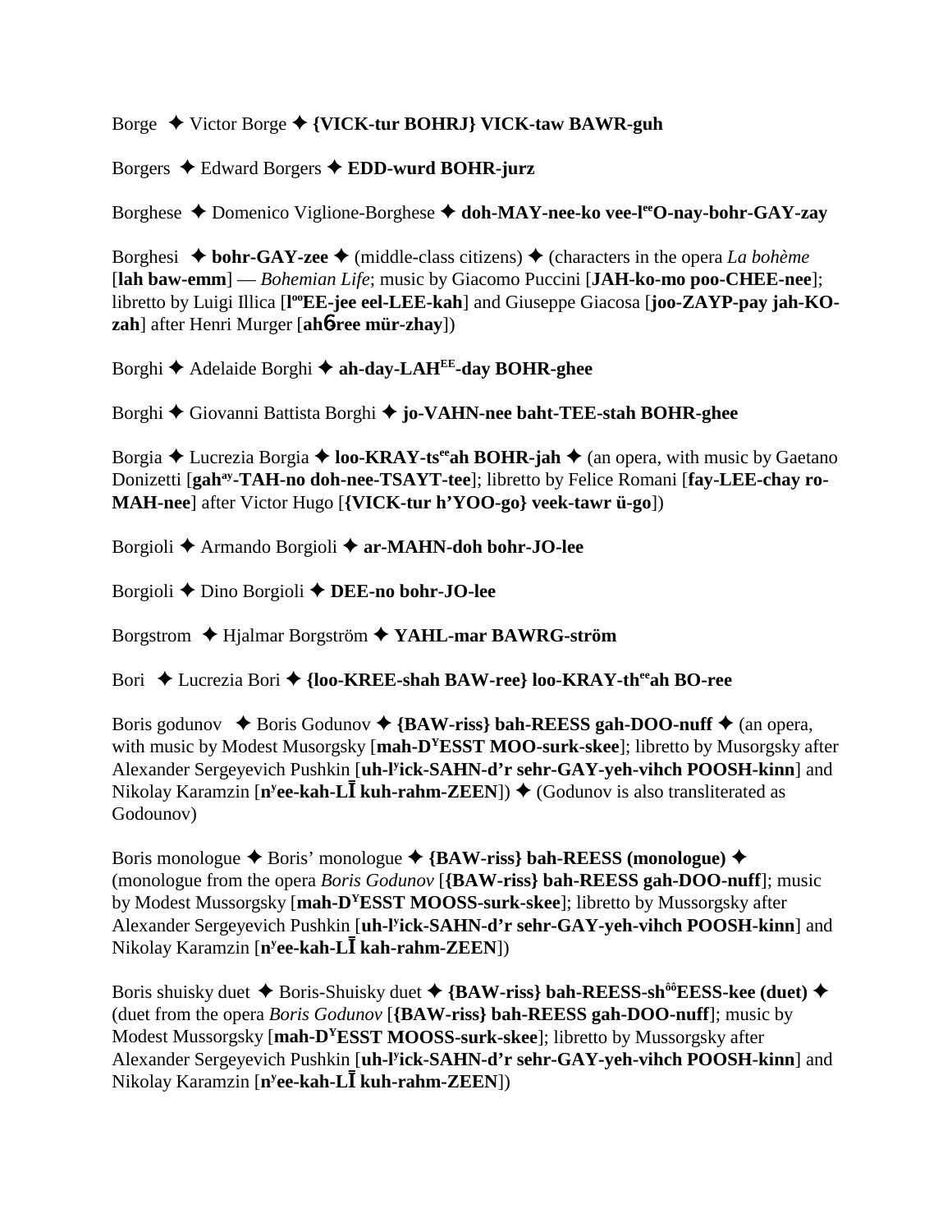Borge ✦ Victor Borge ✦ **{VICK-tur BOHRJ} VICK-taw BAWR-guh**

Borgers ✦ Edward Borgers ✦ **EDD-wurd BOHR-jurz**

Borghese ✦ Domenico Viglione-Borghese ✦ **doh-MAY-nee-ko vee-l$^{ee}$O-nay-bohr-GAY-zay**

Borghesi ✦ **bohr-GAY-zee** ✦ (middle-class citizens) ✦ (characters in the opera *La bohème* [**lah baw-emm**] — *Bohemian Life*; music by Giacomo Puccini [**JAH-ko-mo poo-CHEE-nee**]; libretto by Luigi Illica [**l$^{oo}$EE-jee eel-LEE-kah**] and Giuseppe Giacosa [**joo-ZAYP-pay jah-KO-zah**] after Henri Murger [**ahб-ree mür-zhay**])

Borghi ✦ Adelaide Borghi ✦ **ah-day-LAH$^{EE}$-day BOHR-ghee**

Borghi ✦ Giovanni Battista Borghi ✦ **jo-VAHN-nee baht-TEE-stah BOHR-ghee**

Borgia ✦ Lucrezia Borgia ✦ **loo-KRAY-ts$^{ee}$ah BOHR-jah** ✦ (an opera, with music by Gaetano Donizetti [**gah$^{ay}$-TAH-no doh-nee-TSAYT-tee**]; libretto by Felice Romani [**fay-LEE-chay ro-MAH-nee**] after Victor Hugo [**{VICK-tur h'YOO-go} veek-tawr ü-go**])

Borgioli ✦ Armando Borgioli ✦ **ar-MAHN-doh bohr-JO-lee**

Borgioli ✦ Dino Borgioli ✦ **DEE-no bohr-JO-lee**

Borgstrom ✦ Hjalmar Borgström ✦ **YAHL-mar BAWRG-ström**

Bori ✦ Lucrezia Bori ✦ **{loo-KREE-shah BAW-ree} loo-KRAY-th$^{ee}$ah BO-ree**

Boris godunov ✦ Boris Godunov ✦ **{BAW-riss} bah-REESS gah-DOO-nuff** ✦ (an opera, with music by Modest Musorgsky [**mah-D$^{Y}$ESST MOO-surk-skee**]; libretto by Musorgsky after Alexander Sergeyevich Pushkin [**uh-l$^{y}$ick-SAHN-d'r sehr-GAY-yeh-vihch POOSH-kinn**] and Nikolay Karamzin [**n$^{y}$ee-kah-LĪ kuh-rahm-ZEEN**]) ✦ (Godunov is also transliterated as Godounov)

Boris monologue ✦ Boris' monologue ✦ **{BAW-riss} bah-REESS (monologue)** ✦ (monologue from the opera *Boris Godunov* [**{BAW-riss} bah-REESS gah-DOO-nuff**]; music by Modest Mussorgsky [**mah-D$^{Y}$ESST MOOSS-surk-skee**]; libretto by Mussorgsky after Alexander Sergeyevich Pushkin [**uh-l$^{y}$ick-SAHN-d'r sehr-GAY-yeh-vihch POOSH-kinn**] and Nikolay Karamzin [**n$^{y}$ee-kah-LĪ kah-rahm-ZEEN**])

Boris shuisky duet ✦ Boris-Shuisky duet ✦ **{BAW-riss} bah-REESS-sh$^{ôô}$EESS-kee (duet)** ✦ (duet from the opera *Boris Godunov* [**{BAW-riss} bah-REESS gah-DOO-nuff**]; music by Modest Mussorgsky [**mah-D$^{Y}$ESST MOOSS-surk-skee**]; libretto by Mussorgsky after Alexander Sergeyevich Pushkin [**uh-l$^{y}$ick-SAHN-d'r sehr-GAY-yeh-vihch POOSH-kinn**] and Nikolay Karamzin [**n$^{y}$ee-kah-LĪ kuh-rahm-ZEEN**])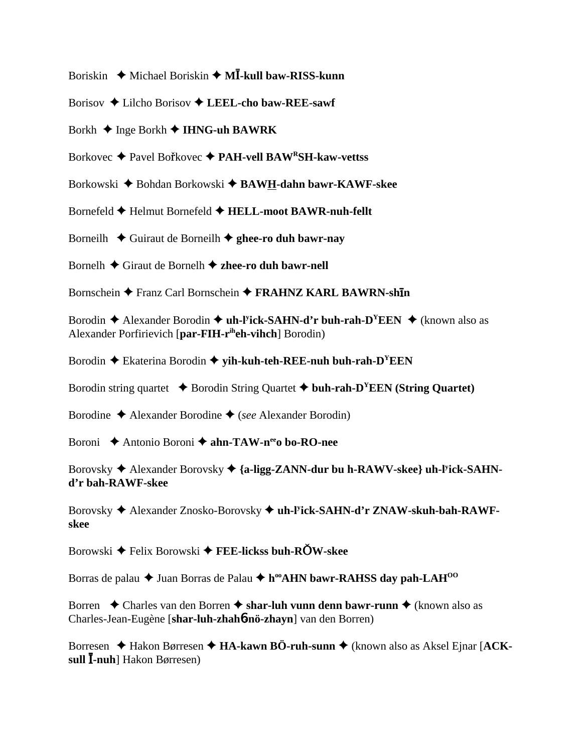Boriskin ✦ Michael Boriskin ✦ **MĪ-kull baw-RISS-kunn**

Borisov ✦ Lilcho Borisov ✦ **LEEL-cho baw-REE-sawf**

Borkh ✦ Inge Borkh ✦ **IHNG-uh BAWRK**

Borkovec ✦ Pavel Bořkovec ✦ **PAH-vell BAW$^{R}$SH-kaw-vettss**

Borkowski ✦ Bohdan Borkowski ✦ **BAWH-dahn bawr-KAWF-skee**

Bornefeld ✦ Helmut Bornefeld ✦ **HELL-moot BAWR-nuh-fellt**

Borneilh ✦ Guiraut de Borneilh ✦ **ghee-ro duh bawr-nay**

Bornelh ✦ Giraut de Bornelh ✦ **zhee-ro duh bawr-nell**

Bornschein ✦ Franz Carl Bornschein ✦ **FRAHNZ KARL BAWRN-shīn**

Borodin ✦ Alexander Borodin ✦ **uh-l$^{y}$ick-SAHN-d'r buh-rah-D$^{Y}$EEN** ✦ (known also as Alexander Porfirievich [**par-FIH-r$^{ih}$eh-vihch**] Borodin)

Borodin ✦ Ekaterina Borodin ✦ **yih-kuh-teh-REE-nuh buh-rah-D$^{Y}$EEN**

Borodin string quartet ✦ Borodin String Quartet ✦ **buh-rah-D$^{Y}$EEN (String Quartet)**

Borodine ✦ Alexander Borodine ✦ (*see* Alexander Borodin)

Boroni ✦ Antonio Boroni ✦ **ahn-TAW-n$^{ee}$o bo-RO-nee**

Borovsky ✦ Alexander Borovsky ✦ **{a-ligg-ZANN-dur bu h-RAWV-skee} uh-l$^{y}$ick-SAHN-d'r bah-RAWF-skee**

Borovsky ✦ Alexander Znosko-Borovsky ✦ **uh-l$^{y}$ick-SAHN-d'r ZNAW-skuh-bah-RAWF-skee**

Borowski ✦ Felix Borowski ✦ **FEE-lickss buh-RŎW-skee**

Borras de palau ✦ Juan Borras de Palau ✦ **h$^{oo}$AHN bawr-RAHSS day pah-LAH$^{OO}$**

Borren ✦ Charles van den Borren ✦ **shar-luh vunn denn bawr-runn** ✦ (known also as Charles-Jean-Eugène [**shar-luh-zhahɓnö-zhayn**] van den Borren)

Borresen ✦ Hakon Børresen ✦ **HA-kawn BÖ-ruh-sunn** ✦ (known also as Aksel Ejnar [**ACK-sull Ī-nuh**] Hakon Børresen)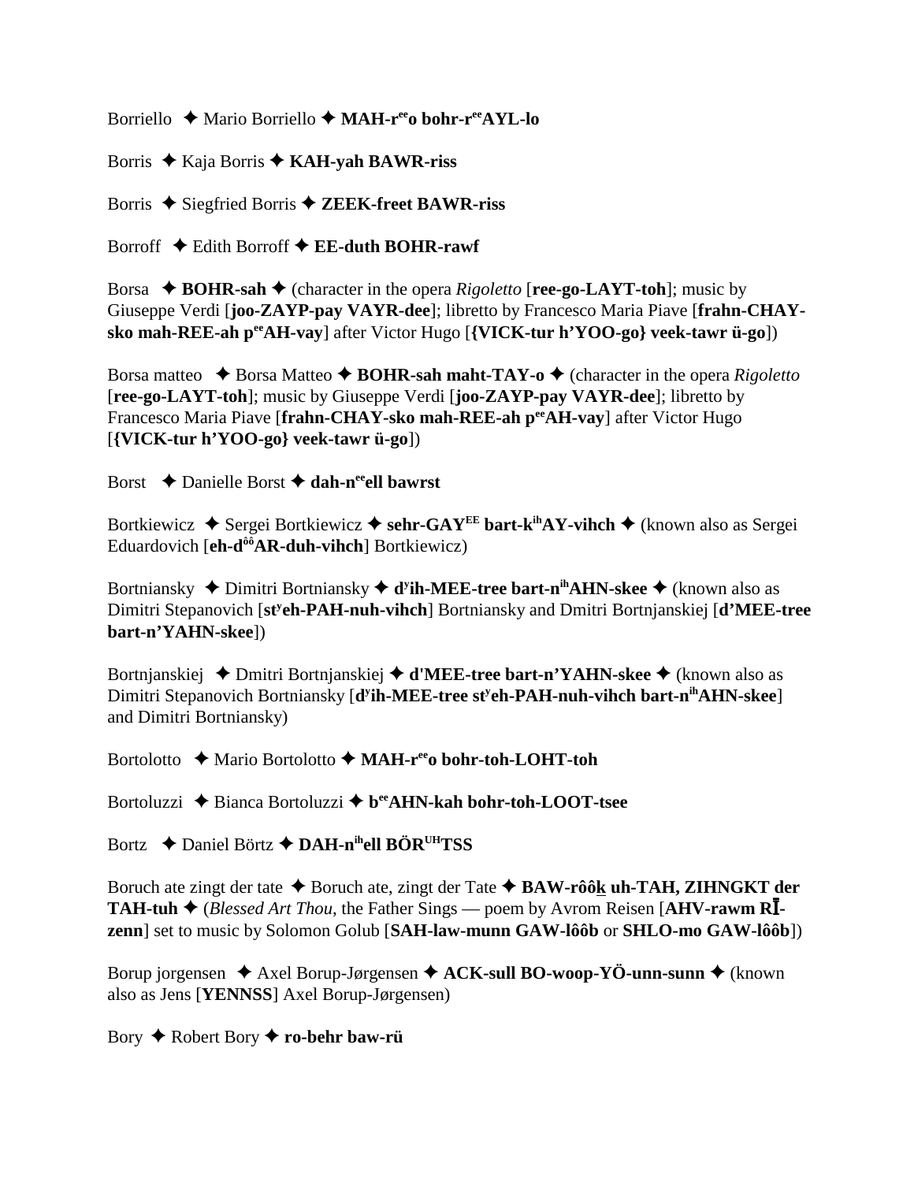Borriello ✦ Mario Borriello ✦ **MAH-r^ee^o bohr-r^ee^AYL-lo**

Borris ✦ Kaja Borris ✦ **KAH-yah BAWR-riss**

Borris ✦ Siegfried Borris ✦ **ZEEK-freet BAWR-riss**

Borroff ✦ Edith Borroff ✦ **EE-duth BOHR-rawf**

Borsa ✦ **BOHR-sah** ✦ (character in the opera *Rigoletto* [**ree-go-LAYT-toh**]; music by Giuseppe Verdi [**joo-ZAYP-pay VAYR-dee**]; libretto by Francesco Maria Piave [**frahn-CHAY-sko mah-REE-ah p^ee^AH-vay**] after Victor Hugo [**{VICK-tur h'YOO-go} veek-tawr ü-go**])

Borsa matteo ✦ Borsa Matteo ✦ **BOHR-sah maht-TAY-o** ✦ (character in the opera *Rigoletto* [**ree-go-LAYT-toh**]; music by Giuseppe Verdi [**joo-ZAYP-pay VAYR-dee**]; libretto by Francesco Maria Piave [**frahn-CHAY-sko mah-REE-ah p^ee^AH-vay**] after Victor Hugo [**{VICK-tur h'YOO-go} veek-tawr ü-go**])

Borst ✦ Danielle Borst ✦ **dah-n^ee^ell bawrst**

Bortkiewicz ✦ Sergei Bortkiewicz ✦ **sehr-GAY^EE^ bart-k^ih^AY-vihch** ✦ (known also as Sergei Eduardovich [**eh-d^ôô^AR-duh-vihch**] Bortkiewicz)

Bortniansky ✦ Dimitri Bortniansky ✦ **d^y^ih-MEE-tree bart-n^ih^AHN-skee** ✦ (known also as Dimitri Stepanovich [**st^y^eh-PAH-nuh-vihch**] Bortniansky and Dmitri Bortnjanskiej [**d'MEE-tree bart-n'YAHN-skee**])

Bortnjanskiej ✦ Dmitri Bortnjanskiej ✦ **d'MEE-tree bart-n'YAHN-skee** ✦ (known also as Dimitri Stepanovich Bortniansky [**d^y^ih-MEE-tree st^y^eh-PAH-nuh-vihch bart-n^ih^AHN-skee**] and Dimitri Bortniansky)

Bortolotto ✦ Mario Bortolotto ✦ **MAH-r^ee^o bohr-toh-LOHT-toh**

Bortoluzzi ✦ Bianca Bortoluzzi ✦ **b^ee^AHN-kah bohr-toh-LOOT-tsee**

Bortz ✦ Daniel Börtz ✦ **DAH-n^ih^ell BÖR^UH^TSS**

Boruch ate zingt der tate ✦ Boruch ate, zingt der Tate ✦ **BAW-rôôk uh-TAH, ZIHNGKT der TAH-tuh** ✦ (*Blessed Art Thou*, the Father Sings — poem by Avrom Reisen [**AHV-rawm RĪ-zenn**] set to music by Solomon Golub [**SAH-law-munn GAW-lôôb** or **SHLO-mo GAW-lôôb**])

Borup jorgensen ✦ Axel Borup-Jørgensen ✦ **ACK-sull BO-woop-YÖ-unn-sunn** ✦ (known also as Jens [**YENNSS**] Axel Borup-Jørgensen)

Bory ✦ Robert Bory ✦ **ro-behr baw-rü**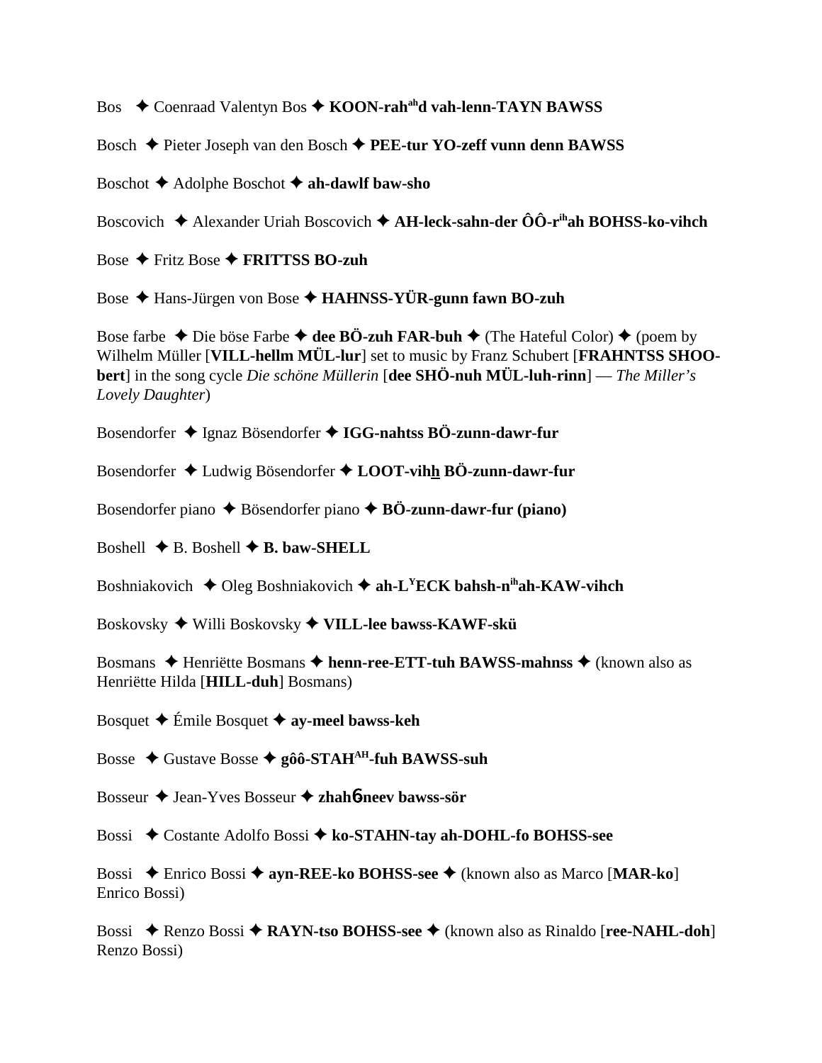Bos ✦ Coenraad Valentyn Bos ✦ **KOON-rah^ah^d vah-lenn-TAYN BAWSS**

Bosch ✦ Pieter Joseph van den Bosch ✦ **PEE-tur YO-zeff vunn denn BAWSS**

Boschot ✦ Adolphe Boschot ✦ **ah-dawlf baw-sho**

Boscovich ✦ Alexander Uriah Boscovich ✦ **AH-leck-sahn-der ÔÔ-r^ih^ah BOHSS-ko-vihch**

Bose ✦ Fritz Bose ✦ **FRITTSS BO-zuh**

Bose ✦ Hans-Jürgen von Bose ✦ **HAHNSS-YÜR-gunn fawn BO-zuh**

Bose farbe ✦ Die böse Farbe ✦ **dee BÖ-zuh FAR-buh** ✦ (The Hateful Color) ✦ (poem by Wilhelm Müller [**VILL-hellm MÜL-lur**] set to music by Franz Schubert [**FRAHNTSS SHOO-bert**] in the song cycle *Die schöne Müllerin* [**dee SHÖ-nuh MÜL-luh-rinn**] — *The Miller's Lovely Daughter*)

Bosendorfer ✦ Ignaz Bösendorfer ✦ **IGG-nahtss BÖ-zunn-dawr-fur**

Bosendorfer ✦ Ludwig Bösendorfer ✦ **LOOT-vihh BÖ-zunn-dawr-fur**

Bosendorfer piano ✦ Bösendorfer piano ✦ **BÖ-zunn-dawr-fur (piano)**

Boshell ✦ B. Boshell ✦ **B. baw-SHELL**

Boshniakovich ✦ Oleg Boshniakovich ✦ **ah-L^Y^ECK bahsh-n^ih^ah-KAW-vihch**

Boskovsky ✦ Willi Boskovsky ✦ **VILL-lee bawss-KAWF-skü**

Bosmans ✦ Henriëtte Bosmans ✦ **henn-ree-ETT-tuh BAWSS-mahnss** ✦ (known also as Henriëtte Hilda [**HILL-duh**] Bosmans)

Bosquet ✦ Émile Bosquet ✦ **ay-meel bawss-keh**

Bosse ✦ Gustave Bosse ✦ **gôô-STAH^AH^-fuh BAWSS-suh**

Bosseur ✦ Jean-Yves Bosseur ✦ **zhahɓneev bawss-sör**

Bossi ✦ Costante Adolfo Bossi ✦ **ko-STAHN-tay ah-DOHL-fo BOHSS-see**

Bossi ✦ Enrico Bossi ✦ **ayn-REE-ko BOHSS-see** ✦ (known also as Marco [**MAR-ko**] Enrico Bossi)

Bossi ✦ Renzo Bossi ✦ **RAYN-tso BOHSS-see** ✦ (known also as Rinaldo [**ree-NAHL-doh**] Renzo Bossi)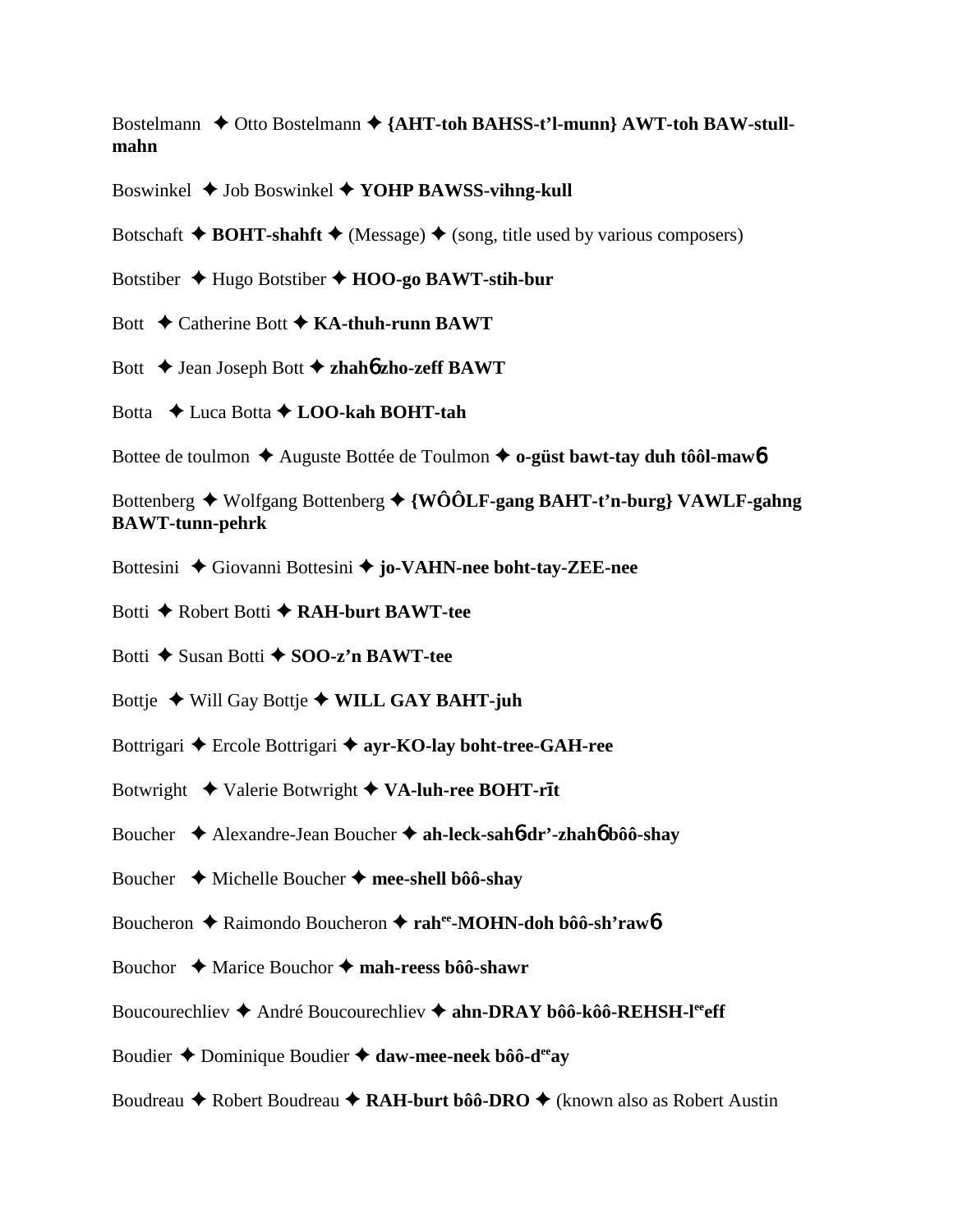Bostelmann ✦ Otto Bostelmann ✦ **{AHT-toh BAHSS-t'l-munn} AWT-toh BAW-stull-mahn**

Boswinkel ✦ Job Boswinkel ✦ **YOHP BAWSS-vihng-kull**

Botschaft ✦ **BOHT-shahft** ✦ (Message) ✦ (song, title used by various composers)

Botstiber ✦ Hugo Botstiber ✦ **HOO-go BAWT-stih-bur**

Bott ✦ Catherine Bott ✦ **KA-thuh-runn BAWT**

Bott ✦ Jean Joseph Bott ✦ **zhahɓ zho-zeff BAWT**

Botta ✦ Luca Botta ✦ **LOO-kah BOHT-tah**

Bottee de toulmon ✦ Auguste Bottée de Toulmon ✦ **o-güst bawt-tay duh tôôl-mawɓ**

Bottenberg ✦ Wolfgang Bottenberg ✦ **{WÔÔLF-gang BAHT-t'n-burg} VAWLF-gahng BAWT-tunn-pehrk**

Bottesini ✦ Giovanni Bottesini ✦ **jo-VAHN-nee boht-tay-ZEE-nee**

Botti ✦ Robert Botti ✦ **RAH-burt BAWT-tee**

Botti ✦ Susan Botti ✦ **SOO-z'n BAWT-tee**

Bottje ✦ Will Gay Bottje ✦ **WILL GAY BAHT-juh**

Bottrigari ✦ Ercole Bottrigari ✦ **ayr-KO-lay boht-tree-GAH-ree**

Botwright ✦ Valerie Botwright ✦ **VA-luh-ree BOHT-rīt**

Boucher ✦ Alexandre-Jean Boucher ✦ **ah-leck-sahɓ-dr'-zhahɓ bôô-shay**

Boucher ✦ Michelle Boucher ✦ **mee-shell bôô-shay**

Boucheron ✦ Raimondo Boucheron ✦ **rah[ee]-MOHN-doh bôô-sh'rawɓ**

Bouchor ✦ Marice Bouchor ✦ **mah-reess bôô-shawr**

Boucourechliev ✦ André Boucourechliev ✦ **ahn-DRAY bôô-kôô-REHSH-l[ee]eff**

Boudier ✦ Dominique Boudier ✦ **daw-mee-neek bôô-d[ee]ay**

Boudreau ✦ Robert Boudreau ✦ **RAH-burt bôô-DRO** ✦ (known also as Robert Austin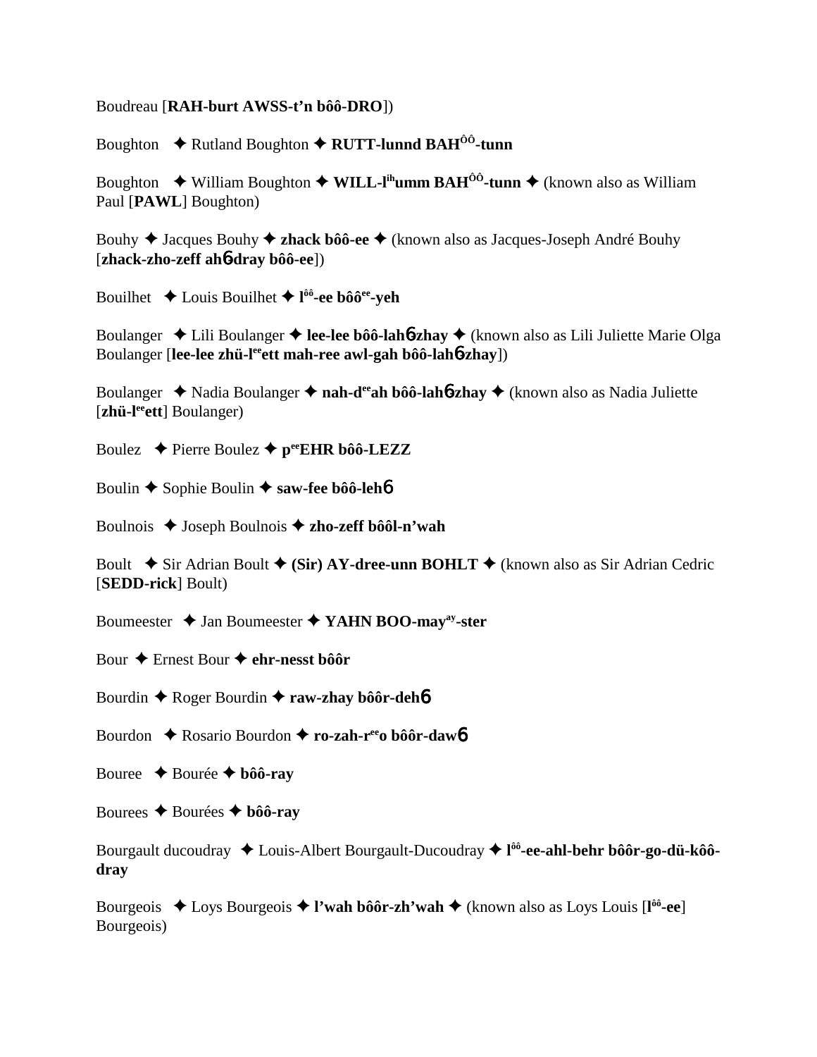Boudreau [**RAH-burt AWSS-t'n bôô-DRO**])

Boughton ✦ Rutland Boughton ✦ **RUTT-lunnd BAH**[ÔÔ]**-tunn**

Boughton ✦ William Boughton ✦ **WILL-l**[ih]**umm BAH**[ÔÔ]**-tunn** ✦ (known also as William Paul [**PAWL**] Boughton)

Bouhy ✦ Jacques Bouhy ✦ **zhack bôô-ee** ✦ (known also as Jacques-Joseph André Bouhy [**zhack-zho-zeff ah**6**-dray bôô-ee**])

Bouilhet ✦ Louis Bouilhet ✦ **l**[ôô]**-ee bôô**[ee]**-yeh**

Boulanger ✦ Lili Boulanger ✦ **lee-lee bôô-lah**6**-zhay** ✦ (known also as Lili Juliette Marie Olga Boulanger [**lee-lee zhü-l**[ee]**ett mah-ree awl-gah bôô-lah**6**-zhay**])

Boulanger ✦ Nadia Boulanger ✦ **nah-d**[ee]**ah bôô-lah**6**-zhay** ✦ (known also as Nadia Juliette [**zhü-l**[ee]**ett**] Boulanger)

Boulez ✦ Pierre Boulez ✦ **p**[ee]**EHR bôô-LEZZ**

Boulin ✦ Sophie Boulin ✦ **saw-fee bôô-leh**6

Boulnois ✦ Joseph Boulnois ✦ **zho-zeff bôôl-n'wah**

Boult ✦ Sir Adrian Boult ✦ **(Sir) AY-dree-unn BOHLT** ✦ (known also as Sir Adrian Cedric [**SEDD-rick**] Boult)

Boumeester ✦ Jan Boumeester ✦ **YAHN BOO-may**[ay]**-ster**

Bour ✦ Ernest Bour ✦ **ehr-nesst bôôr**

Bourdin ✦ Roger Bourdin ✦ **raw-zhay bôôr-deh**6

Bourdon ✦ Rosario Bourdon ✦ **ro-zah-r**[ee]**o bôôr-daw**6

Bouree ✦ Bourée ✦ **bôô-ray**

Bourees ✦ Bourées ✦ **bôô-ray**

Bourgault ducoudray ✦ Louis-Albert Bourgault-Ducoudray ✦ **l**[ôô]**-ee-ahl-behr bôôr-go-dü-kôô-dray**

Bourgeois ✦ Loys Bourgeois ✦ **l'wah bôôr-zh'wah** ✦ (known also as Loys Louis [**l**[ôô]**-ee**] Bourgeois)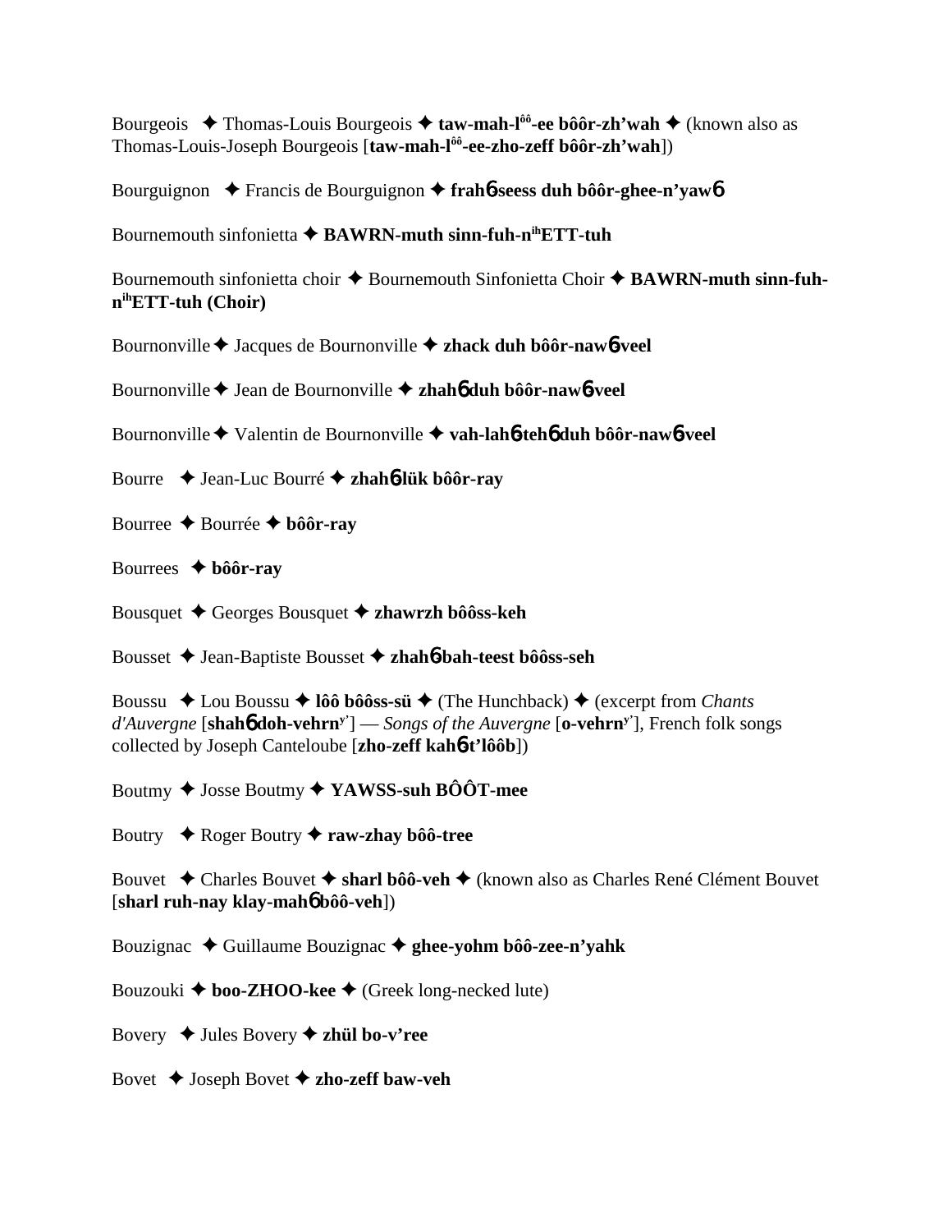Bourgeois ✦ Thomas-Louis Bourgeois ✦ **taw-mah-l[ôô]-ee bôôr-zh'wah** ✦ (known also as Thomas-Louis-Joseph Bourgeois [**taw-mah-l[ôô]-ee-zho-zeff bôôr-zh'wah**])

Bourguignon ✦ Francis de Bourguignon ✦ **frahɓ-seess duh bôôr-ghee-n'yawɓ**

Bournemouth sinfonietta ✦ **BAWRN-muth sinn-fuh-n[ih]ETT-tuh**

Bournemouth sinfonietta choir ✦ Bournemouth Sinfonietta Choir ✦ **BAWRN-muth sinn-fuh-n[ih]ETT-tuh (Choir)**

Bournonville ✦ Jacques de Bournonville ✦ **zhack duh bôôr-nawɓ-veel**

Bournonville ✦ Jean de Bournonville ✦ **zhahɓ duh bôôr-nawɓ-veel**

Bournonville ✦ Valentin de Bournonville ✦ **vah-lahɓ-tehɓ duh bôôr-nawɓ-veel**

Bourre ✦ Jean-Luc Bourré ✦ **zhahɓ-lük bôôr-ray**

Bourree ✦ Bourrée ✦ **bôôr-ray**

Bourrees ✦ **bôôr-ray**

Bousquet ✦ Georges Bousquet ✦ **zhawrzh bôôss-keh**

Bousset ✦ Jean-Baptiste Bousset ✦ **zhahɓ-bah-teest bôôss-seh**

Boussu ✦ Lou Boussu ✦ **lôô bôôss-sü** ✦ (The Hunchback) ✦ (excerpt from *Chants d'Auvergne* [**shahɓ doh-vehrn[y']**] — *Songs of the Auvergne* [**o-vehrn[y']**], French folk songs collected by Joseph Canteloube [**zho-zeff kahɓ-t'lôôb**])

Boutmy ✦ Josse Boutmy ✦ **YAWSS-suh BÔÔT-mee**

Boutry ✦ Roger Boutry ✦ **raw-zhay bôô-tree**

Bouvet ✦ Charles Bouvet ✦ **sharl bôô-veh** ✦ (known also as Charles René Clément Bouvet [**sharl ruh-nay klay-mahɓ bôô-veh**])

Bouzignac ✦ Guillaume Bouzignac ✦ **ghee-yohm bôô-zee-n'yahk**

Bouzouki ✦ **boo-ZHOO-kee** ✦ (Greek long-necked lute)

Bovery ✦ Jules Bovery ✦ **zhül bo-v'ree**

Bovet ✦ Joseph Bovet ✦ **zho-zeff baw-veh**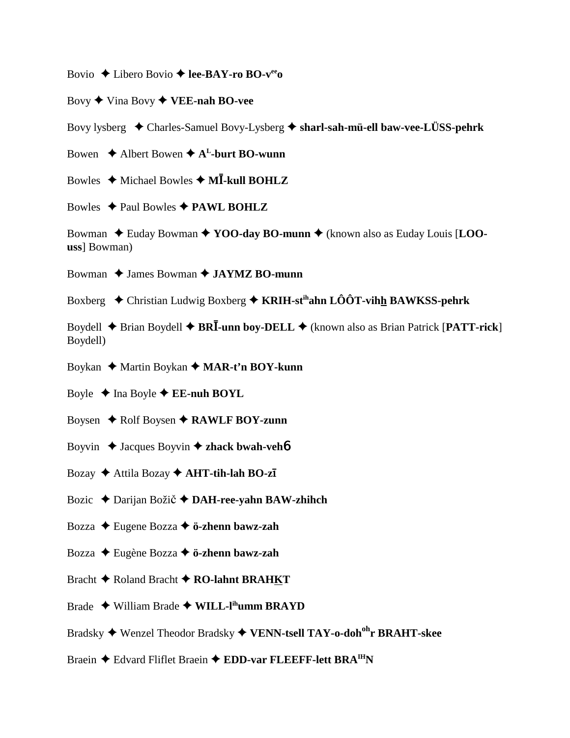Bovio ✦ Libero Bovio ✦ **lee-BAY-ro BO-v^ee^o**

Bovy ✦ Vina Bovy ✦ **VEE-nah BO-vee**

Bovy lysberg ✦ Charles-Samuel Bovy-Lysberg ✦ **sharl-sah-mü-ell baw-vee-LÜSS-pehrk**

Bowen ✦ Albert Bowen ✦ **A^L^-burt BO-wunn**

Bowles ✦ Michael Bowles ✦ **MĪ-kull BOHLZ**

Bowles ✦ Paul Bowles ✦ **PAWL BOHLZ**

Bowman ✦ Euday Bowman ✦ **YOO-day BO-munn** ✦ (known also as Euday Louis [**LOO-uss**] Bowman)

Bowman ✦ James Bowman ✦ **JAYMZ BO-munn**

Boxberg ✦ Christian Ludwig Boxberg ✦ **KRIH-st^ih^ahn LÔÔT-vihh BAWKSS-pehrk**

Boydell ✦ Brian Boydell ✦ **BRĪ-unn boy-DELL** ✦ (known also as Brian Patrick [**PATT-rick**] Boydell)

Boykan ✦ Martin Boykan ✦ **MAR-t'n BOY-kunn**

Boyle ✦ Ina Boyle ✦ **EE-nuh BOYL**

Boysen ✦ Rolf Boysen ✦ **RAWLF BOY-zunn**

Boyvin ✦ Jacques Boyvin ✦ **zhack bwah-veh6**

Bozay ✦ Attila Bozay ✦ **AHT-tih-lah BO-zī**

Bozic ✦ Darijan Božič ✦ **DAH-ree-yahn BAW-zhihch**

Bozza ✦ Eugene Bozza ✦ **ö-zhenn bawz-zah**

Bozza ✦ Eugène Bozza ✦ **ö-zhenn bawz-zah**

Bracht ✦ Roland Bracht ✦ **RO-lahnt BRAHKT**

Brade ✦ William Brade ✦ **WILL-l^ih^umm BRAYD**

Bradsky ✦ Wenzel Theodor Bradsky ✦ **VENN-tsell TAY-o-doh^oh^r BRAHT-skee**

Braein ✦ Edvard Fliflet Braein ✦ **EDD-var FLEEFF-lett BRA^IH^N**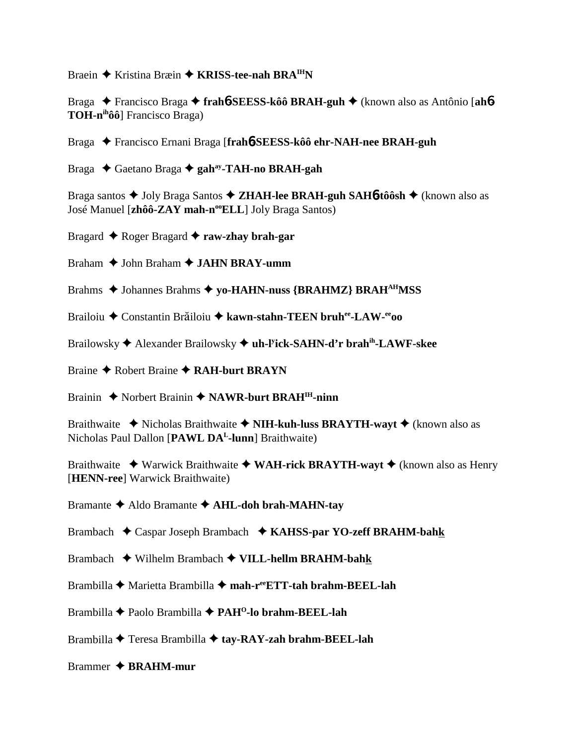Braein ✦ Kristina Bræin ✦ **KRISS-tee-nah BRA^IH^N**

Braga ✦ Francisco Braga ✦ **frah6SEESS-kôô BRAH-guh** ✦ (known also as Antônio [**ah6 TOH-n^ih^ôô**] Francisco Braga)

Braga ✦ Francisco Ernani Braga [**frah6SEESS-kôô ehr-NAH-nee BRAH-guh**

Braga ✦ Gaetano Braga ✦ **gah^ay^-TAH-no BRAH-gah**

Braga santos ✦ Joly Braga Santos ✦ **ZHAH-lee BRAH-guh SAH6tôôsh** ✦ (known also as José Manuel [**zhôô-ZAY mah-n^oo^ELL**] Joly Braga Santos)

Bragard ✦ Roger Bragard ✦ **raw-zhay brah-gar**

Braham ✦ John Braham ✦ **JAHN BRAY-umm**

Brahms ✦ Johannes Brahms ✦ **yo-HAHN-nuss {BRAHMZ} BRAH^AH^MSS**

Brailoiu ✦ Constantin Brăiloiu ✦ **kawn-stahn-TEEN bruh^ee^-LAW-^ee^oo**

Brailowsky ✦ Alexander Brailowsky ✦ **uh-l^y^ick-SAHN-d'r brah^ih^-LAWF-skee**

Braine ✦ Robert Braine ✦ **RAH-burt BRAYN**

Brainin ✦ Norbert Brainin ✦ **NAWR-burt BRAH^IH^-ninn**

Braithwaite ✦ Nicholas Braithwaite ✦ **NIH-kuh-luss BRAYTH-wayt** ✦ (known also as Nicholas Paul Dallon [**PAWL DA^L^-lunn**] Braithwaite)

Braithwaite ✦ Warwick Braithwaite ✦ **WAH-rick BRAYTH-wayt** ✦ (known also as Henry [**HENN-ree**] Warwick Braithwaite)

Bramante ✦ Aldo Bramante ✦ **AHL-doh brah-MAHN-tay**

Brambach ✦ Caspar Joseph Brambach ✦ **KAHSS-par YO-zeff BRAHM-bahk**

Brambach ✦ Wilhelm Brambach ✦ **VILL-hellm BRAHM-bahk**

Brambilla ✦ Marietta Brambilla ✦ **mah-r^ee^ETT-tah brahm-BEEL-lah**

Brambilla ✦ Paolo Brambilla ✦ **PAH^O^-lo brahm-BEEL-lah**

Brambilla ✦ Teresa Brambilla ✦ **tay-RAY-zah brahm-BEEL-lah**

Brammer ✦ **BRAHM-mur**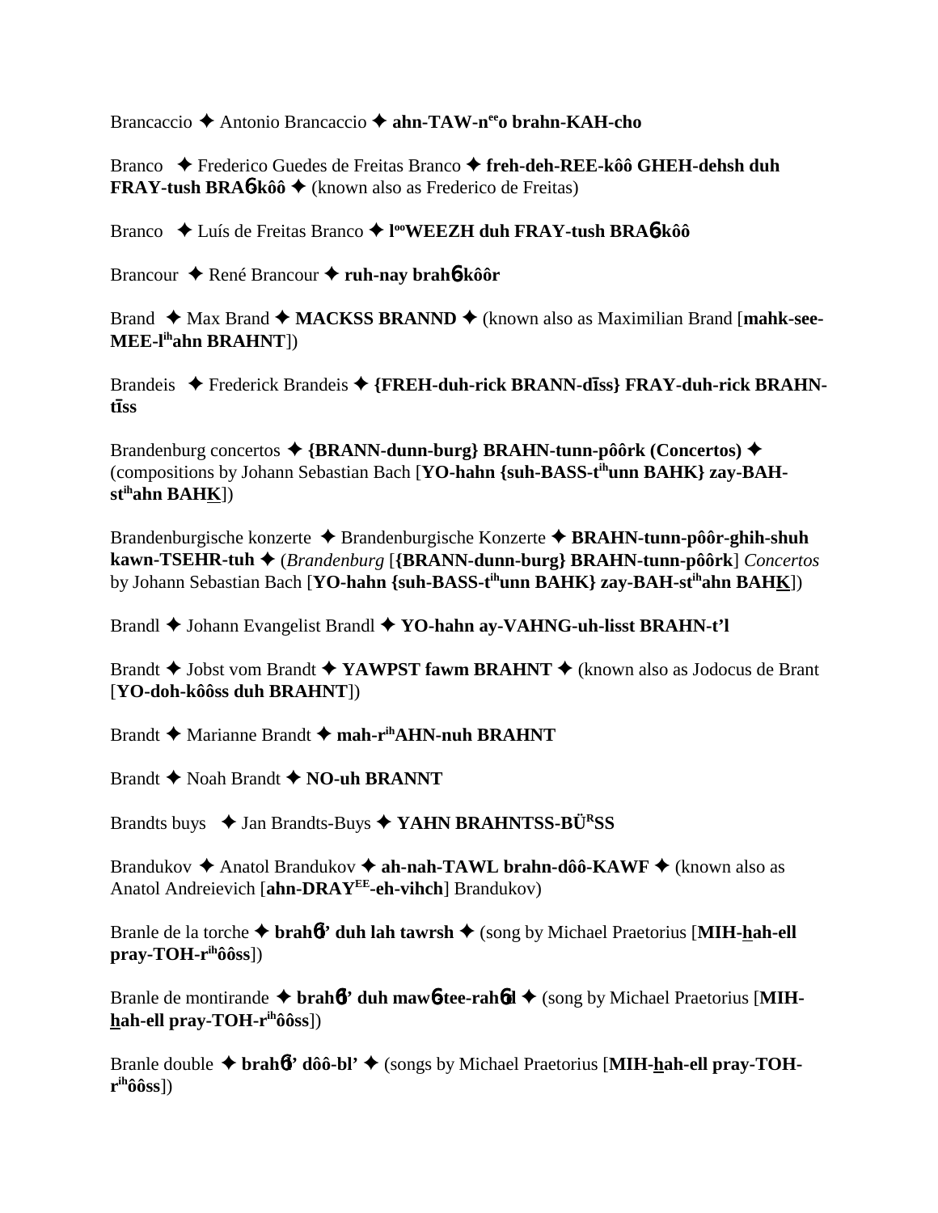Brancaccio ✦ Antonio Brancaccio ✦ **ahn-TAW-n<sup>ee</sup>o brahn-KAH-cho**

Branco ✦ Frederico Guedes de Freitas Branco ✦ **freh-deh-REE-kôô GHEH-dehsh duh FRAY-tush BRAɓ-kôô** ✦ (known also as Frederico de Freitas)

Branco ✦ Luís de Freitas Branco ✦ **l<sup>oo</sup>WEEZH duh FRAY-tush BRAɓ-kôô**

Brancour ✦ René Brancour ✦ **ruh-nay brahɓ-kôôr**

Brand ✦ Max Brand ✦ **MACKSS BRANND** ✦ (known also as Maximilian Brand [**mahk-see-MEE-l<sup>ih</sup>ahn BRAHNT**])

Brandeis ✦ Frederick Brandeis ✦ **{FREH-duh-rick BRANN-dīss} FRAY-duh-rick BRAHN-tīss**

Brandenburg concertos ✦ **{BRANN-dunn-burg} BRAHN-tunn-pôôrk (Concertos)** ✦ (compositions by Johann Sebastian Bach [**YO-hahn {suh-BASS-t<sup>ih</sup>unn BAHK} zay-BAH-st<sup>ih</sup>ahn BAHK**])

Brandenburgische konzerte ✦ Brandenburgische Konzerte ✦ **BRAHN-tunn-pôôr-ghih-shuh kawn-TSEHR-tuh** ✦ (*Brandenburg* [**{BRANN-dunn-burg} BRAHN-tunn-pôôrk**] *Concertos* by Johann Sebastian Bach [**YO-hahn {suh-BASS-t<sup>ih</sup>unn BAHK} zay-BAH-st<sup>ih</sup>ahn BAHK**])

Brandl ✦ Johann Evangelist Brandl ✦ **YO-hahn ay-VAHNG-uh-lisst BRAHN-t'l**

Brandt ✦ Jobst vom Brandt ✦ **YAWPST fawm BRAHNT** ✦ (known also as Jodocus de Brant [**YO-doh-kôôss duh BRAHNT**])

Brandt ✦ Marianne Brandt ✦ **mah-r<sup>ih</sup>AHN-nuh BRAHNT**

Brandt ✦ Noah Brandt ✦ **NO-uh BRANNT**

Brandts buys ✦ Jan Brandts-Buys ✦ **YAHN BRAHNTSS-BÜ<sup>R</sup>SS**

Brandukov ✦ Anatol Brandukov ✦ **ah-nah-TAWL brahn-dôô-KAWF** ✦ (known also as Anatol Andreievich [**ahn-DRAY<sup>EE</sup>-eh-vihch**] Brandukov)

Branle de la torche ✦ **brahɓl' duh lah tawrsh** ✦ (song by Michael Praetorius [**MIH-hah-ell pray-TOH-r<sup>ih</sup>ôôss**])

Branle de montirande ✦ **brahɓl' duh mawɓ-tee-rahɓd** ✦ (song by Michael Praetorius [**MIH-hah-ell pray-TOH-r<sup>ih</sup>ôôss**])

Branle double ✦ **brahɓl' dôô-bl'** ✦ (songs by Michael Praetorius [**MIH-hah-ell pray-TOH-r<sup>ih</sup>ôôss**])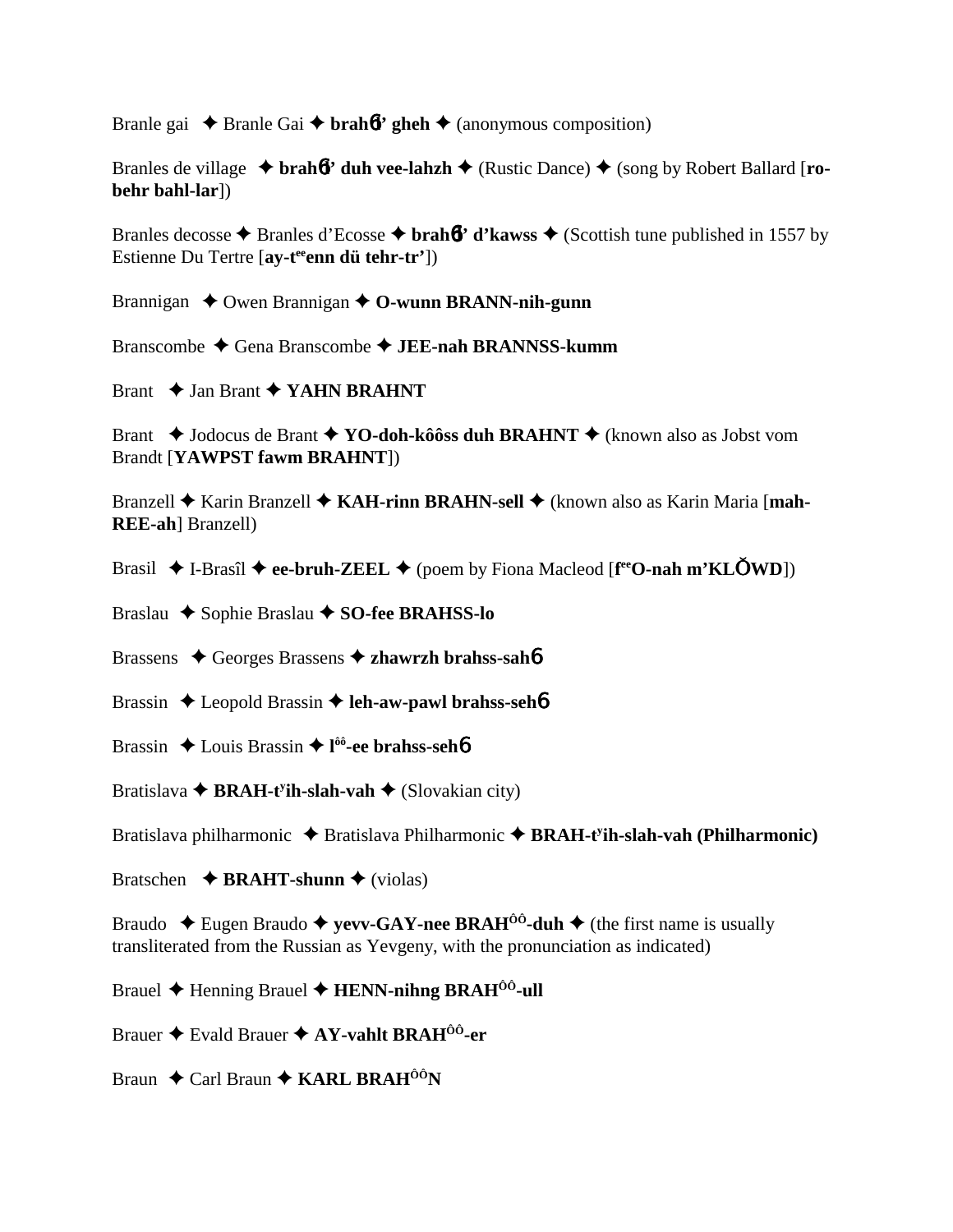Branle gai ✦ Branle Gai ✦ **brahɓ' gheh** ✦ (anonymous composition)

Branles de village ✦ **brahɓ' duh vee-lahzh** ✦ (Rustic Dance) ✦ (song by Robert Ballard [**ro-behr bahl-lar**])

Branles decosse ✦ Branles d'Ecosse ✦ **brahɓ' d'kawss** ✦ (Scottish tune published in 1557 by Estienne Du Tertre [**ay-t^ee^enn dü tehr-tr'**])

Brannigan ✦ Owen Brannigan ✦ **O-wunn BRANN-nih-gunn**

Branscombe ✦ Gena Branscombe ✦ **JEE-nah BRANNSS-kumm**

Brant ✦ Jan Brant ✦ **YAHN BRAHNT**

Brant ✦ Jodocus de Brant ✦ **YO-doh-kôôss duh BRAHNT** ✦ (known also as Jobst vom Brandt [**YAWPST fawm BRAHNT**])

Branzell ✦ Karin Branzell ✦ **KAH-rinn BRAHN-sell** ✦ (known also as Karin Maria [**mah-REE-ah**] Branzell)

Brasil ✦ I-Brasîl ✦ **ee-bruh-ZEEL** ✦ (poem by Fiona Macleod [**f^ee^O-nah m'KLŎWD**])

Braslau ✦ Sophie Braslau ✦ **SO-fee BRAHSS-lo**

Brassens ✦ Georges Brassens ✦ **zhawrzh brahss-sahɓ**

Brassin ✦ Leopold Brassin ✦ **leh-aw-pawl brahss-sehɓ**

Brassin ✦ Louis Brassin ✦ **l^ôô^-ee brahss-sehɓ**

Bratislava ✦ **BRAH-t^y^ih-slah-vah** ✦ (Slovakian city)

Bratislava philharmonic ✦ Bratislava Philharmonic ✦ **BRAH-t^y^ih-slah-vah (Philharmonic)**

Bratschen ✦ **BRAHT-shunn** ✦ (violas)

Braudo ✦ Eugen Braudo ✦ **yevv-GAY-nee BRAH^ÔÔ^-duh** ✦ (the first name is usually transliterated from the Russian as Yevgeny, with the pronunciation as indicated)

Brauel ✦ Henning Brauel ✦ **HENN-nihng BRAH^ÔÔ^-ull**

Brauer ✦ Evald Brauer ✦ **AY-vahlt BRAH^ÔÔ^-er**

Braun ✦ Carl Braun ✦ **KARL BRAH^ÔÔ^N**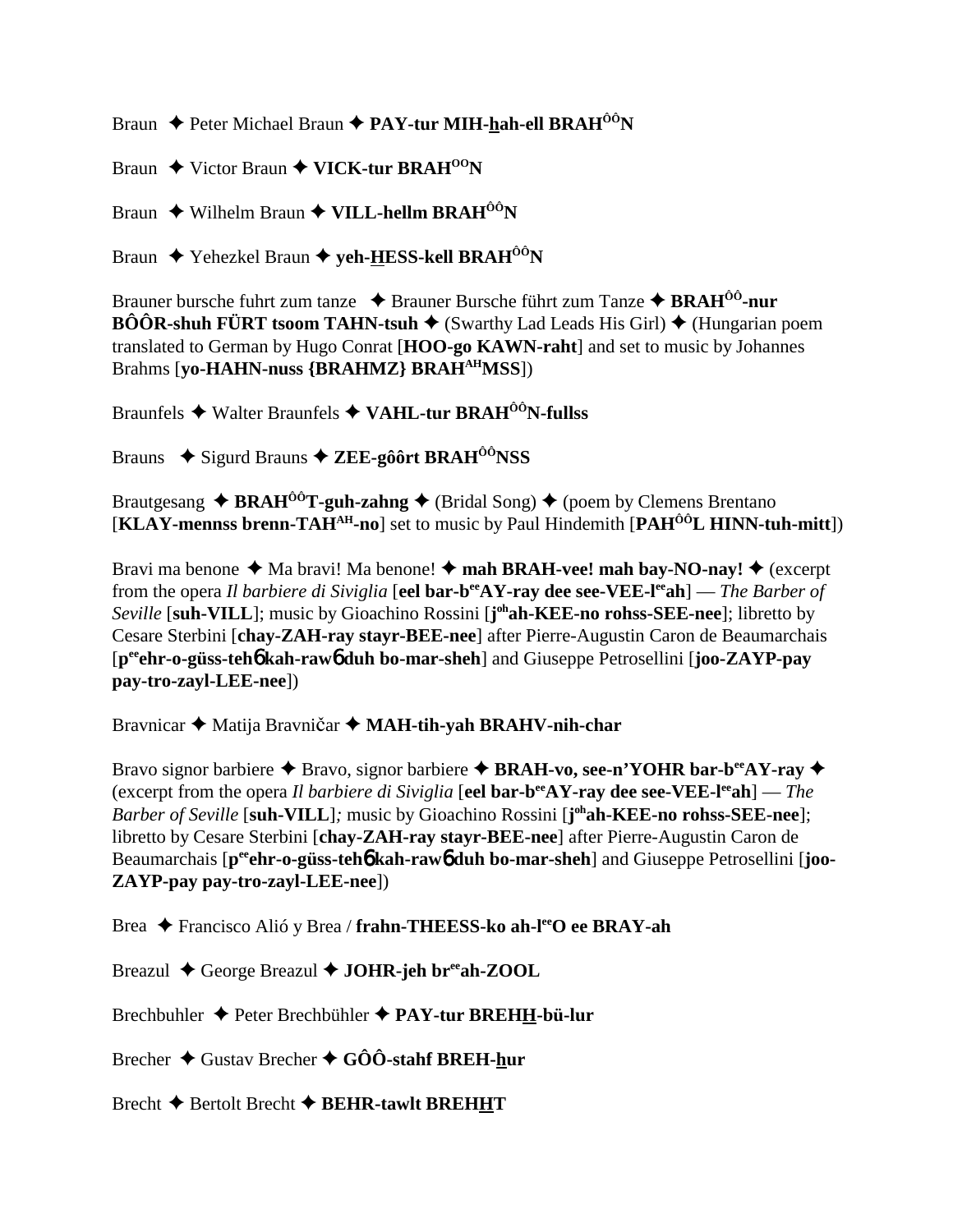Braun ✦ Peter Michael Braun ✦ **PAY-tur MIH-hah-ell BRAH$^{ÔÔ}$N**

Braun ✦ Victor Braun ✦ **VICK-tur BRAH$^{OO}$N**

Braun ✦ Wilhelm Braun ✦ **VILL-hellm BRAH$^{ÔÔ}$N**

Braun ✦ Yehezkel Braun ✦ **yeh-HESS-kell BRAH$^{ÔÔ}$N**

Brauner bursche fuhrt zum tanze ✦ Brauner Bursche führt zum Tanze ✦ **BRAH$^{ÔÔ}$-nur BÔÔR-shuh FÜRT tsoom TAHN-tsuh** ✦ (Swarthy Lad Leads His Girl) ✦ (Hungarian poem translated to German by Hugo Conrat [**HOO-go KAWN-raht**] and set to music by Johannes Brahms [**yo-HAHN-nuss {BRAHMZ} BRAH$^{AH}$MSS**])

Braunfels ✦ Walter Braunfels ✦ **VAHL-tur BRAH$^{ÔÔ}$N-fullss**

Brauns ✦ Sigurd Brauns ✦ **ZEE-gôôrt BRAH$^{ÔÔ}$NSS**

Brautgesang ✦ **BRAH$^{ÔÔ}$T-guh-zahng** ✦ (Bridal Song) ✦ (poem by Clemens Brentano [**KLAY-mennss brenn-TAH$^{AH}$-no**] set to music by Paul Hindemith [**PAH$^{ÔÔ}$L HINN-tuh-mitt**])

Bravi ma benone ✦ Ma bravi! Ma benone! ✦ **mah BRAH-vee! mah bay-NO-nay!** ✦ (excerpt from the opera *Il barbiere di Siviglia* [**eel bar-b$^{ee}$AY-ray dee see-VEE-l$^{ee}$ah**] — *The Barber of Seville* [**suh-VILL**]; music by Gioachino Rossini [**j$^{oh}$ah-KEE-no rohss-SEE-nee**]; libretto by Cesare Sterbini [**chay-ZAH-ray stayr-BEE-nee**] after Pierre-Augustin Caron de Beaumarchais [**p$^{ee}$ehr-o-güss-tehɓ kah-rawɓ duh bo-mar-sheh**] and Giuseppe Petrosellini [**joo-ZAYP-pay pay-tro-zayl-LEE-nee**])

Bravnicar ✦ Matija Bravničar ✦ **MAH-tih-yah BRAHV-nih-char**

Bravo signor barbiere ✦ Bravo, signor barbiere ✦ **BRAH-vo, see-n'YOHR bar-b$^{ee}$AY-ray** ✦ (excerpt from the opera *Il barbiere di Siviglia* [**eel bar-b$^{ee}$AY-ray dee see-VEE-l$^{ee}$ah**] — *The Barber of Seville* [**suh-VILL**]; music by Gioachino Rossini [**j$^{oh}$ah-KEE-no rohss-SEE-nee**]; libretto by Cesare Sterbini [**chay-ZAH-ray stayr-BEE-nee**] after Pierre-Augustin Caron de Beaumarchais [**p$^{ee}$ehr-o-güss-tehɓ kah-rawɓ duh bo-mar-sheh**] and Giuseppe Petrosellini [**joo-ZAYP-pay pay-tro-zayl-LEE-nee**])

Brea ✦ Francisco Alió y Brea / **frahn-THEESS-ko ah-l$^{ee}$O ee BRAY-ah**

Breazul ✦ George Breazul ✦ **JOHR-jeh br$^{ee}$ah-ZOOL**

Brechbuhler ✦ Peter Brechbühler ✦ **PAY-tur BREHH-bü-lur**

Brecher ✦ Gustav Brecher ✦ **GÔÔ-stahf BREH-hur**

Brecht ✦ Bertolt Brecht ✦ **BEHR-tawlt BREHHT**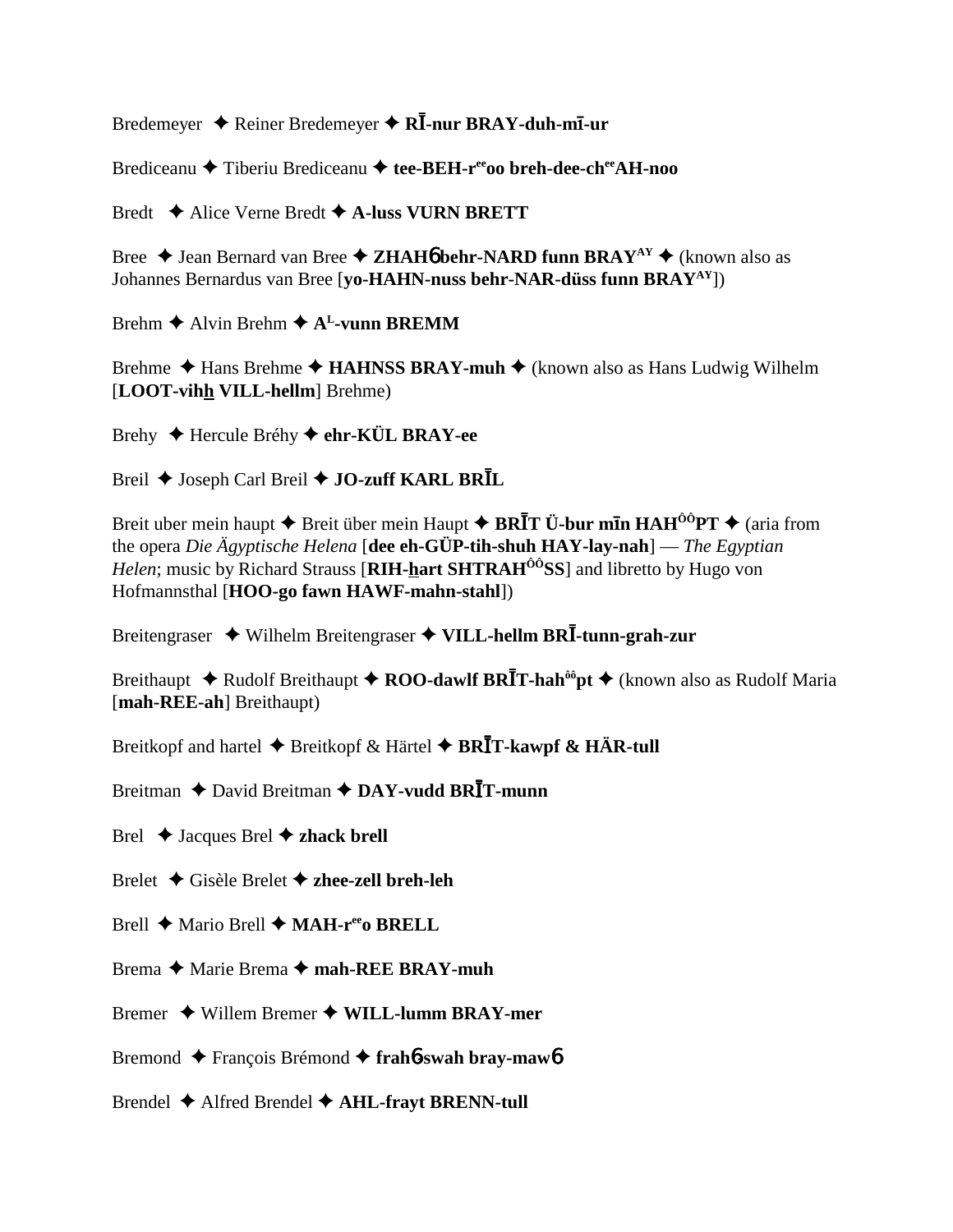Bredemeyer ✦ Reiner Bredemeyer ✦ **RĪ-nur BRAY-duh-mī-ur**

Brediceanu ✦ Tiberiu Brediceanu ✦ **tee-BEH-r[ee]oo breh-dee-ch[ee]AH-noo**

Bredt ✦ Alice Verne Bredt ✦ **A-luss VURN BRETT**

Bree ✦ Jean Bernard van Bree ✦ **ZHAH6 behr-NARD funn BRAY[AY]** ✦ (known also as Johannes Bernardus van Bree [**yo-HAHN-nuss behr-NAR-düss funn BRAY[AY]**])

Brehm ✦ Alvin Brehm ✦ **A[L]-vunn BREMM**

Brehme ✦ Hans Brehme ✦ **HAHNSS BRAY-muh** ✦ (known also as Hans Ludwig Wilhelm [**LOOT-vihh VILL-hellm**] Brehme)

Brehy ✦ Hercule Bréhy ✦ **ehr-KÜL BRAY-ee**

Breil ✦ Joseph Carl Breil ✦ **JO-zuff KARL BRĪL**

Breit uber mein haupt ✦ Breit über mein Haupt ✦ **BRĪT Ü-bur mīn HAH[ÔÔ]PT** ✦ (aria from the opera *Die Ägyptische Helena* [**dee eh-GÜP-tih-shuh HAY-lay-nah**] — *The Egyptian Helen*; music by Richard Strauss [**RIH-hart SHTRAH[ÔÔ]SS**] and libretto by Hugo von Hofmannsthal [**HOO-go fawn HAWF-mahn-stahl**])

Breitengraser ✦ Wilhelm Breitengraser ✦ **VILL-hellm BRĪ-tunn-grah-zur**

Breithaupt ✦ Rudolf Breithaupt ✦ **ROO-dawlf BRĪT-hah[ôô]pt** ✦ (known also as Rudolf Maria [**mah-REE-ah**] Breithaupt)

Breitkopf and hartel ✦ Breitkopf & Härtel ✦ **BRĪT-kawpf & HÄR-tull**

Breitman ✦ David Breitman ✦ **DAY-vudd BRĪT-munn**

Brel ✦ Jacques Brel ✦ **zhack brell**

Brelet ✦ Gisèle Brelet ✦ **zhee-zell breh-leh**

Brell ✦ Mario Brell ✦ **MAH-r[ee]o BRELL**

Brema ✦ Marie Brema ✦ **mah-REE BRAY-muh**

Bremer ✦ Willem Bremer ✦ **WILL-lumm BRAY-mer**

Bremond ✦ François Brémond ✦ **frah6-swah bray-maw6**

Brendel ✦ Alfred Brendel ✦ **AHL-frayt BRENN-tull**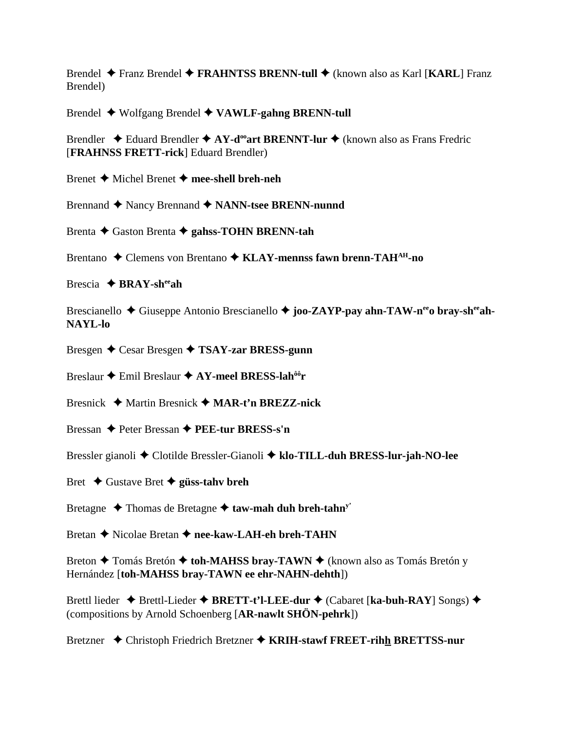Brendel ✦ Franz Brendel ✦ **FRAHNTSS BRENN-tull** ✦ (known also as Karl [**KARL**] Franz Brendel)

Brendel ✦ Wolfgang Brendel ✦ **VAWLF-gahng BRENN-tull**

Brendler ✦ Eduard Brendler ✦ **AY-d<sup>oo</sup>art BRENNT-lur** ✦ (known also as Frans Fredric [**FRAHNSS FRETT-rick**] Eduard Brendler)

Brenet ✦ Michel Brenet ✦ **mee-shell breh-neh**

Brennand ✦ Nancy Brennand ✦ **NANN-tsee BRENN-nunnd**

Brenta ✦ Gaston Brenta ✦ **gahss-TOHN BRENN-tah**

Brentano ✦ Clemens von Brentano ✦ **KLAY-mennss fawn brenn-TAH<sup>AH</sup>-no**

Brescia ✦ **BRAY-sh<sup>ee</sup>ah**

Brescianello ✦ Giuseppe Antonio Brescianello ✦ **joo-ZAYP-pay ahn-TAW-n<sup>ee</sup>o bray-sh<sup>ee</sup>ah-NAYL-lo**

Bresgen ✦ Cesar Bresgen ✦ **TSAY-zar BRESS-gunn**

Breslaur ✦ Emil Breslaur ✦ **AY-meel BRESS-lah<sup>ôô</sup>r**

Bresnick ✦ Martin Bresnick ✦ **MAR-t'n BREZZ-nick**

Bressan ✦ Peter Bressan ✦ **PEE-tur BRESS-s'n**

Bressler gianoli ✦ Clotilde Bressler-Gianoli ✦ **klo-TILL-duh BRESS-lur-jah-NO-lee**

Bret ✦ Gustave Bret ✦ **güss-tahv breh**

Bretagne ✦ Thomas de Bretagne ✦ **taw-mah duh breh-tahn<sup>y'</sup>**

Bretan ✦ Nicolae Bretan ✦ **nee-kaw-LAH-eh breh-TAHN**

Breton ✦ Tomás Bretón ✦ **toh-MAHSS bray-TAWN** ✦ (known also as Tomás Bretón y Hernández [**toh-MAHSS bray-TAWN ee ehr-NAHN-dehth**])

Brettl lieder ✦ Brettl-Lieder ✦ **BRETT-t'l-LEE-dur** ✦ (Cabaret [**ka-buh-RAY**] Songs) ✦ (compositions by Arnold Schoenberg [**AR-nawlt SHÖN-pehrk**])

Bretzner ✦ Christoph Friedrich Bretzner ✦ **KRIH-stawf FREET-rihh BRETTSS-nur**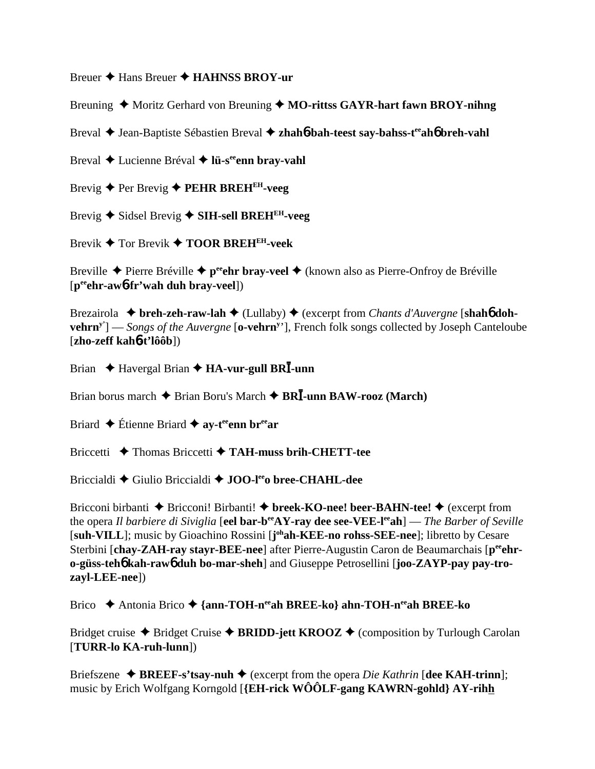Breuer ✦ Hans Breuer ✦ **HAHNSS BROY-ur**

Breuning ✦ Moritz Gerhard von Breuning ✦ **MO-rittss GAYR-hart fawn BROY-nihng**

Breval ✦ Jean-Baptiste Sébastien Breval ✦ **zhahɓ bah-teest say-bahss-t$^{ee}$ahɓ breh-vahl**

Breval ✦ Lucienne Bréval ✦ **lü-s$^{ee}$enn bray-vahl**

Brevig ✦ Per Brevig ✦ **PEHR BREH$^{EH}$-veeg**

Brevig ✦ Sidsel Brevig ✦ **SIH-sell BREH$^{EH}$-veeg**

Brevik ✦ Tor Brevik ✦ **TOOR BREH$^{EH}$-veek**

Breville ✦ Pierre Bréville ✦ **p$^{ee}$ehr bray-veel** ✦ (known also as Pierre-Onfroy de Bréville [**p$^{ee}$ehr-awɓ-fr'wah duh bray-veel**])

Brezairola ✦ **breh-zeh-raw-lah** ✦ (Lullaby) ✦ (excerpt from *Chants d'Auvergne* [**shahɓ doh-vehrn$^{y'}$**] — *Songs of the Auvergne* [**o-vehrn$^{y'}$**], French folk songs collected by Joseph Canteloube [**zho-zeff kahɓ-t'lôôb**])

Brian ✦ Havergal Brian ✦ **HA-vur-gull BRĪ-unn**

Brian borus march ✦ Brian Boru's March ✦ **BRĪ-unn BAW-rooz (March)**

Briard ✦ Étienne Briard ✦ **ay-t$^{ee}$enn br$^{ee}$ar**

Briccetti ✦ Thomas Briccetti ✦ **TAH-muss brih-CHETT-tee**

Briccialdi ✦ Giulio Briccialdi ✦ **JOO-l$^{ee}$o bree-CHAHL-dee**

Bricconi birbanti ✦ Bricconi! Birbanti! ✦ **breek-KO-nee! beer-BAHN-tee!** ✦ (excerpt from the opera *Il barbiere di Siviglia* [**eel bar-b$^{ee}$AY-ray dee see-VEE-l$^{ee}$ah**] — *The Barber of Seville* [**suh-VILL**]; music by Gioachino Rossini [**j$^{oh}$ah-KEE-no rohss-SEE-nee**]; libretto by Cesare Sterbini [**chay-ZAH-ray stayr-BEE-nee**] after Pierre-Augustin Caron de Beaumarchais [**p$^{ee}$ehr-o-güss-tehɓ kah-rawɓ duh bo-mar-sheh**] and Giuseppe Petrosellini [**joo-ZAYP-pay pay-tro-zayl-LEE-nee**])

Brico ✦ Antonia Brico ✦ **{ann-TOH-n$^{ee}$ah BREE-ko} ahn-TOH-n$^{ee}$ah BREE-ko**

Bridget cruise ✦ Bridget Cruise ✦ **BRIDD-jett KROOZ** ✦ (composition by Turlough Carolan [**TURR-lo KA-ruh-lunn**])

Briefszene ✦ **BREEF-s'tsay-nuh** ✦ (excerpt from the opera *Die Kathrin* [**dee KAH-trinn**]; music by Erich Wolfgang Korngold [**{EH-rick WÔÔLF-gang KAWRN-gohld} AY-rihh**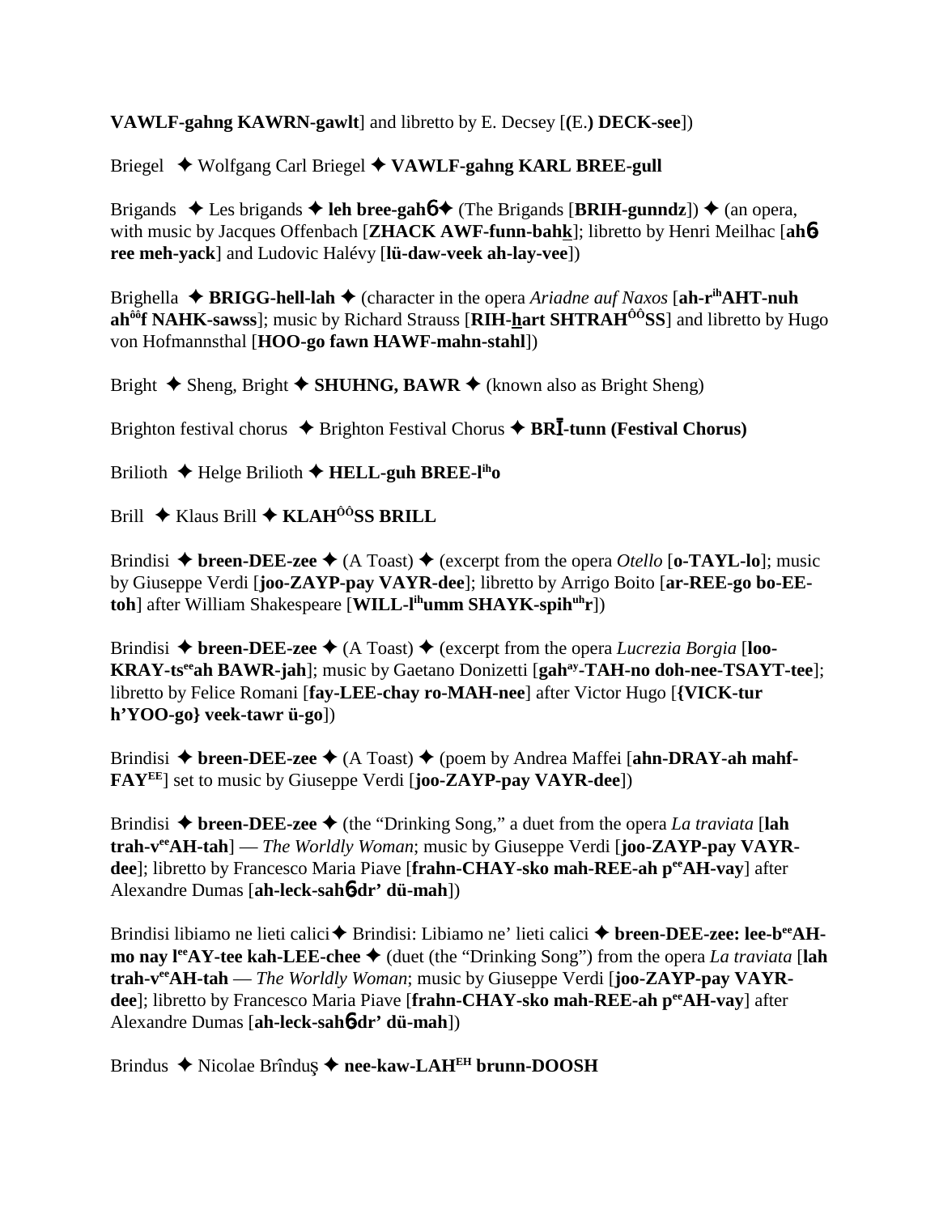**VAWLF-gahng KAWRN-gawlt**] and libretto by E. Decsey [**(**E.**) DECK-see**])

Briegel ✦ Wolfgang Carl Briegel ✦ **VAWLF-gahng KARL BREE-gull**

Brigands ✦ Les brigands ✦ **leh bree-gah6** ✦ (The Brigands [**BRIH-gunndz**]) ✦ (an opera, with music by Jacques Offenbach [**ZHACK AWF-funn-bahk**]; libretto by Henri Meilhac [**ah6 ree meh-yack**] and Ludovic Halévy [**lü-daw-veek ah-lay-vee**])

Brighella ✦ **BRIGG-hell-lah** ✦ (character in the opera *Ariadne auf Naxos* [**ah-r**[ih]**AHT-nuh ah**[ôô]**f NAHK-sawss**]; music by Richard Strauss [**RIH-hart SHTRAH**[ÔÔ]**SS**] and libretto by Hugo von Hofmannsthal [**HOO-go fawn HAWF-mahn-stahl**])

Bright ✦ Sheng, Bright ✦ **SHUHNG, BAWR** ✦ (known also as Bright Sheng)

Brighton festival chorus ✦ Brighton Festival Chorus ✦ **BRĪ-tunn (Festival Chorus)**

Brilioth ✦ Helge Brilioth ✦ **HELL-guh BREE-l**[ih]**o**

Brill ✦ Klaus Brill ✦ **KLAH**[ÔÔ]**SS BRILL**

Brindisi ✦ **breen-DEE-zee** ✦ (A Toast) ✦ (excerpt from the opera *Otello* [**o-TAYL-lo**]; music by Giuseppe Verdi [**joo-ZAYP-pay VAYR-dee**]; libretto by Arrigo Boito [**ar-REE-go bo-EE-toh**] after William Shakespeare [**WILL-l**[ih]**umm SHAYK-spih**[uh]**r**])

Brindisi ✦ **breen-DEE-zee** ✦ (A Toast) ✦ (excerpt from the opera *Lucrezia Borgia* [**loo-KRAY-ts**[ee]**ah BAWR-jah**]; music by Gaetano Donizetti [**gah**[ay]**-TAH-no doh-nee-TSAYT-tee**]; libretto by Felice Romani [**fay-LEE-chay ro-MAH-nee**] after Victor Hugo [**{VICK-tur h'YOO-go} veek-tawr ü-go**])

Brindisi ✦ **breen-DEE-zee** ✦ (A Toast) ✦ (poem by Andrea Maffei [**ahn-DRAY-ah mahf-FAY**[EE]] set to music by Giuseppe Verdi [**joo-ZAYP-pay VAYR-dee**])

Brindisi ✦ **breen-DEE-zee** ✦ (the "Drinking Song," a duet from the opera *La traviata* [**lah trah-v**[ee]**AH-tah**] — *The Worldly Woman*; music by Giuseppe Verdi [**joo-ZAYP-pay VAYR-dee**]; libretto by Francesco Maria Piave [**frahn-CHAY-sko mah-REE-ah p**[ee]**AH-vay**] after Alexandre Dumas [**ah-leck-sah6-dr' dü-mah**])

Brindisi libiamo ne lieti calici ✦ Brindisi: Libiamo ne' lieti calici ✦ **breen-DEE-zee: lee-b**[ee]**AH-mo nay l**[ee]**AY-tee kah-LEE-chee** ✦ (duet (the "Drinking Song") from the opera *La traviata* [**lah trah-v**[ee]**AH-tah** — *The Worldly Woman*; music by Giuseppe Verdi [**joo-ZAYP-pay VAYR-dee**]; libretto by Francesco Maria Piave [**frahn-CHAY-sko mah-REE-ah p**[ee]**AH-vay**] after Alexandre Dumas [**ah-leck-sah6-dr' dü-mah**])

Brindus ✦ Nicolae Brînduş ✦ **nee-kaw-LAH**[EH] **brunn-DOOSH**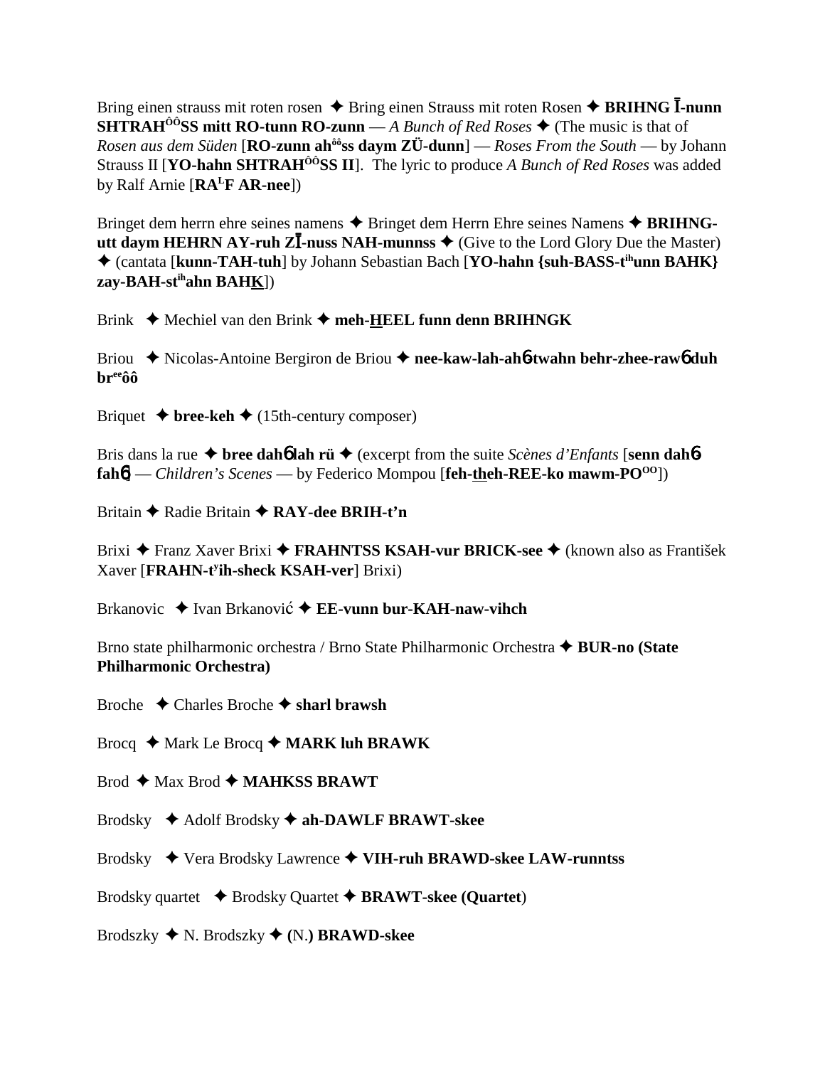Bring einen strauss mit roten rosen ✦ Bring einen Strauss mit roten Rosen ✦ **BRIHNG Ī-nunn SHTRAH$^{ÔÔ}$SS mitt RO-tunn RO-zunn** — *A Bunch of Red Roses* ✦ (The music is that of *Rosen aus dem Süden* [**RO-zunn ah$^{ôô}$ss daym ZÜ-dunn**] — *Roses From the South* — by Johann Strauss II [**YO-hahn SHTRAH$^{ÔÔ}$SS II**]. The lyric to produce *A Bunch of Red Roses* was added by Ralf Arnie [**RA$^{L}$F AR-nee**])

Bringet dem herrn ehre seines namens ✦ Bringet dem Herrn Ehre seines Namens ✦ **BRIHNG-utt daym HEHRN AY-ruh ZĪ-nuss NAH-munss** ✦ (Give to the Lord Glory Due the Master) ✦ (cantata [**kunn-TAH-tuh**] by Johann Sebastian Bach [**YO-hahn {suh-BASS-t$^{ih}$unn BAHK} zay-BAH-st$^{ih}$ahn BAHK**])

Brink ✦ Mechiel van den Brink ✦ **meh-HEEL funn denn BRIHNGK**

Briou ✦ Nicolas-Antoine Bergiron de Briou ✦ **nee-kaw-lah-ahɓ-twahn behr-zhee-rawɓ duh br$^{ee}$ôô**

Briquet ✦ **bree-keh** ✦ (15th-century composer)

Bris dans la rue ✦ **bree dahɓ lah rü** ✦ (excerpt from the suite *Scènes d'Enfants* [**senn dahɓ fahɓ**] — *Children's Scenes* — by Federico Mompou [**feh-theh-REE-ko mawm-PO$^{OO}$**])

Britain ✦ Radie Britain ✦ **RAY-dee BRIH-t'n**

Brixi ✦ Franz Xaver Brixi ✦ **FRAHNTSS KSAH-vur BRICK-see** ✦ (known also as František Xaver [**FRAHN-t$^{y}$ih-sheck KSAH-ver**] Brixi)

Brkanovic ✦ Ivan Brkanović ✦ **EE-vunn bur-KAH-naw-vihch**

Brno state philharmonic orchestra / Brno State Philharmonic Orchestra ✦ **BUR-no (State Philharmonic Orchestra)**

Broche ✦ Charles Broche ✦ **sharl brawsh**

Brocq ✦ Mark Le Brocq ✦ **MARK luh BRAWK**

Brod ✦ Max Brod ✦ **MAHKSS BRAWT**

Brodsky ✦ Adolf Brodsky ✦ **ah-DAWLF BRAWT-skee**

Brodsky ✦ Vera Brodsky Lawrence ✦ **VIH-ruh BRAWD-skee LAW-runntss**

Brodsky quartet ✦ Brodsky Quartet ✦ **BRAWT-skee (Quartet**)

Brodszky ✦ N. Brodszky ✦ **(**N.**) BRAWD-skee**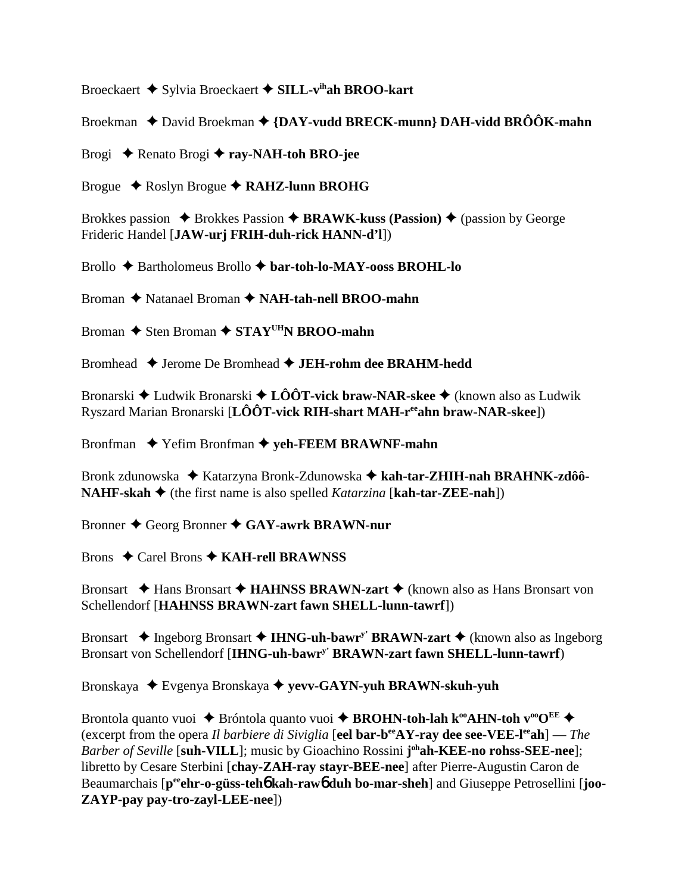Broeckaert ✦ Sylvia Broeckaert ✦ **SILL-v^ih^ah BROO-kart**

Broekman ✦ David Broekman ✦ **{DAY-vudd BRECK-munn} DAH-vidd BRÔÔK-mahn**

Brogi ✦ Renato Brogi ✦ **ray-NAH-toh BRO-jee**

Brogue ✦ Roslyn Brogue ✦ **RAHZ-lunn BROHG**

Brokkes passion ✦ Brokkes Passion ✦ **BRAWK-kuss (Passion)** ✦ (passion by George Frideric Handel [**JAW-urj FRIH-duh-rick HANN-d'l**])

Brollo ✦ Bartholomeus Brollo ✦ **bar-toh-lo-MAY-ooss BROHL-lo**

Broman ✦ Natanael Broman ✦ **NAH-tah-nell BROO-mahn**

Broman ✦ Sten Broman ✦ **STAY^UH^N BROO-mahn**

Bromhead ✦ Jerome De Bromhead ✦ **JEH-rohm dee BRAHM-hedd**

Bronarski ✦ Ludwik Bronarski ✦ **LÔÔT-vick braw-NAR-skee** ✦ (known also as Ludwik Ryszard Marian Bronarski [**LÔÔT-vick RIH-shart MAH-r^ee^ahn braw-NAR-skee**])

Bronfman ✦ Yefim Bronfman ✦ **yeh-FEEM BRAWNF-mahn**

Bronk zdunowska ✦ Katarzyna Bronk-Zdunowska ✦ **kah-tar-ZHIH-nah BRAHNK-zdôô-NAHF-skah** ✦ (the first name is also spelled *Katarzina* [**kah-tar-ZEE-nah**])

Bronner ✦ Georg Bronner ✦ **GAY-awrk BRAWN-nur**

Brons ✦ Carel Brons ✦ **KAH-rell BRAWNSS**

Bronsart ✦ Hans Bronsart ✦ **HAHNSS BRAWN-zart** ✦ (known also as Hans Bronsart von Schellendorf [**HAHNSS BRAWN-zart fawn SHELL-lunn-tawrf**])

Bronsart ✦ Ingeborg Bronsart ✦ **IHNG-uh-bawr^y'^ BRAWN-zart** ✦ (known also as Ingeborg Bronsart von Schellendorf [**IHNG-uh-bawr^y'^ BRAWN-zart fawn SHELL-lunn-tawrf**)

Bronskaya ✦ Evgenya Bronskaya ✦ **yevv-GAYN-yuh BRAWN-skuh-yuh**

Brontola quanto vuoi ✦ Bróntola quanto vuoi ✦ **BROHN-toh-lah k^oo^AHN-toh v^oo^O^EE** ✦ (excerpt from the opera *Il barbiere di Siviglia* [**eel bar-b^ee^AY-ray dee see-VEE-l^ee^ah**] — *The Barber of Seville* [**suh-VILL**]; music by Gioachino Rossini **j^oh^ah-KEE-no rohss-SEE-nee**]; libretto by Cesare Sterbini [**chay-ZAH-ray stayr-BEE-nee**] after Pierre-Augustin Caron de Beaumarchais [**p^ee^ehr-o-güss-teh6 kah-raw6 duh bo-mar-sheh**] and Giuseppe Petrosellini [**joo-ZAYP-pay pay-tro-zayl-LEE-nee**])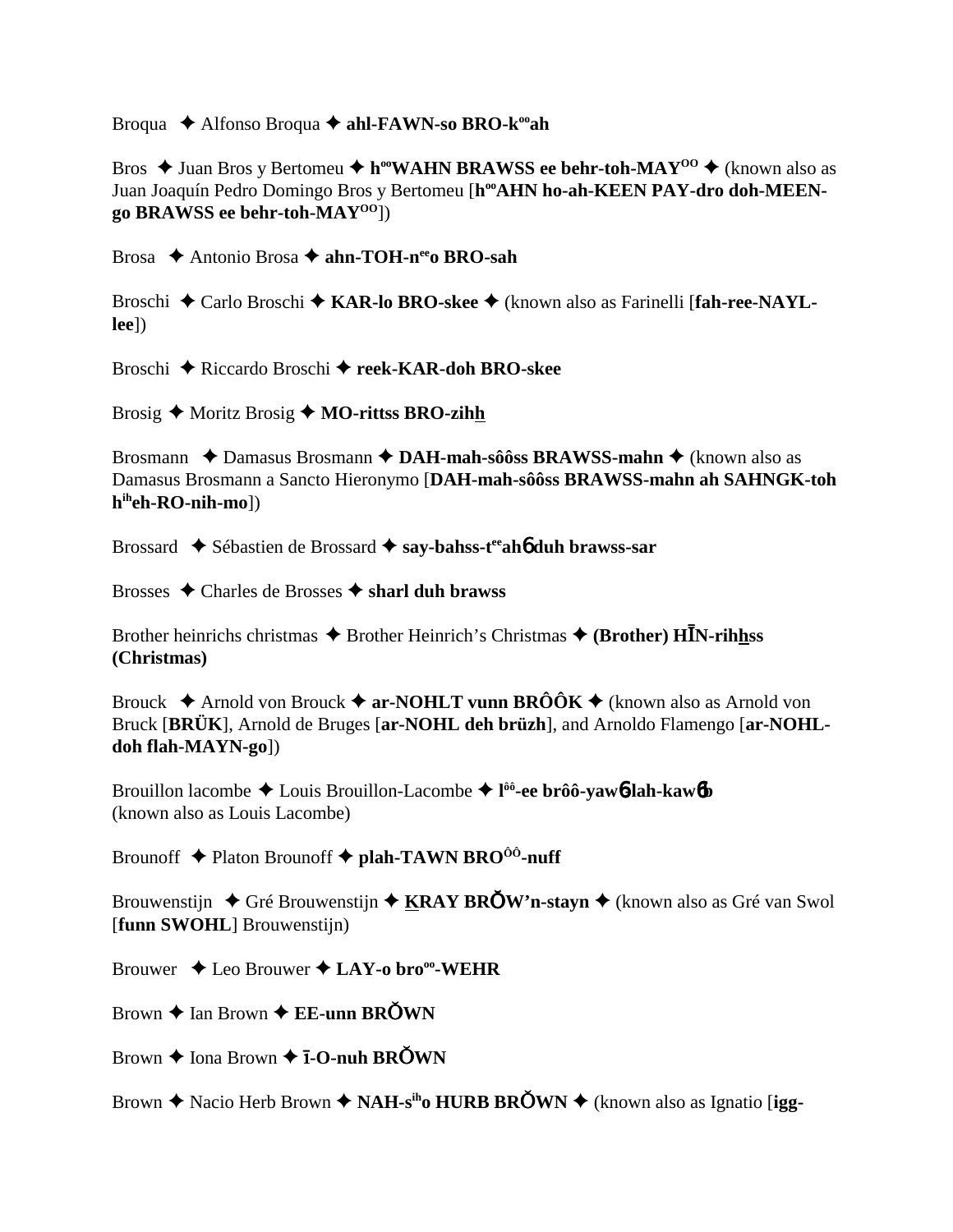Broqua ✦ Alfonso Broqua ✦ **ahl-FAWN-so BRO-k^oo^ah**

Bros ✦ Juan Bros y Bertomeu ✦ **h^oo^WAHN BRAWSS ee behr-toh-MAY^OO^** ✦ (known also as Juan Joaquín Pedro Domingo Bros y Bertomeu [**h^oo^AHN ho-ah-KEEN PAY-dro doh-MEEN-go BRAWSS ee behr-toh-MAY^OO^**])

Brosa ✦ Antonio Brosa ✦ **ahn-TOH-n^ee^o BRO-sah**

Broschi ✦ Carlo Broschi ✦ **KAR-lo BRO-skee** ✦ (known also as Farinelli [**fah-ree-NAYL-lee**])

Broschi ✦ Riccardo Broschi ✦ **reek-KAR-doh BRO-skee**

Brosig ✦ Moritz Brosig ✦ **MO-rittss BRO-zihh**

Brosmann ✦ Damasus Brosmann ✦ **DAH-mah-sôôss BRAWSS-mahn** ✦ (known also as Damasus Brosmann a Sancto Hieronymo [**DAH-mah-sôôss BRAWSS-mahn ah SAHNGK-toh h^ih^eh-RO-nih-mo**])

Brossard ✦ Sébastien de Brossard ✦ **say-bahss-t^ee^ahɓ duh brawss-sar**

Brosses ✦ Charles de Brosses ✦ **sharl duh brawss**

Brother heinrichs christmas ✦ Brother Heinrich's Christmas ✦ **(Brother) HĪN-rihhss (Christmas)**

Brouck ✦ Arnold von Brouck ✦ **ar-NOHLT vunn BRÔÔK** ✦ (known also as Arnold von Bruck [**BRÜK**], Arnold de Bruges [**ar-NOHL deh brüzh**], and Arnoldo Flamengo [**ar-NOHL-doh flah-MAYN-go**])

Brouillon lacombe ✦ Louis Brouillon-Lacombe ✦ **l^ôô^-ee brôô-yawɓ lah-kawɓb** (known also as Louis Lacombe)

Brounoff ✦ Platon Brounoff ✦ **plah-TAWN BRO^ÔÔ^-nuff**

Brouwenstijn ✦ Gré Brouwenstijn ✦ **KRAY BRŎW'n-stayn** ✦ (known also as Gré van Swol [**funn SWOHL**] Brouwenstijn)

Brouwer ✦ Leo Brouwer ✦ **LAY-o bro^oo^-WEHR**

Brown ✦ Ian Brown ✦ **EE-unn BRŎWN**

Brown ✦ Iona Brown ✦ **ī-O-nuh BRŎWN**

Brown ✦ Nacio Herb Brown ✦ **NAH-s^ih^o HURB BRŎWN** ✦ (known also as Ignatio [**igg-**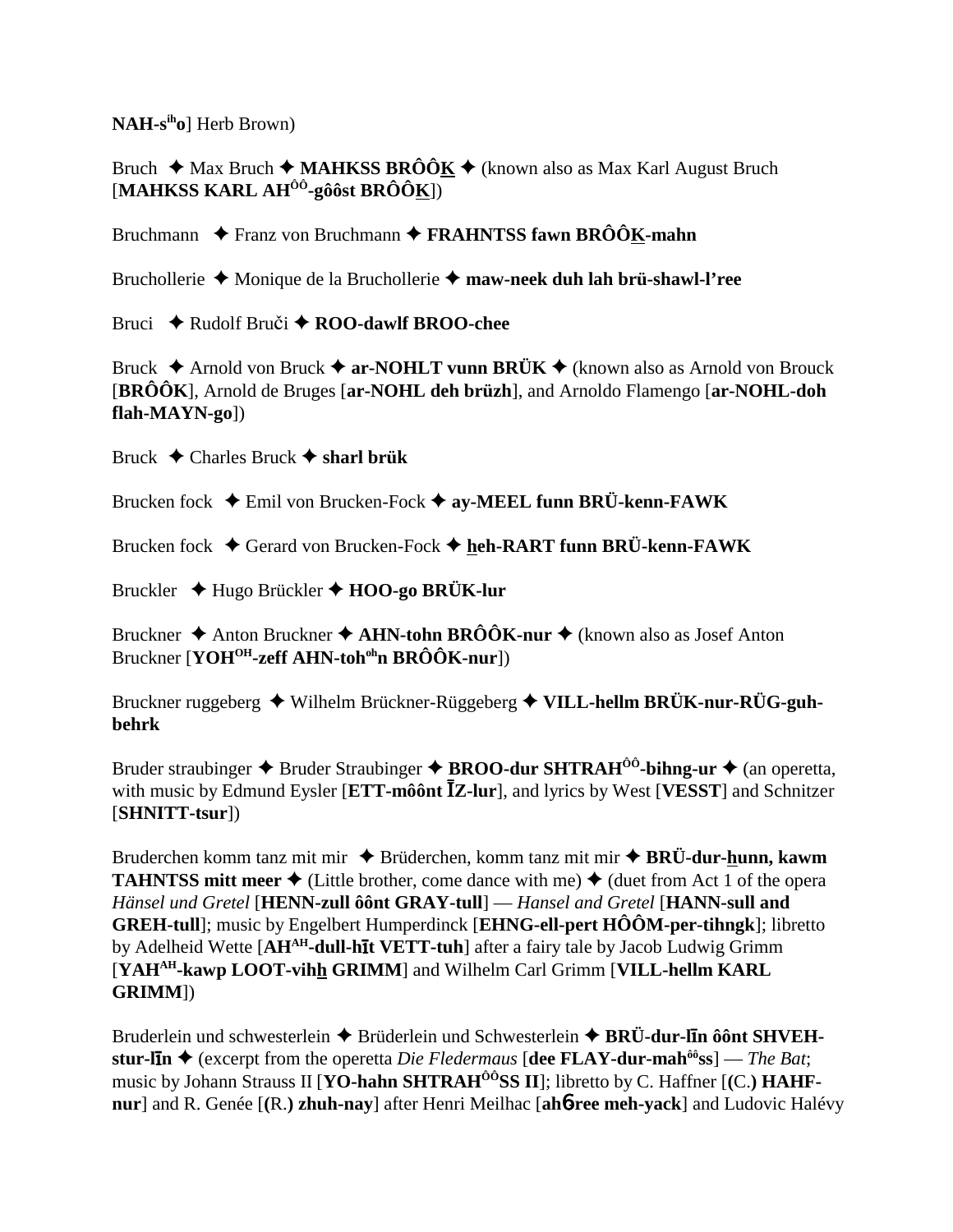**NAH-s^ih^o**] Herb Brown)

Bruch ✦ Max Bruch ✦ **MAHKSS BRÔÔK** ✦ (known also as Max Karl August Bruch [**MAHKSS KARL AH^ÔÔ^-gôôst BRÔÔK**])

Bruchmann ✦ Franz von Bruchmann ✦ **FRAHNTSS fawn BRÔÔK-mahn**

Bruchollerie ✦ Monique de la Bruchollerie ✦ **maw-neek duh lah brü-shawl-l'ree**

Bruci ✦ Rudolf Bruči ✦ **ROO-dawlf BROO-chee**

Bruck ✦ Arnold von Bruck ✦ **ar-NOHLT vunn BRÜK** ✦ (known also as Arnold von Brouck [**BRÔÔK**], Arnold de Bruges [**ar-NOHL deh brüzh**], and Arnoldo Flamengo [**ar-NOHL-doh flah-MAYN-go**])

Bruck ✦ Charles Bruck ✦ **sharl brük**

Brucken fock ✦ Emil von Brucken-Fock ✦ **ay-MEEL funn BRÜ-kenn-FAWK**

Brucken fock ✦ Gerard von Brucken-Fock ✦ **heh-RART funn BRÜ-kenn-FAWK**

Bruckler ✦ Hugo Brückler ✦ **HOO-go BRÜK-lur**

Bruckner ✦ Anton Bruckner ✦ **AHN-tohn BRÔÔK-nur** ✦ (known also as Josef Anton Bruckner [**YOH^OH^-zeff AHN-toh^oh^n BRÔÔK-nur**])

Bruckner ruggeberg ✦ Wilhelm Brückner-Rüggeberg ✦ **VILL-hellm BRÜK-nur-RÜG-guh-behrk**

Bruder straubinger ✦ Bruder Straubinger ✦ **BROO-dur SHTRAH^ÔÔ^-bihng-ur** ✦ (an operetta, with music by Edmund Eysler [**ETT-môônt ĪZ-lur**], and lyrics by West [**VESST**] and Schnitzer [**SHNITT-tsur**])

Bruderchen komm tanz mit mir ✦ Brüderchen, komm tanz mit mir ✦ **BRÜ-dur-hunn, kawm TAHNTSS mitt meer** ✦ (Little brother, come dance with me) ✦ (duet from Act 1 of the opera *Hänsel und Gretel* [**HENN-zull ôônt GRAY-tull**] — *Hansel and Gretel* [**HANN-sull and GREH-tull**]; music by Engelbert Humperdinck [**EHNG-ell-pert HÔÔM-per-tihngk**]; libretto by Adelheid Wette [**AH^AH^-dull-hīt VETT-tuh**] after a fairy tale by Jacob Ludwig Grimm [**YAH^AH^-kawp LOOT-vihh GRIMM**] and Wilhelm Carl Grimm [**VILL-hellm KARL GRIMM**])

Bruderlein und schwesterlein ✦ Brüderlein und Schwesterlein ✦ **BRÜ-dur-līn ôônt SHVEH-stur-līn** ✦ (excerpt from the operetta *Die Fledermaus* [**dee FLAY-dur-mah^ôô^ss**] — *The Bat*; music by Johann Strauss II [**YO-hahn SHTRAH^ÔÔ^SS II**]; libretto by C. Haffner [**(C.) HAHF-nur**] and R. Genée [**(R.) zhuh-nay**] after Henri Meilhac [**ahɓree meh-yack**] and Ludovic Halévy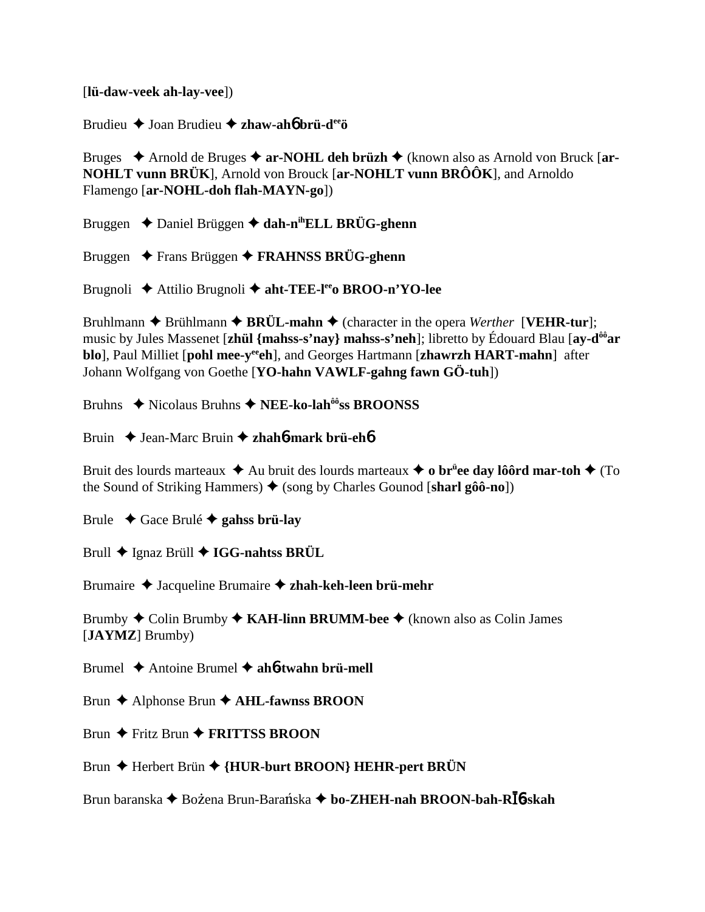[**lü-daw-veek ah-lay-vee**])

Brudieu ✦ Joan Brudieu ✦ **zhaw-ah**6 **brü-d**ee**ö**

Bruges ✦ Arnold de Bruges ✦ **ar-NOHL deh brüzh** ✦ (known also as Arnold von Bruck [**ar-NOHLT vunn BRÜK**], Arnold von Brouck [**ar-NOHLT vunn BRÔÔK**], and Arnoldo Flamengo [**ar-NOHL-doh flah-MAYN-go**])

Bruggen ✦ Daniel Brüggen ✦ **dah-n**ih**ELL BRÜG-ghenn**

Bruggen ✦ Frans Brüggen ✦ **FRAHNSS BRÜG-ghenn**

Brugnoli ✦ Attilio Brugnoli ✦ **aht-TEE-l**ee**o BROO-n'YO-lee**

Bruhlmann ✦ Brühlmann ✦ **BRÜL-mahn** ✦ (character in the opera *Werther* [**VEHR-tur**]; music by Jules Massenet [**zhül {mahss-s'nay} mahss-s'neh**]; libretto by Édouard Blau [**ay-d**ôô**ar blo**], Paul Milliet [**pohl mee-y**ee**eh**], and Georges Hartmann [**zhawrzh HART-mahn**] after Johann Wolfgang von Goethe [**YO-hahn VAWLF-gahng fawn GÖ-tuh**])

Bruhns ✦ Nicolaus Bruhns ✦ **NEE-ko-lah**ôô**ss BROONSS**

Bruin ✦ Jean-Marc Bruin ✦ **zhah**6 **mark brü-eh**6

Bruit des lourds marteaux ✦ Au bruit des lourds marteaux ✦ **o br**ü**ee day lôôrd mar-toh** ✦ (To the Sound of Striking Hammers) ✦ (song by Charles Gounod [**sharl gôô-no**])

Brule ✦ Gace Brulé ✦ **gahss brü-lay**

Brull ✦ Ignaz Brüll ✦ **IGG-nahtss BRÜL**

Brumaire ✦ Jacqueline Brumaire ✦ **zhah-keh-leen brü-mehr**

Brumby ✦ Colin Brumby ✦ **KAH-linn BRUMM-bee** ✦ (known also as Colin James [**JAYMZ**] Brumby)

Brumel ✦ Antoine Brumel ✦ **ah**6**twahn brü-mell**

Brun ✦ Alphonse Brun ✦ **AHL-fawnss BROON**

Brun ✦ Fritz Brun ✦ **FRITTSS BROON**

Brun ✦ Herbert Brün ✦ **{HUR-burt BROON} HEHR-pert BRÜN**

Brun baranska ✦ Bożena Brun-Barańska ✦ **bo-ZHEH-nah BROON-bah-RĪ6-skah**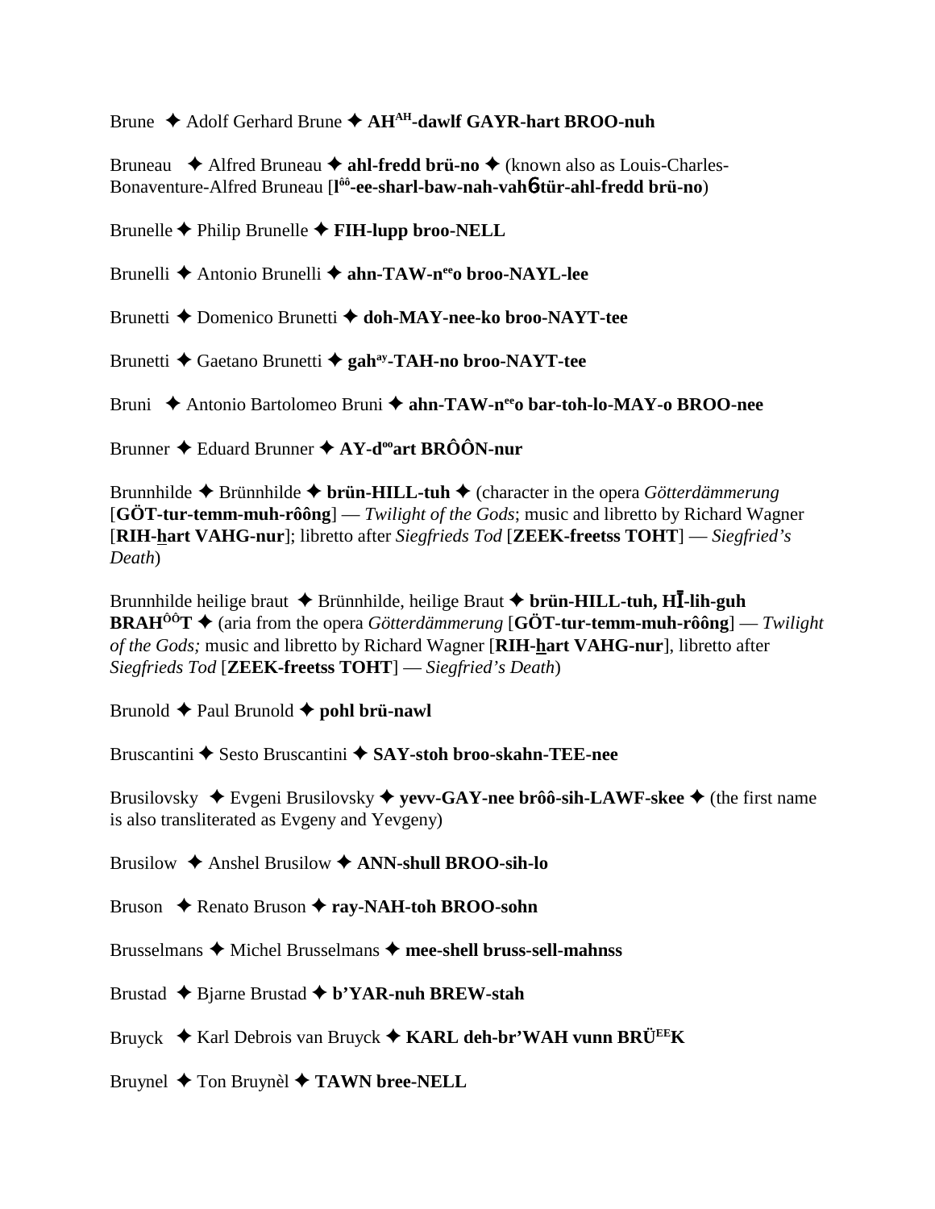Brune ✦ Adolf Gerhard Brune ✦ **AH^AH-dawlf GAYR-hart BROO-nuh**

Bruneau ✦ Alfred Bruneau ✦ **ahl-fredd brü-no** ✦ (known also as Louis-Charles-Bonaventure-Alfred Bruneau [**l^ôô-ee-sharl-baw-nah-vahɓ-tür-ahl-fredd brü-no**)

Brunelle ✦ Philip Brunelle ✦ **FIH-lupp broo-NELL**

Brunelli ✦ Antonio Brunelli ✦ **ahn-TAW-n^ee o broo-NAYL-lee**

Brunetti ✦ Domenico Brunetti ✦ **doh-MAY-nee-ko broo-NAYT-tee**

Brunetti ✦ Gaetano Brunetti ✦ **gah^ay-TAH-no broo-NAYT-tee**

Bruni ✦ Antonio Bartolomeo Bruni ✦ **ahn-TAW-n^ee o bar-toh-lo-MAY-o BROO-nee**

Brunner ✦ Eduard Brunner ✦ **AY-d^oo art BRÔÔN-nur**

Brunnhilde ✦ Brünnhilde ✦ **brün-HILL-tuh** ✦ (character in the opera *Götterdämmerung* [**GÖT-tur-temm-muh-rôông**] — *Twilight of the Gods*; music and libretto by Richard Wagner [**RIH-hart VAHG-nur**]; libretto after *Siegfrieds Tod* [**ZEEK-freetss TOHT**] — *Siegfried's Death*)

Brunnhilde heilige braut ✦ Brünnhilde, heilige Braut ✦ **brün-HILL-tuh, HĪ-lih-guh BRAH^ÔÔT** ✦ (aria from the opera *Götterdämmerung* [**GÖT-tur-temm-muh-rôông**] — *Twilight of the Gods;* music and libretto by Richard Wagner [**RIH-hart VAHG-nur**], libretto after *Siegfrieds Tod* [**ZEEK-freetss TOHT**] — *Siegfried's Death*)

Brunold ✦ Paul Brunold ✦ **pohl brü-nawl**

Bruscantini ✦ Sesto Bruscantini ✦ **SAY-stoh broo-skahn-TEE-nee**

Brusilovsky ✦ Evgeni Brusilovsky ✦ **yevv-GAY-nee brôô-sih-LAWF-skee** ✦ (the first name is also transliterated as Evgeny and Yevgeny)

Brusilow ✦ Anshel Brusilow ✦ **ANN-shull BROO-sih-lo**

Bruson ✦ Renato Bruson ✦ **ray-NAH-toh BROO-sohn**

Brusselmans ✦ Michel Brusselmans ✦ **mee-shell bruss-sell-mahnss**

Brustad ✦ Bjarne Brustad ✦ **b'YAR-nuh BREW-stah**

Bruyck ✦ Karl Debrois van Bruyck ✦ **KARL deh-br'WAH vunn BRÜ^EE K**

Bruynel ✦ Ton Bruynèl ✦ **TAWN bree-NELL**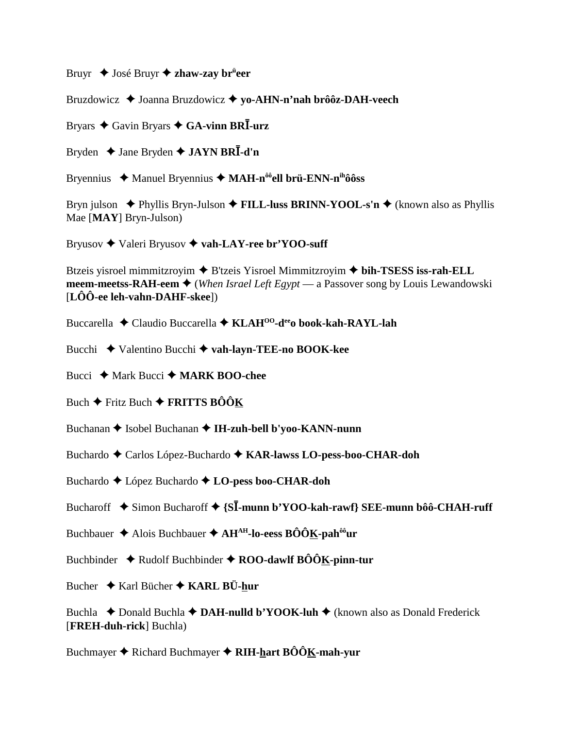Bruyr ✦ José Bruyr ✦ **zhaw-zay br[ü]eer**

Bruzdowicz ✦ Joanna Bruzdowicz ✦ **yo-AHN-n'nah brôôz-DAH-veech**

Bryars ✦ Gavin Bryars ✦ **GA-vinn BRĪ-urz**

Bryden ✦ Jane Bryden ✦ **JAYN BRĪ-d'n**

Bryennius ✦ Manuel Bryennius ✦ **MAH-n[ôô]ell brü-ENN-n[ih]ôôss**

Bryn julson ✦ Phyllis Bryn-Julson ✦ **FILL-luss BRINN-YOOL-s'n** ✦ (known also as Phyllis Mae [**MAY**] Bryn-Julson)

Bryusov ✦ Valeri Bryusov ✦ **vah-LAY-ree br'YOO-suff**

Btzeis yisroel mimmitzroyim ✦ B'tzeis Yisroel Mimmitzroyim ✦ **bih-TSESS iss-rah-ELL meem-meetss-RAH-eem** ✦ (*When Israel Left Egypt* — a Passover song by Louis Lewandowski [**LÔÔ-ee leh-vahn-DAHF-skee**])

Buccarella ✦ Claudio Buccarella ✦ **KLAH[OO]-d[ee]o book-kah-RAYL-lah**

Bucchi ✦ Valentino Bucchi ✦ **vah-layn-TEE-no BOOK-kee**

Bucci ✦ Mark Bucci ✦ **MARK BOO-chee**

Buch ✦ Fritz Buch ✦ **FRITTS BÔÔK**

Buchanan ✦ Isobel Buchanan ✦ **IH-zuh-bell b'yoo-KANN-nunn**

Buchardo ✦ Carlos López-Buchardo ✦ **KAR-lawss LO-pess-boo-CHAR-doh**

Buchardo ✦ López Buchardo ✦ **LO-pess boo-CHAR-doh**

Bucharoff ✦ Simon Bucharoff ✦ **{SĪ-munn b'YOO-kah-rawf} SEE-munn bôô-CHAH-ruff**

Buchbauer ✦ Alois Buchbauer ✦ **AH[AH]-lo-eess BÔÔK-pah[ôô]ur**

Buchbinder ✦ Rudolf Buchbinder ✦ **ROO-dawlf BÔÔK-pinn-tur**

Bucher ✦ Karl Bücher ✦ **KARL BÜ-hur**

Buchla ✦ Donald Buchla ✦ **DAH-nulld b'YOOK-luh** ✦ (known also as Donald Frederick [**FREH-duh-rick**] Buchla)

Buchmayer ✦ Richard Buchmayer ✦ **RIH-hart BÔÔK-mah-yur**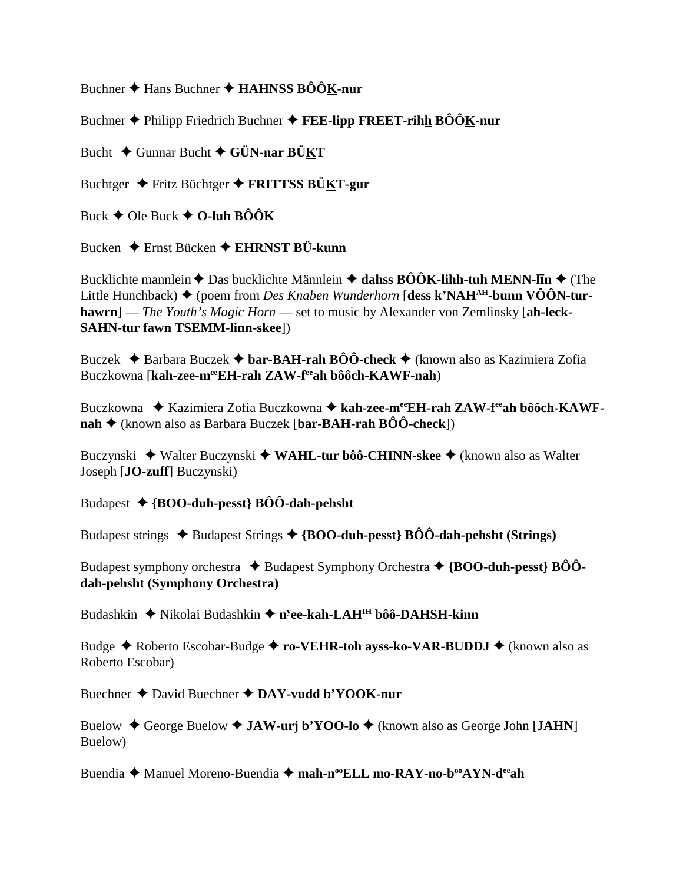Buchner ✦ Hans Buchner ✦ **HAHNSS BÔÔK-nur**

Buchner ✦ Philipp Friedrich Buchner ✦ **FEE-lipp FREET-rihh BÔÔK-nur**

Bucht ✦ Gunnar Bucht ✦ **GÜN-nar BÜKT**

Buchtger ✦ Fritz Büchtger ✦ **FRITTSS BÜKT-gur**

Buck ✦ Ole Buck ✦ **O-luh BÔÔK**

Bucken ✦ Ernst Bücken ✦ **EHRNST BÜ-kunn**

Bucklichte mannlein ✦ Das bucklichte Männlein ✦ **dahss BÔÔK-lihh-tuh MENN-līn** ✦ (The Little Hunchback) ✦ (poem from *Des Knaben Wunderhorn* [**dess k'NAH^AH-bunn VÔÔN-tur-hawrn**] — *The Youth's Magic Horn* — set to music by Alexander von Zemlinsky [**ah-leck-SAHN-tur fawn TSEMM-linn-skee**])

Buczek ✦ Barbara Buczek ✦ **bar-BAH-rah BÔÔ-check** ✦ (known also as Kazimiera Zofia Buczkowna [**kah-zee-m^ee EH-rah ZAW-f^ee ah bôôch-KAWF-nah**)

Buczkowna ✦ Kazimiera Zofia Buczkowna ✦ **kah-zee-m^ee EH-rah ZAW-f^ee ah bôôch-KAWF-nah** ✦ (known also as Barbara Buczek [**bar-BAH-rah BÔÔ-check**])

Buczynski ✦ Walter Buczynski ✦ **WAHL-tur bôô-CHINN-skee** ✦ (known also as Walter Joseph [**JO-zuff**] Buczynski)

Budapest ✦ **{BOO-duh-pesst} BÔÔ-dah-pehsht**

Budapest strings ✦ Budapest Strings ✦ **{BOO-duh-pesst} BÔÔ-dah-pehsht (Strings)**

Budapest symphony orchestra ✦ Budapest Symphony Orchestra ✦ **{BOO-duh-pesst} BÔÔ-dah-pehsht (Symphony Orchestra)**

Budashkin ✦ Nikolai Budashkin ✦ **n^y ee-kah-LAH^IH bôô-DAHSH-kinn**

Budge ✦ Roberto Escobar-Budge ✦ **ro-VEHR-toh ayss-ko-VAR-BUDDJ** ✦ (known also as Roberto Escobar)

Buechner ✦ David Buechner ✦ **DAY-vudd b'YOOK-nur**

Buelow ✦ George Buelow ✦ **JAW-urj b'YOO-lo** ✦ (known also as George John [**JAHN**] Buelow)

Buendia ✦ Manuel Moreno-Buendia ✦ **mah-n^oo ELL mo-RAY-no-b^oo AYN-d^ee ah**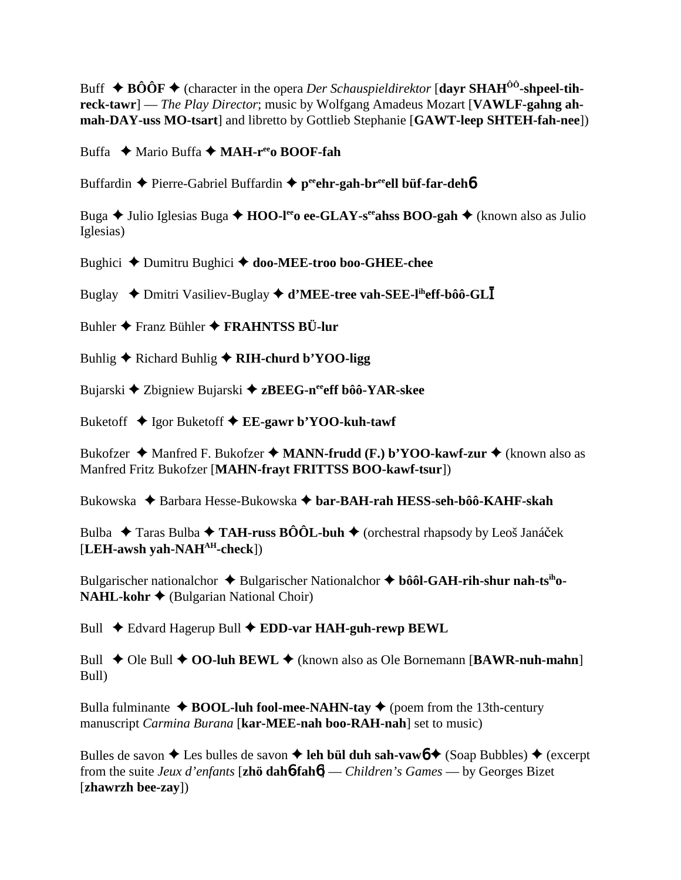Buff ✦ **BÔÔF** ✦ (character in the opera *Der Schauspieldirektor* [**dayr SHAH^ÔÔ-shpeel-tih-reck-tawr**] — *The Play Director*; music by Wolfgang Amadeus Mozart [**VAWLF-gahng ah-mah-DAY-uss MO-tsart**] and libretto by Gottlieb Stephanie [**GAWT-leep SHTEH-fah-nee**])

Buffa ✦ Mario Buffa ✦ **MAH-r^ee^o BOOF-fah**

Buffardin ✦ Pierre-Gabriel Buffardin ✦ **p^ee^ehr-gah-br^ee^ell büf-far-dehɓ**

Buga ✦ Julio Iglesias Buga ✦ **HOO-l^ee^o ee-GLAY-s^ee^ahss BOO-gah** ✦ (known also as Julio Iglesias)

Bughici ✦ Dumitru Bughici ✦ **doo-MEE-troo boo-GHEE-chee**

Buglay ✦ Dmitri Vasiliev-Buglay ✦ **d'MEE-tree vah-SEE-l^ih^eff-bôô-GLĪ**

Buhler ✦ Franz Bühler ✦ **FRAHNTSS BÜ-lur**

Buhlig ✦ Richard Buhlig ✦ **RIH-churd b'YOO-ligg**

Bujarski ✦ Zbigniew Bujarski ✦ **zBEEG-n^ee^eff bôô-YAR-skee**

Buketoff ✦ Igor Buketoff ✦ **EE-gawr b'YOO-kuh-tawf**

Bukofzer ✦ Manfred F. Bukofzer ✦ **MANN-frudd (F.) b'YOO-kawf-zur** ✦ (known also as Manfred Fritz Bukofzer [**MAHN-frayt FRITTSS BOO-kawf-tsur**])

Bukowska ✦ Barbara Hesse-Bukowska ✦ **bar-BAH-rah HESS-seh-bôô-KAHF-skah**

Bulba ✦ Taras Bulba ✦ **TAH-russ BÔÔL-buh** ✦ (orchestral rhapsody by Leoš Janáček [**LEH-awsh yah-NAH^AH-check**])

Bulgarischer nationalchor ✦ Bulgarischer Nationalchor ✦ **bôôl-GAH-rih-shur nah-ts^ih^o-NAHL-kohr** ✦ (Bulgarian National Choir)

Bull ✦ Edvard Hagerup Bull ✦ **EDD-var HAH-guh-rewp BEWL**

Bull ✦ Ole Bull ✦ **OO-luh BEWL** ✦ (known also as Ole Bornemann [**BAWR-nuh-mahn**] Bull)

Bulla fulminante ✦ **BOOL-luh fool-mee-NAHN-tay** ✦ (poem from the 13th-century manuscript *Carmina Burana* [**kar-MEE-nah boo-RAH-nah**] set to music)

Bulles de savon ✦ Les bulles de savon ✦ **leh bül duh sah-vawɓ** ✦ (Soap Bubbles) ✦ (excerpt from the suite *Jeux d'enfants* [**zhö dahɓ-fahɓ**] — *Children's Games* — by Georges Bizet [**zhawrzh bee-zay**])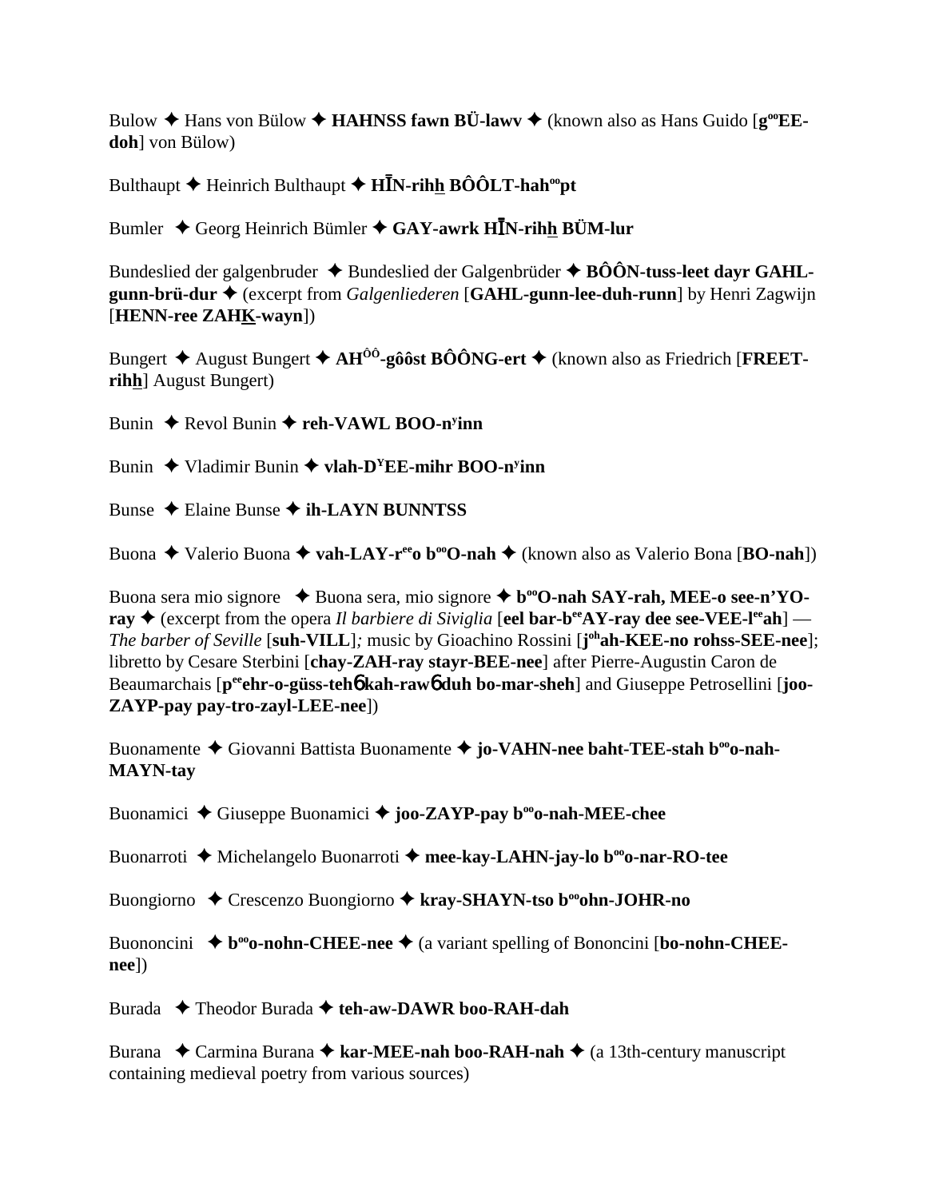Bulow ✦ Hans von Bülow ✦ **HAHNSS fawn BÜ-lawv** ✦ (known also as Hans Guido [**g°°EE-doh**] von Bülow)

Bulthaupt ✦ Heinrich Bulthaupt ✦ **HĪN-rihh BÔÔLT-hah°°pt**

Bumler ✦ Georg Heinrich Bümler ✦ **GAY-awrk HĪN-rihh BÜM-lur**

Bundeslied der galgenbruder ✦ Bundeslied der Galgenbrüder ✦ **BÔÔN-tuss-leet dayr GAHL-gunn-brü-dur** ✦ (excerpt from *Galgenliederen* [**GAHL-gunn-lee-duh-runn**] by Henri Zagwijn [**HENN-ree ZAHK-wayn**])

Bungert ✦ August Bungert ✦ **AH**[ôô]**-gôôst BÔÔNG-ert** ✦ (known also as Friedrich [**FREET-rihh**] August Bungert)

Bunin ✦ Revol Bunin ✦ **reh-VAWL BOO-n**[y]**inn**

Bunin ✦ Vladimir Bunin ✦ **vlah-D**[Y]**EE-mihr BOO-n**[y]**inn**

Bunse ✦ Elaine Bunse ✦ **ih-LAYN BUNNTSS**

Buona ✦ Valerio Buona ✦ **vah-LAY-r**[ee]**o b**[oo]**O-nah** ✦ (known also as Valerio Bona [**BO-nah**])

Buona sera mio signore ✦ Buona sera, mio signore ✦ **b**[oo]**O-nah SAY-rah, MEE-o see-n'YO-ray** ✦ (excerpt from the opera *Il barbiere di Siviglia* [**eel bar-b**[ee]**AY-ray dee see-VEE-l**[ee]**ah**] — *The barber of Seville* [**suh-VILL**]; music by Gioachino Rossini [**j**[oh]**ah-KEE-no rohss-SEE-nee**]; libretto by Cesare Sterbini [**chay-ZAH-ray stayr-BEE-nee**] after Pierre-Augustin Caron de Beaumarchais [**p**[ee]**ehr-o-güss-tehɓ kah-rawɓ duh bo-mar-sheh**] and Giuseppe Petrosellini [**joo-ZAYP-pay pay-tro-zayl-LEE-nee**])

Buonamente ✦ Giovanni Battista Buonamente ✦ **jo-VAHN-nee baht-TEE-stah b**[oo]**o-nah-MAYN-tay**

Buonamici ✦ Giuseppe Buonamici ✦ **joo-ZAYP-pay b**[oo]**o-nah-MEE-chee**

Buonarroti ✦ Michelangelo Buonarroti ✦ **mee-kay-LAHN-jay-lo b**[oo]**o-nar-RO-tee**

Buongiorno ✦ Crescenzo Buongiorno ✦ **kray-SHAYN-tso b**[oo]**ohn-JOHR-no**

Buononcini ✦ **b**[oo]**o-nohn-CHEE-nee** ✦ (a variant spelling of Bononcini [**bo-nohn-CHEE-nee**])

Burada ✦ Theodor Burada ✦ **teh-aw-DAWR boo-RAH-dah**

Burana ✦ Carmina Burana ✦ **kar-MEE-nah boo-RAH-nah** ✦ (a 13th-century manuscript containing medieval poetry from various sources)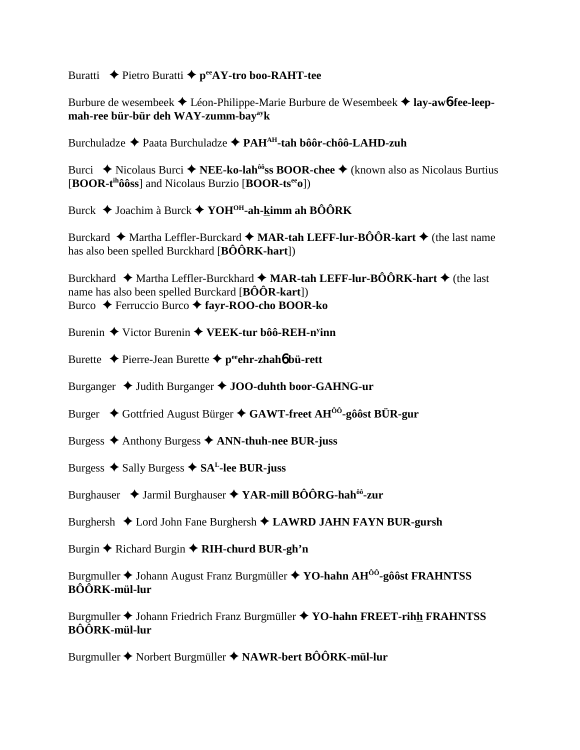Buratti ✦ Pietro Buratti ✦ **p[ee]AY-tro boo-RAHT-tee**

Burbure de wesembeek ✦ Léon-Philippe-Marie Burbure de Wesembeek ✦ **lay-awб-fee-leep-mah-ree bür-bür deh WAY-zumm-bay[ay]k**

Burchuladze ✦ Paata Burchuladze ✦ **PAH[AH]-tah bôôr-chôô-LAHD-zuh**

Burci ✦ Nicolaus Burci ✦ **NEE-ko-lah[ôô]ss BOOR-chee** ✦ (known also as Nicolaus Burtius [**BOOR-t[ih]ôôss**] and Nicolaus Burzio [**BOOR-ts[ee]o**])

Burck ✦ Joachim à Burck ✦ **YOH[OH]-ah-kimm ah BÔÔRK**

Burckard ✦ Martha Leffler-Burckard ✦ **MAR-tah LEFF-lur-BÔÔR-kart** ✦ (the last name has also been spelled Burckhard [**BÔÔRK-hart**])

Burckhard ✦ Martha Leffler-Burckhard ✦ **MAR-tah LEFF-lur-BÔÔRK-hart** ✦ (the last name has also been spelled Burckard [**BÔÔR-kart**])

Burco ✦ Ferruccio Burco ✦ **fayr-ROO-cho BOOR-ko**

Burenin ✦ Victor Burenin ✦ **VEEK-tur bôô-REH-n[y]inn**

Burette ✦ Pierre-Jean Burette ✦ **p[ee]ehr-zhahб bü-rett**

Burganger ✦ Judith Burganger ✦ **JOO-duhth boor-GAHNG-ur**

Burger ✦ Gottfried August Bürger ✦ **GAWT-freet AH[ÔÔ]-gôôst BÜR-gur**

Burgess ✦ Anthony Burgess ✦ **ANN-thuh-nee BUR-juss**

Burgess ✦ Sally Burgess ✦ **SA[L]-lee BUR-juss**

Burghauser ✦ Jarmil Burghauser ✦ **YAR-mill BÔÔRG-hah[ôô]-zur**

Burghersh ✦ Lord John Fane Burghersh ✦ **LAWRD JAHN FAYN BUR-gursh**

Burgin ✦ Richard Burgin ✦ **RIH-churd BUR-gh'n**

Burgmuller ✦ Johann August Franz Burgmüller ✦ **YO-hahn AH[ÔÔ]-gôôst FRAHNTSS BÔÔRK-mül-lur**

Burgmuller ✦ Johann Friedrich Franz Burgmüller ✦ **YO-hahn FREET-rihh FRAHNTSS BÔÔRK-mül-lur**

Burgmuller ✦ Norbert Burgmüller ✦ **NAWR-bert BÔÔRK-mül-lur**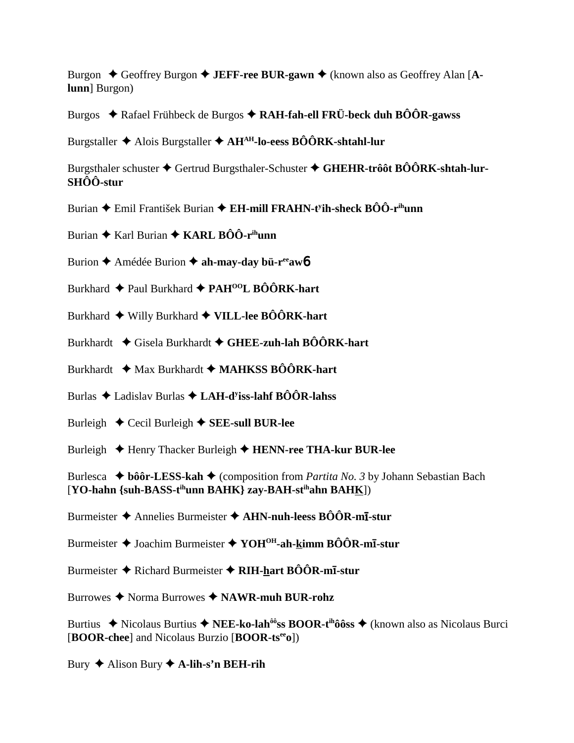Burgon ✦ Geoffrey Burgon ✦ **JEFF-ree BUR-gawn** ✦ (known also as Geoffrey Alan [**A-lunn**] Burgon)

Burgos ✦ Rafael Frühbeck de Burgos ✦ **RAH-fah-ell FRÜ-beck duh BÔÔR-gawss**

Burgstaller ✦ Alois Burgstaller ✦ **AH^AH-lo-eess BÔÔRK-shtahl-lur**

Burgsthaler schuster ✦ Gertrud Burgsthaler-Schuster ✦ **GHEHR-trôôt BÔÔRK-shtah-lur-SHÔÔ-stur**

Burian ✦ Emil František Burian ✦ **EH-mill FRAHN-t^yih-sheck BÔÔ-r^ih unn**

Burian ✦ Karl Burian ✦ **KARL BÔÔ-r^ih unn**

Burion ✦ Amédée Burion ✦ **ah-may-day bü-r^ee awɓ**

Burkhard ✦ Paul Burkhard ✦ **PAH^OO L BÔÔRK-hart**

Burkhard ✦ Willy Burkhard ✦ **VILL-lee BÔÔRK-hart**

Burkhardt ✦ Gisela Burkhardt ✦ **GHEE-zuh-lah BÔÔRK-hart**

Burkhardt ✦ Max Burkhardt ✦ **MAHKSS BÔÔRK-hart**

Burlas ✦ Ladislav Burlas ✦ **LAH-d^y iss-lahf BÔÔR-lahss**

Burleigh ✦ Cecil Burleigh ✦ **SEE-sull BUR-lee**

Burleigh ✦ Henry Thacker Burleigh ✦ **HENN-ree THA-kur BUR-lee**

Burlesca ✦ **bôôr-LESS-kah** ✦ (composition from *Partita No. 3* by Johann Sebastian Bach [**YO-hahn {suh-BASS-t^ih unn BAHK} zay-BAH-st^ih ahn BAHK**])

Burmeister ✦ Annelies Burmeister ✦ **AHN-nuh-leess BÔÔR-mī-stur**

Burmeister ✦ Joachim Burmeister ✦ **YOH^OH-ah-kimm BÔÔR-mī-stur**

Burmeister ✦ Richard Burmeister ✦ **RIH-hart BÔÔR-mī-stur**

Burrowes ✦ Norma Burrowes ✦ **NAWR-muh BUR-rohz**

Burtius ✦ Nicolaus Burtius ✦ **NEE-ko-lah^ôô ss BOOR-t^ih ôôss** ✦ (known also as Nicolaus Burci [**BOOR-chee**] and Nicolaus Burzio [**BOOR-ts^ee o**])

Bury ✦ Alison Bury ✦ **A-lih-s'n BEH-rih**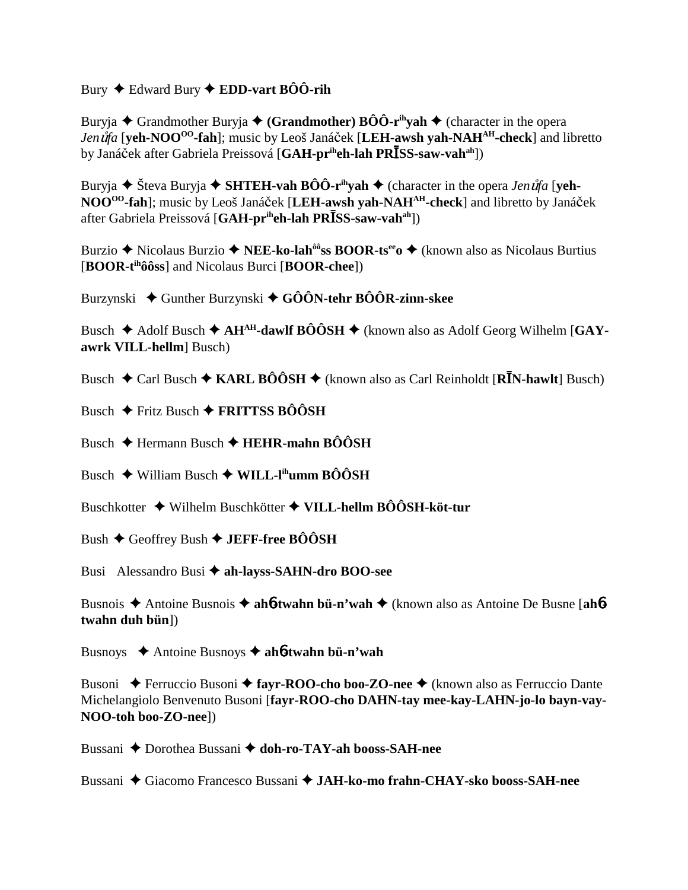Bury ✦ Edward Bury ✦ **EDD-vart BÔÔ-rih**

Buryja ✦ Grandmother Buryja ✦ **(Grandmother) BÔÔ-r^ih^yah** ✦ (character in the opera *Jenůfa* [**yeh-NOO^OO^-fah**]; music by Leoš Janáček [**LEH-awsh yah-NAH^AH^-check**] and libretto by Janáček after Gabriela Preissová [**GAH-pr^ih^eh-lah PRĪSS-saw-vah^ah^**])

Buryja ✦ Števa Buryja ✦ **SHTEH-vah BÔÔ-r^ih^yah** ✦ (character in the opera *Jenůfa* [**yeh-NOO^OO^-fah**]; music by Leoš Janáček [**LEH-awsh yah-NAH^AH^-check**] and libretto by Janáček after Gabriela Preissová [**GAH-pr^ih^eh-lah PRĪSS-saw-vah^ah^**])

Burzio ✦ Nicolaus Burzio ✦ **NEE-ko-lah^ôô^ss BOOR-ts^ee^o** ✦ (known also as Nicolaus Burtius [**BOOR-t^ih^ôôss**] and Nicolaus Burci [**BOOR-chee**])

Burzynski ✦ Gunther Burzynski ✦ **GÔÔN-tehr BÔÔR-zinn-skee**

Busch ✦ Adolf Busch ✦ **AH^AH^-dawlf BÔÔSH** ✦ (known also as Adolf Georg Wilhelm [**GAY-awrk VILL-hellm**] Busch)

Busch ✦ Carl Busch ✦ **KARL BÔÔSH** ✦ (known also as Carl Reinholdt [**RĪN-hawlt**] Busch)

Busch ✦ Fritz Busch ✦ **FRITTSS BÔÔSH**

Busch ✦ Hermann Busch ✦ **HEHR-mahn BÔÔSH**

Busch ✦ William Busch ✦ **WILL-l^ih^umm BÔÔSH**

Buschkotter ✦ Wilhelm Buschkötter ✦ **VILL-hellm BÔÔSH-köt-tur**

Bush ✦ Geoffrey Bush ✦ **JEFF-free BÔÔSH**

Busi Alessandro Busi ✦ **ah-layss-SAHN-dro BOO-see**

Busnois ✦ Antoine Busnois ✦ **ahɓ-twahn bü-n'wah** ✦ (known also as Antoine De Busne [**ahɓ-twahn duh bün**])

Busnoys ✦ Antoine Busnoys ✦ **ahɓ-twahn bü-n'wah**

Busoni ✦ Ferruccio Busoni ✦ **fayr-ROO-cho boo-ZO-nee** ✦ (known also as Ferruccio Dante Michelangiolo Benvenuto Busoni [**fayr-ROO-cho DAHN-tay mee-kay-LAHN-jo-lo bayn-vay-NOO-toh boo-ZO-nee**])

Bussani ✦ Dorothea Bussani ✦ **doh-ro-TAY-ah booss-SAH-nee**

Bussani ✦ Giacomo Francesco Bussani ✦ **JAH-ko-mo frahn-CHAY-sko booss-SAH-nee**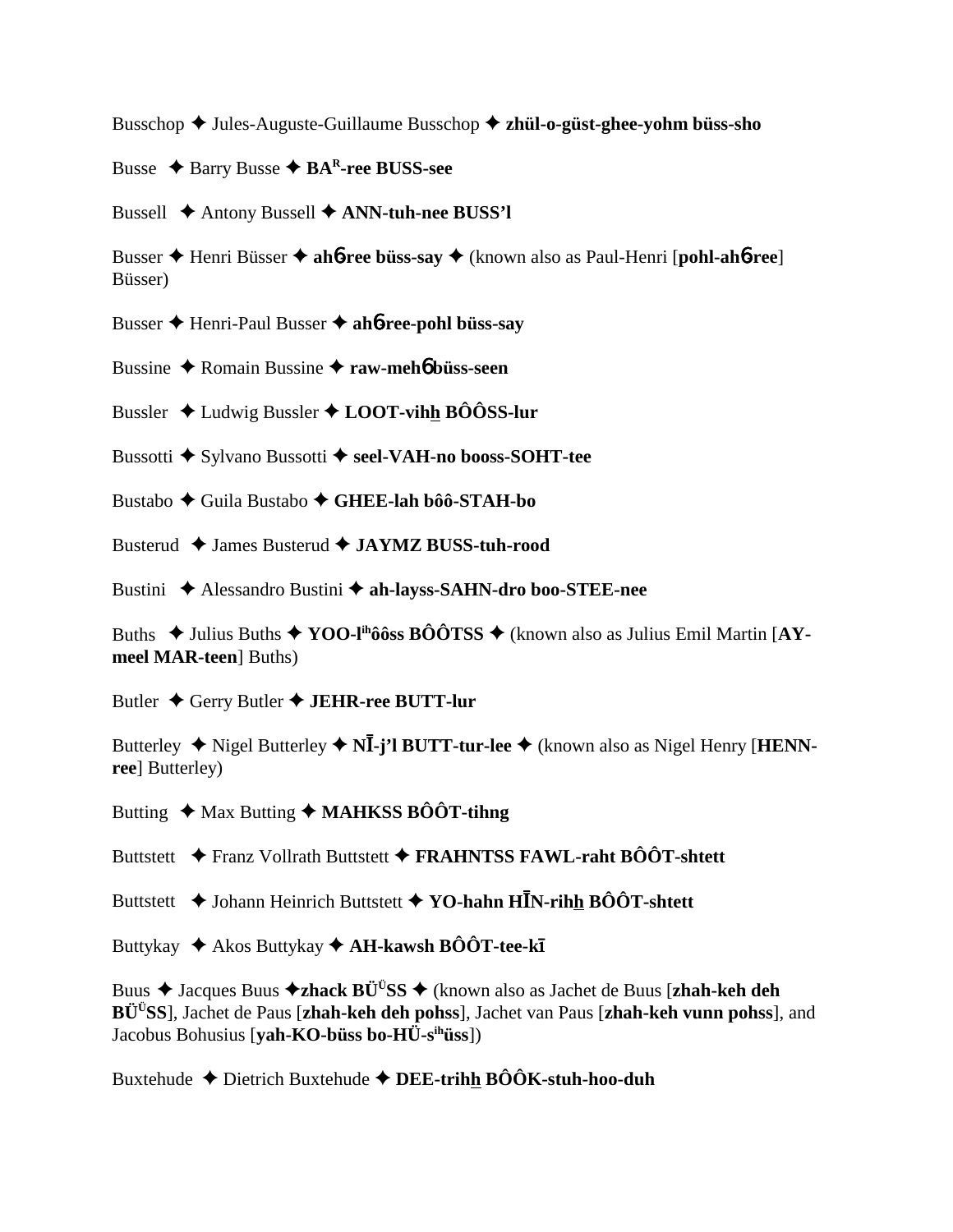Busschop ✦ Jules-Auguste-Guillaume Busschop ✦ **zhül-o-güst-ghee-yohm büss-sho**

Busse ✦ Barry Busse ✦ **BA^R-ree BUSS-see**

Bussell ✦ Antony Bussell ✦ **ANN-tuh-nee BUSS'l**

Busser ✦ Henri Büsser ✦ **ah6-ree büss-say** ✦ (known also as Paul-Henri [**pohl-ah6-ree**] Büsser)

Busser ✦ Henri-Paul Busser ✦ **ah6-ree-pohl büss-say**

Bussine ✦ Romain Bussine ✦ **raw-meh6 büss-seen**

Bussler ✦ Ludwig Bussler ✦ **LOOT-vihh BÔÔSS-lur**

Bussotti ✦ Sylvano Bussotti ✦ **seel-VAH-no booss-SOHT-tee**

Bustabo ✦ Guila Bustabo ✦ **GHEE-lah bôô-STAH-bo**

Busterud ✦ James Busterud ✦ **JAYMZ BUSS-tuh-rood**

Bustini ✦ Alessandro Bustini ✦ **ah-layss-SAHN-dro boo-STEE-nee**

Buths ✦ Julius Buths ✦ **YOO-l^ih ôôss BÔÔTSS** ✦ (known also as Julius Emil Martin [**AY-meel MAR-teen**] Buths)

Butler ✦ Gerry Butler ✦ **JEHR-ree BUTT-lur**

Butterley ✦ Nigel Butterley ✦ **NĪ-j'l BUTT-tur-lee** ✦ (known also as Nigel Henry [**HENN-ree**] Butterley)

Butting ✦ Max Butting ✦ **MAHKSS BÔÔT-tihng**

Buttstett ✦ Franz Vollrath Buttstett ✦ **FRAHNTSS FAWL-raht BÔÔT-shtett**

Buttstett ✦ Johann Heinrich Buttstett ✦ **YO-hahn HĪN-rihh BÔÔT-shtett**

Buttykay ✦ Akos Buttykay ✦ **AH-kawsh BÔÔT-tee-kī**

Buus ✦ Jacques Buus ✦ **zhack BÜ^Ü SS** ✦ (known also as Jachet de Buus [**zhah-keh deh BÜ^Ü SS**], Jachet de Paus [**zhah-keh deh pohss**], Jachet van Paus [**zhah-keh vunn pohss**], and Jacobus Bohusius [**yah-KO-büss bo-HÜ-s^ih üss**])

Buxtehude ✦ Dietrich Buxtehude ✦ **DEE-trihh BÔÔK-stuh-hoo-duh**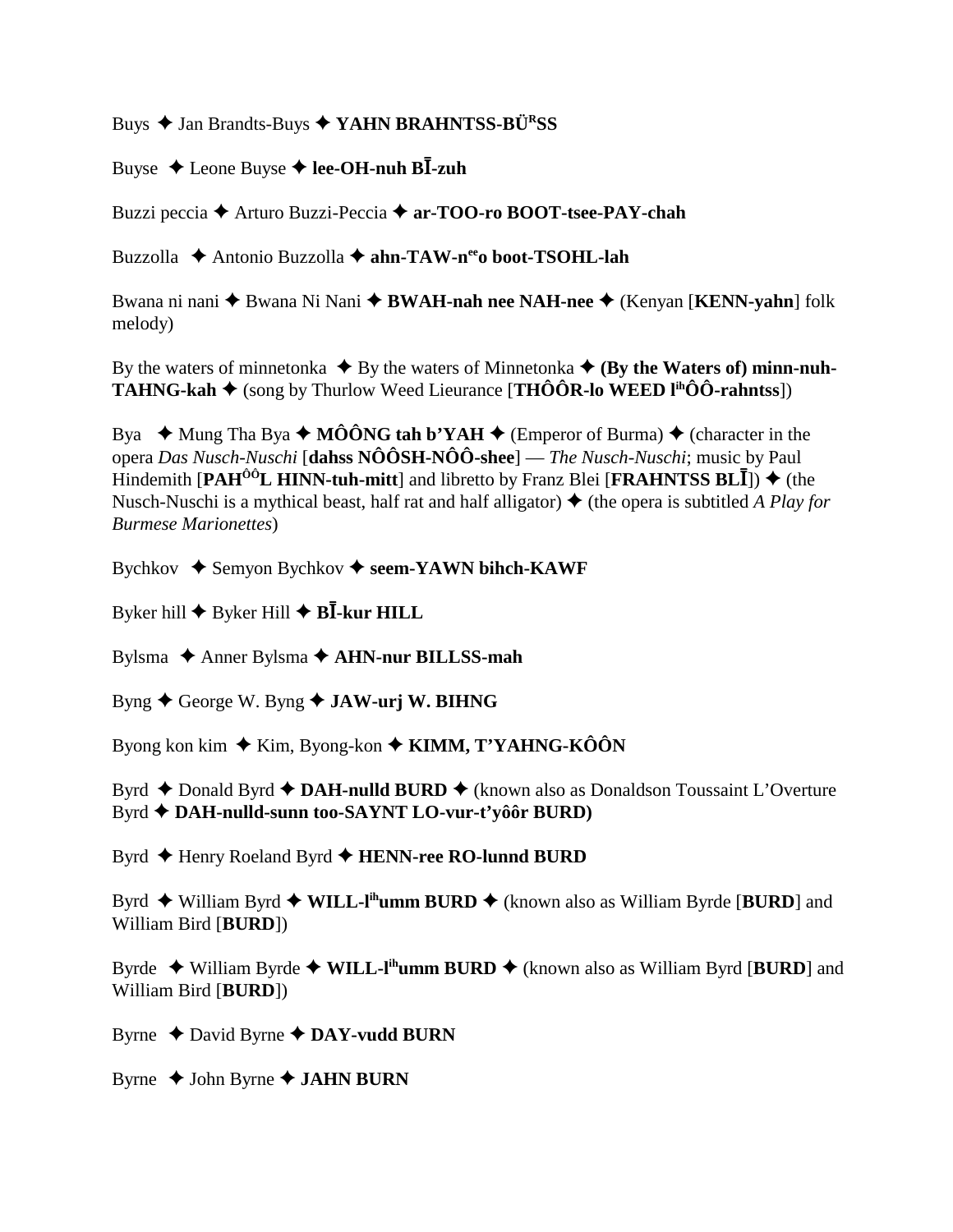Buys ✦ Jan Brandts-Buys ✦ **YAHN BRAHNTSS-BÜ[R]SS**

Buyse ✦ Leone Buyse ✦ **lee-OH-nuh BĪ-zuh**

Buzzi peccia ✦ Arturo Buzzi-Peccia ✦ **ar-TOO-ro BOOT-tsee-PAY-chah**

Buzzolla ✦ Antonio Buzzolla ✦ **ahn-TAW-n[ee]o boot-TSOHL-lah**

Bwana ni nani ✦ Bwana Ni Nani ✦ **BWAH-nah nee NAH-nee** ✦ (Kenyan [**KENN-yahn**] folk melody)

By the waters of minnetonka ✦ By the waters of Minnetonka ✦ **(By the Waters of) minn-nuh-TAHNG-kah** ✦ (song by Thurlow Weed Lieurance [**THÔÔR-lo WEED l[ih]ÔÔ-rahntss**])

Bya ✦ Mung Tha Bya ✦ **MÔÔNG tah b'YAH** ✦ (Emperor of Burma) ✦ (character in the opera *Das Nusch-Nuschi* [**dahss NÔÔSH-NÔÔ-shee**] — *The Nusch-Nuschi*; music by Paul Hindemith [**PAH[ÔÔ]L HINN-tuh-mitt**] and libretto by Franz Blei [**FRAHNTSS BLĪ**]) ✦ (the Nusch-Nuschi is a mythical beast, half rat and half alligator) ✦ (the opera is subtitled *A Play for Burmese Marionettes*)

Bychkov ✦ Semyon Bychkov ✦ **seem-YAWN bihch-KAWF**

Byker hill ✦ Byker Hill ✦ **BĪ-kur HILL**

Bylsma ✦ Anner Bylsma ✦ **AHN-nur BILLSS-mah**

Byng ✦ George W. Byng ✦ **JAW-urj W. BIHNG**

Byong kon kim ✦ Kim, Byong-kon ✦ **KIMM, T'YAHNG-KÔÔN**

Byrd ✦ Donald Byrd ✦ **DAH-nulld BURD** ✦ (known also as Donaldson Toussaint L'Overture Byrd ✦ **DAH-nulld-sunn too-SAYNT LO-vur-t'yôôr BURD)**

Byrd ✦ Henry Roeland Byrd ✦ **HENN-ree RO-lunnd BURD**

Byrd ✦ William Byrd ✦ **WILL-l[ih]umm BURD** ✦ (known also as William Byrde [**BURD**] and William Bird [**BURD**])

Byrde ✦ William Byrde ✦ **WILL-l[ih]umm BURD** ✦ (known also as William Byrd [**BURD**] and William Bird [**BURD**])

Byrne ✦ David Byrne ✦ **DAY-vudd BURN**

Byrne ✦ John Byrne ✦ **JAHN BURN**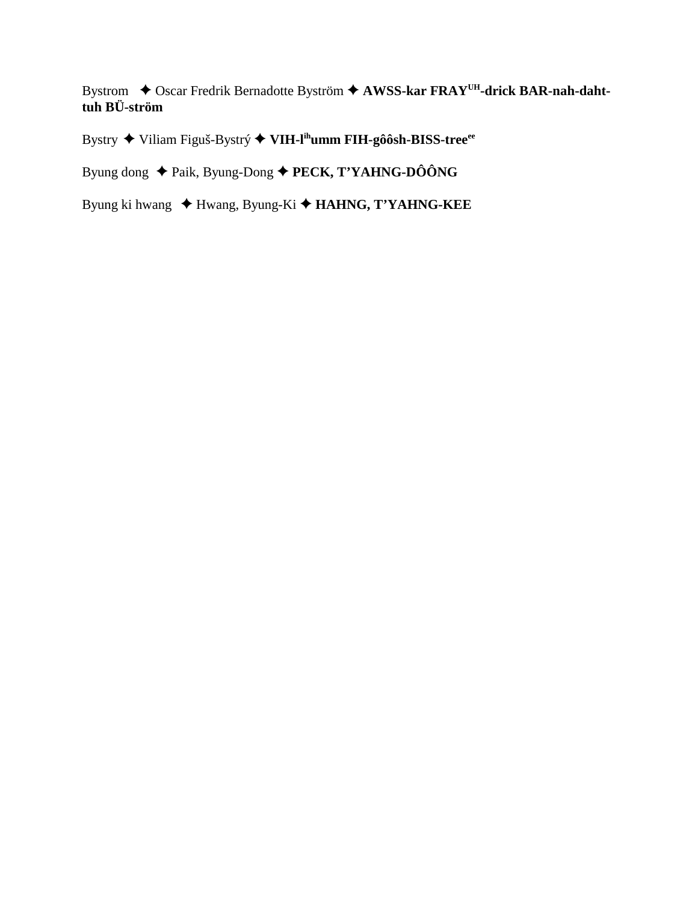Bystrom ✦ Oscar Fredrik Bernadotte Byström ✦ **AWSS-kar FRAY[UH]-drick BAR-nah-daht-tuh BÜ-ström**

Bystry ✦ Viliam Figuš-Bystrý ✦ **VIH-l[ih]umm FIH-gôôsh-BISS-tree[ee]**

Byung dong ✦ Paik, Byung-Dong ✦ **PECK, T'YAHNG-DÔÔNG**

Byung ki hwang ✦ Hwang, Byung-Ki ✦ **HAHNG, T'YAHNG-KEE**